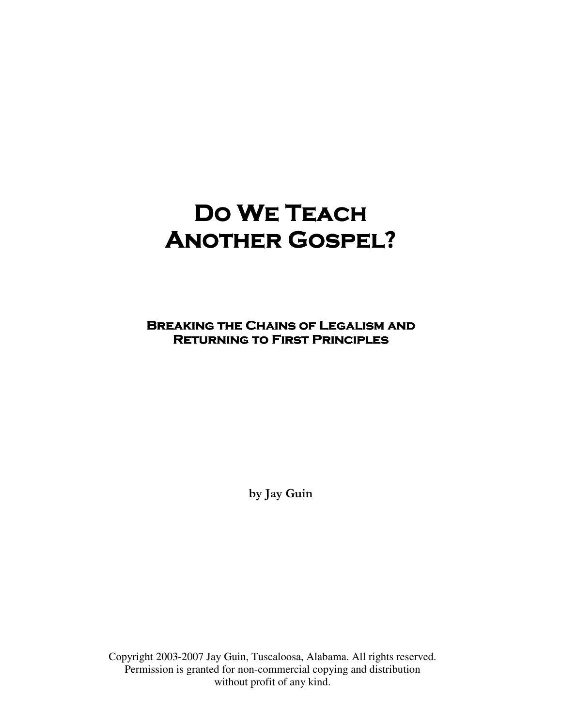# Do We Teach Another Gospel?

## Breaking the Chains of Legalism and Returning to First Principles

**by Jay Guin**

Copyright 2003-2007 Jay Guin, Tuscaloosa, Alabama. All rights reserved. Permission is granted for non-commercial copying and distribution without profit of any kind.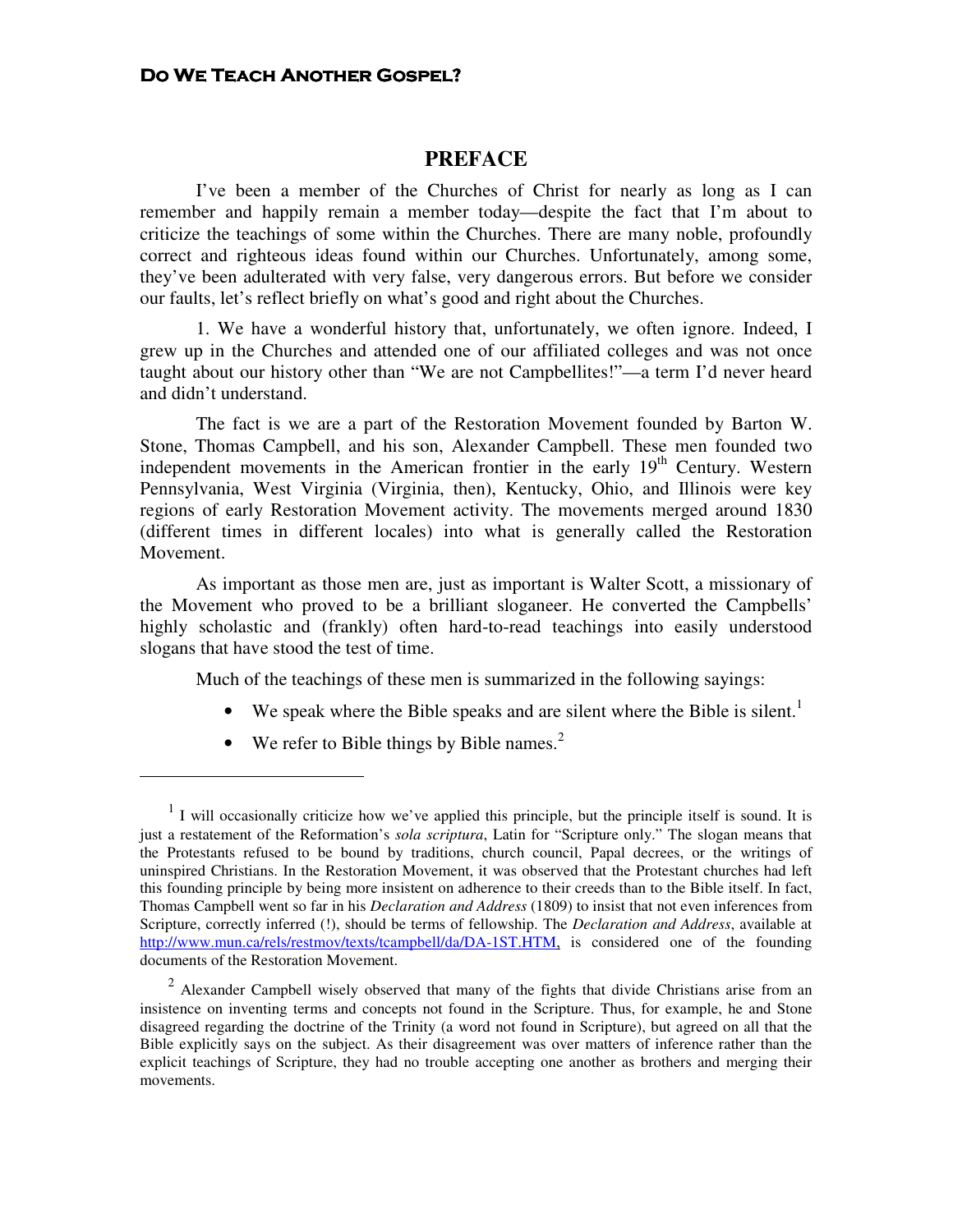## PREFACE

I've been a member of the Churches of Christ for nearly as long as I can remember and happily remain a member today—despite the fact that I'm about to criticize the teachings of some within the Churches. There are many noble, profoundly correct and righteous ideas found within our Churches. Unfortunately, among some, they've been adulterated with very false, very dangerous errors. But before we consider our faults, let's reflect briefly on what's good and right about the Churches.

1. We have a wonderful history that, unfortunately, we often ignore. Indeed, I grew up in the Churches and attended one of our affiliated colleges and was not once taught about our history other than "We are not Campbellites!"—a term I'd never heard and didn't understand.

The fact is we are a part of the Restoration Movement founded by Barton W. Stone, Thomas Campbell, and his son, Alexander Campbell. These men founded two independent movements in the American frontier in the early 19th Century. Western Pennsylvania, West Virginia (Virginia, then), Kentucky, Ohio, and Illinois were key regions of early Restoration Movement activity. The movements merged around 1830 (different times in different locales) into what is generally called the Restoration Movement.

As important as those men are, just as important is Walter Scott, a missionary of the Movement who proved to be a brilliant sloganeer. He converted the Campbells' highly scholastic and (frankly) often hard-to-read teachings into easily understood slogans that have stood the test of time.

Much of the teachings of these men is summarized in the following sayings:

- We speak where the Bible speaks and are silent where the Bible is silent.[1]
- We refer to Bible things by Bible names.[2]

---

[1] I will occasionally criticize how we've applied this principle, but the principle itself is sound. It is just a restatement of the Reformation's *sola scriptura*, Latin for "Scripture only." The slogan means that the Protestants refused to be bound by traditions, church council, Papal decrees, or the writings of uninspired Christians. In the Restoration Movement, it was observed that the Protestant churches had left this founding principle by being more insistent on adherence to their creeds than to the Bible itself. In fact, Thomas Campbell went so far in his *Declaration and Address* (1809) to insist that not even inferences from Scripture, correctly inferred (!), should be terms of fellowship. The *Declaration and Address*, available at http://www.mun.ca/rels/restmov/texts/tcampbell/da/DA-1ST.HTM, is considered one of the founding documents of the Restoration Movement.

[2] Alexander Campbell wisely observed that many of the fights that divide Christians arise from an insistence on inventing terms and concepts not found in the Scripture. Thus, for example, he and Stone disagreed regarding the doctrine of the Trinity (a word not found in Scripture), but agreed on all that the Bible explicitly says on the subject. As their disagreement was over matters of inference rather than the explicit teachings of Scripture, they had no trouble accepting one another as brothers and merging their movements.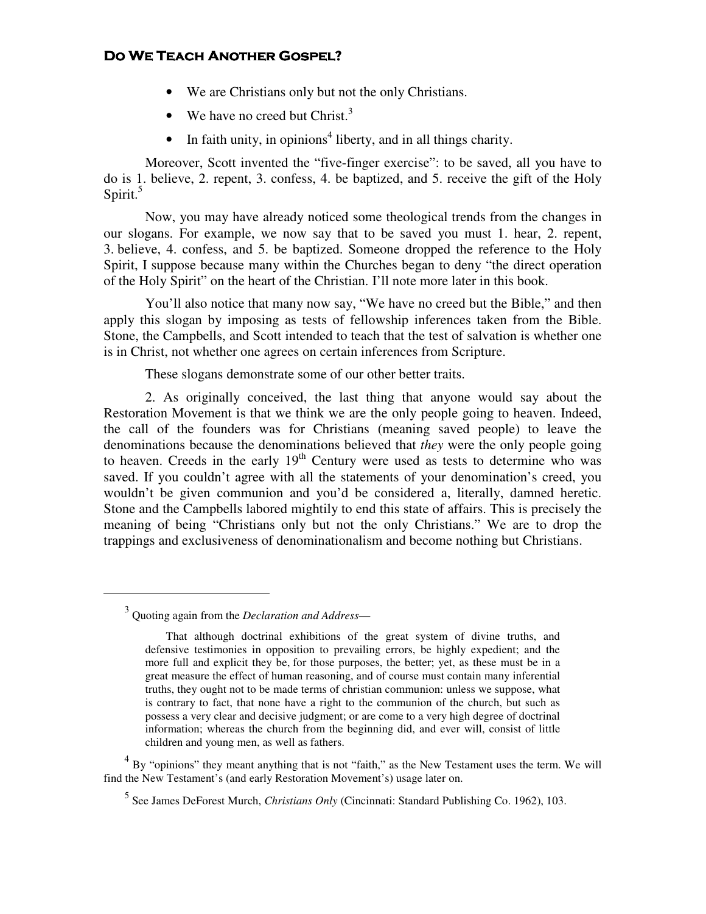- We are Christians only but not the only Christians.
- We have no creed but Christ.[3]
- In faith unity, in opinions[4] liberty, and in all things charity.

Moreover, Scott invented the "five-finger exercise": to be saved, all you have to do is 1. believe, 2. repent, 3. confess, 4. be baptized, and 5. receive the gift of the Holy Spirit.[5]

Now, you may have already noticed some theological trends from the changes in our slogans. For example, we now say that to be saved you must 1. hear, 2. repent, 3. believe, 4. confess, and 5. be baptized. Someone dropped the reference to the Holy Spirit, I suppose because many within the Churches began to deny "the direct operation of the Holy Spirit" on the heart of the Christian. I'll note more later in this book.

You'll also notice that many now say, "We have no creed but the Bible," and then apply this slogan by imposing as tests of fellowship inferences taken from the Bible. Stone, the Campbells, and Scott intended to teach that the test of salvation is whether one is in Christ, not whether one agrees on certain inferences from Scripture.

These slogans demonstrate some of our other better traits.

2. As originally conceived, the last thing that anyone would say about the Restoration Movement is that we think we are the only people going to heaven. Indeed, the call of the founders was for Christians (meaning saved people) to leave the denominations because the denominations believed that *they* were the only people going to heaven. Creeds in the early 19th Century were used as tests to determine who was saved. If you couldn't agree with all the statements of your denomination's creed, you wouldn't be given communion and you'd be considered a, literally, damned heretic. Stone and the Campbells labored mightily to end this state of affairs. This is precisely the meaning of being "Christians only but not the only Christians." We are to drop the trappings and exclusiveness of denominationalism and become nothing but Christians.

---

[3] Quoting again from the *Declaration and Address*—

> That although doctrinal exhibitions of the great system of divine truths, and defensive testimonies in opposition to prevailing errors, be highly expedient; and the more full and explicit they be, for those purposes, the better; yet, as these must be in a great measure the effect of human reasoning, and of course must contain many inferential truths, they ought not to be made terms of christian communion: unless we suppose, what is contrary to fact, that none have a right to the communion of the church, but such as possess a very clear and decisive judgment; or are come to a very high degree of doctrinal information; whereas the church from the beginning did, and ever will, consist of little children and young men, as well as fathers.

[4] By "opinions" they meant anything that is not "faith," as the New Testament uses the term. We will find the New Testament's (and early Restoration Movement's) usage later on.

[5] See James DeForest Murch, *Christians Only* (Cincinnati: Standard Publishing Co. 1962), 103.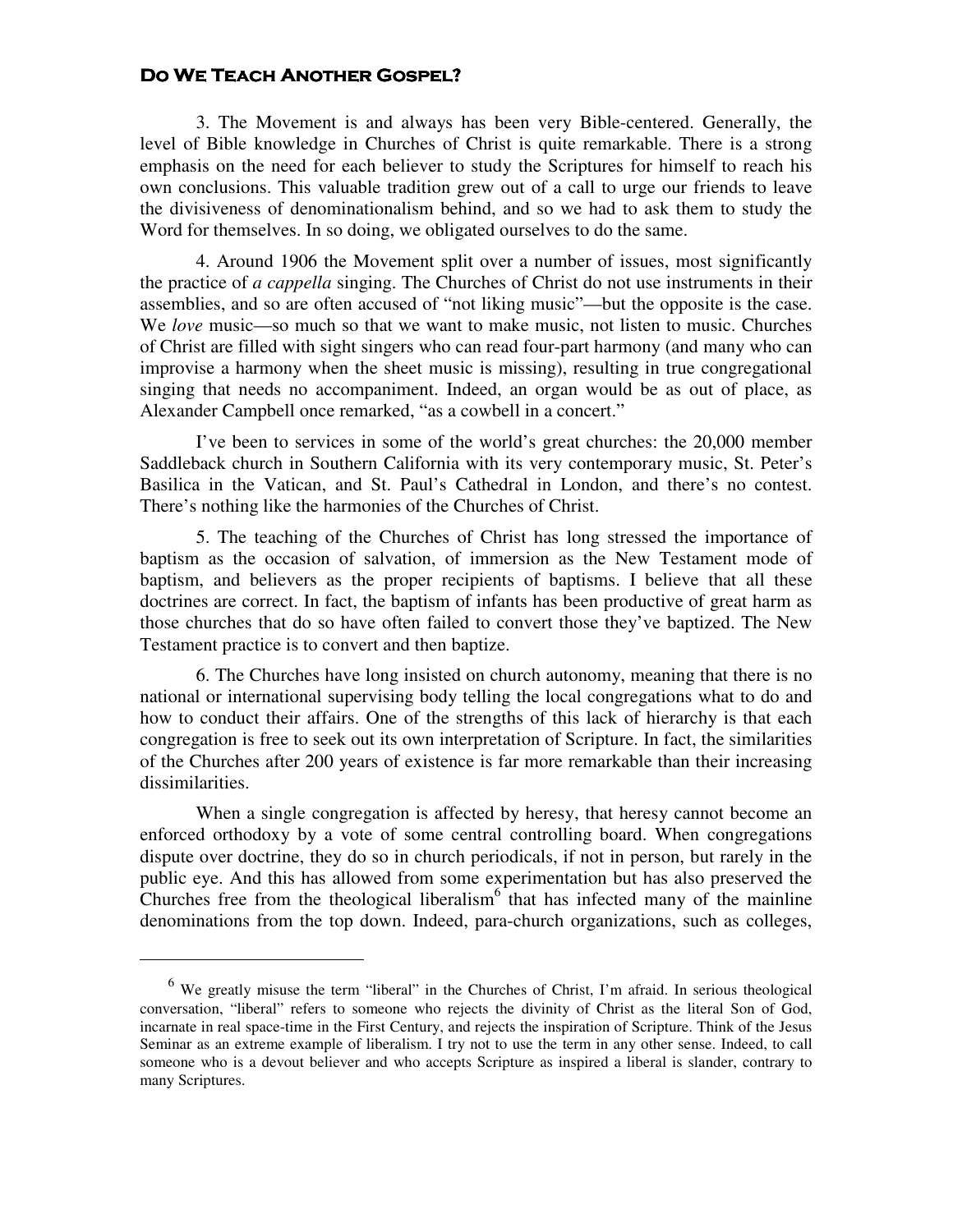3. The Movement is and always has been very Bible-centered. Generally, the level of Bible knowledge in Churches of Christ is quite remarkable. There is a strong emphasis on the need for each believer to study the Scriptures for himself to reach his own conclusions. This valuable tradition grew out of a call to urge our friends to leave the divisiveness of denominationalism behind, and so we had to ask them to study the Word for themselves. In so doing, we obligated ourselves to do the same.

4. Around 1906 the Movement split over a number of issues, most significantly the practice of *a cappella* singing. The Churches of Christ do not use instruments in their assemblies, and so are often accused of "not liking music"—but the opposite is the case. We *love* music—so much so that we want to make music, not listen to music. Churches of Christ are filled with sight singers who can read four-part harmony (and many who can improvise a harmony when the sheet music is missing), resulting in true congregational singing that needs no accompaniment. Indeed, an organ would be as out of place, as Alexander Campbell once remarked, "as a cowbell in a concert."

I've been to services in some of the world's great churches: the 20,000 member Saddleback church in Southern California with its very contemporary music, St. Peter's Basilica in the Vatican, and St. Paul's Cathedral in London, and there's no contest. There's nothing like the harmonies of the Churches of Christ.

5. The teaching of the Churches of Christ has long stressed the importance of baptism as the occasion of salvation, of immersion as the New Testament mode of baptism, and believers as the proper recipients of baptisms. I believe that all these doctrines are correct. In fact, the baptism of infants has been productive of great harm as those churches that do so have often failed to convert those they've baptized. The New Testament practice is to convert and then baptize.

6. The Churches have long insisted on church autonomy, meaning that there is no national or international supervising body telling the local congregations what to do and how to conduct their affairs. One of the strengths of this lack of hierarchy is that each congregation is free to seek out its own interpretation of Scripture. In fact, the similarities of the Churches after 200 years of existence is far more remarkable than their increasing dissimilarities.

When a single congregation is affected by heresy, that heresy cannot become an enforced orthodoxy by a vote of some central controlling board. When congregations dispute over doctrine, they do so in church periodicals, if not in person, but rarely in the public eye. And this has allowed from some experimentation but has also preserved the Churches free from the theological liberalism[6] that has infected many of the mainline denominations from the top down. Indeed, para-church organizations, such as colleges,

---

[6] We greatly misuse the term "liberal" in the Churches of Christ, I'm afraid. In serious theological conversation, "liberal" refers to someone who rejects the divinity of Christ as the literal Son of God, incarnate in real space-time in the First Century, and rejects the inspiration of Scripture. Think of the Jesus Seminar as an extreme example of liberalism. I try not to use the term in any other sense. Indeed, to call someone who is a devout believer and who accepts Scripture as inspired a liberal is slander, contrary to many Scriptures.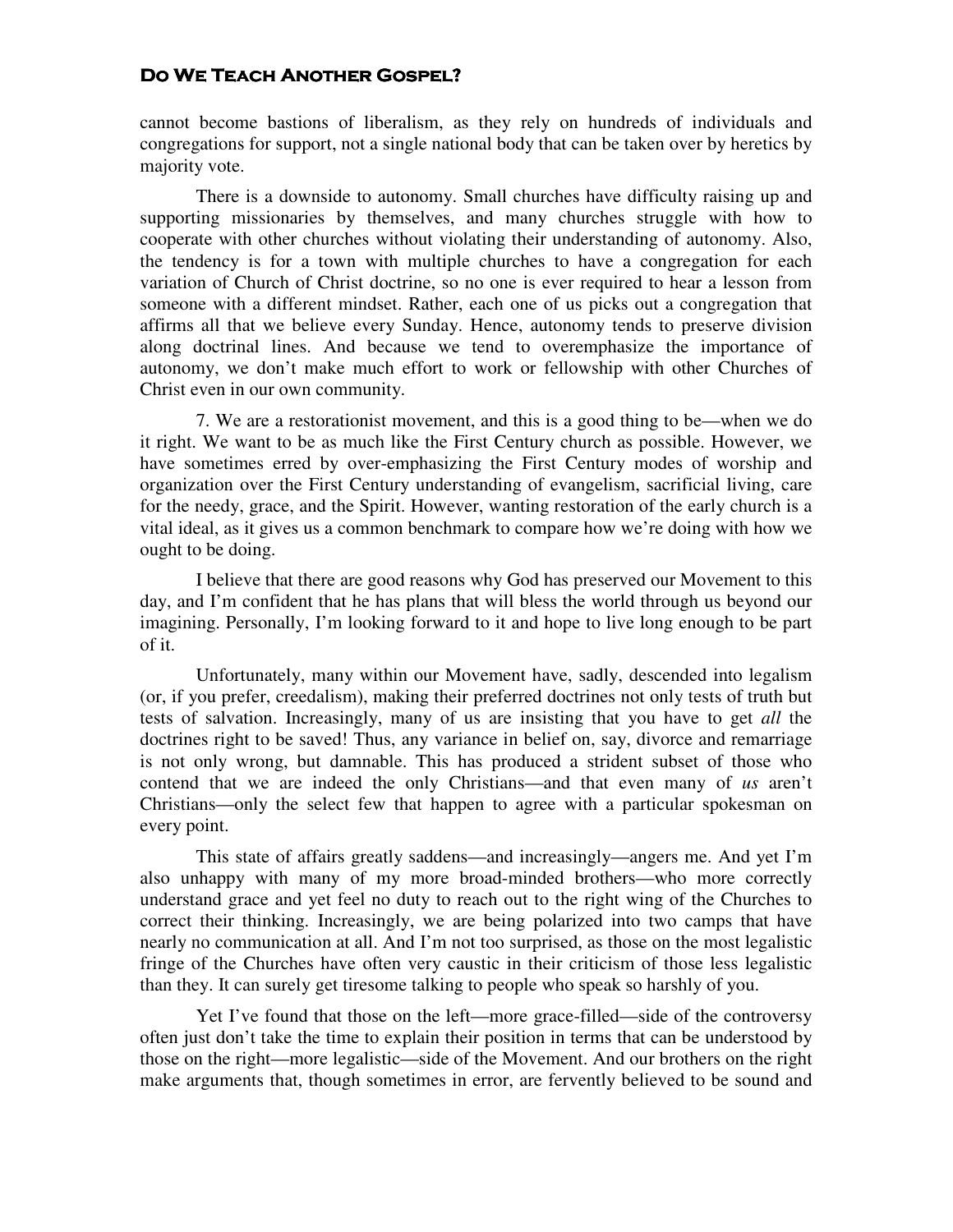cannot become bastions of liberalism, as they rely on hundreds of individuals and congregations for support, not a single national body that can be taken over by heretics by majority vote.

There is a downside to autonomy. Small churches have difficulty raising up and supporting missionaries by themselves, and many churches struggle with how to cooperate with other churches without violating their understanding of autonomy. Also, the tendency is for a town with multiple churches to have a congregation for each variation of Church of Christ doctrine, so no one is ever required to hear a lesson from someone with a different mindset. Rather, each one of us picks out a congregation that affirms all that we believe every Sunday. Hence, autonomy tends to preserve division along doctrinal lines. And because we tend to overemphasize the importance of autonomy, we don't make much effort to work or fellowship with other Churches of Christ even in our own community.

7. We are a restorationist movement, and this is a good thing to be—when we do it right. We want to be as much like the First Century church as possible. However, we have sometimes erred by over-emphasizing the First Century modes of worship and organization over the First Century understanding of evangelism, sacrificial living, care for the needy, grace, and the Spirit. However, wanting restoration of the early church is a vital ideal, as it gives us a common benchmark to compare how we're doing with how we ought to be doing.

I believe that there are good reasons why God has preserved our Movement to this day, and I'm confident that he has plans that will bless the world through us beyond our imagining. Personally, I'm looking forward to it and hope to live long enough to be part of it.

Unfortunately, many within our Movement have, sadly, descended into legalism (or, if you prefer, creedalism), making their preferred doctrines not only tests of truth but tests of salvation. Increasingly, many of us are insisting that you have to get *all* the doctrines right to be saved! Thus, any variance in belief on, say, divorce and remarriage is not only wrong, but damnable. This has produced a strident subset of those who contend that we are indeed the only Christians—and that even many of *us* aren't Christians—only the select few that happen to agree with a particular spokesman on every point.

This state of affairs greatly saddens—and increasingly—angers me. And yet I'm also unhappy with many of my more broad-minded brothers—who more correctly understand grace and yet feel no duty to reach out to the right wing of the Churches to correct their thinking. Increasingly, we are being polarized into two camps that have nearly no communication at all. And I'm not too surprised, as those on the most legalistic fringe of the Churches have often very caustic in their criticism of those less legalistic than they. It can surely get tiresome talking to people who speak so harshly of you.

Yet I've found that those on the left—more grace-filled—side of the controversy often just don't take the time to explain their position in terms that can be understood by those on the right—more legalistic—side of the Movement. And our brothers on the right make arguments that, though sometimes in error, are fervently believed to be sound and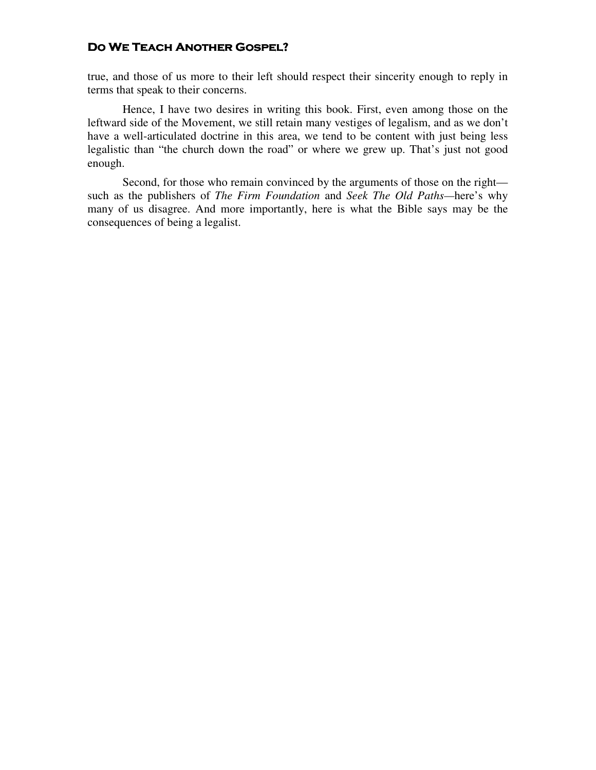true, and those of us more to their left should respect their sincerity enough to reply in terms that speak to their concerns.

Hence, I have two desires in writing this book. First, even among those on the leftward side of the Movement, we still retain many vestiges of legalism, and as we don't have a well-articulated doctrine in this area, we tend to be content with just being less legalistic than "the church down the road" or where we grew up. That's just not good enough.

Second, for those who remain convinced by the arguments of those on the right—such as the publishers of *The Firm Foundation* and *Seek The Old Paths*—here's why many of us disagree. And more importantly, here is what the Bible says may be the consequences of being a legalist.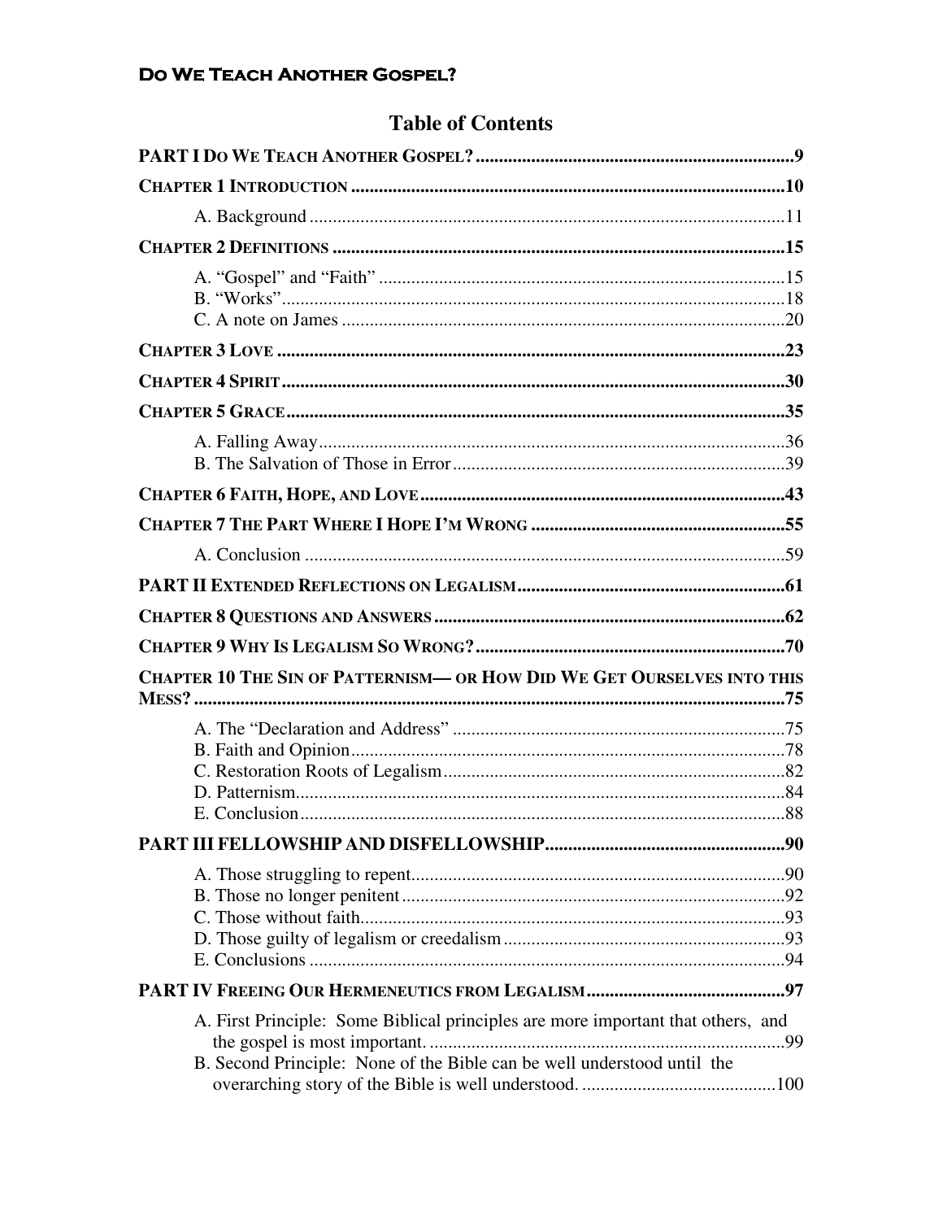# Table of Contents

**PART I Do We Teach Another Gospel?** .......... 9

**CHAPTER 1 INTRODUCTION** .......... 10

- A. Background .......... 11

**CHAPTER 2 DEFINITIONS** .......... 15

- A. "Gospel" and "Faith" .......... 15
- B. "Works" .......... 18
- C. A note on James .......... 20

**CHAPTER 3 LOVE** .......... 23

**CHAPTER 4 SPIRIT** .......... 30

**CHAPTER 5 GRACE** .......... 35

- A. Falling Away .......... 36
- B. The Salvation of Those in Error .......... 39

**CHAPTER 6 FAITH, HOPE, AND LOVE** .......... 43

**CHAPTER 7 THE PART WHERE I HOPE I'M WRONG** .......... 55

- A. Conclusion .......... 59

**PART II EXTENDED REFLECTIONS ON LEGALISM** .......... 61

**CHAPTER 8 QUESTIONS AND ANSWERS** .......... 62

**CHAPTER 9 WHY IS LEGALISM SO WRONG?** .......... 70

**CHAPTER 10 THE SIN OF PATTERNISM— OR HOW DID WE GET OURSELVES INTO THIS MESS?** .......... 75

- A. The "Declaration and Address" .......... 75
- B. Faith and Opinion .......... 78
- C. Restoration Roots of Legalism .......... 82
- D. Patternism .......... 84
- E. Conclusion .......... 88

**PART III FELLOWSHIP AND DISFELLOWSHIP** .......... 90

- A. Those struggling to repent .......... 90
- B. Those no longer penitent .......... 92
- C. Those without faith .......... 93
- D. Those guilty of legalism or creedalism .......... 93
- E. Conclusions .......... 94

**PART IV FREEING OUR HERMENEUTICS FROM LEGALISM** .......... 97

- A. First Principle: Some Biblical principles are more important that others, and the gospel is most important. .......... 99
- B. Second Principle: None of the Bible can be well understood until the overarching story of the Bible is well understood. .......... 100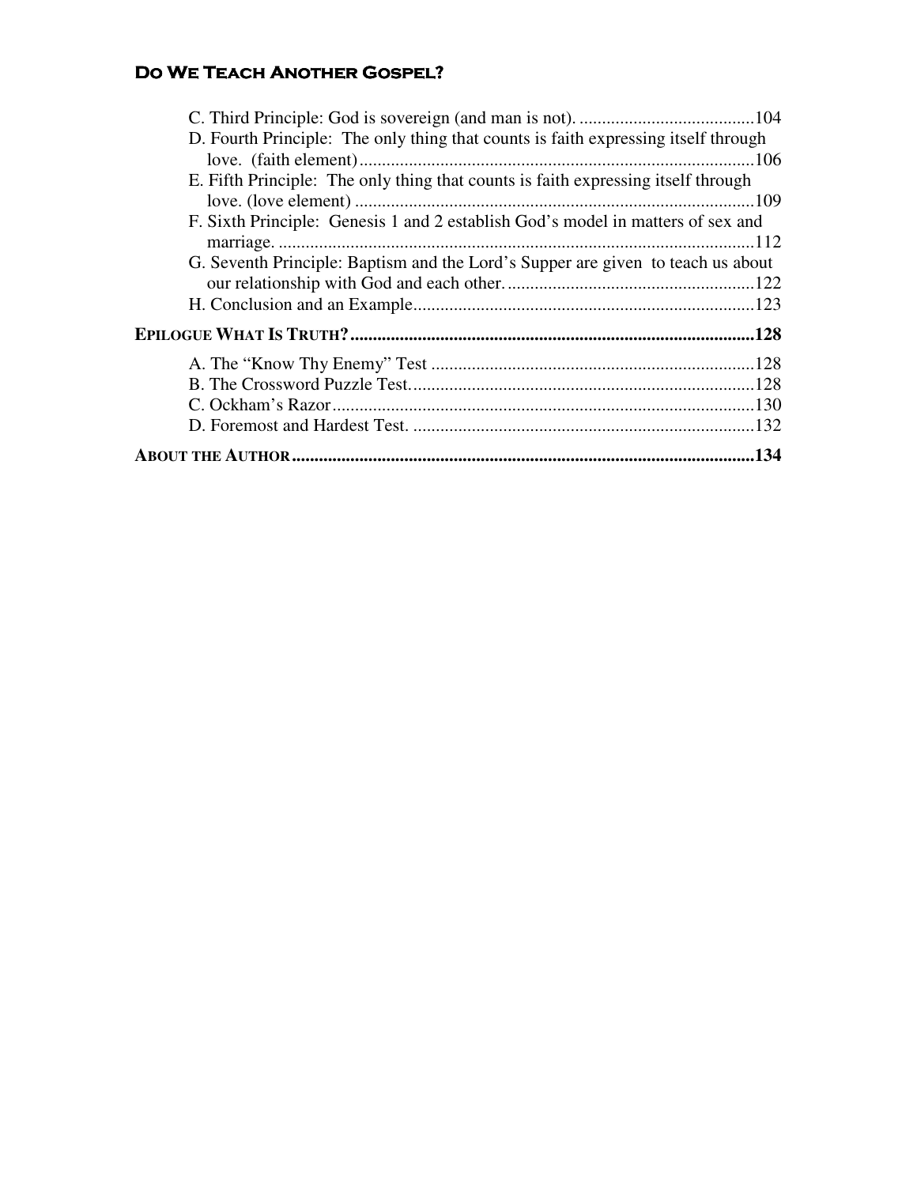C. Third Principle: God is sovereign (and man is not). .......................................104

D. Fourth Principle: The only thing that counts is faith expressing itself through love. (faith element).......................................................................................106

E. Fifth Principle: The only thing that counts is faith expressing itself through love. (love element) ........................................................................................109

F. Sixth Principle: Genesis 1 and 2 establish God's model in matters of sex and marriage. ........................................................................................................112

G. Seventh Principle: Baptism and the Lord's Supper are given to teach us about our relationship with God and each other. .......................................................122

H. Conclusion and an Example...........................................................................123

**EPILOGUE WHAT IS TRUTH? .........................................................................................128**

A. The "Know Thy Enemy" Test .......................................................................128

B. The Crossword Puzzle Test............................................................................128

C. Ockham's Razor..............................................................................................130

D. Foremost and Hardest Test. ............................................................................132

**ABOUT THE AUTHOR .....................................................................................................134**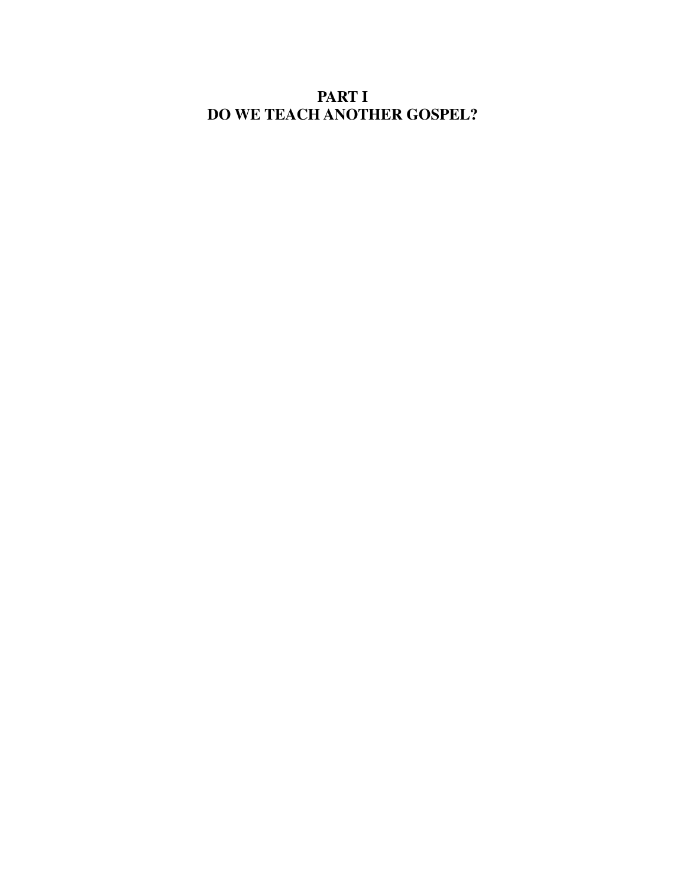# PART I
# DO WE TEACH ANOTHER GOSPEL?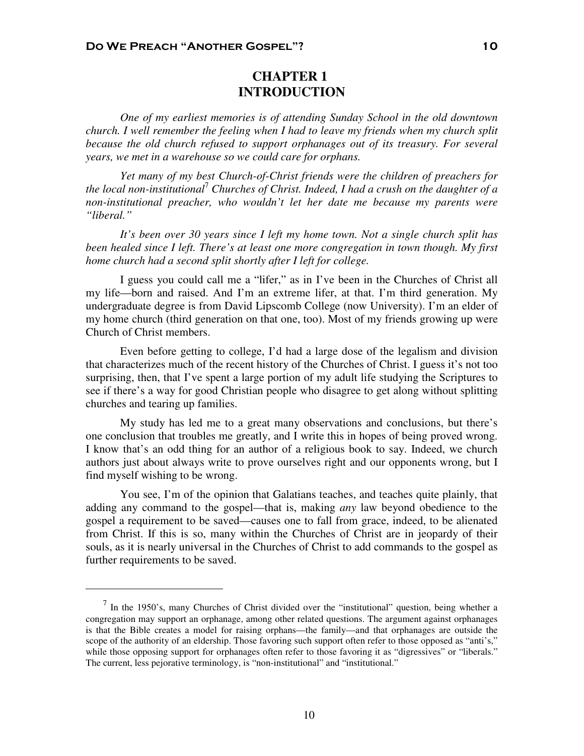# CHAPTER 1
# INTRODUCTION

*One of my earliest memories is of attending Sunday School in the old downtown church. I well remember the feeling when I had to leave my friends when my church split because the old church refused to support orphanages out of its treasury. For several years, we met in a warehouse so we could care for orphans.*

*Yet many of my best Church-of-Christ friends were the children of preachers for the local non-institutional*[7] *Churches of Christ. Indeed, I had a crush on the daughter of a non-institutional preacher, who wouldn't let her date me because my parents were "liberal."*

*It's been over 30 years since I left my home town. Not a single church split has been healed since I left. There's at least one more congregation in town though. My first home church had a second split shortly after I left for college.*

I guess you could call me a "lifer," as in I've been in the Churches of Christ all my life—born and raised. And I'm an extreme lifer, at that. I'm third generation. My undergraduate degree is from David Lipscomb College (now University). I'm an elder of my home church (third generation on that one, too). Most of my friends growing up were Church of Christ members.

Even before getting to college, I'd had a large dose of the legalism and division that characterizes much of the recent history of the Churches of Christ. I guess it's not too surprising, then, that I've spent a large portion of my adult life studying the Scriptures to see if there's a way for good Christian people who disagree to get along without splitting churches and tearing up families.

My study has led me to a great many observations and conclusions, but there's one conclusion that troubles me greatly, and I write this in hopes of being proved wrong. I know that's an odd thing for an author of a religious book to say. Indeed, we church authors just about always write to prove ourselves right and our opponents wrong, but I find myself wishing to be wrong.

You see, I'm of the opinion that Galatians teaches, and teaches quite plainly, that adding any command to the gospel—that is, making *any* law beyond obedience to the gospel a requirement to be saved—causes one to fall from grace, indeed, to be alienated from Christ. If this is so, many within the Churches of Christ are in jeopardy of their souls, as it is nearly universal in the Churches of Christ to add commands to the gospel as further requirements to be saved.

---

[7] In the 1950's, many Churches of Christ divided over the "institutional" question, being whether a congregation may support an orphanage, among other related questions. The argument against orphanages is that the Bible creates a model for raising orphans—the family—and that orphanages are outside the scope of the authority of an eldership. Those favoring such support often refer to those opposed as "anti's," while those opposing support for orphanages often refer to those favoring it as "digressives" or "liberals." The current, less pejorative terminology, is "non-institutional" and "institutional."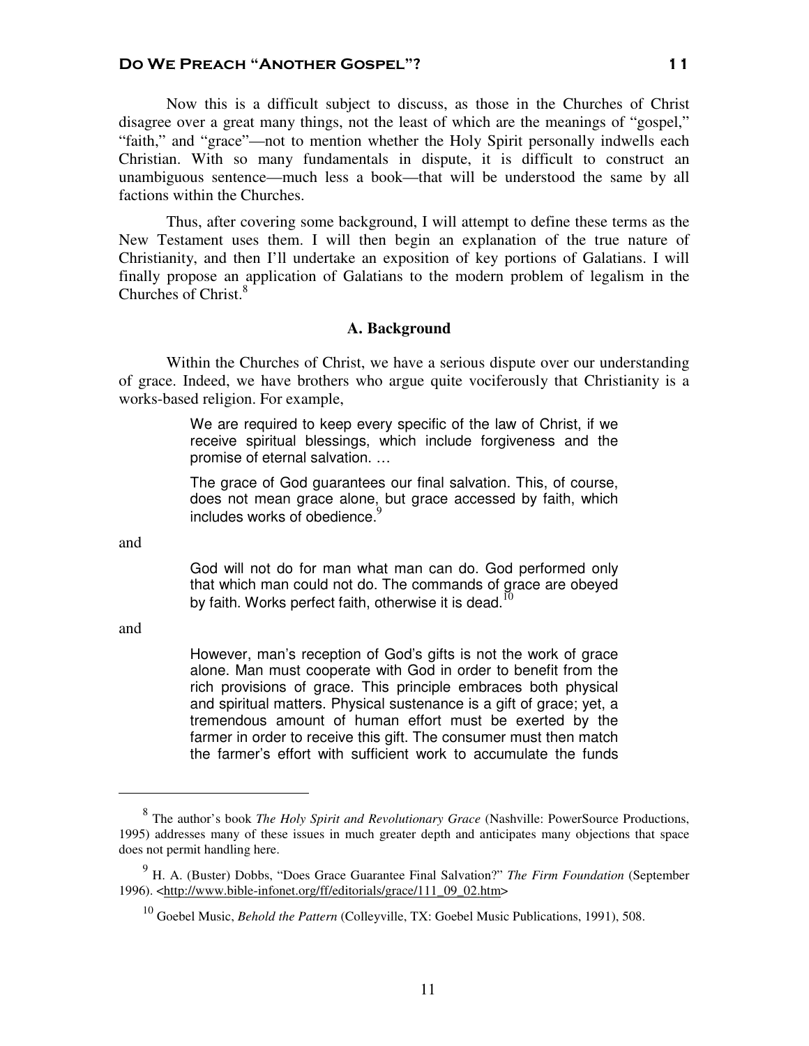Now this is a difficult subject to discuss, as those in the Churches of Christ disagree over a great many things, not the least of which are the meanings of "gospel," "faith," and "grace"—not to mention whether the Holy Spirit personally indwells each Christian. With so many fundamentals in dispute, it is difficult to construct an unambiguous sentence—much less a book—that will be understood the same by all factions within the Churches.

Thus, after covering some background, I will attempt to define these terms as the New Testament uses them. I will then begin an explanation of the true nature of Christianity, and then I'll undertake an exposition of key portions of Galatians. I will finally propose an application of Galatians to the modern problem of legalism in the Churches of Christ.[8]

## A. Background

Within the Churches of Christ, we have a serious dispute over our understanding of grace. Indeed, we have brothers who argue quite vociferously that Christianity is a works-based religion. For example,

> We are required to keep every specific of the law of Christ, if we receive spiritual blessings, which include forgiveness and the promise of eternal salvation. …
>
> The grace of God guarantees our final salvation. This, of course, does not mean grace alone, but grace accessed by faith, which includes works of obedience.[9]

and

> God will not do for man what man can do. God performed only that which man could not do. The commands of grace are obeyed by faith. Works perfect faith, otherwise it is dead.[10]

and

> However, man's reception of God's gifts is not the work of grace alone. Man must cooperate with God in order to benefit from the rich provisions of grace. This principle embraces both physical and spiritual matters. Physical sustenance is a gift of grace; yet, a tremendous amount of human effort must be exerted by the farmer in order to receive this gift. The consumer must then match the farmer's effort with sufficient work to accumulate the funds

---

[8] The author's book *The Holy Spirit and Revolutionary Grace* (Nashville: PowerSource Productions, 1995) addresses many of these issues in much greater depth and anticipates many objections that space does not permit handling here.

[9] H. A. (Buster) Dobbs, "Does Grace Guarantee Final Salvation?" *The Firm Foundation* (September 1996). <http://www.bible-infonet.org/ff/editorials/grace/111_09_02.htm>

[10] Goebel Music, *Behold the Pattern* (Colleyville, TX: Goebel Music Publications, 1991), 508.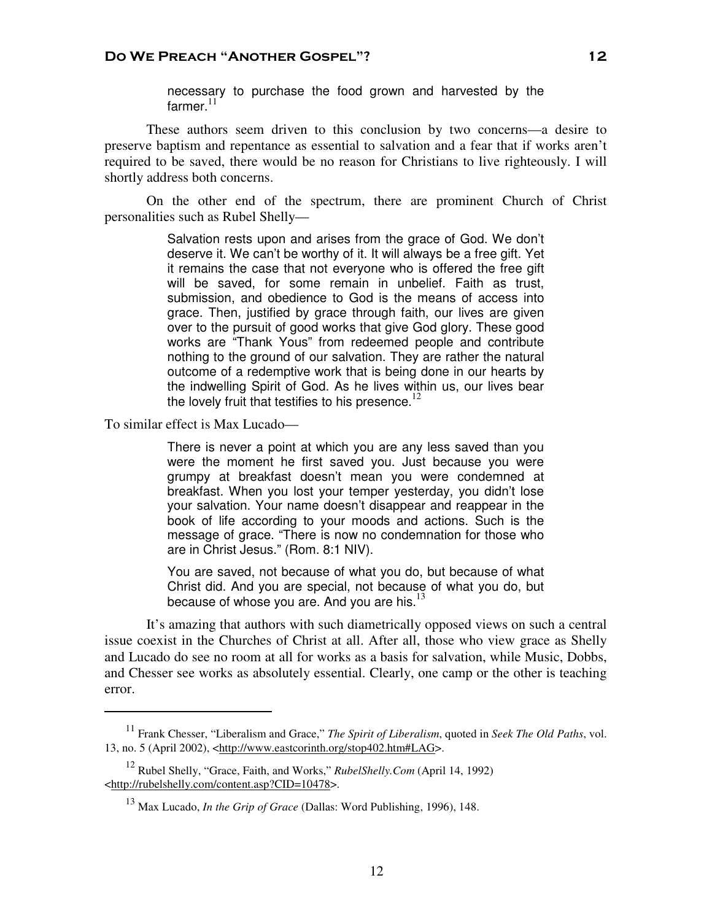> necessary to purchase the food grown and harvested by the farmer.[11]

These authors seem driven to this conclusion by two concerns—a desire to preserve baptism and repentance as essential to salvation and a fear that if works aren't required to be saved, there would be no reason for Christians to live righteously. I will shortly address both concerns.

On the other end of the spectrum, there are prominent Church of Christ personalities such as Rubel Shelly—

> Salvation rests upon and arises from the grace of God. We don't deserve it. We can't be worthy of it. It will always be a free gift. Yet it remains the case that not everyone who is offered the free gift will be saved, for some remain in unbelief. Faith as trust, submission, and obedience to God is the means of access into grace. Then, justified by grace through faith, our lives are given over to the pursuit of good works that give God glory. These good works are "Thank Yous" from redeemed people and contribute nothing to the ground of our salvation. They are rather the natural outcome of a redemptive work that is being done in our hearts by the indwelling Spirit of God. As he lives within us, our lives bear the lovely fruit that testifies to his presence.[12]

To similar effect is Max Lucado—

> There is never a point at which you are any less saved than you were the moment he first saved you. Just because you were grumpy at breakfast doesn't mean you were condemned at breakfast. When you lost your temper yesterday, you didn't lose your salvation. Your name doesn't disappear and reappear in the book of life according to your moods and actions. Such is the message of grace. "There is now no condemnation for those who are in Christ Jesus." (Rom. 8:1 NIV).
>
> You are saved, not because of what you do, but because of what Christ did. And you are special, not because of what you do, but because of whose you are. And you are his.[13]

It's amazing that authors with such diametrically opposed views on such a central issue coexist in the Churches of Christ at all. After all, those who view grace as Shelly and Lucado do see no room at all for works as a basis for salvation, while Music, Dobbs, and Chesser see works as absolutely essential. Clearly, one camp or the other is teaching error.

---

[11] Frank Chesser, "Liberalism and Grace," *The Spirit of Liberalism*, quoted in *Seek The Old Paths*, vol. 13, no. 5 (April 2002), <http://www.eastcorinth.org/stop402.htm#LAG>.

[12] Rubel Shelly, "Grace, Faith, and Works," *RubelShelly.Com* (April 14, 1992) <http://rubelshelly.com/content.asp?CID=10478>.

[13] Max Lucado, *In the Grip of Grace* (Dallas: Word Publishing, 1996), 148.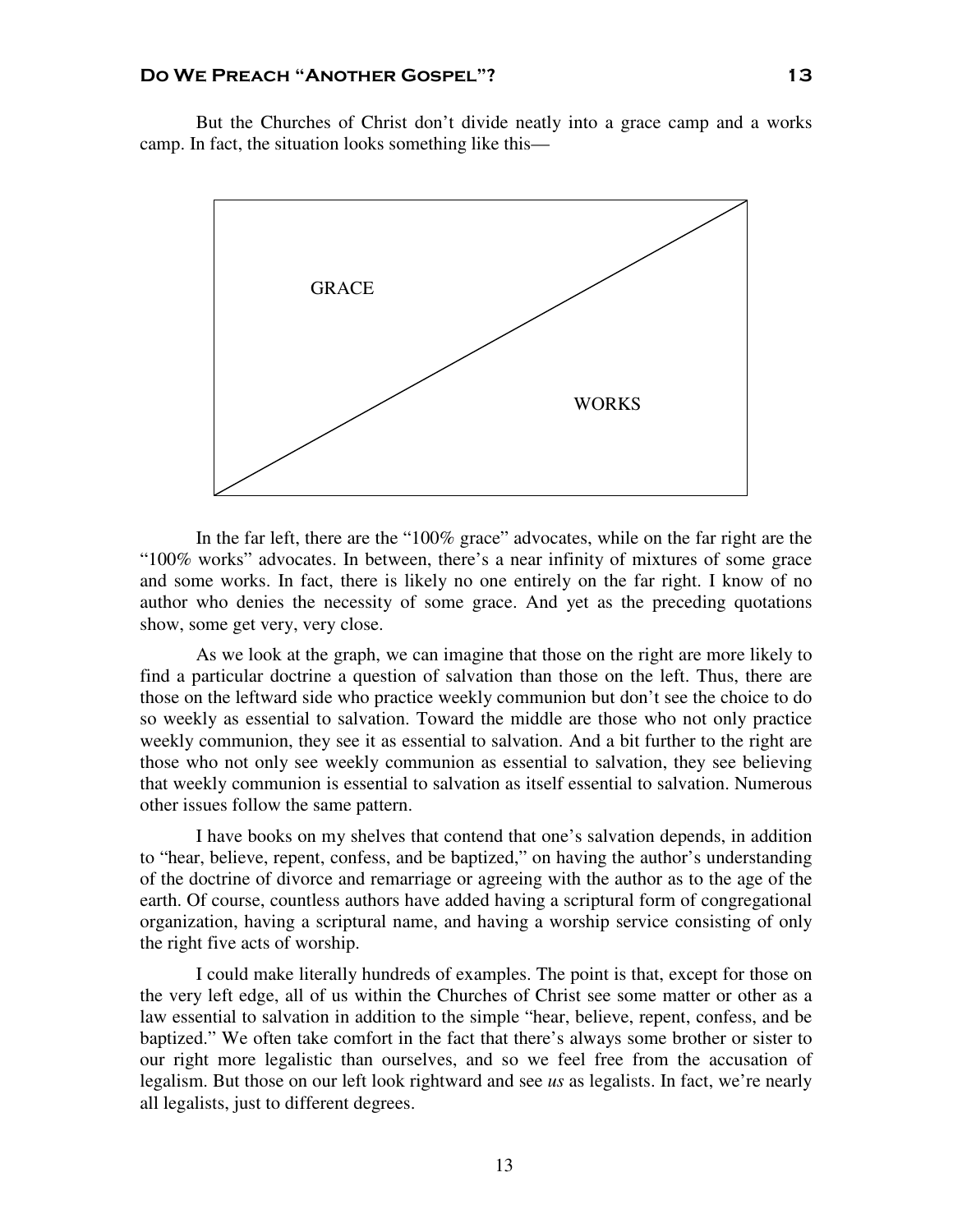But the Churches of Christ don't divide neatly into a grace camp and a works camp. In fact, the situation looks something like this—

GRACE

WORKS

In the far left, there are the "100% grace" advocates, while on the far right are the "100% works" advocates. In between, there's a near infinity of mixtures of some grace and some works. In fact, there is likely no one entirely on the far right. I know of no author who denies the necessity of some grace. And yet as the preceding quotations show, some get very, very close.

As we look at the graph, we can imagine that those on the right are more likely to find a particular doctrine a question of salvation than those on the left. Thus, there are those on the leftward side who practice weekly communion but don't see the choice to do so weekly as essential to salvation. Toward the middle are those who not only practice weekly communion, they see it as essential to salvation. And a bit further to the right are those who not only see weekly communion as essential to salvation, they see believing that weekly communion is essential to salvation as itself essential to salvation. Numerous other issues follow the same pattern.

I have books on my shelves that contend that one's salvation depends, in addition to "hear, believe, repent, confess, and be baptized," on having the author's understanding of the doctrine of divorce and remarriage or agreeing with the author as to the age of the earth. Of course, countless authors have added having a scriptural form of congregational organization, having a scriptural name, and having a worship service consisting of only the right five acts of worship.

I could make literally hundreds of examples. The point is that, except for those on the very left edge, all of us within the Churches of Christ see some matter or other as a law essential to salvation in addition to the simple "hear, believe, repent, confess, and be baptized." We often take comfort in the fact that there's always some brother or sister to our right more legalistic than ourselves, and so we feel free from the accusation of legalism. But those on our left look rightward and see *us* as legalists. In fact, we're nearly all legalists, just to different degrees.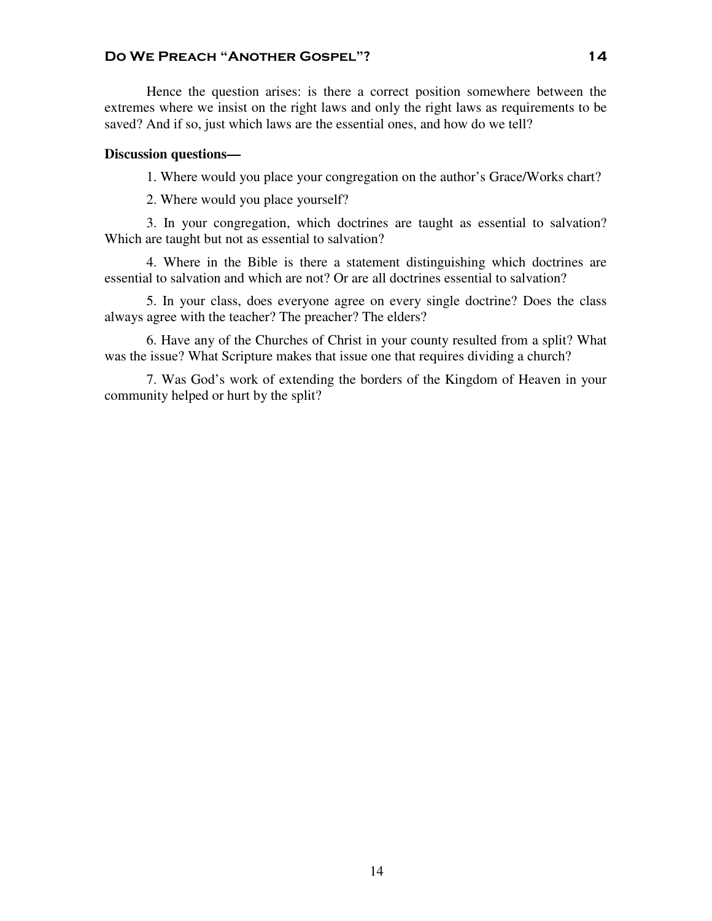Hence the question arises: is there a correct position somewhere between the extremes where we insist on the right laws and only the right laws as requirements to be saved? And if so, just which laws are the essential ones, and how do we tell?

**Discussion questions—**

1. Where would you place your congregation on the author's Grace/Works chart?

2. Where would you place yourself?

3. In your congregation, which doctrines are taught as essential to salvation? Which are taught but not as essential to salvation?

4. Where in the Bible is there a statement distinguishing which doctrines are essential to salvation and which are not? Or are all doctrines essential to salvation?

5. In your class, does everyone agree on every single doctrine? Does the class always agree with the teacher? The preacher? The elders?

6. Have any of the Churches of Christ in your county resulted from a split? What was the issue? What Scripture makes that issue one that requires dividing a church?

7. Was God's work of extending the borders of the Kingdom of Heaven in your community helped or hurt by the split?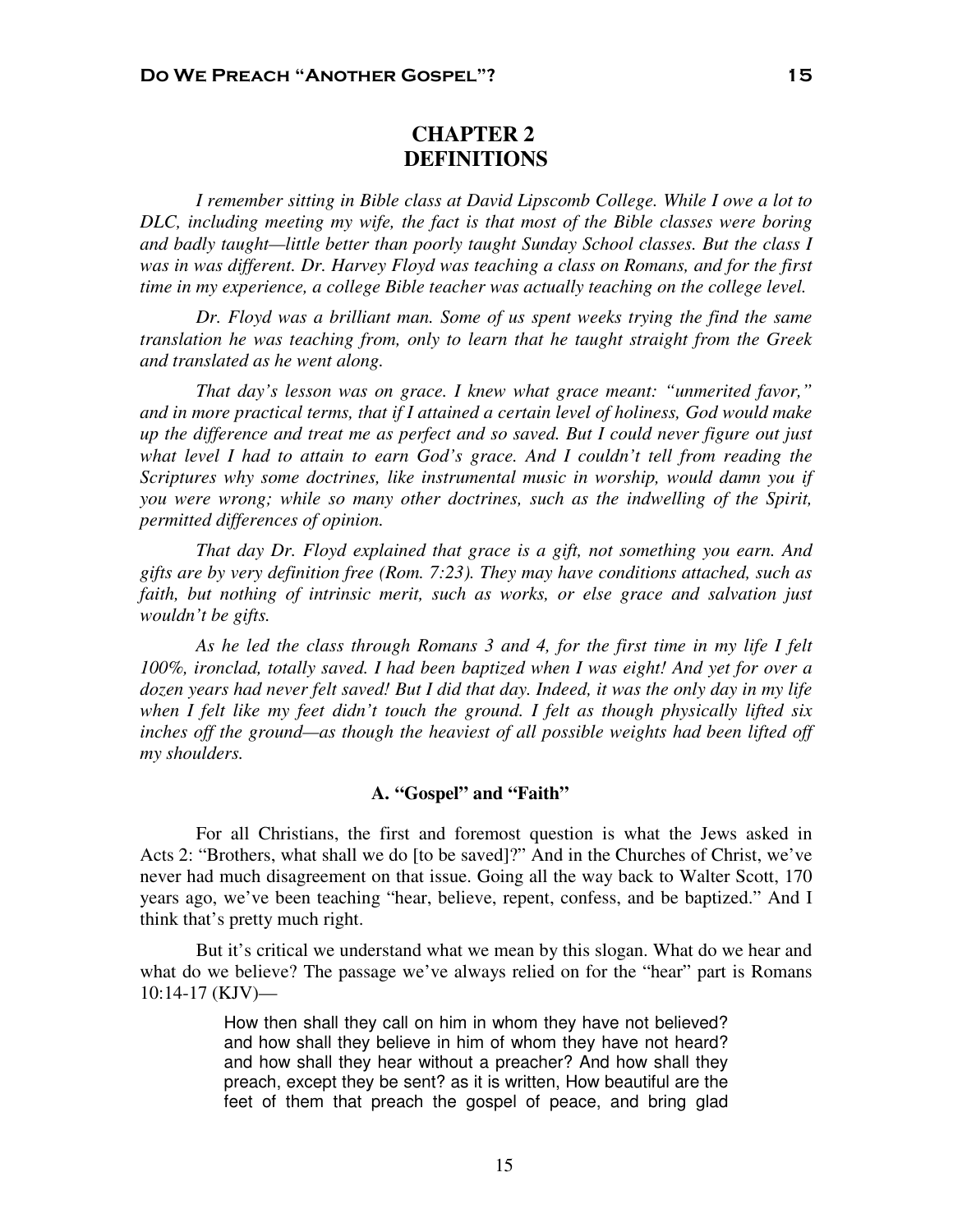# CHAPTER 2
# DEFINITIONS

*I remember sitting in Bible class at David Lipscomb College. While I owe a lot to DLC, including meeting my wife, the fact is that most of the Bible classes were boring and badly taught—little better than poorly taught Sunday School classes. But the class I was in was different. Dr. Harvey Floyd was teaching a class on Romans, and for the first time in my experience, a college Bible teacher was actually teaching on the college level.*

*Dr. Floyd was a brilliant man. Some of us spent weeks trying the find the same translation he was teaching from, only to learn that he taught straight from the Greek and translated as he went along.*

*That day's lesson was on grace. I knew what grace meant: "unmerited favor," and in more practical terms, that if I attained a certain level of holiness, God would make up the difference and treat me as perfect and so saved. But I could never figure out just what level I had to attain to earn God's grace. And I couldn't tell from reading the Scriptures why some doctrines, like instrumental music in worship, would damn you if you were wrong; while so many other doctrines, such as the indwelling of the Spirit, permitted differences of opinion.*

*That day Dr. Floyd explained that grace is a gift, not something you earn. And gifts are by very definition free (Rom. 7:23). They may have conditions attached, such as faith, but nothing of intrinsic merit, such as works, or else grace and salvation just wouldn't be gifts.*

*As he led the class through Romans 3 and 4, for the first time in my life I felt 100%, ironclad, totally saved. I had been baptized when I was eight! And yet for over a dozen years had never felt saved! But I did that day. Indeed, it was the only day in my life when I felt like my feet didn't touch the ground. I felt as though physically lifted six inches off the ground—as though the heaviest of all possible weights had been lifted off my shoulders.*

### A. "Gospel" and "Faith"

For all Christians, the first and foremost question is what the Jews asked in Acts 2: "Brothers, what shall we do [to be saved]?" And in the Churches of Christ, we've never had much disagreement on that issue. Going all the way back to Walter Scott, 170 years ago, we've been teaching "hear, believe, repent, confess, and be baptized." And I think that's pretty much right.

But it's critical we understand what we mean by this slogan. What do we hear and what do we believe? The passage we've always relied on for the "hear" part is Romans 10:14-17 (KJV)—

> How then shall they call on him in whom they have not believed? and how shall they believe in him of whom they have not heard? and how shall they hear without a preacher? And how shall they preach, except they be sent? as it is written, How beautiful are the feet of them that preach the gospel of peace, and bring glad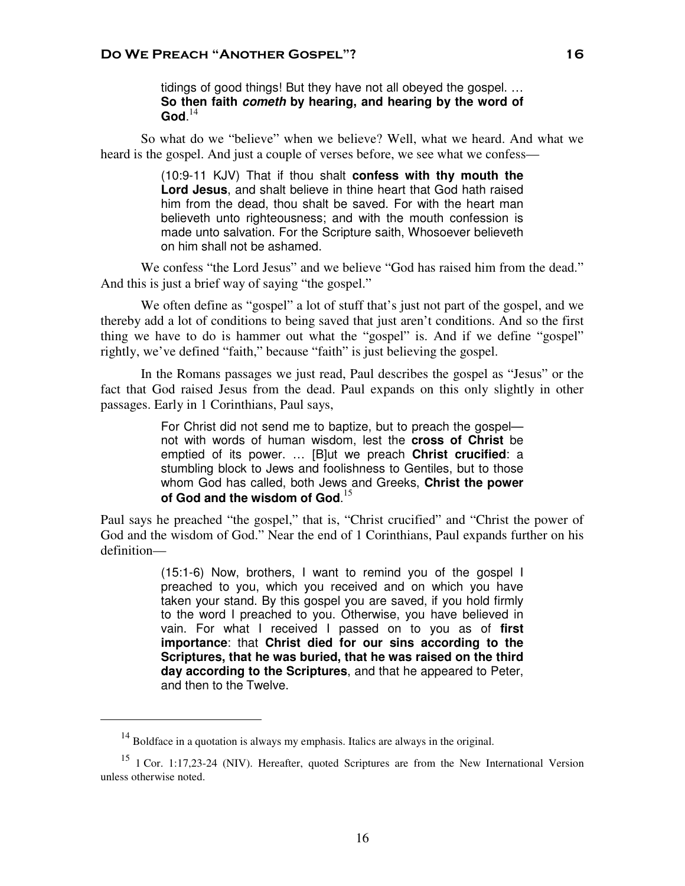> tidings of good things! But they have not all obeyed the gospel. … **So then faith *cometh* by hearing, and hearing by the word of God**.[14]

So what do we "believe" when we believe? Well, what we heard. And what we heard is the gospel. And just a couple of verses before, we see what we confess—

> (10:9-11 KJV) That if thou shalt **confess with thy mouth the Lord Jesus**, and shalt believe in thine heart that God hath raised him from the dead, thou shalt be saved. For with the heart man believeth unto righteousness; and with the mouth confession is made unto salvation. For the Scripture saith, Whosoever believeth on him shall not be ashamed.

We confess "the Lord Jesus" and we believe "God has raised him from the dead." And this is just a brief way of saying "the gospel."

We often define as "gospel" a lot of stuff that's just not part of the gospel, and we thereby add a lot of conditions to being saved that just aren't conditions. And so the first thing we have to do is hammer out what the "gospel" is. And if we define "gospel" rightly, we've defined "faith," because "faith" is just believing the gospel.

In the Romans passages we just read, Paul describes the gospel as "Jesus" or the fact that God raised Jesus from the dead. Paul expands on this only slightly in other passages. Early in 1 Corinthians, Paul says,

> For Christ did not send me to baptize, but to preach the gospel—not with words of human wisdom, lest the **cross of Christ** be emptied of its power. … [B]ut we preach **Christ crucified**: a stumbling block to Jews and foolishness to Gentiles, but to those whom God has called, both Jews and Greeks, **Christ the power of God and the wisdom of God**.[15]

Paul says he preached "the gospel," that is, "Christ crucified" and "Christ the power of God and the wisdom of God." Near the end of 1 Corinthians, Paul expands further on his definition—

> (15:1-6) Now, brothers, I want to remind you of the gospel I preached to you, which you received and on which you have taken your stand. By this gospel you are saved, if you hold firmly to the word I preached to you. Otherwise, you have believed in vain. For what I received I passed on to you as of **first importance**: that **Christ died for our sins according to the Scriptures, that he was buried, that he was raised on the third day according to the Scriptures**, and that he appeared to Peter, and then to the Twelve.

---

[14] Boldface in a quotation is always my emphasis. Italics are always in the original.

[15] 1 Cor. 1:17,23-24 (NIV). Hereafter, quoted Scriptures are from the New International Version unless otherwise noted.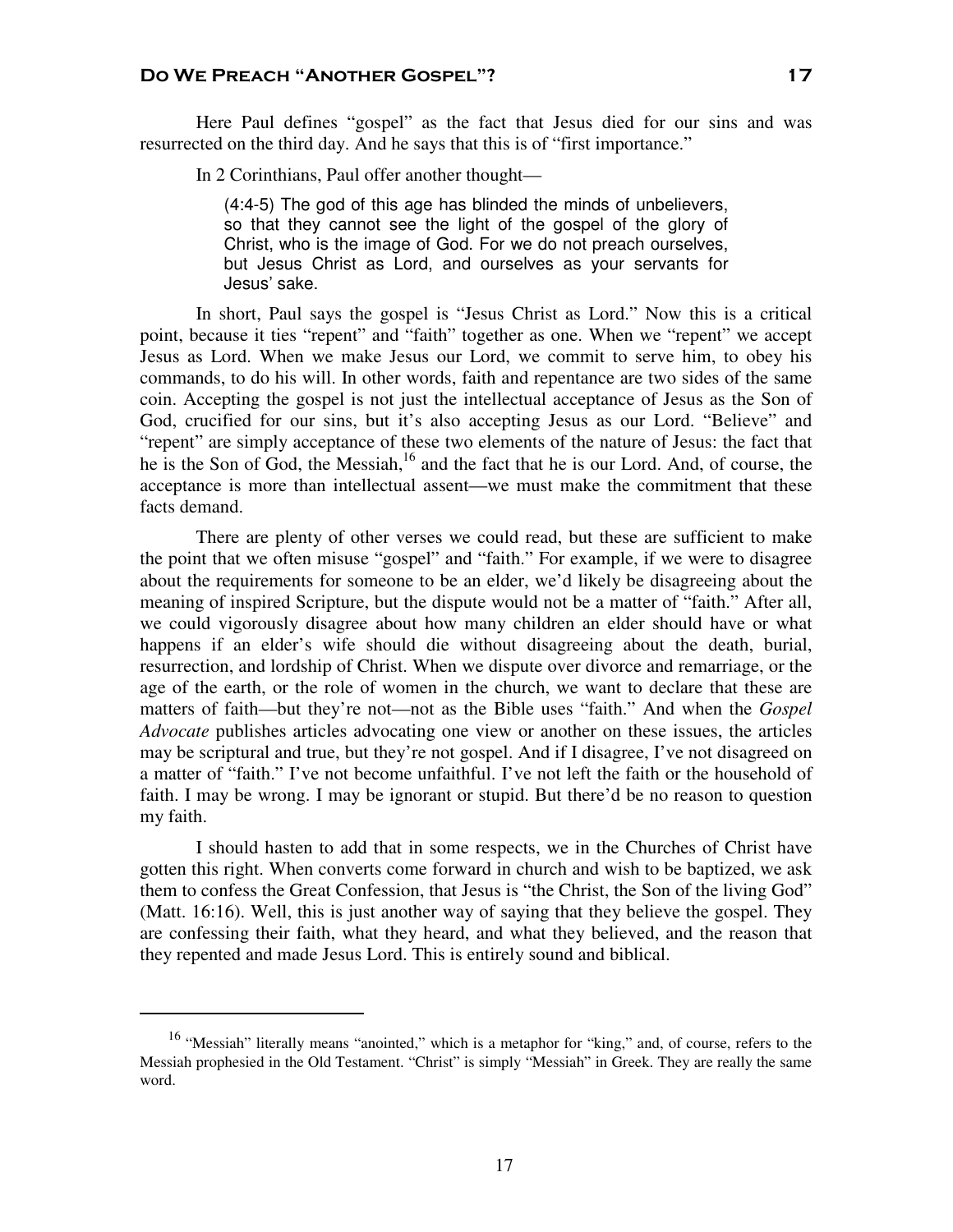Here Paul defines "gospel" as the fact that Jesus died for our sins and was resurrected on the third day. And he says that this is of "first importance."

In 2 Corinthians, Paul offer another thought—

> (4:4-5) The god of this age has blinded the minds of unbelievers, so that they cannot see the light of the gospel of the glory of Christ, who is the image of God. For we do not preach ourselves, but Jesus Christ as Lord, and ourselves as your servants for Jesus' sake.

In short, Paul says the gospel is "Jesus Christ as Lord." Now this is a critical point, because it ties "repent" and "faith" together as one. When we "repent" we accept Jesus as Lord. When we make Jesus our Lord, we commit to serve him, to obey his commands, to do his will. In other words, faith and repentance are two sides of the same coin. Accepting the gospel is not just the intellectual acceptance of Jesus as the Son of God, crucified for our sins, but it's also accepting Jesus as our Lord. "Believe" and "repent" are simply acceptance of these two elements of the nature of Jesus: the fact that he is the Son of God, the Messiah,[16] and the fact that he is our Lord. And, of course, the acceptance is more than intellectual assent—we must make the commitment that these facts demand.

There are plenty of other verses we could read, but these are sufficient to make the point that we often misuse "gospel" and "faith." For example, if we were to disagree about the requirements for someone to be an elder, we'd likely be disagreeing about the meaning of inspired Scripture, but the dispute would not be a matter of "faith." After all, we could vigorously disagree about how many children an elder should have or what happens if an elder's wife should die without disagreeing about the death, burial, resurrection, and lordship of Christ. When we dispute over divorce and remarriage, or the age of the earth, or the role of women in the church, we want to declare that these are matters of faith—but they're not—not as the Bible uses "faith." And when the *Gospel Advocate* publishes articles advocating one view or another on these issues, the articles may be scriptural and true, but they're not gospel. And if I disagree, I've not disagreed on a matter of "faith." I've not become unfaithful. I've not left the faith or the household of faith. I may be wrong. I may be ignorant or stupid. But there'd be no reason to question my faith.

I should hasten to add that in some respects, we in the Churches of Christ have gotten this right. When converts come forward in church and wish to be baptized, we ask them to confess the Great Confession, that Jesus is "the Christ, the Son of the living God" (Matt. 16:16). Well, this is just another way of saying that they believe the gospel. They are confessing their faith, what they heard, and what they believed, and the reason that they repented and made Jesus Lord. This is entirely sound and biblical.

---

[16] "Messiah" literally means "anointed," which is a metaphor for "king," and, of course, refers to the Messiah prophesied in the Old Testament. "Christ" is simply "Messiah" in Greek. They are really the same word.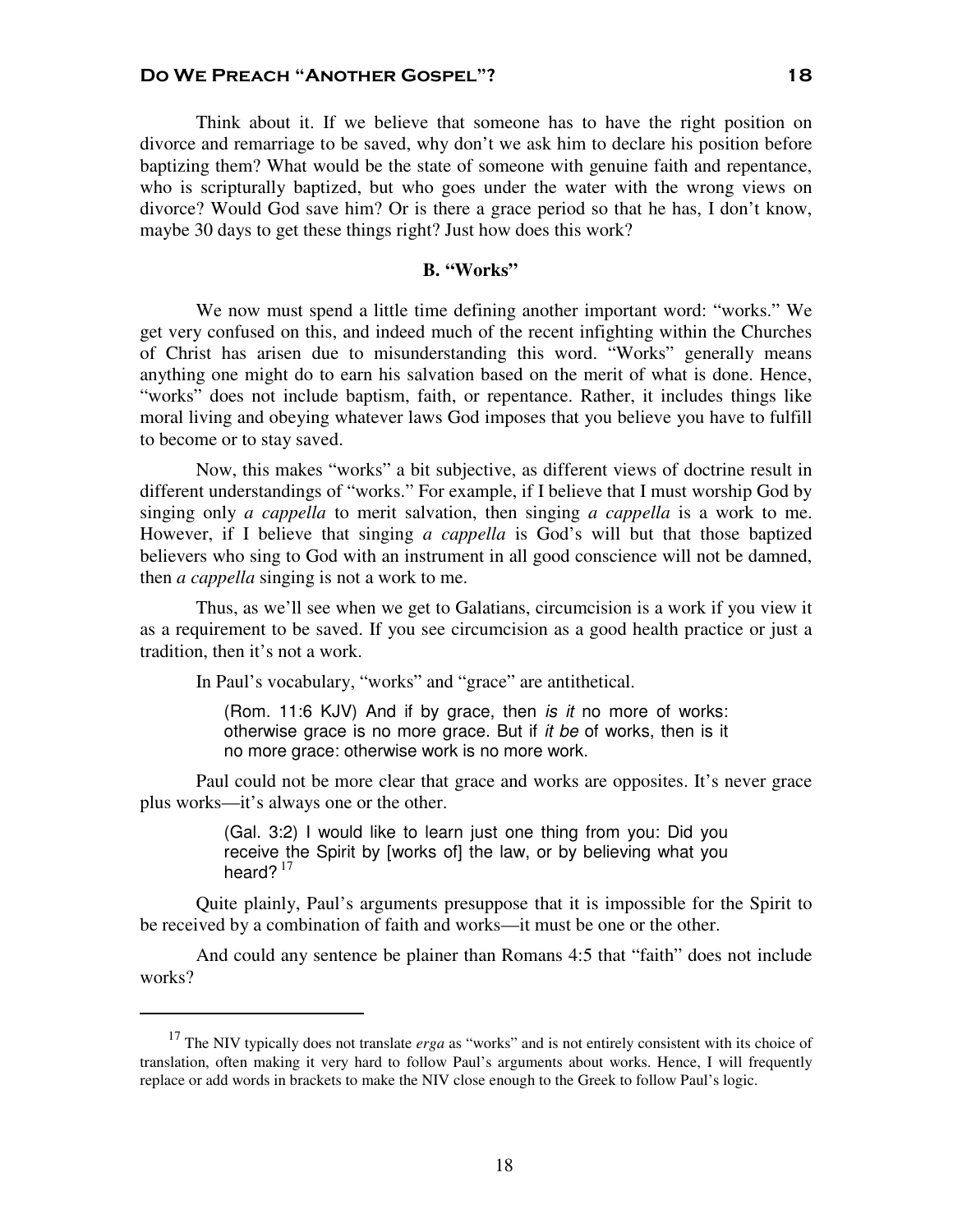Think about it. If we believe that someone has to have the right position on divorce and remarriage to be saved, why don't we ask him to declare his position before baptizing them? What would be the state of someone with genuine faith and repentance, who is scripturally baptized, but who goes under the water with the wrong views on divorce? Would God save him? Or is there a grace period so that he has, I don't know, maybe 30 days to get these things right? Just how does this work?

### B. "Works"

We now must spend a little time defining another important word: "works." We get very confused on this, and indeed much of the recent infighting within the Churches of Christ has arisen due to misunderstanding this word. "Works" generally means anything one might do to earn his salvation based on the merit of what is done. Hence, "works" does not include baptism, faith, or repentance. Rather, it includes things like moral living and obeying whatever laws God imposes that you believe you have to fulfill to become or to stay saved.

Now, this makes "works" a bit subjective, as different views of doctrine result in different understandings of "works." For example, if I believe that I must worship God by singing only *a cappella* to merit salvation, then singing *a cappella* is a work to me. However, if I believe that singing *a cappella* is God's will but that those baptized believers who sing to God with an instrument in all good conscience will not be damned, then *a cappella* singing is not a work to me.

Thus, as we'll see when we get to Galatians, circumcision is a work if you view it as a requirement to be saved. If you see circumcision as a good health practice or just a tradition, then it's not a work.

In Paul's vocabulary, "works" and "grace" are antithetical.

> (Rom. 11:6 KJV) And if by grace, then *is it* no more of works: otherwise grace is no more grace. But if *it be* of works, then is it no more grace: otherwise work is no more work.

Paul could not be more clear that grace and works are opposites. It's never grace plus works—it's always one or the other.

> (Gal. 3:2) I would like to learn just one thing from you: Did you receive the Spirit by [works of] the law, or by believing what you heard? [17]

Quite plainly, Paul's arguments presuppose that it is impossible for the Spirit to be received by a combination of faith and works—it must be one or the other.

And could any sentence be plainer than Romans 4:5 that "faith" does not include works?

---

[17] The NIV typically does not translate *erga* as "works" and is not entirely consistent with its choice of translation, often making it very hard to follow Paul's arguments about works. Hence, I will frequently replace or add words in brackets to make the NIV close enough to the Greek to follow Paul's logic.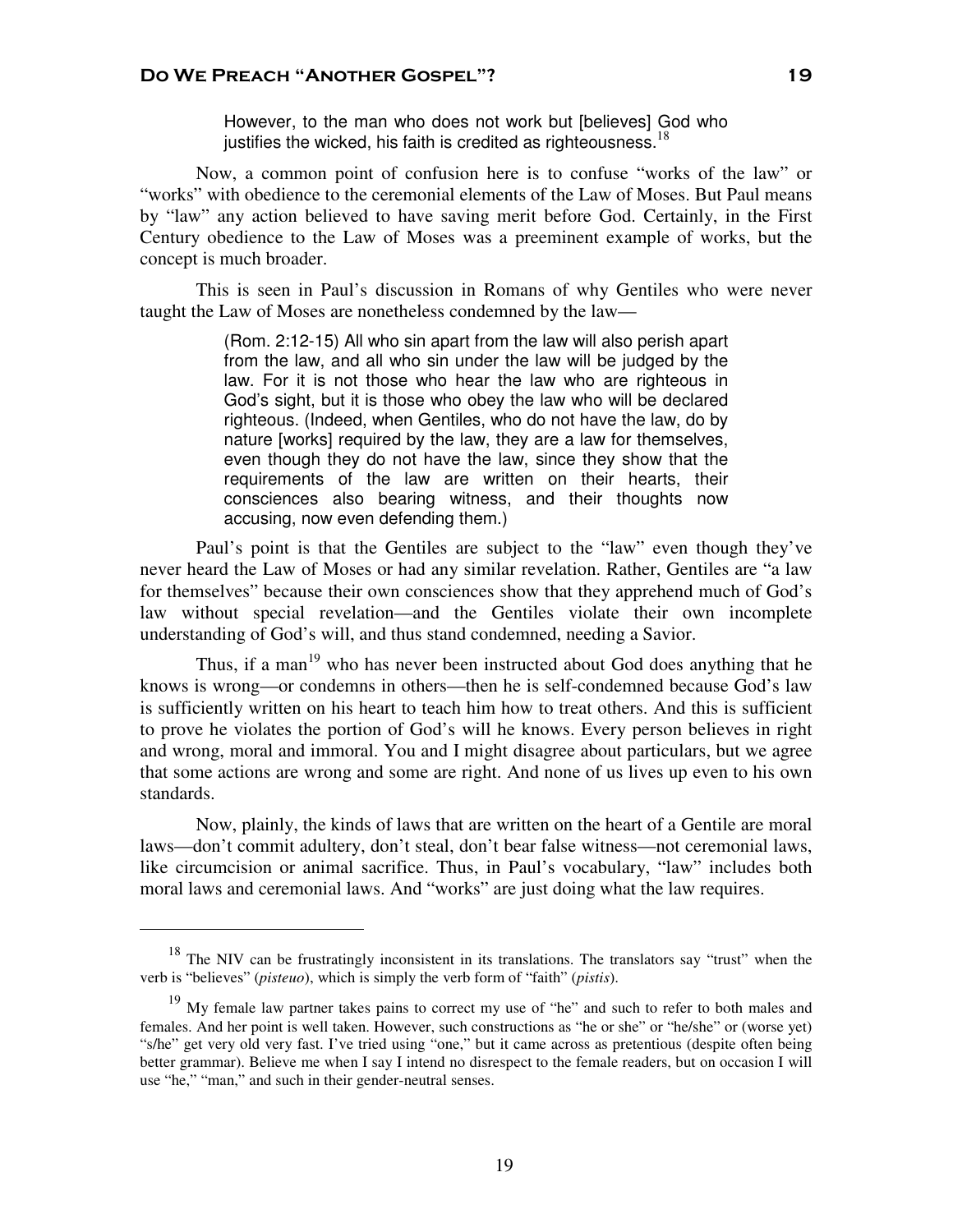> However, to the man who does not work but [believes] God who justifies the wicked, his faith is credited as righteousness.[18]

Now, a common point of confusion here is to confuse "works of the law" or "works" with obedience to the ceremonial elements of the Law of Moses. But Paul means by "law" any action believed to have saving merit before God. Certainly, in the First Century obedience to the Law of Moses was a preeminent example of works, but the concept is much broader.

This is seen in Paul's discussion in Romans of why Gentiles who were never taught the Law of Moses are nonetheless condemned by the law—

> (Rom. 2:12-15) All who sin apart from the law will also perish apart from the law, and all who sin under the law will be judged by the law. For it is not those who hear the law who are righteous in God's sight, but it is those who obey the law who will be declared righteous. (Indeed, when Gentiles, who do not have the law, do by nature [works] required by the law, they are a law for themselves, even though they do not have the law, since they show that the requirements of the law are written on their hearts, their consciences also bearing witness, and their thoughts now accusing, now even defending them.)

Paul's point is that the Gentiles are subject to the "law" even though they've never heard the Law of Moses or had any similar revelation. Rather, Gentiles are "a law for themselves" because their own consciences show that they apprehend much of God's law without special revelation—and the Gentiles violate their own incomplete understanding of God's will, and thus stand condemned, needing a Savior.

Thus, if a man[19] who has never been instructed about God does anything that he knows is wrong—or condemns in others—then he is self-condemned because God's law is sufficiently written on his heart to teach him how to treat others. And this is sufficient to prove he violates the portion of God's will he knows. Every person believes in right and wrong, moral and immoral. You and I might disagree about particulars, but we agree that some actions are wrong and some are right. And none of us lives up even to his own standards.

Now, plainly, the kinds of laws that are written on the heart of a Gentile are moral laws—don't commit adultery, don't steal, don't bear false witness—not ceremonial laws, like circumcision or animal sacrifice. Thus, in Paul's vocabulary, "law" includes both moral laws and ceremonial laws. And "works" are just doing what the law requires.

---

[18] The NIV can be frustratingly inconsistent in its translations. The translators say "trust" when the verb is "believes" (*pisteuo*), which is simply the verb form of "faith" (*pistis*).

[19] My female law partner takes pains to correct my use of "he" and such to refer to both males and females. And her point is well taken. However, such constructions as "he or she" or "he/she" or (worse yet) "s/he" get very old very fast. I've tried using "one," but it came across as pretentious (despite often being better grammar). Believe me when I say I intend no disrespect to the female readers, but on occasion I will use "he," "man," and such in their gender-neutral senses.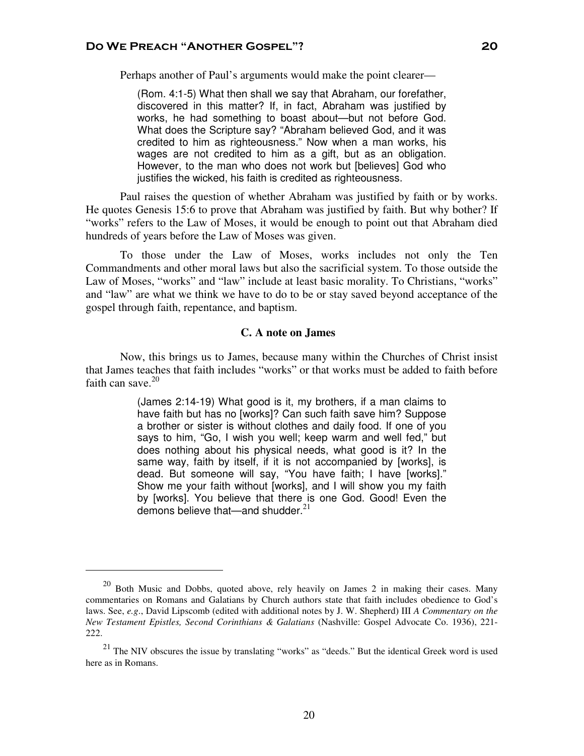Perhaps another of Paul's arguments would make the point clearer—

> (Rom. 4:1-5) What then shall we say that Abraham, our forefather, discovered in this matter? If, in fact, Abraham was justified by works, he had something to boast about—but not before God. What does the Scripture say? "Abraham believed God, and it was credited to him as righteousness." Now when a man works, his wages are not credited to him as a gift, but as an obligation. However, to the man who does not work but [believes] God who justifies the wicked, his faith is credited as righteousness.

Paul raises the question of whether Abraham was justified by faith or by works. He quotes Genesis 15:6 to prove that Abraham was justified by faith. But why bother? If "works" refers to the Law of Moses, it would be enough to point out that Abraham died hundreds of years before the Law of Moses was given.

To those under the Law of Moses, works includes not only the Ten Commandments and other moral laws but also the sacrificial system. To those outside the Law of Moses, "works" and "law" include at least basic morality. To Christians, "works" and "law" are what we think we have to do to be or stay saved beyond acceptance of the gospel through faith, repentance, and baptism.

### C. A note on James

Now, this brings us to James, because many within the Churches of Christ insist that James teaches that faith includes "works" or that works must be added to faith before faith can save.[20]

> (James 2:14-19) What good is it, my brothers, if a man claims to have faith but has no [works]? Can such faith save him? Suppose a brother or sister is without clothes and daily food. If one of you says to him, "Go, I wish you well; keep warm and well fed," but does nothing about his physical needs, what good is it? In the same way, faith by itself, if it is not accompanied by [works], is dead. But someone will say, "You have faith; I have [works]." Show me your faith without [works], and I will show you my faith by [works]. You believe that there is one God. Good! Even the demons believe that—and shudder.[21]

---

[20] Both Music and Dobbs, quoted above, rely heavily on James 2 in making their cases. Many commentaries on Romans and Galatians by Church authors state that faith includes obedience to God's laws. See, *e.g*., David Lipscomb (edited with additional notes by J. W. Shepherd) III *A Commentary on the New Testament Epistles, Second Corinthians & Galatians* (Nashville: Gospel Advocate Co. 1936), 221-222.

[21] The NIV obscures the issue by translating "works" as "deeds." But the identical Greek word is used here as in Romans.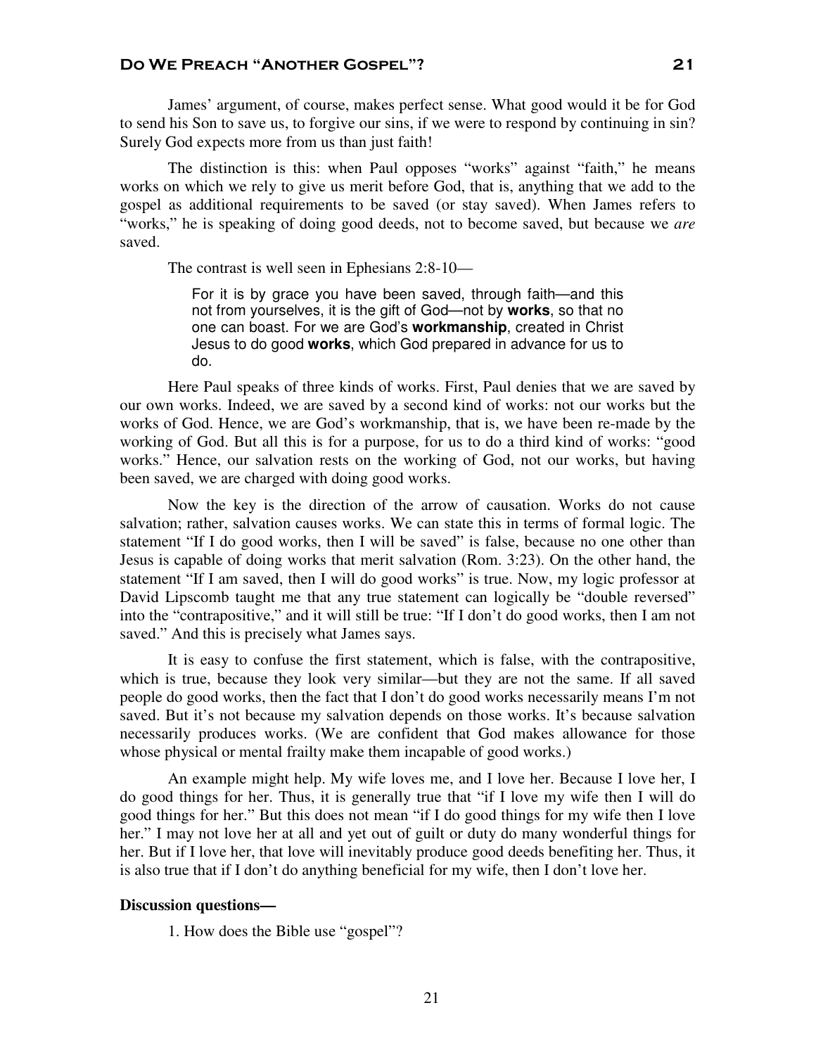James' argument, of course, makes perfect sense. What good would it be for God to send his Son to save us, to forgive our sins, if we were to respond by continuing in sin? Surely God expects more from us than just faith!

The distinction is this: when Paul opposes "works" against "faith," he means works on which we rely to give us merit before God, that is, anything that we add to the gospel as additional requirements to be saved (or stay saved). When James refers to "works," he is speaking of doing good deeds, not to become saved, but because we *are* saved.

The contrast is well seen in Ephesians 2:8-10—

> For it is by grace you have been saved, through faith—and this not from yourselves, it is the gift of God—not by **works**, so that no one can boast. For we are God's **workmanship**, created in Christ Jesus to do good **works**, which God prepared in advance for us to do.

Here Paul speaks of three kinds of works. First, Paul denies that we are saved by our own works. Indeed, we are saved by a second kind of works: not our works but the works of God. Hence, we are God's workmanship, that is, we have been re-made by the working of God. But all this is for a purpose, for us to do a third kind of works: "good works." Hence, our salvation rests on the working of God, not our works, but having been saved, we are charged with doing good works.

Now the key is the direction of the arrow of causation. Works do not cause salvation; rather, salvation causes works. We can state this in terms of formal logic. The statement "If I do good works, then I will be saved" is false, because no one other than Jesus is capable of doing works that merit salvation (Rom. 3:23). On the other hand, the statement "If I am saved, then I will do good works" is true. Now, my logic professor at David Lipscomb taught me that any true statement can logically be "double reversed" into the "contrapositive," and it will still be true: "If I don't do good works, then I am not saved." And this is precisely what James says.

It is easy to confuse the first statement, which is false, with the contrapositive, which is true, because they look very similar—but they are not the same. If all saved people do good works, then the fact that I don't do good works necessarily means I'm not saved. But it's not because my salvation depends on those works. It's because salvation necessarily produces works. (We are confident that God makes allowance for those whose physical or mental frailty make them incapable of good works.)

An example might help. My wife loves me, and I love her. Because I love her, I do good things for her. Thus, it is generally true that "if I love my wife then I will do good things for her." But this does not mean "if I do good things for my wife then I love her." I may not love her at all and yet out of guilt or duty do many wonderful things for her. But if I love her, that love will inevitably produce good deeds benefiting her. Thus, it is also true that if I don't do anything beneficial for my wife, then I don't love her.

**Discussion questions—**

1. How does the Bible use "gospel"?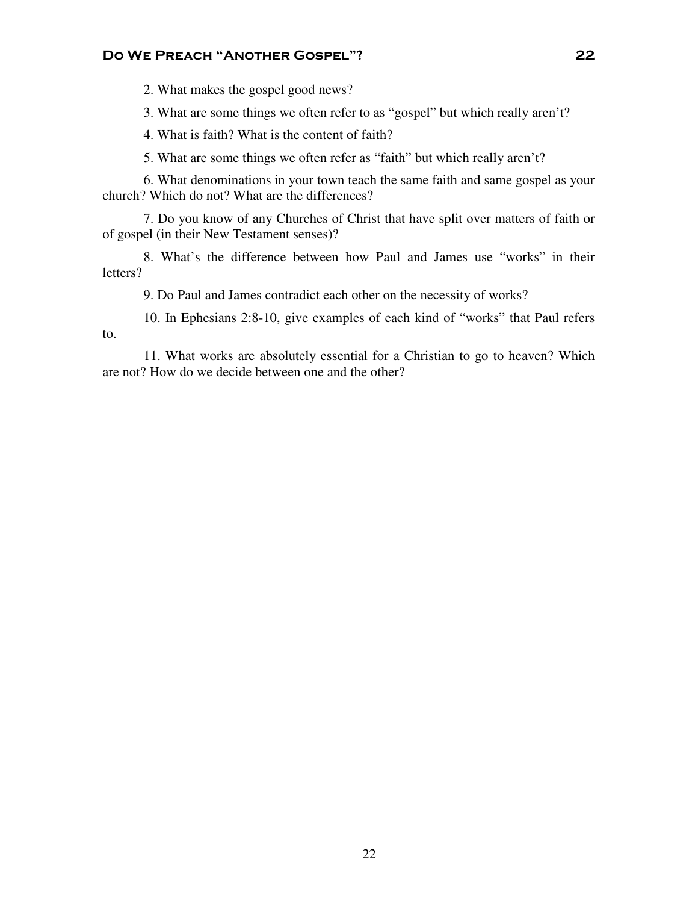2. What makes the gospel good news?

3. What are some things we often refer to as "gospel" but which really aren't?

4. What is faith? What is the content of faith?

5. What are some things we often refer as "faith" but which really aren't?

6. What denominations in your town teach the same faith and same gospel as your church? Which do not? What are the differences?

7. Do you know of any Churches of Christ that have split over matters of faith or of gospel (in their New Testament senses)?

8. What's the difference between how Paul and James use "works" in their letters?

9. Do Paul and James contradict each other on the necessity of works?

10. In Ephesians 2:8-10, give examples of each kind of "works" that Paul refers to.

11. What works are absolutely essential for a Christian to go to heaven? Which are not? How do we decide between one and the other?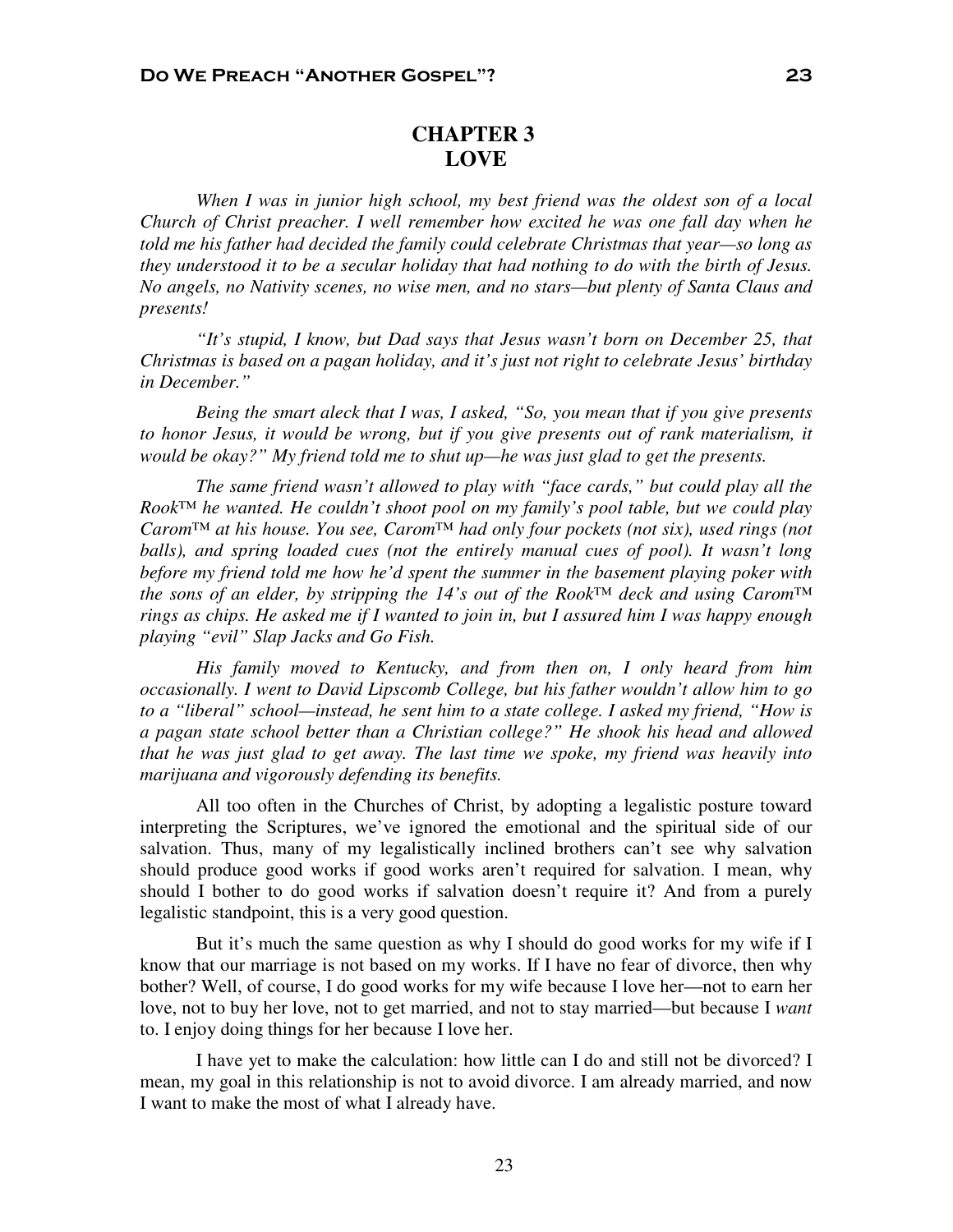# CHAPTER 3
# LOVE

*When I was in junior high school, my best friend was the oldest son of a local Church of Christ preacher. I well remember how excited he was one fall day when he told me his father had decided the family could celebrate Christmas that year—so long as they understood it to be a secular holiday that had nothing to do with the birth of Jesus. No angels, no Nativity scenes, no wise men, and no stars—but plenty of Santa Claus and presents!*

*"It's stupid, I know, but Dad says that Jesus wasn't born on December 25, that Christmas is based on a pagan holiday, and it's just not right to celebrate Jesus' birthday in December."*

*Being the smart aleck that I was, I asked, "So, you mean that if you give presents to honor Jesus, it would be wrong, but if you give presents out of rank materialism, it would be okay?" My friend told me to shut up—he was just glad to get the presents.*

*The same friend wasn't allowed to play with "face cards," but could play all the Rook™ he wanted. He couldn't shoot pool on my family's pool table, but we could play Carom™ at his house. You see, Carom™ had only four pockets (not six), used rings (not balls), and spring loaded cues (not the entirely manual cues of pool). It wasn't long before my friend told me how he'd spent the summer in the basement playing poker with the sons of an elder, by stripping the 14's out of the Rook™ deck and using Carom™ rings as chips. He asked me if I wanted to join in, but I assured him I was happy enough playing "evil" Slap Jacks and Go Fish.*

*His family moved to Kentucky, and from then on, I only heard from him occasionally. I went to David Lipscomb College, but his father wouldn't allow him to go to a "liberal" school—instead, he sent him to a state college. I asked my friend, "How is a pagan state school better than a Christian college?" He shook his head and allowed that he was just glad to get away. The last time we spoke, my friend was heavily into marijuana and vigorously defending its benefits.*

All too often in the Churches of Christ, by adopting a legalistic posture toward interpreting the Scriptures, we've ignored the emotional and the spiritual side of our salvation. Thus, many of my legalistically inclined brothers can't see why salvation should produce good works if good works aren't required for salvation. I mean, why should I bother to do good works if salvation doesn't require it? And from a purely legalistic standpoint, this is a very good question.

But it's much the same question as why I should do good works for my wife if I know that our marriage is not based on my works. If I have no fear of divorce, then why bother? Well, of course, I do good works for my wife because I love her—not to earn her love, not to buy her love, not to get married, and not to stay married—but because I *want* to. I enjoy doing things for her because I love her.

I have yet to make the calculation: how little can I do and still not be divorced? I mean, my goal in this relationship is not to avoid divorce. I am already married, and now I want to make the most of what I already have.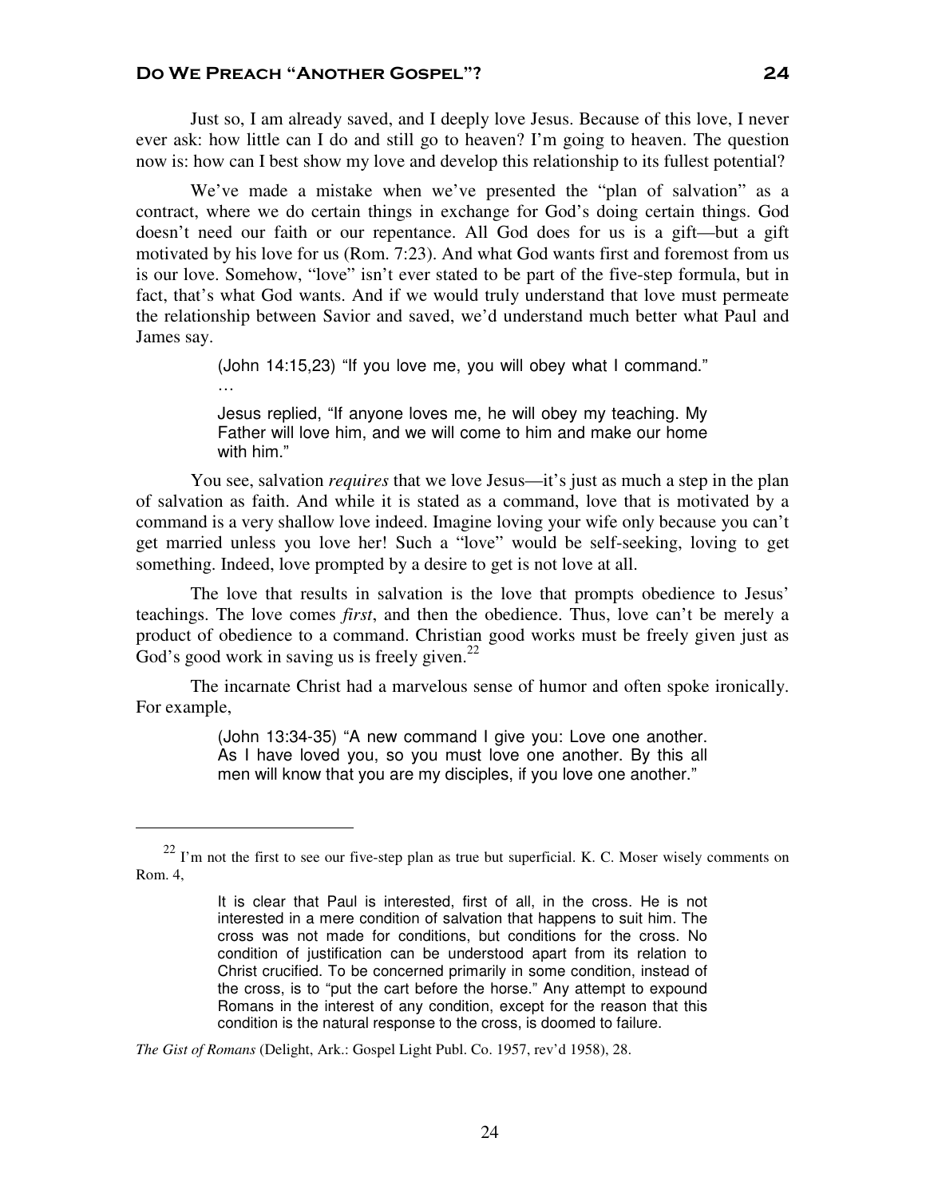Just so, I am already saved, and I deeply love Jesus. Because of this love, I never ever ask: how little can I do and still go to heaven? I'm going to heaven. The question now is: how can I best show my love and develop this relationship to its fullest potential?

We've made a mistake when we've presented the "plan of salvation" as a contract, where we do certain things in exchange for God's doing certain things. God doesn't need our faith or our repentance. All God does for us is a gift—but a gift motivated by his love for us (Rom. 7:23). And what God wants first and foremost from us is our love. Somehow, "love" isn't ever stated to be part of the five-step formula, but in fact, that's what God wants. And if we would truly understand that love must permeate the relationship between Savior and saved, we'd understand much better what Paul and James say.

> (John 14:15,23) "If you love me, you will obey what I command."
> …
>
> Jesus replied, "If anyone loves me, he will obey my teaching. My Father will love him, and we will come to him and make our home with him."

You see, salvation *requires* that we love Jesus—it's just as much a step in the plan of salvation as faith. And while it is stated as a command, love that is motivated by a command is a very shallow love indeed. Imagine loving your wife only because you can't get married unless you love her! Such a "love" would be self-seeking, loving to get something. Indeed, love prompted by a desire to get is not love at all.

The love that results in salvation is the love that prompts obedience to Jesus' teachings. The love comes *first*, and then the obedience. Thus, love can't be merely a product of obedience to a command. Christian good works must be freely given just as God's good work in saving us is freely given.[22]

The incarnate Christ had a marvelous sense of humor and often spoke ironically. For example,

> (John 13:34-35) "A new command I give you: Love one another. As I have loved you, so you must love one another. By this all men will know that you are my disciples, if you love one another."

---

[22] I'm not the first to see our five-step plan as true but superficial. K. C. Moser wisely comments on Rom. 4,

> It is clear that Paul is interested, first of all, in the cross. He is not interested in a mere condition of salvation that happens to suit him. The cross was not made for conditions, but conditions for the cross. No condition of justification can be understood apart from its relation to Christ crucified. To be concerned primarily in some condition, instead of the cross, is to "put the cart before the horse." Any attempt to expound Romans in the interest of any condition, except for the reason that this condition is the natural response to the cross, is doomed to failure.

*The Gist of Romans* (Delight, Ark.: Gospel Light Publ. Co. 1957, rev'd 1958), 28.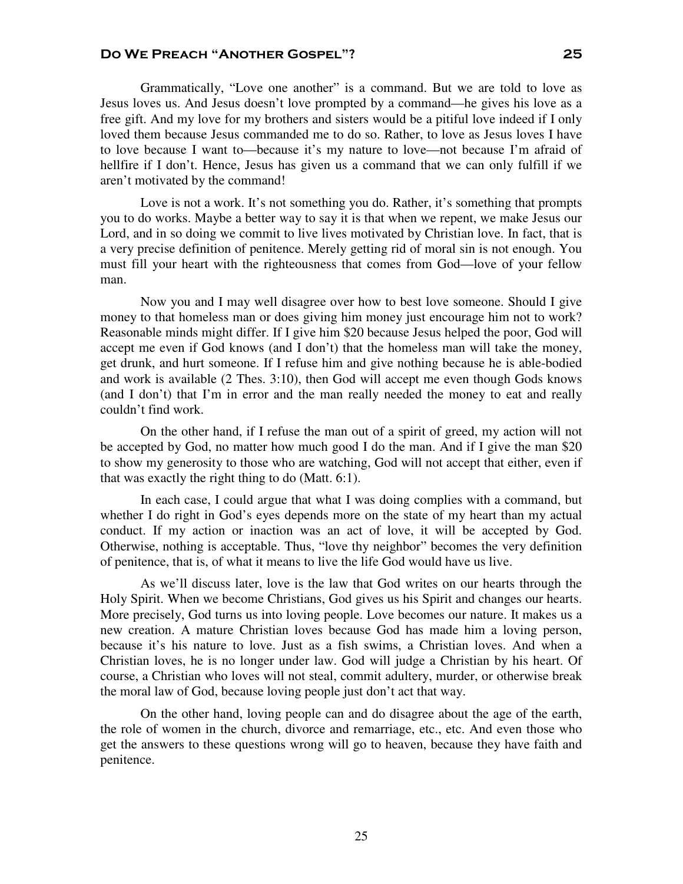Grammatically, "Love one another" is a command. But we are told to love as Jesus loves us. And Jesus doesn't love prompted by a command—he gives his love as a free gift. And my love for my brothers and sisters would be a pitiful love indeed if I only loved them because Jesus commanded me to do so. Rather, to love as Jesus loves I have to love because I want to—because it's my nature to love—not because I'm afraid of hellfire if I don't. Hence, Jesus has given us a command that we can only fulfill if we aren't motivated by the command!

Love is not a work. It's not something you do. Rather, it's something that prompts you to do works. Maybe a better way to say it is that when we repent, we make Jesus our Lord, and in so doing we commit to live lives motivated by Christian love. In fact, that is a very precise definition of penitence. Merely getting rid of moral sin is not enough. You must fill your heart with the righteousness that comes from God—love of your fellow man.

Now you and I may well disagree over how to best love someone. Should I give money to that homeless man or does giving him money just encourage him not to work? Reasonable minds might differ. If I give him $20 because Jesus helped the poor, God will accept me even if God knows (and I don't) that the homeless man will take the money, get drunk, and hurt someone. If I refuse him and give nothing because he is able-bodied and work is available (2 Thes. 3:10), then God will accept me even though Gods knows (and I don't) that I'm in error and the man really needed the money to eat and really couldn't find work.

On the other hand, if I refuse the man out of a spirit of greed, my action will not be accepted by God, no matter how much good I do the man. And if I give the man $20 to show my generosity to those who are watching, God will not accept that either, even if that was exactly the right thing to do (Matt. 6:1).

In each case, I could argue that what I was doing complies with a command, but whether I do right in God's eyes depends more on the state of my heart than my actual conduct. If my action or inaction was an act of love, it will be accepted by God. Otherwise, nothing is acceptable. Thus, "love thy neighbor" becomes the very definition of penitence, that is, of what it means to live the life God would have us live.

As we'll discuss later, love is the law that God writes on our hearts through the Holy Spirit. When we become Christians, God gives us his Spirit and changes our hearts. More precisely, God turns us into loving people. Love becomes our nature. It makes us a new creation. A mature Christian loves because God has made him a loving person, because it's his nature to love. Just as a fish swims, a Christian loves. And when a Christian loves, he is no longer under law. God will judge a Christian by his heart. Of course, a Christian who loves will not steal, commit adultery, murder, or otherwise break the moral law of God, because loving people just don't act that way.

On the other hand, loving people can and do disagree about the age of the earth, the role of women in the church, divorce and remarriage, etc., etc. And even those who get the answers to these questions wrong will go to heaven, because they have faith and penitence.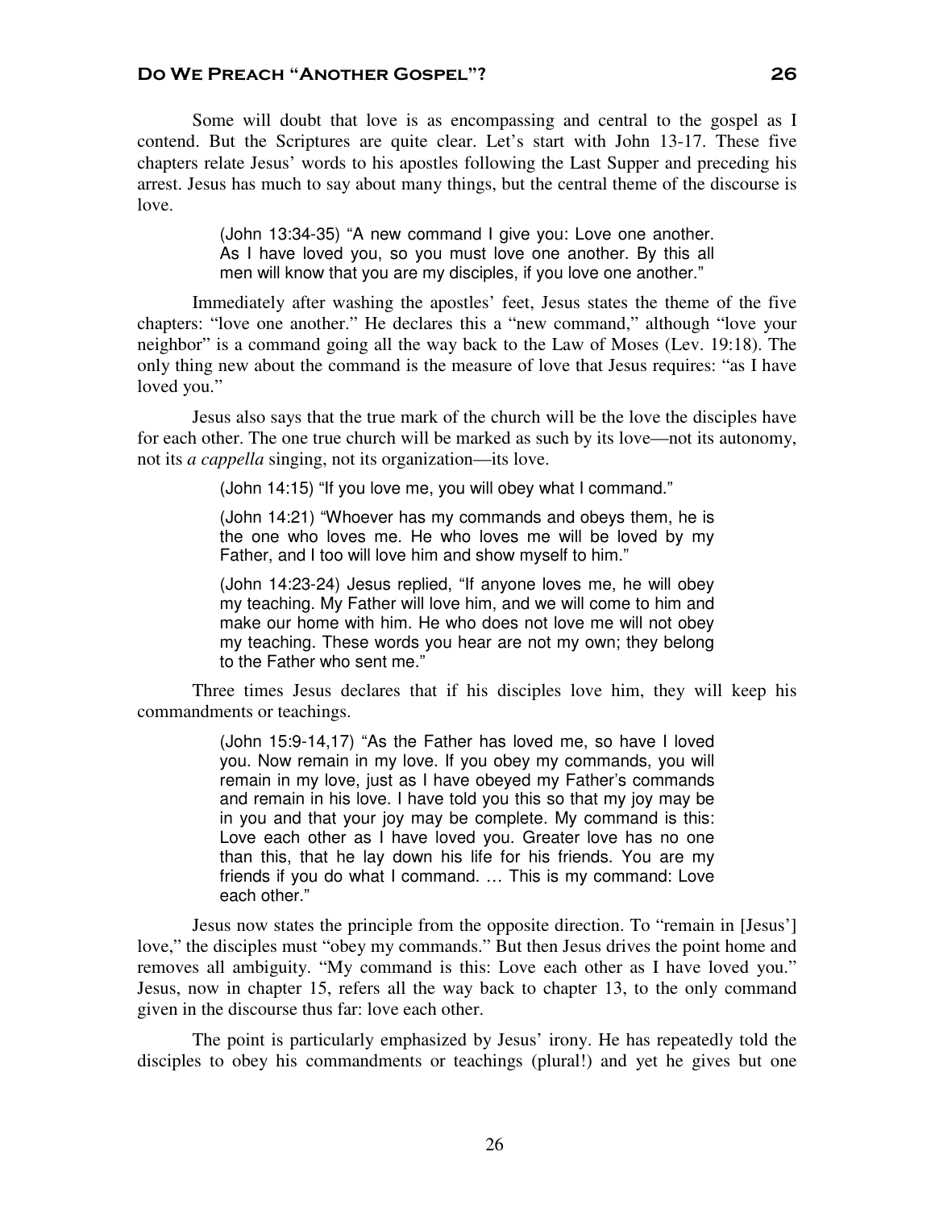Some will doubt that love is as encompassing and central to the gospel as I contend. But the Scriptures are quite clear. Let's start with John 13-17. These five chapters relate Jesus' words to his apostles following the Last Supper and preceding his arrest. Jesus has much to say about many things, but the central theme of the discourse is love.

> (John 13:34-35) "A new command I give you: Love one another. As I have loved you, so you must love one another. By this all men will know that you are my disciples, if you love one another."

Immediately after washing the apostles' feet, Jesus states the theme of the five chapters: "love one another." He declares this a "new command," although "love your neighbor" is a command going all the way back to the Law of Moses (Lev. 19:18). The only thing new about the command is the measure of love that Jesus requires: "as I have loved you."

Jesus also says that the true mark of the church will be the love the disciples have for each other. The one true church will be marked as such by its love—not its autonomy, not its *a cappella* singing, not its organization—its love.

> (John 14:15) "If you love me, you will obey what I command."

> (John 14:21) "Whoever has my commands and obeys them, he is the one who loves me. He who loves me will be loved by my Father, and I too will love him and show myself to him."

> (John 14:23-24) Jesus replied, "If anyone loves me, he will obey my teaching. My Father will love him, and we will come to him and make our home with him. He who does not love me will not obey my teaching. These words you hear are not my own; they belong to the Father who sent me."

Three times Jesus declares that if his disciples love him, they will keep his commandments or teachings.

> (John 15:9-14,17) "As the Father has loved me, so have I loved you. Now remain in my love. If you obey my commands, you will remain in my love, just as I have obeyed my Father's commands and remain in his love. I have told you this so that my joy may be in you and that your joy may be complete. My command is this: Love each other as I have loved you. Greater love has no one than this, that he lay down his life for his friends. You are my friends if you do what I command. … This is my command: Love each other."

Jesus now states the principle from the opposite direction. To "remain in [Jesus'] love," the disciples must "obey my commands." But then Jesus drives the point home and removes all ambiguity. "My command is this: Love each other as I have loved you." Jesus, now in chapter 15, refers all the way back to chapter 13, to the only command given in the discourse thus far: love each other.

The point is particularly emphasized by Jesus' irony. He has repeatedly told the disciples to obey his commandments or teachings (plural!) and yet he gives but one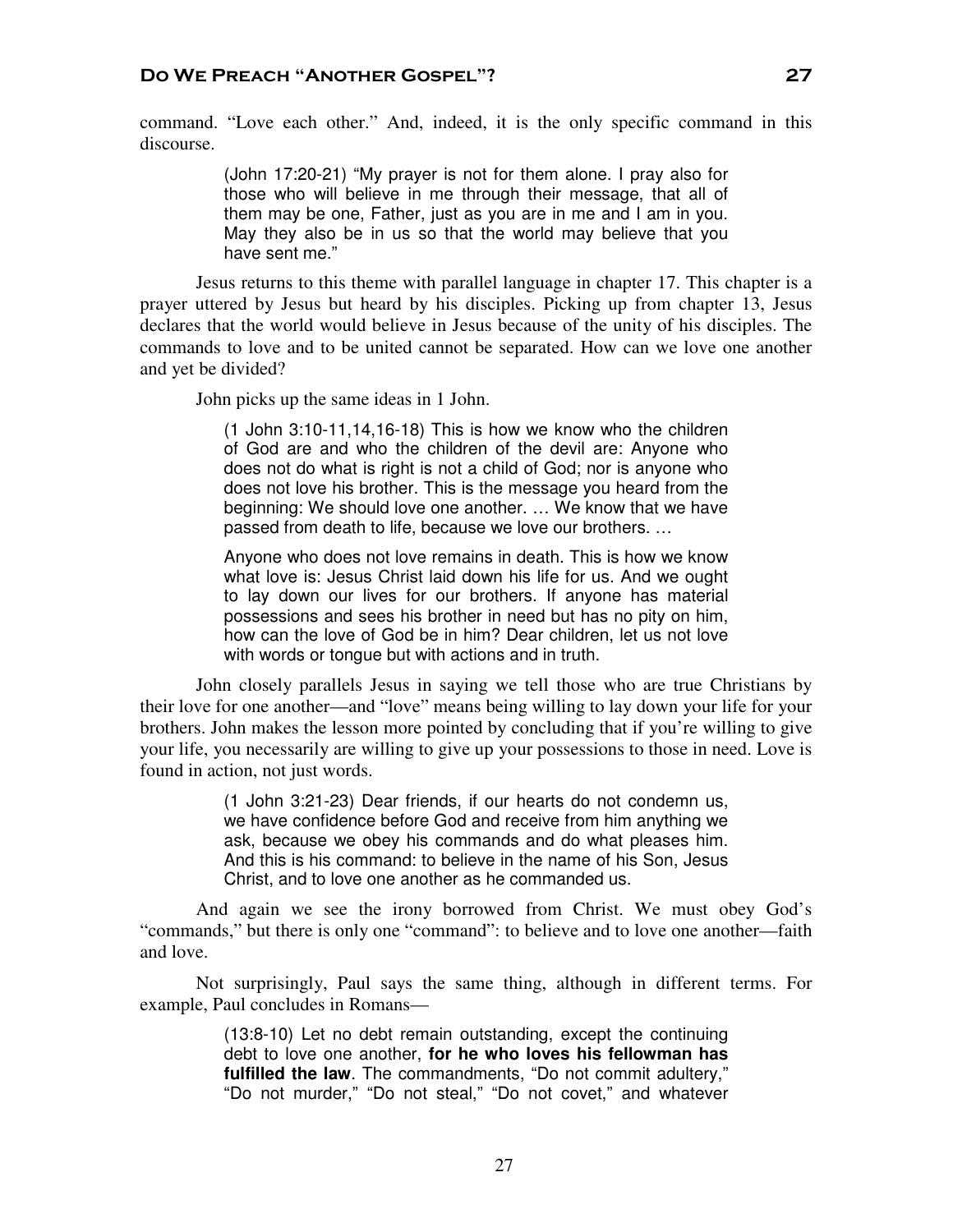command. "Love each other." And, indeed, it is the only specific command in this discourse.

> (John 17:20-21) "My prayer is not for them alone. I pray also for those who will believe in me through their message, that all of them may be one, Father, just as you are in me and I am in you. May they also be in us so that the world may believe that you have sent me."

Jesus returns to this theme with parallel language in chapter 17. This chapter is a prayer uttered by Jesus but heard by his disciples. Picking up from chapter 13, Jesus declares that the world would believe in Jesus because of the unity of his disciples. The commands to love and to be united cannot be separated. How can we love one another and yet be divided?

John picks up the same ideas in 1 John.

> (1 John 3:10-11,14,16-18) This is how we know who the children of God are and who the children of the devil are: Anyone who does not do what is right is not a child of God; nor is anyone who does not love his brother. This is the message you heard from the beginning: We should love one another. … We know that we have passed from death to life, because we love our brothers. …
>
> Anyone who does not love remains in death. This is how we know what love is: Jesus Christ laid down his life for us. And we ought to lay down our lives for our brothers. If anyone has material possessions and sees his brother in need but has no pity on him, how can the love of God be in him? Dear children, let us not love with words or tongue but with actions and in truth.

John closely parallels Jesus in saying we tell those who are true Christians by their love for one another—and "love" means being willing to lay down your life for your brothers. John makes the lesson more pointed by concluding that if you're willing to give your life, you necessarily are willing to give up your possessions to those in need. Love is found in action, not just words.

> (1 John 3:21-23) Dear friends, if our hearts do not condemn us, we have confidence before God and receive from him anything we ask, because we obey his commands and do what pleases him. And this is his command: to believe in the name of his Son, Jesus Christ, and to love one another as he commanded us.

And again we see the irony borrowed from Christ. We must obey God's "commands," but there is only one "command": to believe and to love one another—faith and love.

Not surprisingly, Paul says the same thing, although in different terms. For example, Paul concludes in Romans—

> (13:8-10) Let no debt remain outstanding, except the continuing debt to love one another, **for he who loves his fellowman has fulfilled the law**. The commandments, "Do not commit adultery," "Do not murder," "Do not steal," "Do not covet," and whatever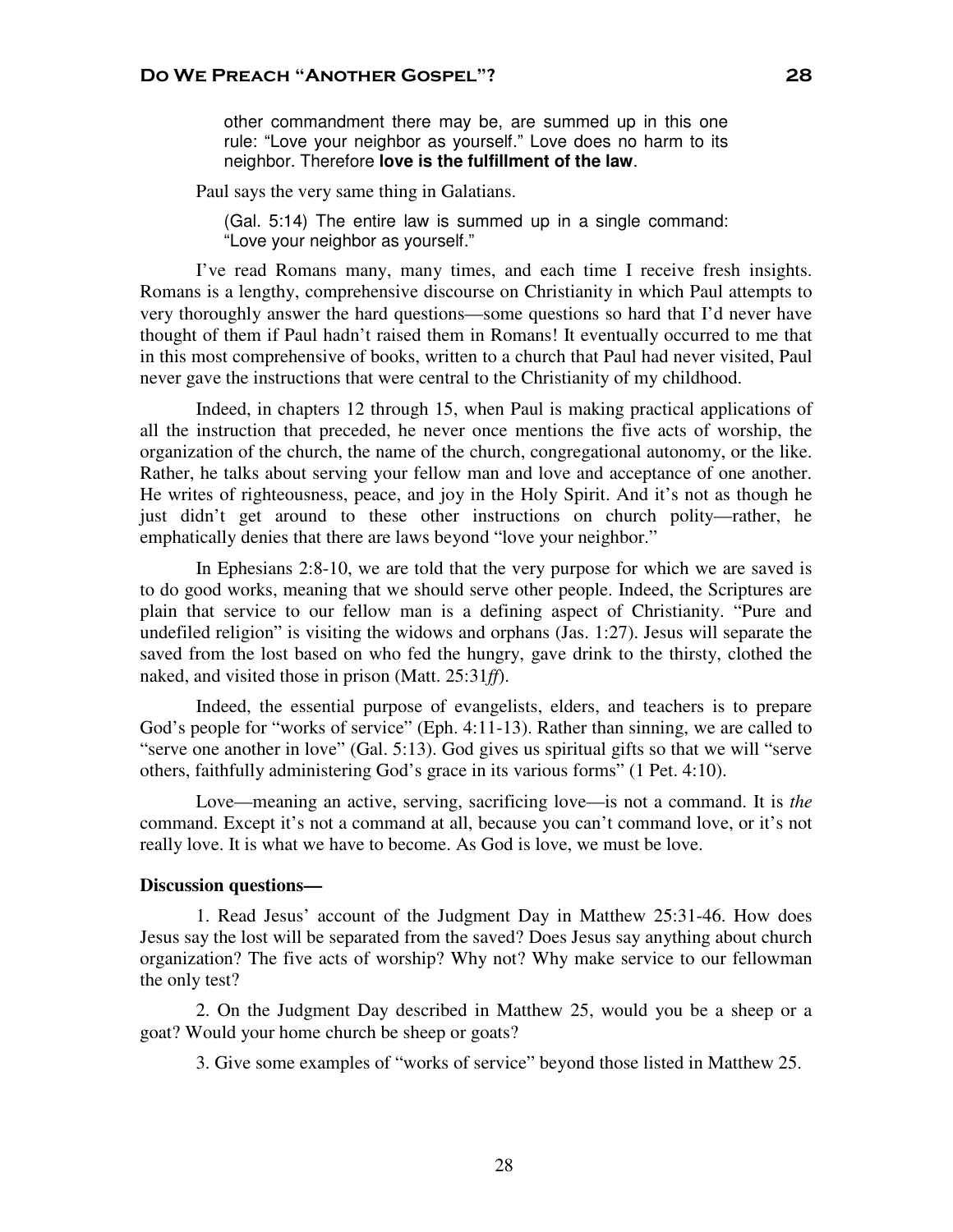> other commandment there may be, are summed up in this one rule: "Love your neighbor as yourself." Love does no harm to its neighbor. Therefore **love is the fulfillment of the law**.

Paul says the very same thing in Galatians.

> (Gal. 5:14) The entire law is summed up in a single command: "Love your neighbor as yourself."

I've read Romans many, many times, and each time I receive fresh insights. Romans is a lengthy, comprehensive discourse on Christianity in which Paul attempts to very thoroughly answer the hard questions—some questions so hard that I'd never have thought of them if Paul hadn't raised them in Romans! It eventually occurred to me that in this most comprehensive of books, written to a church that Paul had never visited, Paul never gave the instructions that were central to the Christianity of my childhood.

Indeed, in chapters 12 through 15, when Paul is making practical applications of all the instruction that preceded, he never once mentions the five acts of worship, the organization of the church, the name of the church, congregational autonomy, or the like. Rather, he talks about serving your fellow man and love and acceptance of one another. He writes of righteousness, peace, and joy in the Holy Spirit. And it's not as though he just didn't get around to these other instructions on church polity—rather, he emphatically denies that there are laws beyond "love your neighbor."

In Ephesians 2:8-10, we are told that the very purpose for which we are saved is to do good works, meaning that we should serve other people. Indeed, the Scriptures are plain that service to our fellow man is a defining aspect of Christianity. "Pure and undefiled religion" is visiting the widows and orphans (Jas. 1:27). Jesus will separate the saved from the lost based on who fed the hungry, gave drink to the thirsty, clothed the naked, and visited those in prison (Matt. 25:31*ff*).

Indeed, the essential purpose of evangelists, elders, and teachers is to prepare God's people for "works of service" (Eph. 4:11-13). Rather than sinning, we are called to "serve one another in love" (Gal. 5:13). God gives us spiritual gifts so that we will "serve others, faithfully administering God's grace in its various forms" (1 Pet. 4:10).

Love—meaning an active, serving, sacrificing love—is not a command. It is *the* command. Except it's not a command at all, because you can't command love, or it's not really love. It is what we have to become. As God is love, we must be love.

**Discussion questions—**

1. Read Jesus' account of the Judgment Day in Matthew 25:31-46. How does Jesus say the lost will be separated from the saved? Does Jesus say anything about church organization? The five acts of worship? Why not? Why make service to our fellowman the only test?

2. On the Judgment Day described in Matthew 25, would you be a sheep or a goat? Would your home church be sheep or goats?

3. Give some examples of "works of service" beyond those listed in Matthew 25.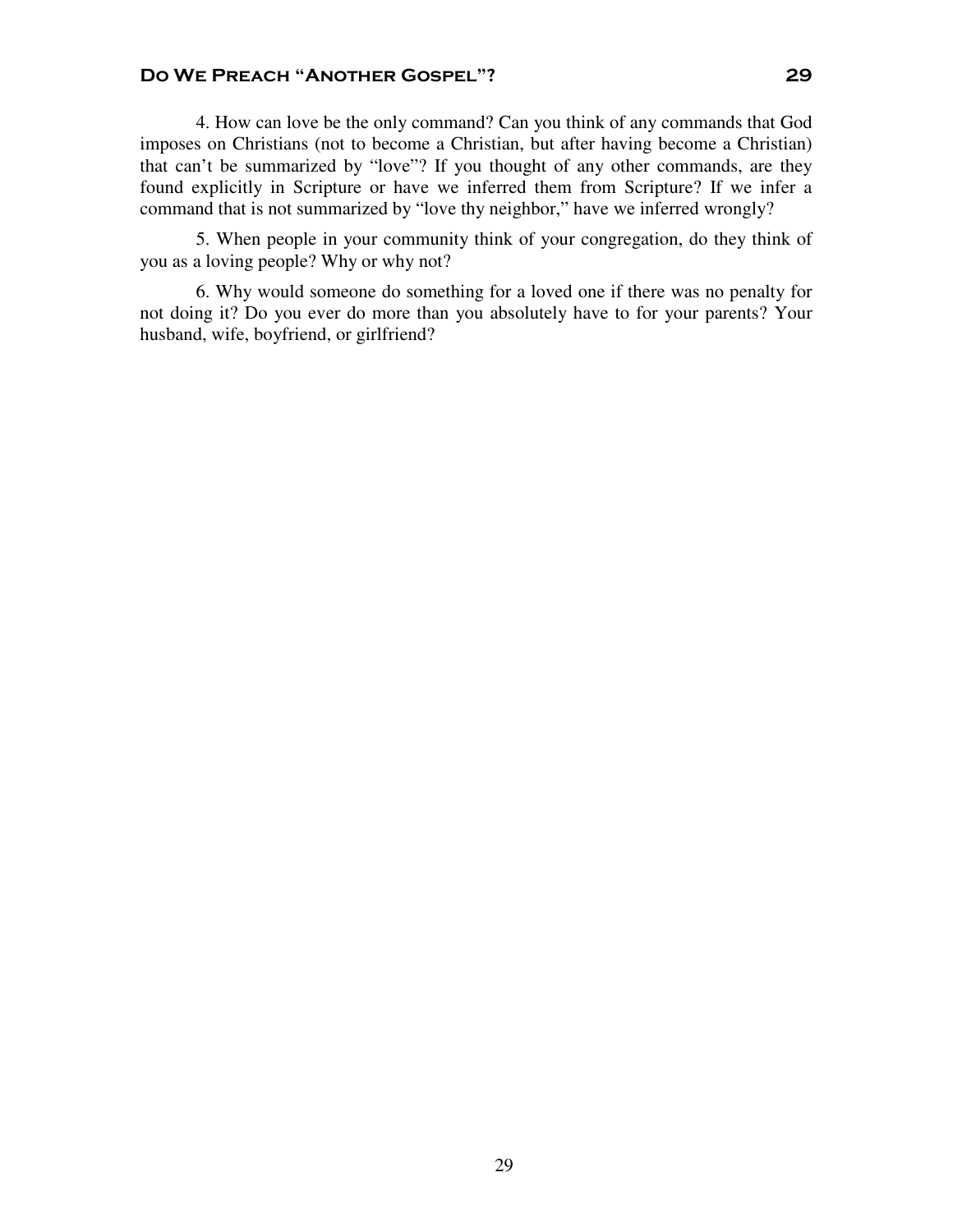4. How can love be the only command? Can you think of any commands that God imposes on Christians (not to become a Christian, but after having become a Christian) that can't be summarized by "love"? If you thought of any other commands, are they found explicitly in Scripture or have we inferred them from Scripture? If we infer a command that is not summarized by "love thy neighbor," have we inferred wrongly?

5. When people in your community think of your congregation, do they think of you as a loving people? Why or why not?

6. Why would someone do something for a loved one if there was no penalty for not doing it? Do you ever do more than you absolutely have to for your parents? Your husband, wife, boyfriend, or girlfriend?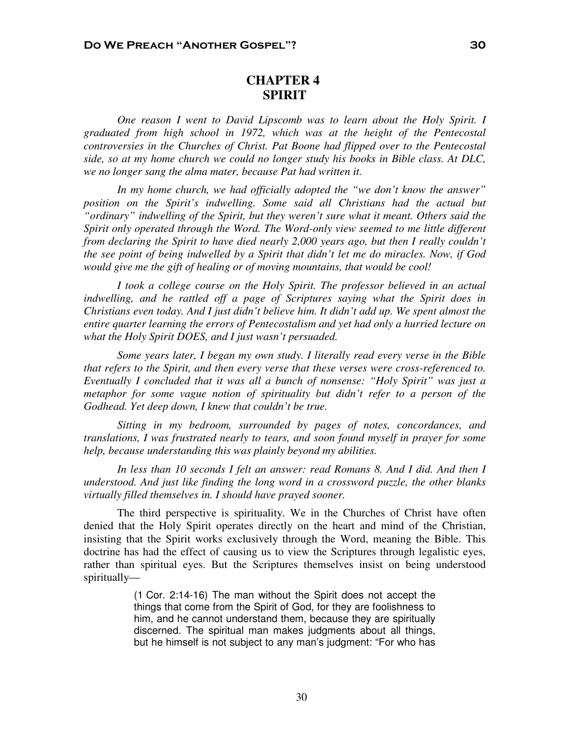# CHAPTER 4
# SPIRIT

*One reason I went to David Lipscomb was to learn about the Holy Spirit. I graduated from high school in 1972, which was at the height of the Pentecostal controversies in the Churches of Christ. Pat Boone had flipped over to the Pentecostal side, so at my home church we could no longer study his books in Bible class. At DLC, we no longer sang the alma mater, because Pat had written it.*

*In my home church, we had officially adopted the "we don't know the answer" position on the Spirit's indwelling. Some said all Christians had the actual but "ordinary" indwelling of the Spirit, but they weren't sure what it meant. Others said the Spirit only operated through the Word. The Word-only view seemed to me little different from declaring the Spirit to have died nearly 2,000 years ago, but then I really couldn't the see point of being indwelled by a Spirit that didn't let me do miracles. Now, if God would give me the gift of healing or of moving mountains, that would be cool!*

*I took a college course on the Holy Spirit. The professor believed in an actual indwelling, and he rattled off a page of Scriptures saying what the Spirit does in Christians even today. And I just didn't believe him. It didn't add up. We spent almost the entire quarter learning the errors of Pentecostalism and yet had only a hurried lecture on what the Holy Spirit DOES, and I just wasn't persuaded.*

*Some years later, I began my own study. I literally read every verse in the Bible that refers to the Spirit, and then every verse that these verses were cross-referenced to. Eventually I concluded that it was all a bunch of nonsense: "Holy Spirit" was just a metaphor for some vague notion of spirituality but didn't refer to a person of the Godhead. Yet deep down, I knew that couldn't be true.*

*Sitting in my bedroom, surrounded by pages of notes, concordances, and translations, I was frustrated nearly to tears, and soon found myself in prayer for some help, because understanding this was plainly beyond my abilities.*

*In less than 10 seconds I felt an answer: read Romans 8. And I did. And then I understood. And just like finding the long word in a crossword puzzle, the other blanks virtually filled themselves in. I should have prayed sooner.*

The third perspective is spirituality. We in the Churches of Christ have often denied that the Holy Spirit operates directly on the heart and mind of the Christian, insisting that the Spirit works exclusively through the Word, meaning the Bible. This doctrine has had the effect of causing us to view the Scriptures through legalistic eyes, rather than spiritual eyes. But the Scriptures themselves insist on being understood spiritually—

> (1 Cor. 2:14-16) The man without the Spirit does not accept the things that come from the Spirit of God, for they are foolishness to him, and he cannot understand them, because they are spiritually discerned. The spiritual man makes judgments about all things, but he himself is not subject to any man's judgment: "For who has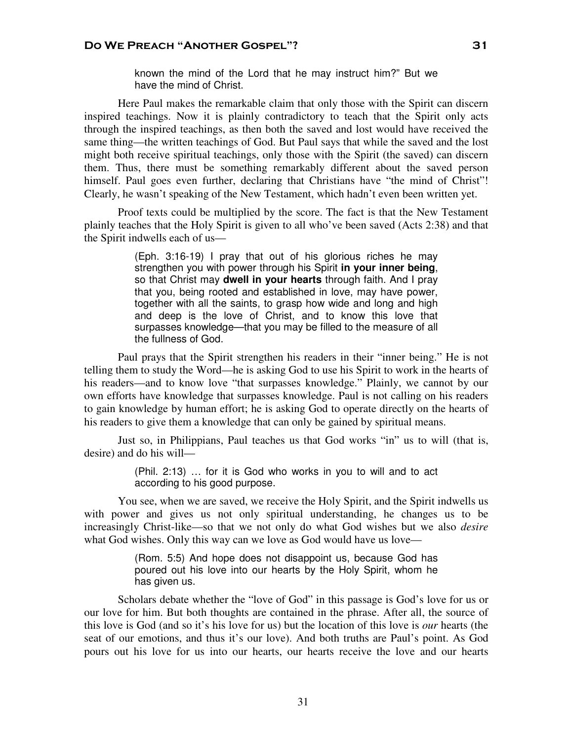> known the mind of the Lord that he may instruct him?" But we have the mind of Christ.

Here Paul makes the remarkable claim that only those with the Spirit can discern inspired teachings. Now it is plainly contradictory to teach that the Spirit only acts through the inspired teachings, as then both the saved and lost would have received the same thing—the written teachings of God. But Paul says that while the saved and the lost might both receive spiritual teachings, only those with the Spirit (the saved) can discern them. Thus, there must be something remarkably different about the saved person himself. Paul goes even further, declaring that Christians have "the mind of Christ"! Clearly, he wasn't speaking of the New Testament, which hadn't even been written yet.

Proof texts could be multiplied by the score. The fact is that the New Testament plainly teaches that the Holy Spirit is given to all who've been saved (Acts 2:38) and that the Spirit indwells each of us—

> (Eph. 3:16-19) I pray that out of his glorious riches he may strengthen you with power through his Spirit **in your inner being**, so that Christ may **dwell in your hearts** through faith. And I pray that you, being rooted and established in love, may have power, together with all the saints, to grasp how wide and long and high and deep is the love of Christ, and to know this love that surpasses knowledge—that you may be filled to the measure of all the fullness of God.

Paul prays that the Spirit strengthen his readers in their "inner being." He is not telling them to study the Word—he is asking God to use his Spirit to work in the hearts of his readers—and to know love "that surpasses knowledge." Plainly, we cannot by our own efforts have knowledge that surpasses knowledge. Paul is not calling on his readers to gain knowledge by human effort; he is asking God to operate directly on the hearts of his readers to give them a knowledge that can only be gained by spiritual means.

Just so, in Philippians, Paul teaches us that God works "in" us to will (that is, desire) and do his will—

> (Phil. 2:13) … for it is God who works in you to will and to act according to his good purpose.

You see, when we are saved, we receive the Holy Spirit, and the Spirit indwells us with power and gives us not only spiritual understanding, he changes us to be increasingly Christ-like—so that we not only do what God wishes but we also *desire* what God wishes. Only this way can we love as God would have us love—

> (Rom. 5:5) And hope does not disappoint us, because God has poured out his love into our hearts by the Holy Spirit, whom he has given us.

Scholars debate whether the "love of God" in this passage is God's love for us or our love for him. But both thoughts are contained in the phrase. After all, the source of this love is God (and so it's his love for us) but the location of this love is *our* hearts (the seat of our emotions, and thus it's our love). And both truths are Paul's point. As God pours out his love for us into our hearts, our hearts receive the love and our hearts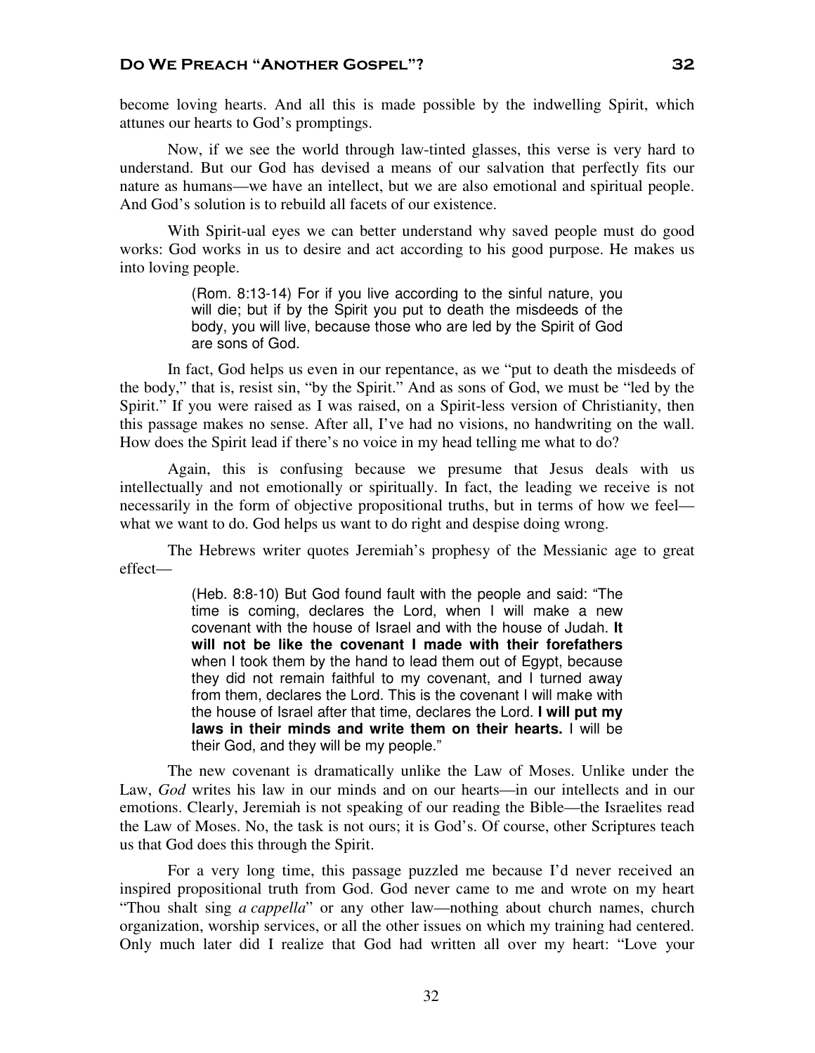become loving hearts. And all this is made possible by the indwelling Spirit, which attunes our hearts to God's promptings.

Now, if we see the world through law-tinted glasses, this verse is very hard to understand. But our God has devised a means of our salvation that perfectly fits our nature as humans—we have an intellect, but we are also emotional and spiritual people. And God's solution is to rebuild all facets of our existence.

With Spirit-ual eyes we can better understand why saved people must do good works: God works in us to desire and act according to his good purpose. He makes us into loving people.

> (Rom. 8:13-14) For if you live according to the sinful nature, you will die; but if by the Spirit you put to death the misdeeds of the body, you will live, because those who are led by the Spirit of God are sons of God.

In fact, God helps us even in our repentance, as we "put to death the misdeeds of the body," that is, resist sin, "by the Spirit." And as sons of God, we must be "led by the Spirit." If you were raised as I was raised, on a Spirit-less version of Christianity, then this passage makes no sense. After all, I've had no visions, no handwriting on the wall. How does the Spirit lead if there's no voice in my head telling me what to do?

Again, this is confusing because we presume that Jesus deals with us intellectually and not emotionally or spiritually. In fact, the leading we receive is not necessarily in the form of objective propositional truths, but in terms of how we feel—what we want to do. God helps us want to do right and despise doing wrong.

The Hebrews writer quotes Jeremiah's prophesy of the Messianic age to great effect—

> (Heb. 8:8-10) But God found fault with the people and said: "The time is coming, declares the Lord, when I will make a new covenant with the house of Israel and with the house of Judah. **It will not be like the covenant I made with their forefathers** when I took them by the hand to lead them out of Egypt, because they did not remain faithful to my covenant, and I turned away from them, declares the Lord. This is the covenant I will make with the house of Israel after that time, declares the Lord. **I will put my laws in their minds and write them on their hearts.** I will be their God, and they will be my people."

The new covenant is dramatically unlike the Law of Moses. Unlike under the Law, *God* writes his law in our minds and on our hearts—in our intellects and in our emotions. Clearly, Jeremiah is not speaking of our reading the Bible—the Israelites read the Law of Moses. No, the task is not ours; it is God's. Of course, other Scriptures teach us that God does this through the Spirit.

For a very long time, this passage puzzled me because I'd never received an inspired propositional truth from God. God never came to me and wrote on my heart "Thou shalt sing *a cappella*" or any other law—nothing about church names, church organization, worship services, or all the other issues on which my training had centered. Only much later did I realize that God had written all over my heart: "Love your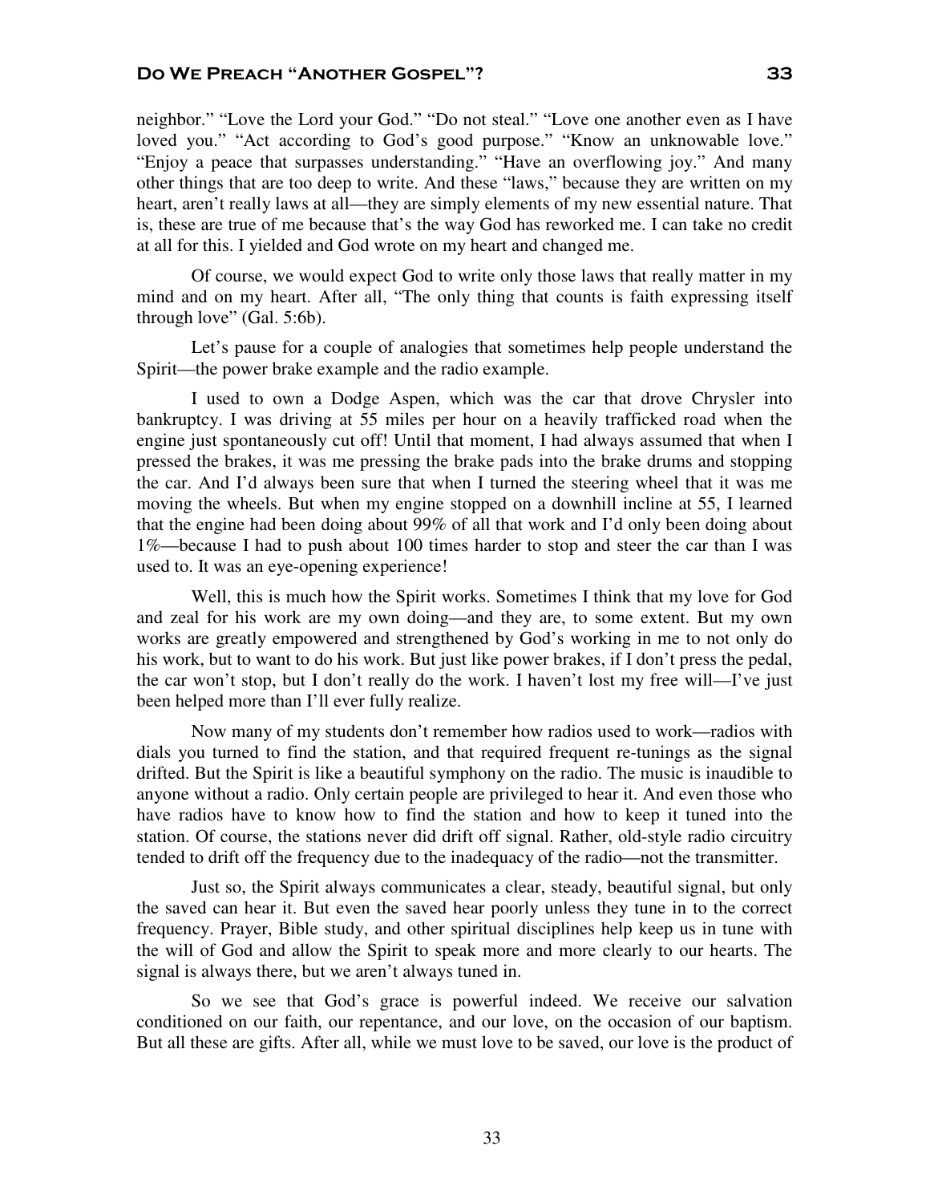neighbor." "Love the Lord your God." "Do not steal." "Love one another even as I have loved you." "Act according to God's good purpose." "Know an unknowable love." "Enjoy a peace that surpasses understanding." "Have an overflowing joy." And many other things that are too deep to write. And these "laws," because they are written on my heart, aren't really laws at all—they are simply elements of my new essential nature. That is, these are true of me because that's the way God has reworked me. I can take no credit at all for this. I yielded and God wrote on my heart and changed me.

Of course, we would expect God to write only those laws that really matter in my mind and on my heart. After all, "The only thing that counts is faith expressing itself through love" (Gal. 5:6b).

Let's pause for a couple of analogies that sometimes help people understand the Spirit—the power brake example and the radio example.

I used to own a Dodge Aspen, which was the car that drove Chrysler into bankruptcy. I was driving at 55 miles per hour on a heavily trafficked road when the engine just spontaneously cut off! Until that moment, I had always assumed that when I pressed the brakes, it was me pressing the brake pads into the brake drums and stopping the car. And I'd always been sure that when I turned the steering wheel that it was me moving the wheels. But when my engine stopped on a downhill incline at 55, I learned that the engine had been doing about 99% of all that work and I'd only been doing about 1%—because I had to push about 100 times harder to stop and steer the car than I was used to. It was an eye-opening experience!

Well, this is much how the Spirit works. Sometimes I think that my love for God and zeal for his work are my own doing—and they are, to some extent. But my own works are greatly empowered and strengthened by God's working in me to not only do his work, but to want to do his work. But just like power brakes, if I don't press the pedal, the car won't stop, but I don't really do the work. I haven't lost my free will—I've just been helped more than I'll ever fully realize.

Now many of my students don't remember how radios used to work—radios with dials you turned to find the station, and that required frequent re-tunings as the signal drifted. But the Spirit is like a beautiful symphony on the radio. The music is inaudible to anyone without a radio. Only certain people are privileged to hear it. And even those who have radios have to know how to find the station and how to keep it tuned into the station. Of course, the stations never did drift off signal. Rather, old-style radio circuitry tended to drift off the frequency due to the inadequacy of the radio—not the transmitter.

Just so, the Spirit always communicates a clear, steady, beautiful signal, but only the saved can hear it. But even the saved hear poorly unless they tune in to the correct frequency. Prayer, Bible study, and other spiritual disciplines help keep us in tune with the will of God and allow the Spirit to speak more and more clearly to our hearts. The signal is always there, but we aren't always tuned in.

So we see that God's grace is powerful indeed. We receive our salvation conditioned on our faith, our repentance, and our love, on the occasion of our baptism. But all these are gifts. After all, while we must love to be saved, our love is the product of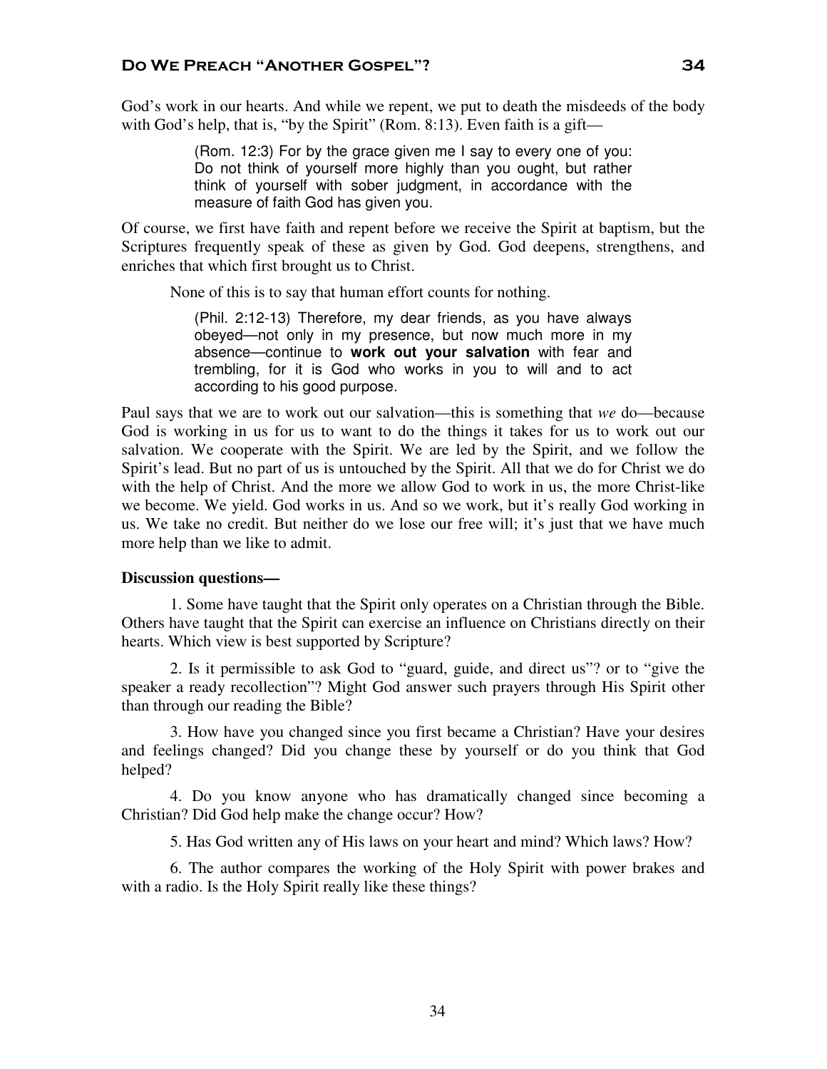God's work in our hearts. And while we repent, we put to death the misdeeds of the body with God's help, that is, "by the Spirit" (Rom. 8:13). Even faith is a gift—

> (Rom. 12:3) For by the grace given me I say to every one of you: Do not think of yourself more highly than you ought, but rather think of yourself with sober judgment, in accordance with the measure of faith God has given you.

Of course, we first have faith and repent before we receive the Spirit at baptism, but the Scriptures frequently speak of these as given by God. God deepens, strengthens, and enriches that which first brought us to Christ.

None of this is to say that human effort counts for nothing.

> (Phil. 2:12-13) Therefore, my dear friends, as you have always obeyed—not only in my presence, but now much more in my absence—continue to **work out your salvation** with fear and trembling, for it is God who works in you to will and to act according to his good purpose.

Paul says that we are to work out our salvation—this is something that *we* do—because God is working in us for us to want to do the things it takes for us to work out our salvation. We cooperate with the Spirit. We are led by the Spirit, and we follow the Spirit's lead. But no part of us is untouched by the Spirit. All that we do for Christ we do with the help of Christ. And the more we allow God to work in us, the more Christ-like we become. We yield. God works in us. And so we work, but it's really God working in us. We take no credit. But neither do we lose our free will; it's just that we have much more help than we like to admit.

**Discussion questions—**

1. Some have taught that the Spirit only operates on a Christian through the Bible. Others have taught that the Spirit can exercise an influence on Christians directly on their hearts. Which view is best supported by Scripture?

2. Is it permissible to ask God to "guard, guide, and direct us"? or to "give the speaker a ready recollection"? Might God answer such prayers through His Spirit other than through our reading the Bible?

3. How have you changed since you first became a Christian? Have your desires and feelings changed? Did you change these by yourself or do you think that God helped?

4. Do you know anyone who has dramatically changed since becoming a Christian? Did God help make the change occur? How?

5. Has God written any of His laws on your heart and mind? Which laws? How?

6. The author compares the working of the Holy Spirit with power brakes and with a radio. Is the Holy Spirit really like these things?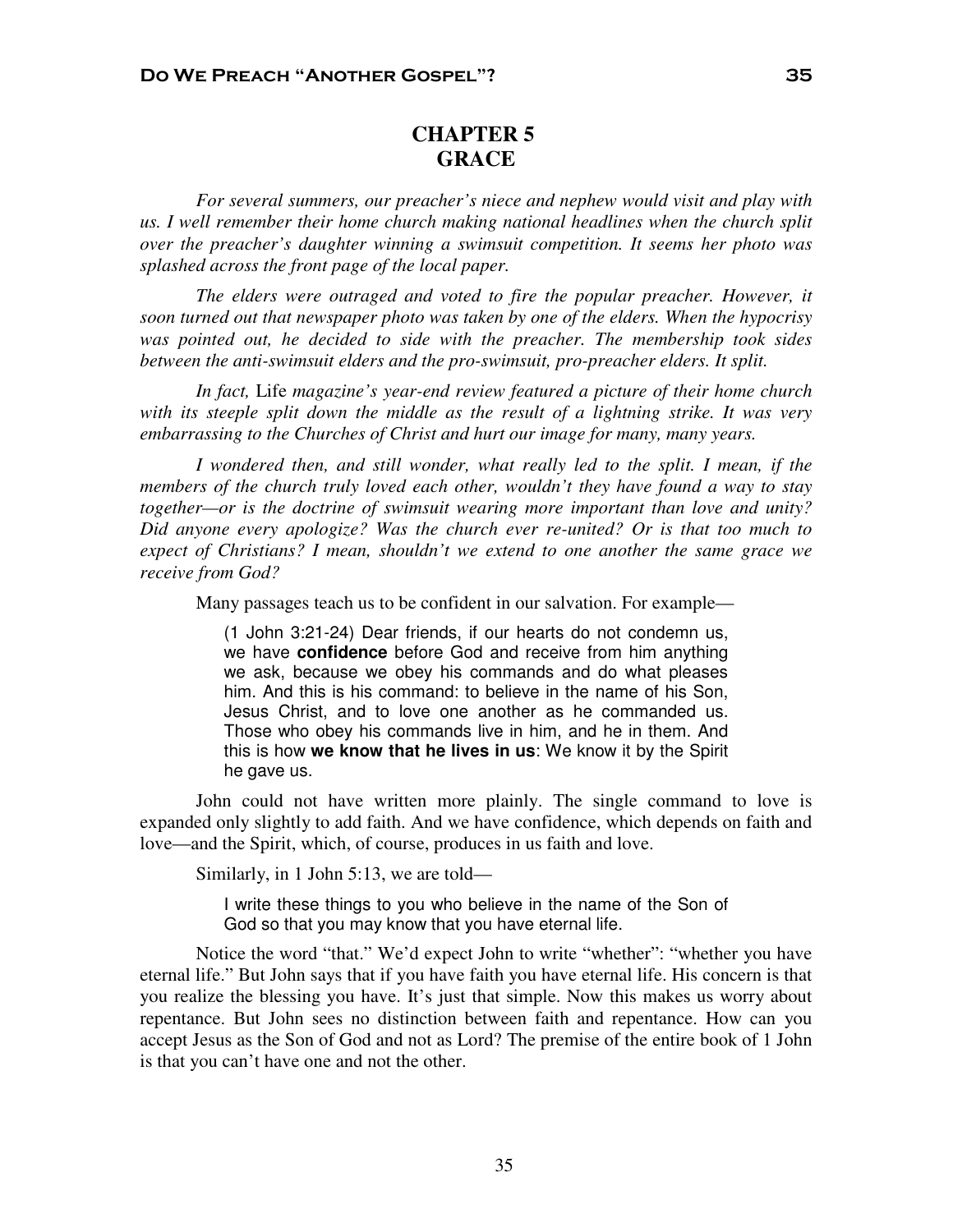# CHAPTER 5
# GRACE

*For several summers, our preacher's niece and nephew would visit and play with us. I well remember their home church making national headlines when the church split over the preacher's daughter winning a swimsuit competition. It seems her photo was splashed across the front page of the local paper.*

*The elders were outraged and voted to fire the popular preacher. However, it soon turned out that newspaper photo was taken by one of the elders. When the hypocrisy was pointed out, he decided to side with the preacher. The membership took sides between the anti-swimsuit elders and the pro-swimsuit, pro-preacher elders. It split.*

*In fact,* Life *magazine's year-end review featured a picture of their home church with its steeple split down the middle as the result of a lightning strike. It was very embarrassing to the Churches of Christ and hurt our image for many, many years.*

*I wondered then, and still wonder, what really led to the split. I mean, if the members of the church truly loved each other, wouldn't they have found a way to stay together—or is the doctrine of swimsuit wearing more important than love and unity? Did anyone every apologize? Was the church ever re-united? Or is that too much to expect of Christians? I mean, shouldn't we extend to one another the same grace we receive from God?*

Many passages teach us to be confident in our salvation. For example—

> (1 John 3:21-24) Dear friends, if our hearts do not condemn us, we have **confidence** before God and receive from him anything we ask, because we obey his commands and do what pleases him. And this is his command: to believe in the name of his Son, Jesus Christ, and to love one another as he commanded us. Those who obey his commands live in him, and he in them. And this is how **we know that he lives in us**: We know it by the Spirit he gave us.

John could not have written more plainly. The single command to love is expanded only slightly to add faith. And we have confidence, which depends on faith and love—and the Spirit, which, of course, produces in us faith and love.

Similarly, in 1 John 5:13, we are told—

> I write these things to you who believe in the name of the Son of God so that you may know that you have eternal life.

Notice the word "that." We'd expect John to write "whether": "whether you have eternal life." But John says that if you have faith you have eternal life. His concern is that you realize the blessing you have. It's just that simple. Now this makes us worry about repentance. But John sees no distinction between faith and repentance. How can you accept Jesus as the Son of God and not as Lord? The premise of the entire book of 1 John is that you can't have one and not the other.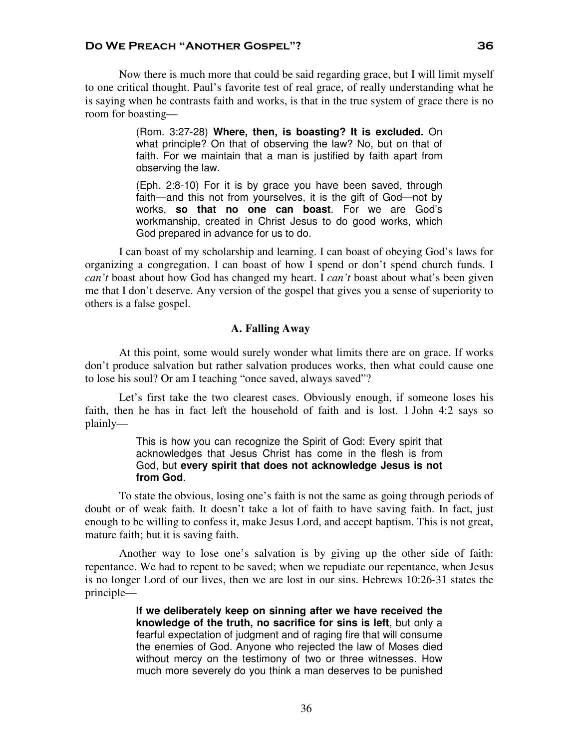Now there is much more that could be said regarding grace, but I will limit myself to one critical thought. Paul's favorite test of real grace, of really understanding what he is saying when he contrasts faith and works, is that in the true system of grace there is no room for boasting—

> (Rom. 3:27-28) **Where, then, is boasting? It is excluded.** On what principle? On that of observing the law? No, but on that of faith. For we maintain that a man is justified by faith apart from observing the law.
>
> (Eph. 2:8-10) For it is by grace you have been saved, through faith—and this not from yourselves, it is the gift of God—not by works, **so that no one can boast**. For we are God's workmanship, created in Christ Jesus to do good works, which God prepared in advance for us to do.

I can boast of my scholarship and learning. I can boast of obeying God's laws for organizing a congregation. I can boast of how I spend or don't spend church funds. I *can't* boast about how God has changed my heart. I *can't* boast about what's been given me that I don't deserve. Any version of the gospel that gives you a sense of superiority to others is a false gospel.

### A. Falling Away

At this point, some would surely wonder what limits there are on grace. If works don't produce salvation but rather salvation produces works, then what could cause one to lose his soul? Or am I teaching "once saved, always saved"?

Let's first take the two clearest cases. Obviously enough, if someone loses his faith, then he has in fact left the household of faith and is lost. 1 John 4:2 says so plainly—

> This is how you can recognize the Spirit of God: Every spirit that acknowledges that Jesus Christ has come in the flesh is from God, but **every spirit that does not acknowledge Jesus is not from God**.

To state the obvious, losing one's faith is not the same as going through periods of doubt or of weak faith. It doesn't take a lot of faith to have saving faith. In fact, just enough to be willing to confess it, make Jesus Lord, and accept baptism. This is not great, mature faith; but it is saving faith.

Another way to lose one's salvation is by giving up the other side of faith: repentance. We had to repent to be saved; when we repudiate our repentance, when Jesus is no longer Lord of our lives, then we are lost in our sins. Hebrews 10:26-31 states the principle—

> **If we deliberately keep on sinning after we have received the knowledge of the truth, no sacrifice for sins is left**, but only a fearful expectation of judgment and of raging fire that will consume the enemies of God. Anyone who rejected the law of Moses died without mercy on the testimony of two or three witnesses. How much more severely do you think a man deserves to be punished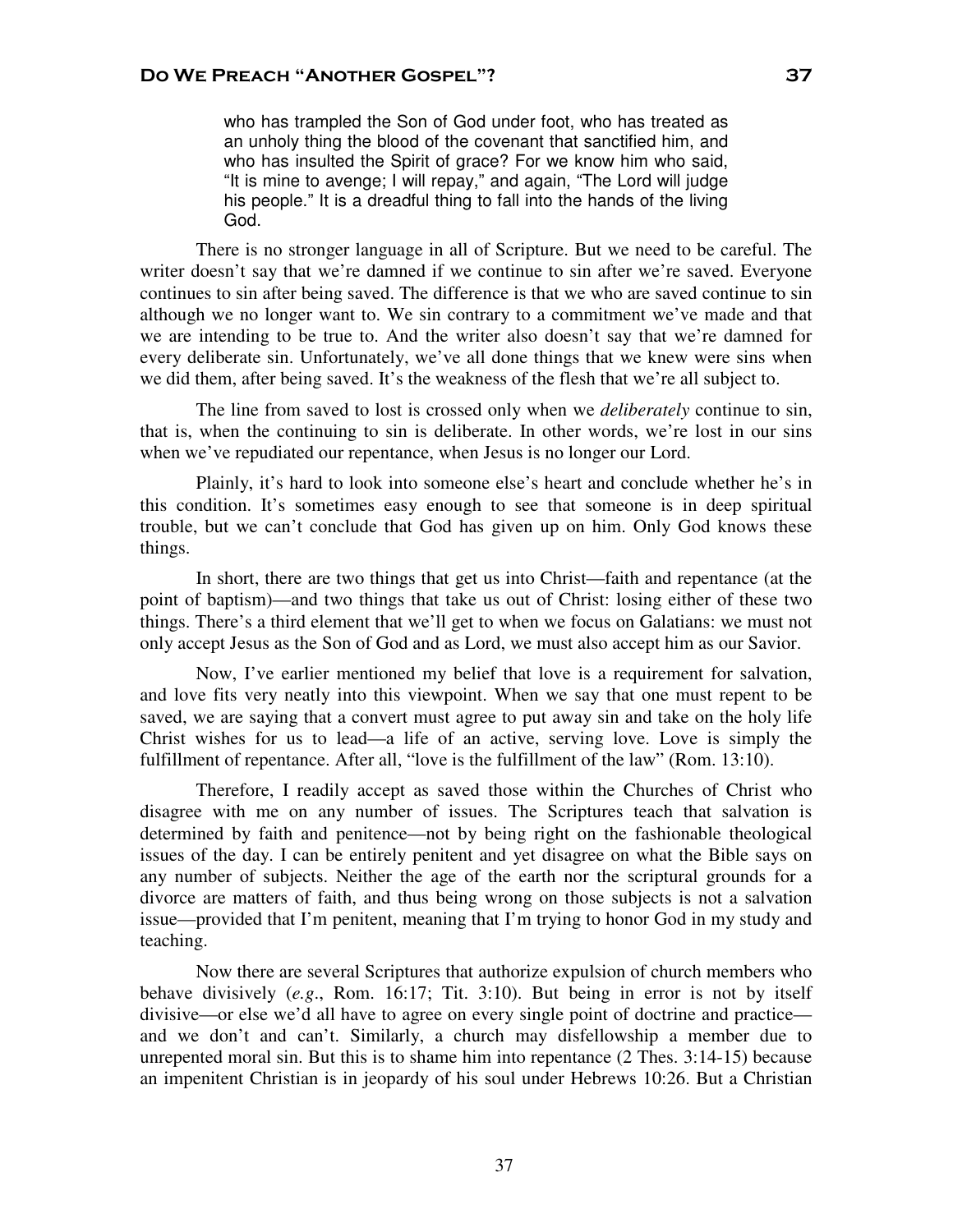> who has trampled the Son of God under foot, who has treated as an unholy thing the blood of the covenant that sanctified him, and who has insulted the Spirit of grace? For we know him who said, "It is mine to avenge; I will repay," and again, "The Lord will judge his people." It is a dreadful thing to fall into the hands of the living God.

There is no stronger language in all of Scripture. But we need to be careful. The writer doesn't say that we're damned if we continue to sin after we're saved. Everyone continues to sin after being saved. The difference is that we who are saved continue to sin although we no longer want to. We sin contrary to a commitment we've made and that we are intending to be true to. And the writer also doesn't say that we're damned for every deliberate sin. Unfortunately, we've all done things that we knew were sins when we did them, after being saved. It's the weakness of the flesh that we're all subject to.

The line from saved to lost is crossed only when we *deliberately* continue to sin, that is, when the continuing to sin is deliberate. In other words, we're lost in our sins when we've repudiated our repentance, when Jesus is no longer our Lord.

Plainly, it's hard to look into someone else's heart and conclude whether he's in this condition. It's sometimes easy enough to see that someone is in deep spiritual trouble, but we can't conclude that God has given up on him. Only God knows these things.

In short, there are two things that get us into Christ—faith and repentance (at the point of baptism)—and two things that take us out of Christ: losing either of these two things. There's a third element that we'll get to when we focus on Galatians: we must not only accept Jesus as the Son of God and as Lord, we must also accept him as our Savior.

Now, I've earlier mentioned my belief that love is a requirement for salvation, and love fits very neatly into this viewpoint. When we say that one must repent to be saved, we are saying that a convert must agree to put away sin and take on the holy life Christ wishes for us to lead—a life of an active, serving love. Love is simply the fulfillment of repentance. After all, "love is the fulfillment of the law" (Rom. 13:10).

Therefore, I readily accept as saved those within the Churches of Christ who disagree with me on any number of issues. The Scriptures teach that salvation is determined by faith and penitence—not by being right on the fashionable theological issues of the day. I can be entirely penitent and yet disagree on what the Bible says on any number of subjects. Neither the age of the earth nor the scriptural grounds for a divorce are matters of faith, and thus being wrong on those subjects is not a salvation issue—provided that I'm penitent, meaning that I'm trying to honor God in my study and teaching.

Now there are several Scriptures that authorize expulsion of church members who behave divisively (*e.g.*, Rom. 16:17; Tit. 3:10). But being in error is not by itself divisive—or else we'd all have to agree on every single point of doctrine and practice—and we don't and can't. Similarly, a church may disfellowship a member due to unrepented moral sin. But this is to shame him into repentance (2 Thes. 3:14-15) because an impenitent Christian is in jeopardy of his soul under Hebrews 10:26. But a Christian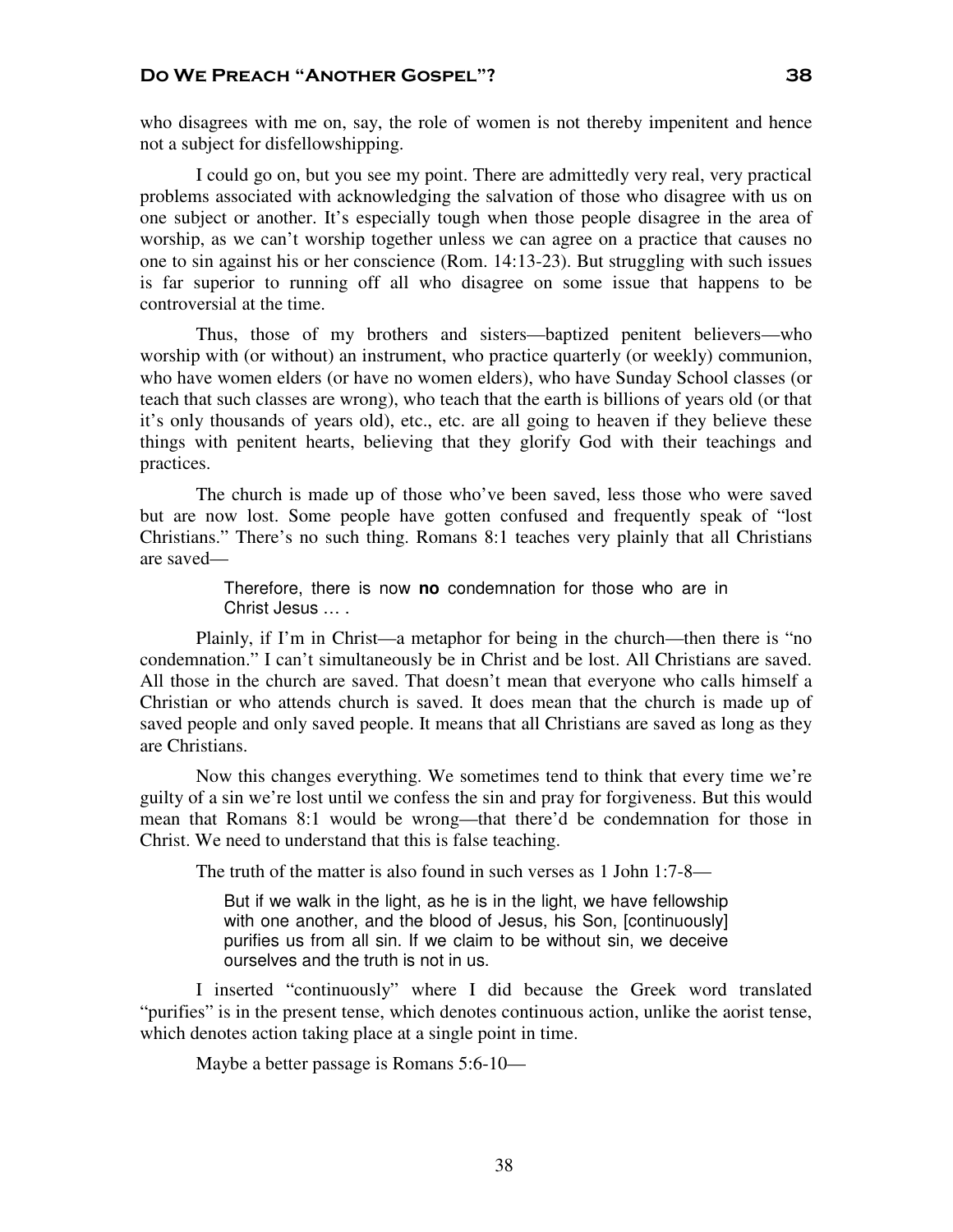who disagrees with me on, say, the role of women is not thereby impenitent and hence not a subject for disfellowshipping.

I could go on, but you see my point. There are admittedly very real, very practical problems associated with acknowledging the salvation of those who disagree with us on one subject or another. It's especially tough when those people disagree in the area of worship, as we can't worship together unless we can agree on a practice that causes no one to sin against his or her conscience (Rom. 14:13-23). But struggling with such issues is far superior to running off all who disagree on some issue that happens to be controversial at the time.

Thus, those of my brothers and sisters—baptized penitent believers—who worship with (or without) an instrument, who practice quarterly (or weekly) communion, who have women elders (or have no women elders), who have Sunday School classes (or teach that such classes are wrong), who teach that the earth is billions of years old (or that it's only thousands of years old), etc., etc. are all going to heaven if they believe these things with penitent hearts, believing that they glorify God with their teachings and practices.

The church is made up of those who've been saved, less those who were saved but are now lost. Some people have gotten confused and frequently speak of "lost Christians." There's no such thing. Romans 8:1 teaches very plainly that all Christians are saved—

> Therefore, there is now **no** condemnation for those who are in Christ Jesus … .

Plainly, if I'm in Christ—a metaphor for being in the church—then there is "no condemnation." I can't simultaneously be in Christ and be lost. All Christians are saved. All those in the church are saved. That doesn't mean that everyone who calls himself a Christian or who attends church is saved. It does mean that the church is made up of saved people and only saved people. It means that all Christians are saved as long as they are Christians.

Now this changes everything. We sometimes tend to think that every time we're guilty of a sin we're lost until we confess the sin and pray for forgiveness. But this would mean that Romans 8:1 would be wrong—that there'd be condemnation for those in Christ. We need to understand that this is false teaching.

The truth of the matter is also found in such verses as 1 John 1:7-8—

> But if we walk in the light, as he is in the light, we have fellowship with one another, and the blood of Jesus, his Son, [continuously] purifies us from all sin. If we claim to be without sin, we deceive ourselves and the truth is not in us.

I inserted "continuously" where I did because the Greek word translated "purifies" is in the present tense, which denotes continuous action, unlike the aorist tense, which denotes action taking place at a single point in time.

Maybe a better passage is Romans 5:6-10—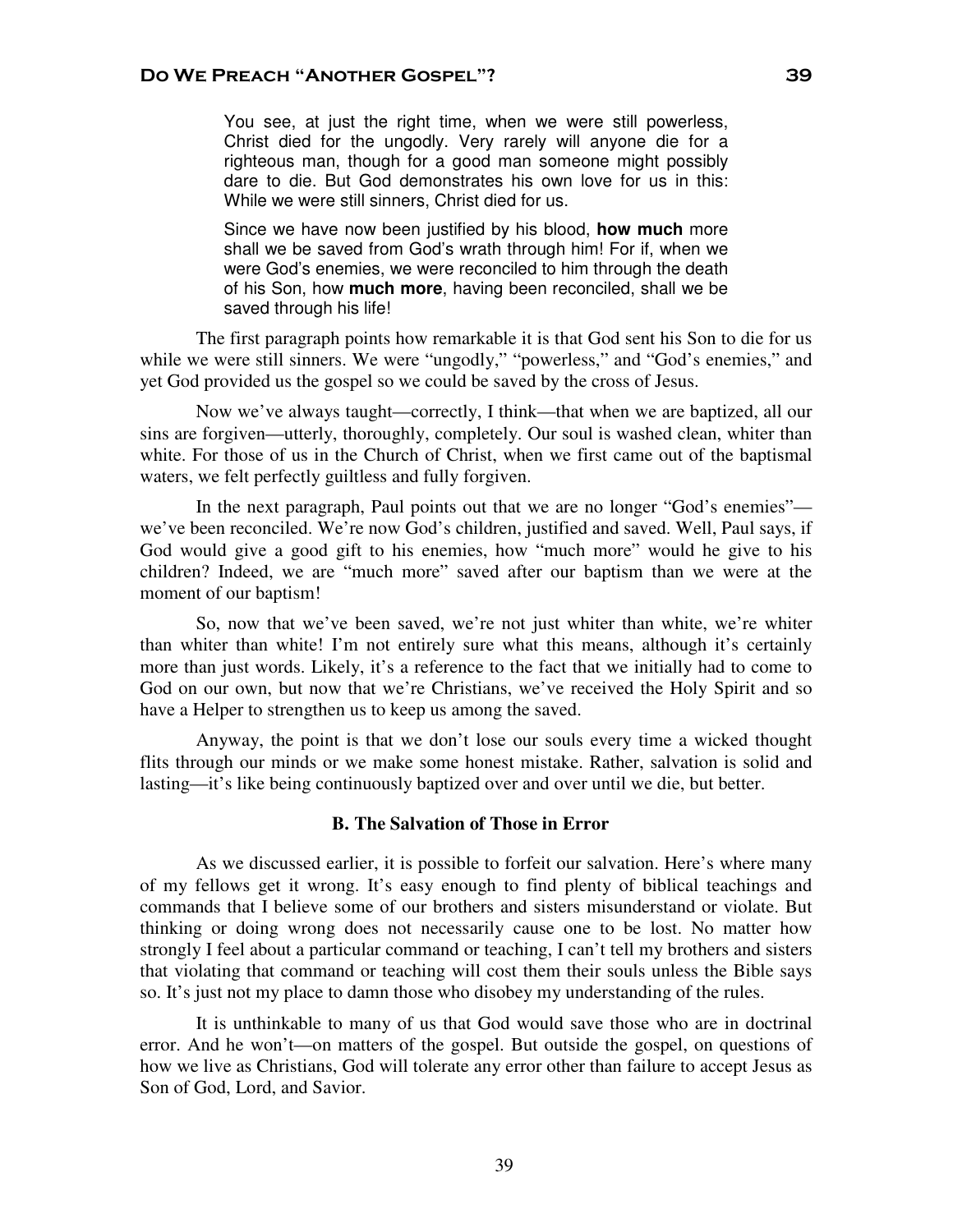> You see, at just the right time, when we were still powerless, Christ died for the ungodly. Very rarely will anyone die for a righteous man, though for a good man someone might possibly dare to die. But God demonstrates his own love for us in this: While we were still sinners, Christ died for us.
>
> Since we have now been justified by his blood, **how much** more shall we be saved from God's wrath through him! For if, when we were God's enemies, we were reconciled to him through the death of his Son, how **much more**, having been reconciled, shall we be saved through his life!

The first paragraph points how remarkable it is that God sent his Son to die for us while we were still sinners. We were "ungodly," "powerless," and "God's enemies," and yet God provided us the gospel so we could be saved by the cross of Jesus.

Now we've always taught—correctly, I think—that when we are baptized, all our sins are forgiven—utterly, thoroughly, completely. Our soul is washed clean, whiter than white. For those of us in the Church of Christ, when we first came out of the baptismal waters, we felt perfectly guiltless and fully forgiven.

In the next paragraph, Paul points out that we are no longer "God's enemies"—we've been reconciled. We're now God's children, justified and saved. Well, Paul says, if God would give a good gift to his enemies, how "much more" would he give to his children? Indeed, we are "much more" saved after our baptism than we were at the moment of our baptism!

So, now that we've been saved, we're not just whiter than white, we're whiter than whiter than white! I'm not entirely sure what this means, although it's certainly more than just words. Likely, it's a reference to the fact that we initially had to come to God on our own, but now that we're Christians, we've received the Holy Spirit and so have a Helper to strengthen us to keep us among the saved.

Anyway, the point is that we don't lose our souls every time a wicked thought flits through our minds or we make some honest mistake. Rather, salvation is solid and lasting—it's like being continuously baptized over and over until we die, but better.

### B. The Salvation of Those in Error

As we discussed earlier, it is possible to forfeit our salvation. Here's where many of my fellows get it wrong. It's easy enough to find plenty of biblical teachings and commands that I believe some of our brothers and sisters misunderstand or violate. But thinking or doing wrong does not necessarily cause one to be lost. No matter how strongly I feel about a particular command or teaching, I can't tell my brothers and sisters that violating that command or teaching will cost them their souls unless the Bible says so. It's just not my place to damn those who disobey my understanding of the rules.

It is unthinkable to many of us that God would save those who are in doctrinal error. And he won't—on matters of the gospel. But outside the gospel, on questions of how we live as Christians, God will tolerate any error other than failure to accept Jesus as Son of God, Lord, and Savior.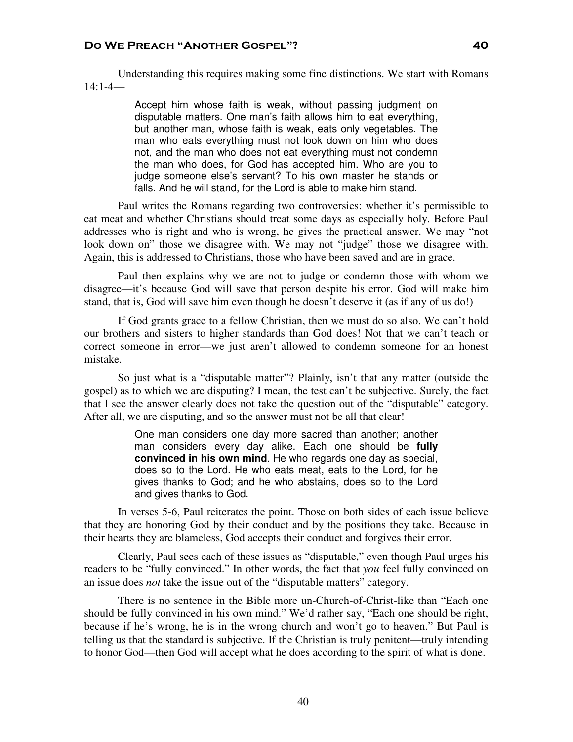Understanding this requires making some fine distinctions. We start with Romans 14:1-4—

> Accept him whose faith is weak, without passing judgment on disputable matters. One man's faith allows him to eat everything, but another man, whose faith is weak, eats only vegetables. The man who eats everything must not look down on him who does not, and the man who does not eat everything must not condemn the man who does, for God has accepted him. Who are you to judge someone else's servant? To his own master he stands or falls. And he will stand, for the Lord is able to make him stand.

Paul writes the Romans regarding two controversies: whether it's permissible to eat meat and whether Christians should treat some days as especially holy. Before Paul addresses who is right and who is wrong, he gives the practical answer. We may "not look down on" those we disagree with. We may not "judge" those we disagree with. Again, this is addressed to Christians, those who have been saved and are in grace.

Paul then explains why we are not to judge or condemn those with whom we disagree—it's because God will save that person despite his error. God will make him stand, that is, God will save him even though he doesn't deserve it (as if any of us do!)

If God grants grace to a fellow Christian, then we must do so also. We can't hold our brothers and sisters to higher standards than God does! Not that we can't teach or correct someone in error—we just aren't allowed to condemn someone for an honest mistake.

So just what is a "disputable matter"? Plainly, isn't that any matter (outside the gospel) as to which we are disputing? I mean, the test can't be subjective. Surely, the fact that I see the answer clearly does not take the question out of the "disputable" category. After all, we are disputing, and so the answer must not be all that clear!

> One man considers one day more sacred than another; another man considers every day alike. Each one should be **fully convinced in his own mind**. He who regards one day as special, does so to the Lord. He who eats meat, eats to the Lord, for he gives thanks to God; and he who abstains, does so to the Lord and gives thanks to God.

In verses 5-6, Paul reiterates the point. Those on both sides of each issue believe that they are honoring God by their conduct and by the positions they take. Because in their hearts they are blameless, God accepts their conduct and forgives their error.

Clearly, Paul sees each of these issues as "disputable," even though Paul urges his readers to be "fully convinced." In other words, the fact that *you* feel fully convinced on an issue does *not* take the issue out of the "disputable matters" category.

There is no sentence in the Bible more un-Church-of-Christ-like than "Each one should be fully convinced in his own mind." We'd rather say, "Each one should be right, because if he's wrong, he is in the wrong church and won't go to heaven." But Paul is telling us that the standard is subjective. If the Christian is truly penitent—truly intending to honor God—then God will accept what he does according to the spirit of what is done.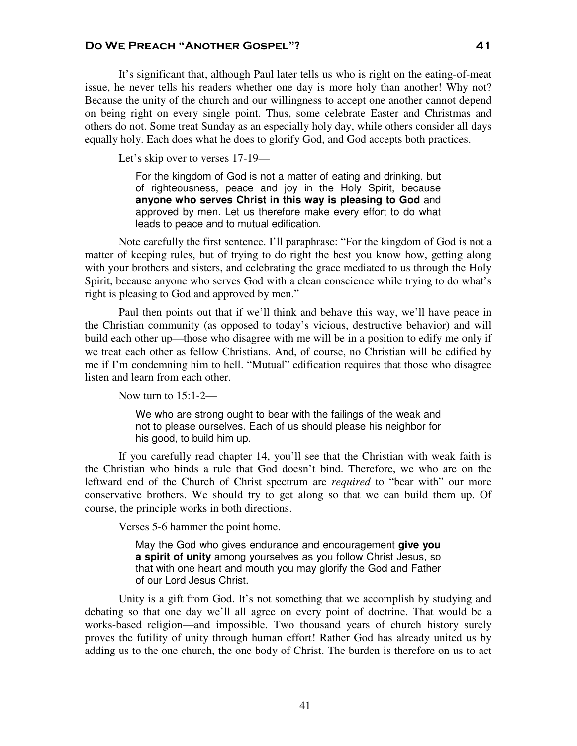It's significant that, although Paul later tells us who is right on the eating-of-meat issue, he never tells his readers whether one day is more holy than another! Why not? Because the unity of the church and our willingness to accept one another cannot depend on being right on every single point. Thus, some celebrate Easter and Christmas and others do not. Some treat Sunday as an especially holy day, while others consider all days equally holy. Each does what he does to glorify God, and God accepts both practices.

Let's skip over to verses 17-19—

> For the kingdom of God is not a matter of eating and drinking, but of righteousness, peace and joy in the Holy Spirit, because **anyone who serves Christ in this way is pleasing to God** and approved by men. Let us therefore make every effort to do what leads to peace and to mutual edification.

Note carefully the first sentence. I'll paraphrase: "For the kingdom of God is not a matter of keeping rules, but of trying to do right the best you know how, getting along with your brothers and sisters, and celebrating the grace mediated to us through the Holy Spirit, because anyone who serves God with a clean conscience while trying to do what's right is pleasing to God and approved by men."

Paul then points out that if we'll think and behave this way, we'll have peace in the Christian community (as opposed to today's vicious, destructive behavior) and will build each other up—those who disagree with me will be in a position to edify me only if we treat each other as fellow Christians. And, of course, no Christian will be edified by me if I'm condemning him to hell. "Mutual" edification requires that those who disagree listen and learn from each other.

Now turn to 15:1-2—

> We who are strong ought to bear with the failings of the weak and not to please ourselves. Each of us should please his neighbor for his good, to build him up.

If you carefully read chapter 14, you'll see that the Christian with weak faith is the Christian who binds a rule that God doesn't bind. Therefore, we who are on the leftward end of the Church of Christ spectrum are *required* to "bear with" our more conservative brothers. We should try to get along so that we can build them up. Of course, the principle works in both directions.

Verses 5-6 hammer the point home.

> May the God who gives endurance and encouragement **give you a spirit of unity** among yourselves as you follow Christ Jesus, so that with one heart and mouth you may glorify the God and Father of our Lord Jesus Christ.

Unity is a gift from God. It's not something that we accomplish by studying and debating so that one day we'll all agree on every point of doctrine. That would be a works-based religion—and impossible. Two thousand years of church history surely proves the futility of unity through human effort! Rather God has already united us by adding us to the one church, the one body of Christ. The burden is therefore on us to act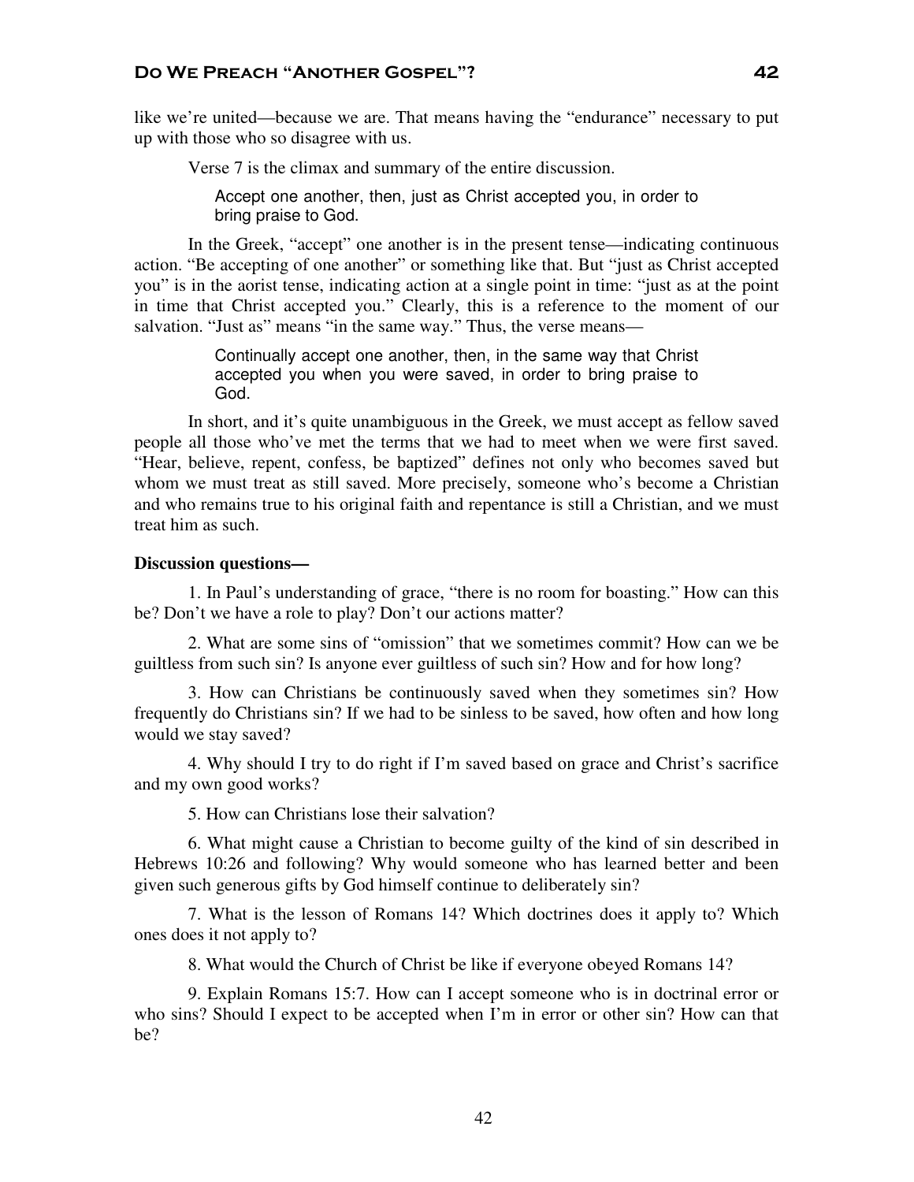like we're united—because we are. That means having the "endurance" necessary to put up with those who so disagree with us.

Verse 7 is the climax and summary of the entire discussion.

> Accept one another, then, just as Christ accepted you, in order to bring praise to God.

In the Greek, "accept" one another is in the present tense—indicating continuous action. "Be accepting of one another" or something like that. But "just as Christ accepted you" is in the aorist tense, indicating action at a single point in time: "just as at the point in time that Christ accepted you." Clearly, this is a reference to the moment of our salvation. "Just as" means "in the same way." Thus, the verse means—

> Continually accept one another, then, in the same way that Christ accepted you when you were saved, in order to bring praise to God.

In short, and it's quite unambiguous in the Greek, we must accept as fellow saved people all those who've met the terms that we had to meet when we were first saved. "Hear, believe, repent, confess, be baptized" defines not only who becomes saved but whom we must treat as still saved. More precisely, someone who's become a Christian and who remains true to his original faith and repentance is still a Christian, and we must treat him as such.

**Discussion questions—**

1. In Paul's understanding of grace, "there is no room for boasting." How can this be? Don't we have a role to play? Don't our actions matter?

2. What are some sins of "omission" that we sometimes commit? How can we be guiltless from such sin? Is anyone ever guiltless of such sin? How and for how long?

3. How can Christians be continuously saved when they sometimes sin? How frequently do Christians sin? If we had to be sinless to be saved, how often and how long would we stay saved?

4. Why should I try to do right if I'm saved based on grace and Christ's sacrifice and my own good works?

5. How can Christians lose their salvation?

6. What might cause a Christian to become guilty of the kind of sin described in Hebrews 10:26 and following? Why would someone who has learned better and been given such generous gifts by God himself continue to deliberately sin?

7. What is the lesson of Romans 14? Which doctrines does it apply to? Which ones does it not apply to?

8. What would the Church of Christ be like if everyone obeyed Romans 14?

9. Explain Romans 15:7. How can I accept someone who is in doctrinal error or who sins? Should I expect to be accepted when I'm in error or other sin? How can that be?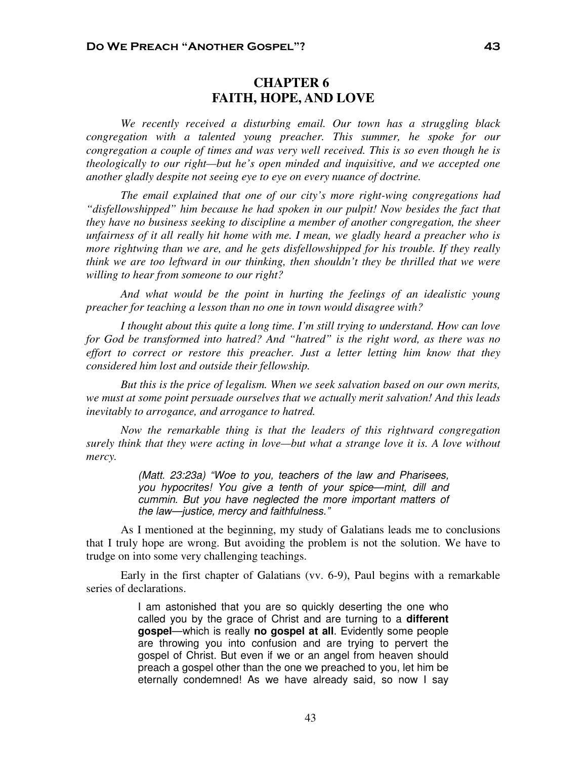# CHAPTER 6
# FAITH, HOPE, AND LOVE

*We recently received a disturbing email. Our town has a struggling black congregation with a talented young preacher. This summer, he spoke for our congregation a couple of times and was very well received. This is so even though he is theologically to our right—but he's open minded and inquisitive, and we accepted one another gladly despite not seeing eye to eye on every nuance of doctrine.*

*The email explained that one of our city's more right-wing congregations had "disfellowshipped" him because he had spoken in our pulpit! Now besides the fact that they have no business seeking to discipline a member of another congregation, the sheer unfairness of it all really hit home with me. I mean, we gladly heard a preacher who is more rightwing than we are, and he gets disfellowshipped for his trouble. If they really think we are too leftward in our thinking, then shouldn't they be thrilled that we were willing to hear from someone to our right?*

*And what would be the point in hurting the feelings of an idealistic young preacher for teaching a lesson than no one in town would disagree with?*

*I thought about this quite a long time. I'm still trying to understand. How can love for God be transformed into hatred? And "hatred" is the right word, as there was no effort to correct or restore this preacher. Just a letter letting him know that they considered him lost and outside their fellowship.*

*But this is the price of legalism. When we seek salvation based on our own merits, we must at some point persuade ourselves that we actually merit salvation! And this leads inevitably to arrogance, and arrogance to hatred.*

*Now the remarkable thing is that the leaders of this rightward congregation surely think that they were acting in love—but what a strange love it is. A love without mercy.*

> *(Matt. 23:23a) "Woe to you, teachers of the law and Pharisees, you hypocrites! You give a tenth of your spice—mint, dill and cummin. But you have neglected the more important matters of the law—justice, mercy and faithfulness."*

As I mentioned at the beginning, my study of Galatians leads me to conclusions that I truly hope are wrong. But avoiding the problem is not the solution. We have to trudge on into some very challenging teachings.

Early in the first chapter of Galatians (vv. 6-9), Paul begins with a remarkable series of declarations.

> I am astonished that you are so quickly deserting the one who called you by the grace of Christ and are turning to a **different gospel**—which is really **no gospel at all**. Evidently some people are throwing you into confusion and are trying to pervert the gospel of Christ. But even if we or an angel from heaven should preach a gospel other than the one we preached to you, let him be eternally condemned! As we have already said, so now I say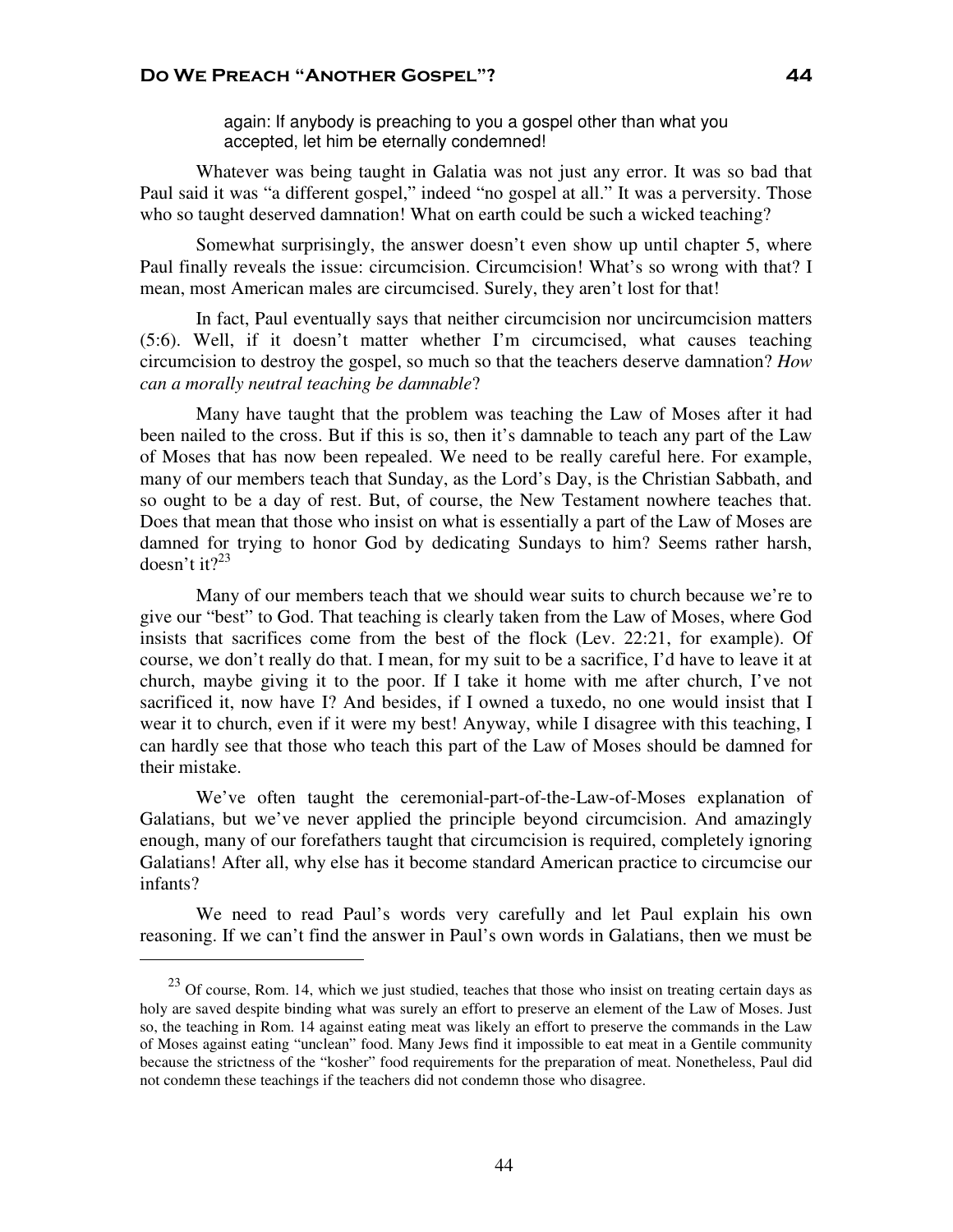> again: If anybody is preaching to you a gospel other than what you accepted, let him be eternally condemned!

Whatever was being taught in Galatia was not just any error. It was so bad that Paul said it was "a different gospel," indeed "no gospel at all." It was a perversity. Those who so taught deserved damnation! What on earth could be such a wicked teaching?

Somewhat surprisingly, the answer doesn't even show up until chapter 5, where Paul finally reveals the issue: circumcision. Circumcision! What's so wrong with that? I mean, most American males are circumcised. Surely, they aren't lost for that!

In fact, Paul eventually says that neither circumcision nor uncircumcision matters (5:6). Well, if it doesn't matter whether I'm circumcised, what causes teaching circumcision to destroy the gospel, so much so that the teachers deserve damnation? *How can a morally neutral teaching be damnable*?

Many have taught that the problem was teaching the Law of Moses after it had been nailed to the cross. But if this is so, then it's damnable to teach any part of the Law of Moses that has now been repealed. We need to be really careful here. For example, many of our members teach that Sunday, as the Lord's Day, is the Christian Sabbath, and so ought to be a day of rest. But, of course, the New Testament nowhere teaches that. Does that mean that those who insist on what is essentially a part of the Law of Moses are damned for trying to honor God by dedicating Sundays to him? Seems rather harsh, doesn't it?[23]

Many of our members teach that we should wear suits to church because we're to give our "best" to God. That teaching is clearly taken from the Law of Moses, where God insists that sacrifices come from the best of the flock (Lev. 22:21, for example). Of course, we don't really do that. I mean, for my suit to be a sacrifice, I'd have to leave it at church, maybe giving it to the poor. If I take it home with me after church, I've not sacrificed it, now have I? And besides, if I owned a tuxedo, no one would insist that I wear it to church, even if it were my best! Anyway, while I disagree with this teaching, I can hardly see that those who teach this part of the Law of Moses should be damned for their mistake.

We've often taught the ceremonial-part-of-the-Law-of-Moses explanation of Galatians, but we've never applied the principle beyond circumcision. And amazingly enough, many of our forefathers taught that circumcision is required, completely ignoring Galatians! After all, why else has it become standard American practice to circumcise our infants?

We need to read Paul's words very carefully and let Paul explain his own reasoning. If we can't find the answer in Paul's own words in Galatians, then we must be

---

[23] Of course, Rom. 14, which we just studied, teaches that those who insist on treating certain days as holy are saved despite binding what was surely an effort to preserve an element of the Law of Moses. Just so, the teaching in Rom. 14 against eating meat was likely an effort to preserve the commands in the Law of Moses against eating "unclean" food. Many Jews find it impossible to eat meat in a Gentile community because the strictness of the "kosher" food requirements for the preparation of meat. Nonetheless, Paul did not condemn these teachings if the teachers did not condemn those who disagree.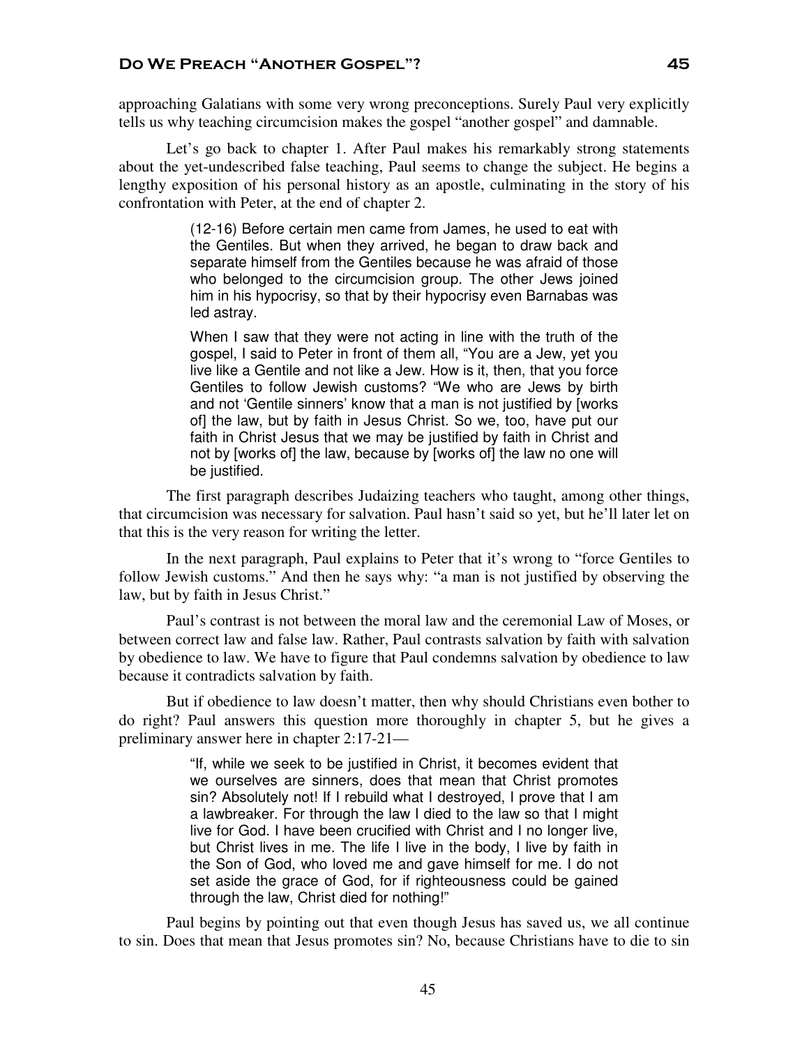approaching Galatians with some very wrong preconceptions. Surely Paul very explicitly tells us why teaching circumcision makes the gospel "another gospel" and damnable.

Let's go back to chapter 1. After Paul makes his remarkably strong statements about the yet-undescribed false teaching, Paul seems to change the subject. He begins a lengthy exposition of his personal history as an apostle, culminating in the story of his confrontation with Peter, at the end of chapter 2.

> (12-16) Before certain men came from James, he used to eat with the Gentiles. But when they arrived, he began to draw back and separate himself from the Gentiles because he was afraid of those who belonged to the circumcision group. The other Jews joined him in his hypocrisy, so that by their hypocrisy even Barnabas was led astray.
>
> When I saw that they were not acting in line with the truth of the gospel, I said to Peter in front of them all, "You are a Jew, yet you live like a Gentile and not like a Jew. How is it, then, that you force Gentiles to follow Jewish customs? "We who are Jews by birth and not 'Gentile sinners' know that a man is not justified by [works of] the law, but by faith in Jesus Christ. So we, too, have put our faith in Christ Jesus that we may be justified by faith in Christ and not by [works of] the law, because by [works of] the law no one will be justified.

The first paragraph describes Judaizing teachers who taught, among other things, that circumcision was necessary for salvation. Paul hasn't said so yet, but he'll later let on that this is the very reason for writing the letter.

In the next paragraph, Paul explains to Peter that it's wrong to "force Gentiles to follow Jewish customs." And then he says why: "a man is not justified by observing the law, but by faith in Jesus Christ."

Paul's contrast is not between the moral law and the ceremonial Law of Moses, or between correct law and false law. Rather, Paul contrasts salvation by faith with salvation by obedience to law. We have to figure that Paul condemns salvation by obedience to law because it contradicts salvation by faith.

But if obedience to law doesn't matter, then why should Christians even bother to do right? Paul answers this question more thoroughly in chapter 5, but he gives a preliminary answer here in chapter 2:17-21—

> "If, while we seek to be justified in Christ, it becomes evident that we ourselves are sinners, does that mean that Christ promotes sin? Absolutely not! If I rebuild what I destroyed, I prove that I am a lawbreaker. For through the law I died to the law so that I might live for God. I have been crucified with Christ and I no longer live, but Christ lives in me. The life I live in the body, I live by faith in the Son of God, who loved me and gave himself for me. I do not set aside the grace of God, for if righteousness could be gained through the law, Christ died for nothing!"

Paul begins by pointing out that even though Jesus has saved us, we all continue to sin. Does that mean that Jesus promotes sin? No, because Christians have to die to sin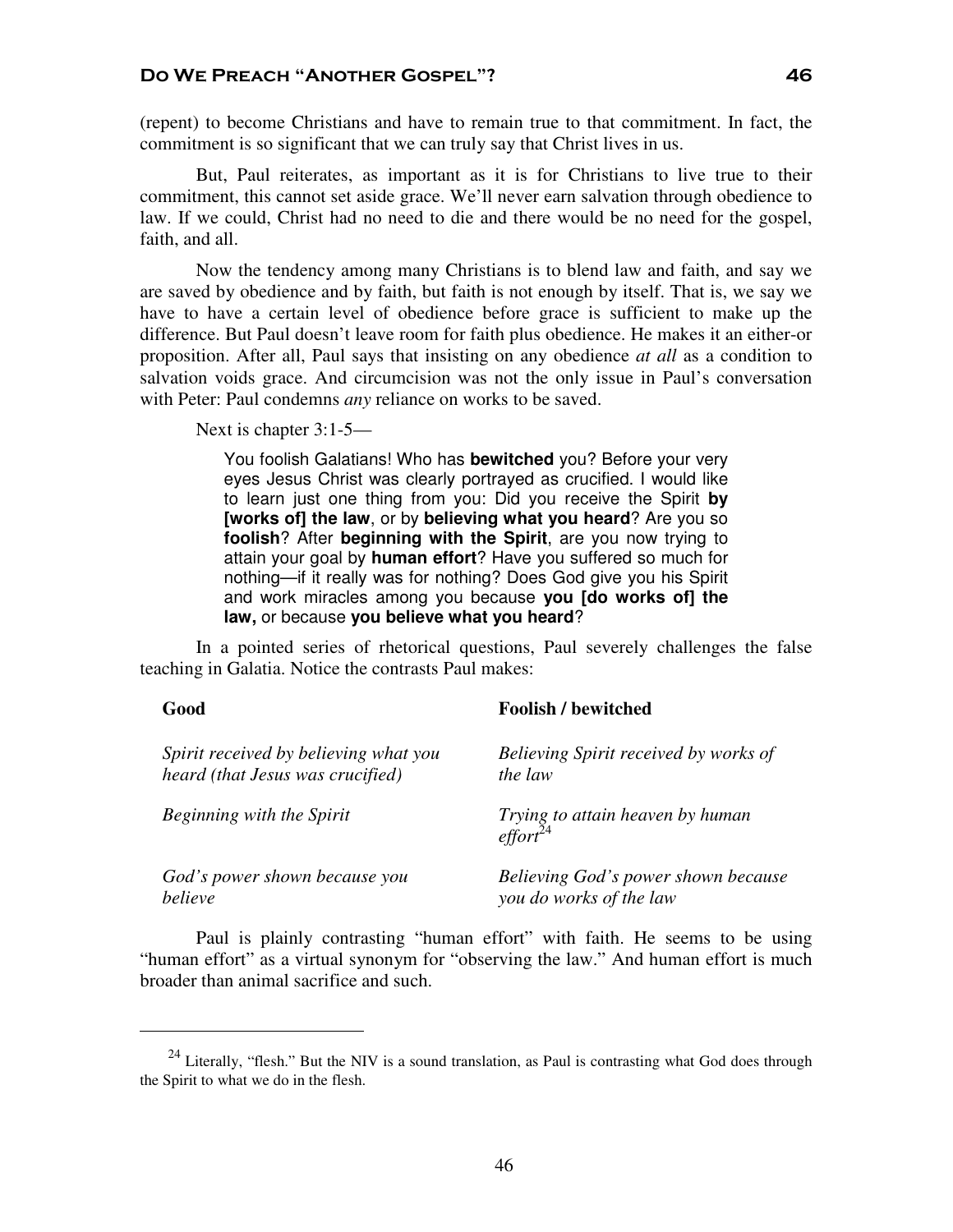(repent) to become Christians and have to remain true to that commitment. In fact, the commitment is so significant that we can truly say that Christ lives in us.

But, Paul reiterates, as important as it is for Christians to live true to their commitment, this cannot set aside grace. We'll never earn salvation through obedience to law. If we could, Christ had no need to die and there would be no need for the gospel, faith, and all.

Now the tendency among many Christians is to blend law and faith, and say we are saved by obedience and by faith, but faith is not enough by itself. That is, we say we have to have a certain level of obedience before grace is sufficient to make up the difference. But Paul doesn't leave room for faith plus obedience. He makes it an either-or proposition. After all, Paul says that insisting on any obedience *at all* as a condition to salvation voids grace. And circumcision was not the only issue in Paul's conversation with Peter: Paul condemns *any* reliance on works to be saved.

Next is chapter 3:1-5—

> You foolish Galatians! Who has **bewitched** you? Before your very eyes Jesus Christ was clearly portrayed as crucified. I would like to learn just one thing from you: Did you receive the Spirit **by [works of] the law**, or by **believing what you heard**? Are you so **foolish**? After **beginning with the Spirit**, are you now trying to attain your goal by **human effort**? Have you suffered so much for nothing—if it really was for nothing? Does God give you his Spirit and work miracles among you because **you [do works of] the law,** or because **you believe what you heard**?

In a pointed series of rhetorical questions, Paul severely challenges the false teaching in Galatia. Notice the contrasts Paul makes:

| **Good** | **Foolish / bewitched** |
|---|---|
| *Spirit received by believing what you heard (that Jesus was crucified)* | *Believing Spirit received by works of the law* |
| *Beginning with the Spirit* | *Trying to attain heaven by human effort*[24] |
| *God's power shown because you believe* | *Believing God's power shown because you do works of the law* |

Paul is plainly contrasting "human effort" with faith. He seems to be using "human effort" as a virtual synonym for "observing the law." And human effort is much broader than animal sacrifice and such.

---

[24] Literally, "flesh." But the NIV is a sound translation, as Paul is contrasting what God does through the Spirit to what we do in the flesh.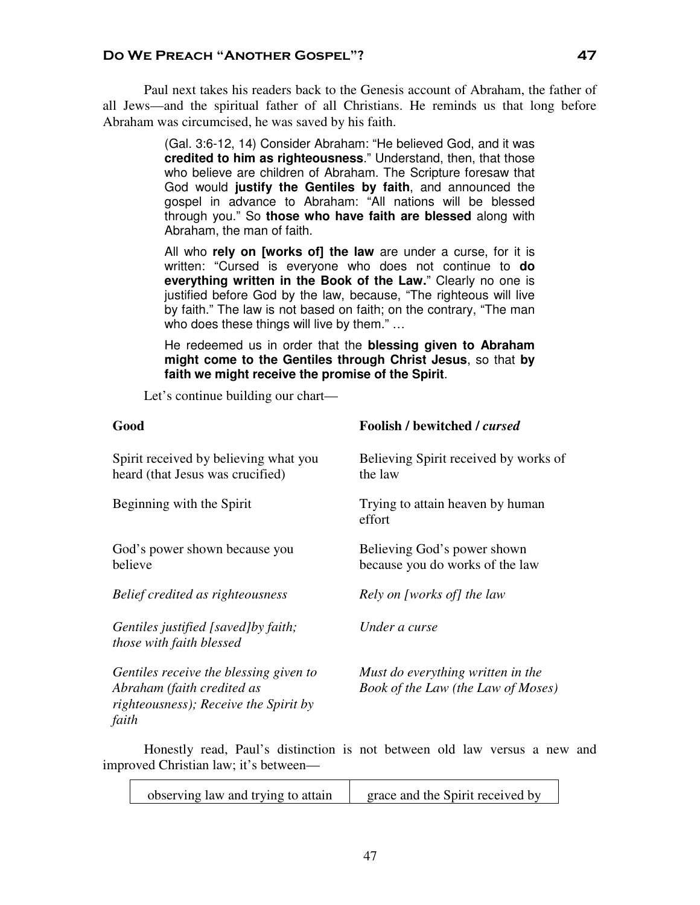Paul next takes his readers back to the Genesis account of Abraham, the father of all Jews—and the spiritual father of all Christians. He reminds us that long before Abraham was circumcised, he was saved by his faith.

> (Gal. 3:6-12, 14) Consider Abraham: "He believed God, and it was **credited to him as righteousness**." Understand, then, that those who believe are children of Abraham. The Scripture foresaw that God would **justify the Gentiles by faith**, and announced the gospel in advance to Abraham: "All nations will be blessed through you." So **those who have faith are blessed** along with Abraham, the man of faith.
>
> All who **rely on [works of] the law** are under a curse, for it is written: "Cursed is everyone who does not continue to **do everything written in the Book of the Law.**" Clearly no one is justified before God by the law, because, "The righteous will live by faith." The law is not based on faith; on the contrary, "The man who does these things will live by them." …
>
> He redeemed us in order that the **blessing given to Abraham might come to the Gentiles through Christ Jesus**, so that **by faith we might receive the promise of the Spirit**.

Let's continue building our chart—

| **Good** | **Foolish / bewitched / *cursed*** |
|---|---|
| Spirit received by believing what you heard (that Jesus was crucified) | Believing Spirit received by works of the law |
| Beginning with the Spirit | Trying to attain heaven by human effort |
| God's power shown because you believe | Believing God's power shown because you do works of the law |
| *Belief credited as righteousness* | *Rely on [works of] the law* |
| *Gentiles justified [saved]by faith; those with faith blessed* | *Under a curse* |
| *Gentiles receive the blessing given to Abraham (faith credited as righteousness); Receive the Spirit by faith* | *Must do everything written in the Book of the Law (the Law of Moses)* |

Honestly read, Paul's distinction is not between old law versus a new and improved Christian law; it's between—

| | |
|---|---|
| observing law and trying to attain | grace and the Spirit received by |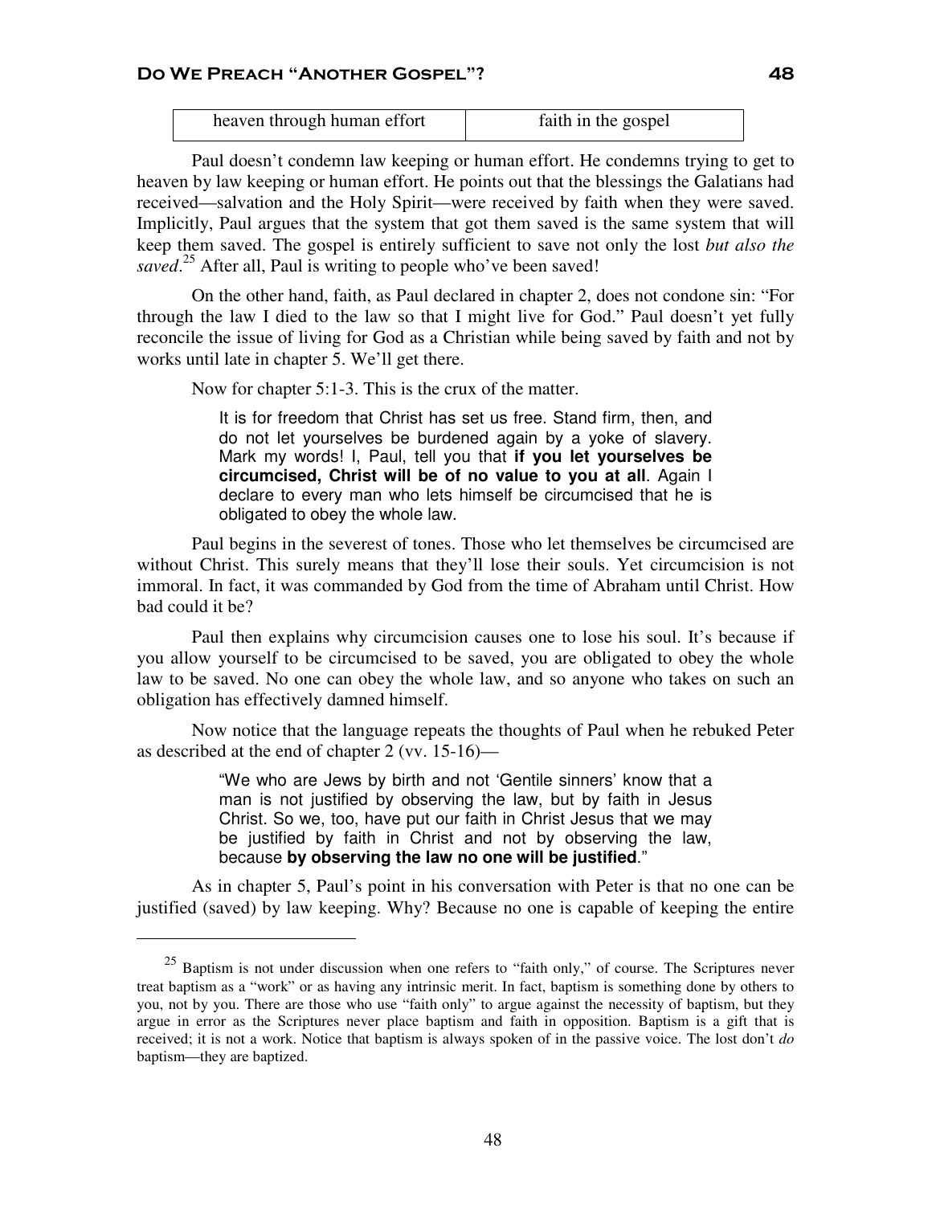| | |
|---|---|
| heaven through human effort | faith in the gospel |

Paul doesn't condemn law keeping or human effort. He condemns trying to get to heaven by law keeping or human effort. He points out that the blessings the Galatians had received—salvation and the Holy Spirit—were received by faith when they were saved. Implicitly, Paul argues that the system that got them saved is the same system that will keep them saved. The gospel is entirely sufficient to save not only the lost *but also the saved*.[25] After all, Paul is writing to people who've been saved!

On the other hand, faith, as Paul declared in chapter 2, does not condone sin: "For through the law I died to the law so that I might live for God." Paul doesn't yet fully reconcile the issue of living for God as a Christian while being saved by faith and not by works until late in chapter 5. We'll get there.

Now for chapter 5:1-3. This is the crux of the matter.

> It is for freedom that Christ has set us free. Stand firm, then, and do not let yourselves be burdened again by a yoke of slavery. Mark my words! I, Paul, tell you that **if you let yourselves be circumcised, Christ will be of no value to you at all**. Again I declare to every man who lets himself be circumcised that he is obligated to obey the whole law.

Paul begins in the severest of tones. Those who let themselves be circumcised are without Christ. This surely means that they'll lose their souls. Yet circumcision is not immoral. In fact, it was commanded by God from the time of Abraham until Christ. How bad could it be?

Paul then explains why circumcision causes one to lose his soul. It's because if you allow yourself to be circumcised to be saved, you are obligated to obey the whole law to be saved. No one can obey the whole law, and so anyone who takes on such an obligation has effectively damned himself.

Now notice that the language repeats the thoughts of Paul when he rebuked Peter as described at the end of chapter 2 (vv. 15-16)—

> "We who are Jews by birth and not 'Gentile sinners' know that a man is not justified by observing the law, but by faith in Jesus Christ. So we, too, have put our faith in Christ Jesus that we may be justified by faith in Christ and not by observing the law, because **by observing the law no one will be justified**."

As in chapter 5, Paul's point in his conversation with Peter is that no one can be justified (saved) by law keeping. Why? Because no one is capable of keeping the entire

---

[25] Baptism is not under discussion when one refers to "faith only," of course. The Scriptures never treat baptism as a "work" or as having any intrinsic merit. In fact, baptism is something done by others to you, not by you. There are those who use "faith only" to argue against the necessity of baptism, but they argue in error as the Scriptures never place baptism and faith in opposition. Baptism is a gift that is received; it is not a work. Notice that baptism is always spoken of in the passive voice. The lost don't *do* baptism—they are baptized.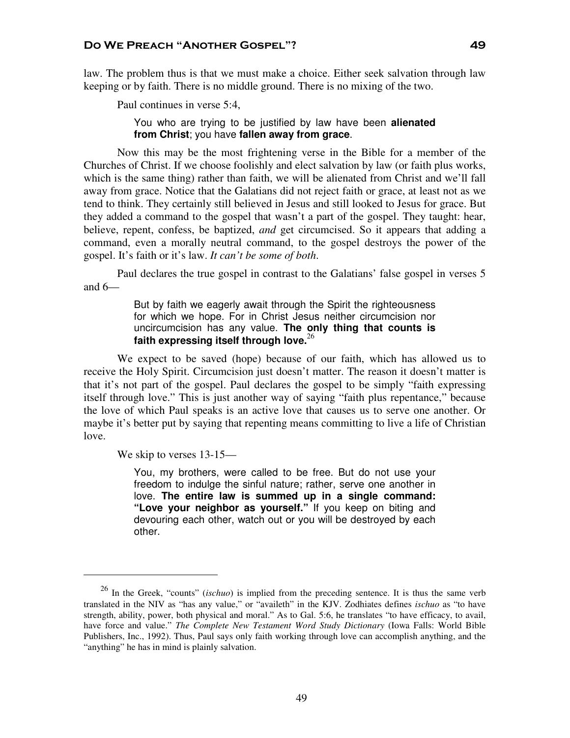law. The problem thus is that we must make a choice. Either seek salvation through law keeping or by faith. There is no middle ground. There is no mixing of the two.

Paul continues in verse 5:4,

> You who are trying to be justified by law have been **alienated from Christ**; you have **fallen away from grace**.

Now this may be the most frightening verse in the Bible for a member of the Churches of Christ. If we choose foolishly and elect salvation by law (or faith plus works, which is the same thing) rather than faith, we will be alienated from Christ and we'll fall away from grace. Notice that the Galatians did not reject faith or grace, at least not as we tend to think. They certainly still believed in Jesus and still looked to Jesus for grace. But they added a command to the gospel that wasn't a part of the gospel. They taught: hear, believe, repent, confess, be baptized, *and* get circumcised. So it appears that adding a command, even a morally neutral command, to the gospel destroys the power of the gospel. It's faith or it's law. *It can't be some of both*.

Paul declares the true gospel in contrast to the Galatians' false gospel in verses 5 and 6—

> But by faith we eagerly await through the Spirit the righteousness for which we hope. For in Christ Jesus neither circumcision nor uncircumcision has any value. **The only thing that counts is faith expressing itself through love.**[26]

We expect to be saved (hope) because of our faith, which has allowed us to receive the Holy Spirit. Circumcision just doesn't matter. The reason it doesn't matter is that it's not part of the gospel. Paul declares the gospel to be simply "faith expressing itself through love." This is just another way of saying "faith plus repentance," because the love of which Paul speaks is an active love that causes us to serve one another. Or maybe it's better put by saying that repenting means committing to live a life of Christian love.

We skip to verses 13-15—

> You, my brothers, were called to be free. But do not use your freedom to indulge the sinful nature; rather, serve one another in love. **The entire law is summed up in a single command: "Love your neighbor as yourself."** If you keep on biting and devouring each other, watch out or you will be destroyed by each other.

---

[26] In the Greek, "counts" (*ischuo*) is implied from the preceding sentence. It is thus the same verb translated in the NIV as "has any value," or "availeth" in the KJV. Zodhiates defines *ischuo* as "to have strength, ability, power, both physical and moral." As to Gal. 5:6, he translates "to have efficacy, to avail, have force and value." *The Complete New Testament Word Study Dictionary* (Iowa Falls: World Bible Publishers, Inc., 1992). Thus, Paul says only faith working through love can accomplish anything, and the "anything" he has in mind is plainly salvation.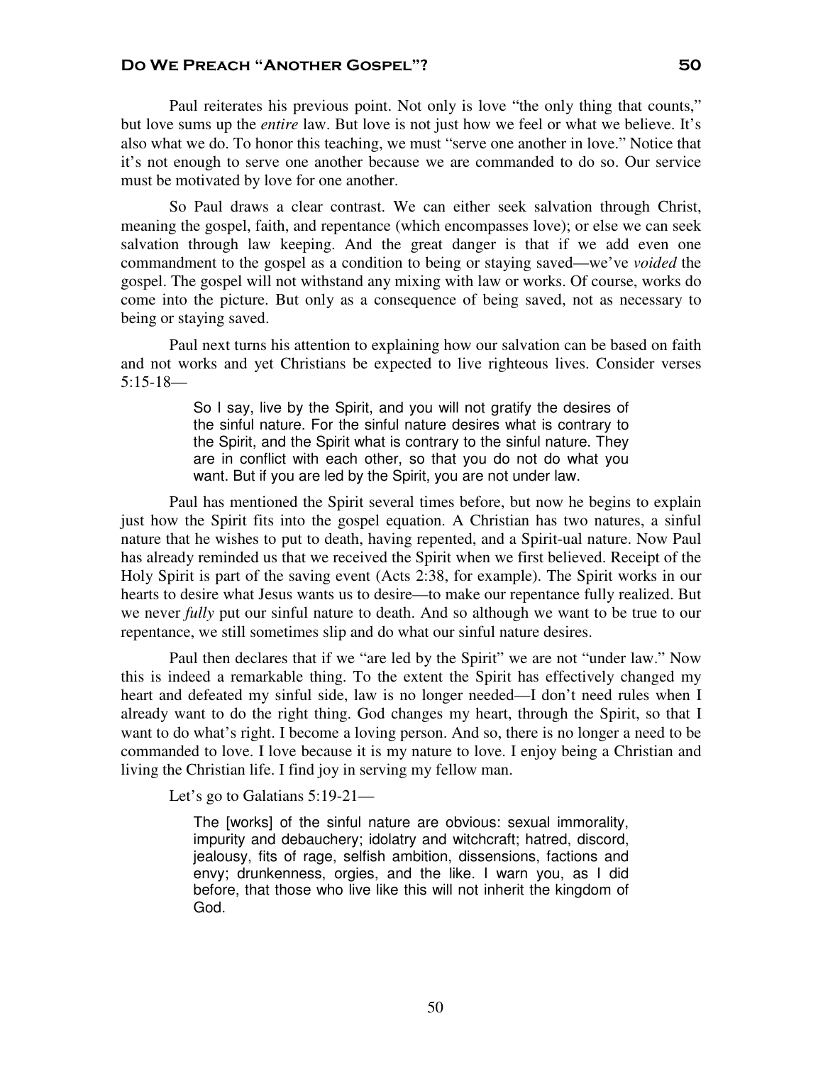Paul reiterates his previous point. Not only is love "the only thing that counts," but love sums up the *entire* law. But love is not just how we feel or what we believe. It's also what we do. To honor this teaching, we must "serve one another in love." Notice that it's not enough to serve one another because we are commanded to do so. Our service must be motivated by love for one another.

So Paul draws a clear contrast. We can either seek salvation through Christ, meaning the gospel, faith, and repentance (which encompasses love); or else we can seek salvation through law keeping. And the great danger is that if we add even one commandment to the gospel as a condition to being or staying saved—we've *voided* the gospel. The gospel will not withstand any mixing with law or works. Of course, works do come into the picture. But only as a consequence of being saved, not as necessary to being or staying saved.

Paul next turns his attention to explaining how our salvation can be based on faith and not works and yet Christians be expected to live righteous lives. Consider verses 5:15-18—

> So I say, live by the Spirit, and you will not gratify the desires of the sinful nature. For the sinful nature desires what is contrary to the Spirit, and the Spirit what is contrary to the sinful nature. They are in conflict with each other, so that you do not do what you want. But if you are led by the Spirit, you are not under law.

Paul has mentioned the Spirit several times before, but now he begins to explain just how the Spirit fits into the gospel equation. A Christian has two natures, a sinful nature that he wishes to put to death, having repented, and a Spirit-ual nature. Now Paul has already reminded us that we received the Spirit when we first believed. Receipt of the Holy Spirit is part of the saving event (Acts 2:38, for example). The Spirit works in our hearts to desire what Jesus wants us to desire—to make our repentance fully realized. But we never *fully* put our sinful nature to death. And so although we want to be true to our repentance, we still sometimes slip and do what our sinful nature desires.

Paul then declares that if we "are led by the Spirit" we are not "under law." Now this is indeed a remarkable thing. To the extent the Spirit has effectively changed my heart and defeated my sinful side, law is no longer needed—I don't need rules when I already want to do the right thing. God changes my heart, through the Spirit, so that I want to do what's right. I become a loving person. And so, there is no longer a need to be commanded to love. I love because it is my nature to love. I enjoy being a Christian and living the Christian life. I find joy in serving my fellow man.

Let's go to Galatians 5:19-21—

> The [works] of the sinful nature are obvious: sexual immorality, impurity and debauchery; idolatry and witchcraft; hatred, discord, jealousy, fits of rage, selfish ambition, dissensions, factions and envy; drunkenness, orgies, and the like. I warn you, as I did before, that those who live like this will not inherit the kingdom of God.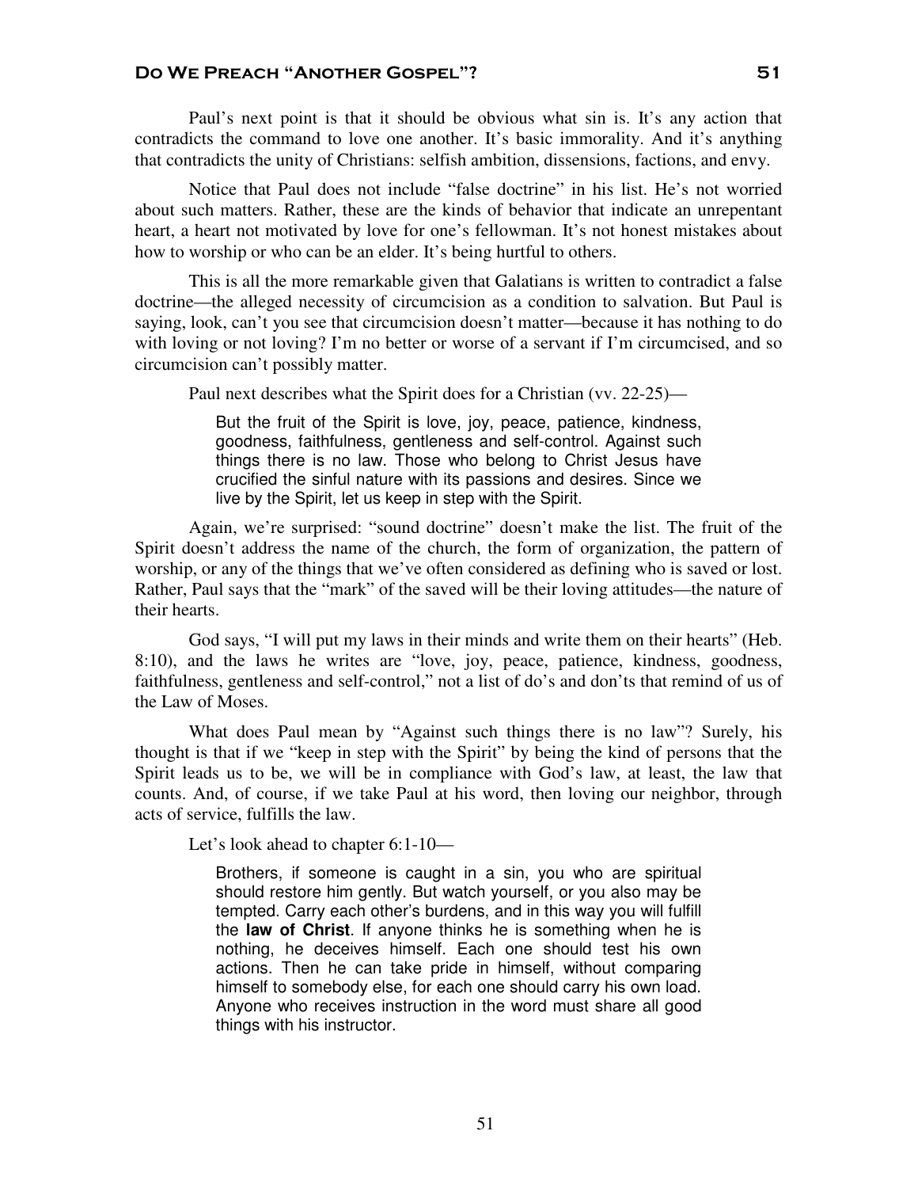Paul's next point is that it should be obvious what sin is. It's any action that contradicts the command to love one another. It's basic immorality. And it's anything that contradicts the unity of Christians: selfish ambition, dissensions, factions, and envy.

Notice that Paul does not include "false doctrine" in his list. He's not worried about such matters. Rather, these are the kinds of behavior that indicate an unrepentant heart, a heart not motivated by love for one's fellowman. It's not honest mistakes about how to worship or who can be an elder. It's being hurtful to others.

This is all the more remarkable given that Galatians is written to contradict a false doctrine—the alleged necessity of circumcision as a condition to salvation. But Paul is saying, look, can't you see that circumcision doesn't matter—because it has nothing to do with loving or not loving? I'm no better or worse of a servant if I'm circumcised, and so circumcision can't possibly matter.

Paul next describes what the Spirit does for a Christian (vv. 22-25)—

> But the fruit of the Spirit is love, joy, peace, patience, kindness, goodness, faithfulness, gentleness and self-control. Against such things there is no law. Those who belong to Christ Jesus have crucified the sinful nature with its passions and desires. Since we live by the Spirit, let us keep in step with the Spirit.

Again, we're surprised: "sound doctrine" doesn't make the list. The fruit of the Spirit doesn't address the name of the church, the form of organization, the pattern of worship, or any of the things that we've often considered as defining who is saved or lost. Rather, Paul says that the "mark" of the saved will be their loving attitudes—the nature of their hearts.

God says, "I will put my laws in their minds and write them on their hearts" (Heb. 8:10), and the laws he writes are "love, joy, peace, patience, kindness, goodness, faithfulness, gentleness and self-control," not a list of do's and don'ts that remind of us of the Law of Moses.

What does Paul mean by "Against such things there is no law"? Surely, his thought is that if we "keep in step with the Spirit" by being the kind of persons that the Spirit leads us to be, we will be in compliance with God's law, at least, the law that counts. And, of course, if we take Paul at his word, then loving our neighbor, through acts of service, fulfills the law.

Let's look ahead to chapter 6:1-10—

> Brothers, if someone is caught in a sin, you who are spiritual should restore him gently. But watch yourself, or you also may be tempted. Carry each other's burdens, and in this way you will fulfill the **law of Christ**. If anyone thinks he is something when he is nothing, he deceives himself. Each one should test his own actions. Then he can take pride in himself, without comparing himself to somebody else, for each one should carry his own load. Anyone who receives instruction in the word must share all good things with his instructor.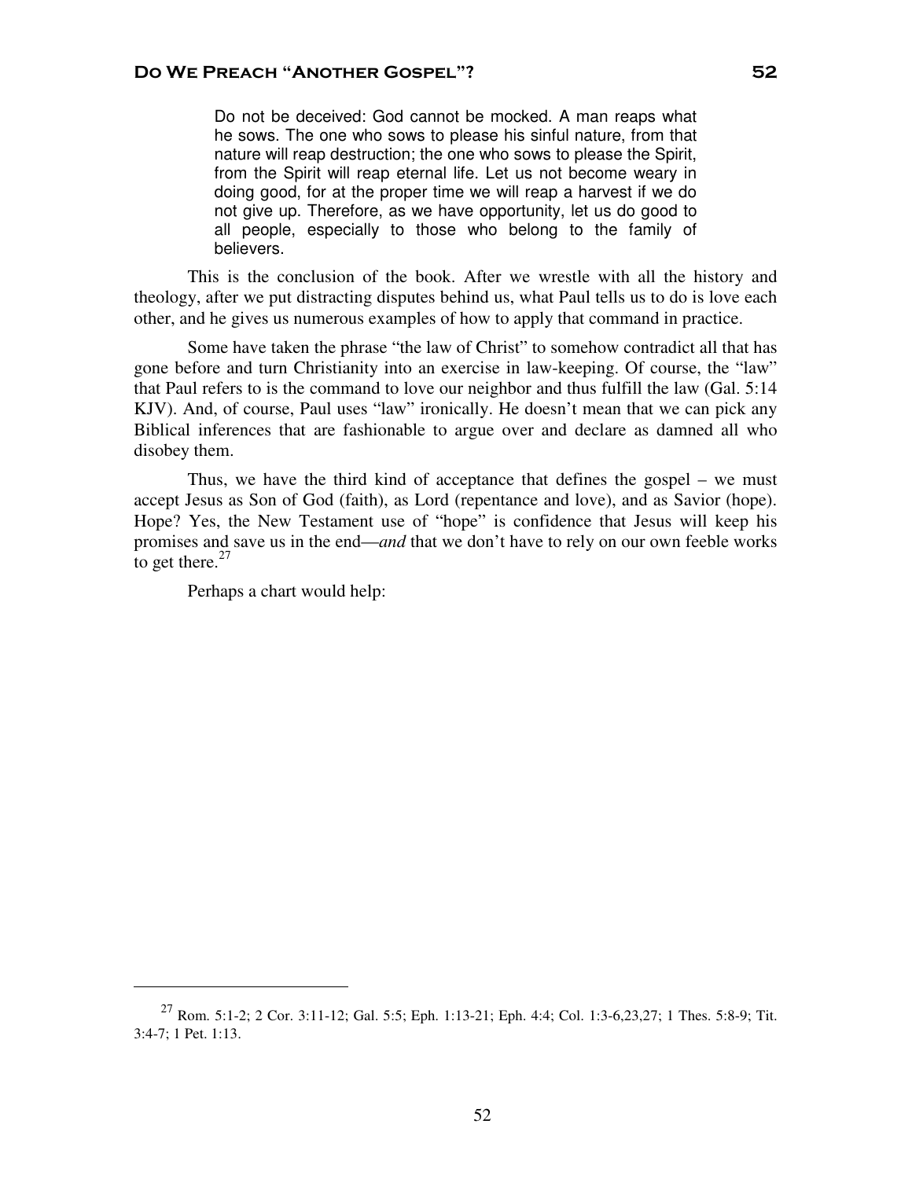> Do not be deceived: God cannot be mocked. A man reaps what he sows. The one who sows to please his sinful nature, from that nature will reap destruction; the one who sows to please the Spirit, from the Spirit will reap eternal life. Let us not become weary in doing good, for at the proper time we will reap a harvest if we do not give up. Therefore, as we have opportunity, let us do good to all people, especially to those who belong to the family of believers.

This is the conclusion of the book. After we wrestle with all the history and theology, after we put distracting disputes behind us, what Paul tells us to do is love each other, and he gives us numerous examples of how to apply that command in practice.

Some have taken the phrase "the law of Christ" to somehow contradict all that has gone before and turn Christianity into an exercise in law-keeping. Of course, the "law" that Paul refers to is the command to love our neighbor and thus fulfill the law (Gal. 5:14 KJV). And, of course, Paul uses "law" ironically. He doesn't mean that we can pick any Biblical inferences that are fashionable to argue over and declare as damned all who disobey them.

Thus, we have the third kind of acceptance that defines the gospel – we must accept Jesus as Son of God (faith), as Lord (repentance and love), and as Savior (hope). Hope? Yes, the New Testament use of "hope" is confidence that Jesus will keep his promises and save us in the end—*and* that we don't have to rely on our own feeble works to get there.[27]

Perhaps a chart would help:

---

[27] Rom. 5:1-2; 2 Cor. 3:11-12; Gal. 5:5; Eph. 1:13-21; Eph. 4:4; Col. 1:3-6,23,27; 1 Thes. 5:8-9; Tit. 3:4-7; 1 Pet. 1:13.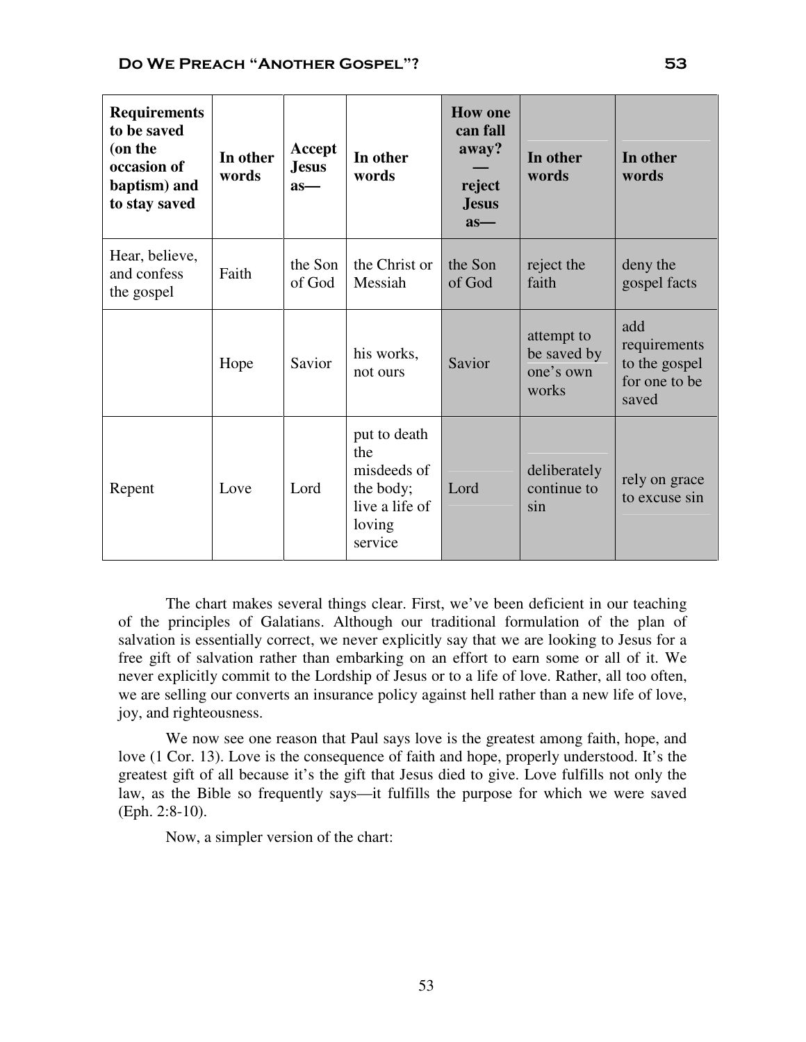| Requirements to be saved (on the occasion of baptism) and to stay saved | In other words | Accept Jesus as— | In other words | How one can fall away?—reject Jesus as— | In other words | In other words |
|---|---|---|---|---|---|---|
| Hear, believe, and confess the gospel | Faith | the Son of God | the Christ or Messiah | the Son of God | reject the faith | deny the gospel facts |
| | Hope | Savior | his works, not ours | Savior | attempt to be saved by one's own works | add requirements to the gospel for one to be saved |
| Repent | Love | Lord | put to death the misdeeds of the body; live a life of loving service | Lord | deliberately continue to sin | rely on grace to excuse sin |

The chart makes several things clear. First, we've been deficient in our teaching of the principles of Galatians. Although our traditional formulation of the plan of salvation is essentially correct, we never explicitly say that we are looking to Jesus for a free gift of salvation rather than embarking on an effort to earn some or all of it. We never explicitly commit to the Lordship of Jesus or to a life of love. Rather, all too often, we are selling our converts an insurance policy against hell rather than a new life of love, joy, and righteousness.

We now see one reason that Paul says love is the greatest among faith, hope, and love (1 Cor. 13). Love is the consequence of faith and hope, properly understood. It's the greatest gift of all because it's the gift that Jesus died to give. Love fulfills not only the law, as the Bible so frequently says—it fulfills the purpose for which we were saved (Eph. 2:8-10).

Now, a simpler version of the chart: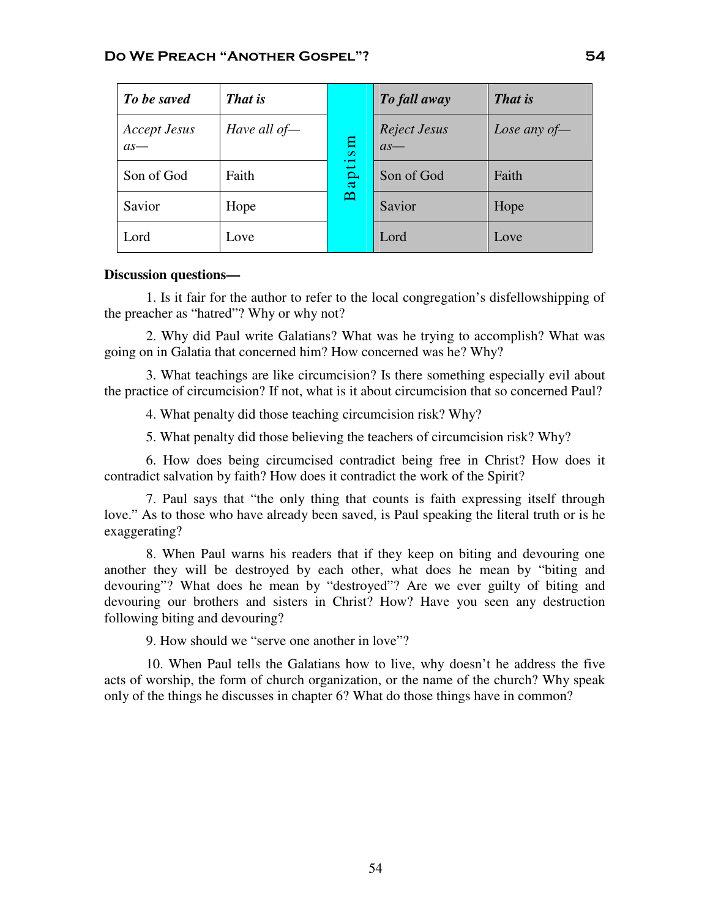| *To be saved* | *That is* | Baptism | *To fall away* | *That is* |
|---|---|---|---|---|
| *Accept Jesus as—* | *Have all of—* | | *Reject Jesus as—* | *Lose any of—* |
| Son of God | Faith | | Son of God | Faith |
| Savior | Hope | | Savior | Hope |
| Lord | Love | | Lord | Love |

**Discussion questions—**

1. Is it fair for the author to refer to the local congregation's disfellowshipping of the preacher as "hatred"? Why or why not?

2. Why did Paul write Galatians? What was he trying to accomplish? What was going on in Galatia that concerned him? How concerned was he? Why?

3. What teachings are like circumcision? Is there something especially evil about the practice of circumcision? If not, what is it about circumcision that so concerned Paul?

4. What penalty did those teaching circumcision risk? Why?

5. What penalty did those believing the teachers of circumcision risk? Why?

6. How does being circumcised contradict being free in Christ? How does it contradict salvation by faith? How does it contradict the work of the Spirit?

7. Paul says that "the only thing that counts is faith expressing itself through love." As to those who have already been saved, is Paul speaking the literal truth or is he exaggerating?

8. When Paul warns his readers that if they keep on biting and devouring one another they will be destroyed by each other, what does he mean by "biting and devouring"? What does he mean by "destroyed"? Are we ever guilty of biting and devouring our brothers and sisters in Christ? How? Have you seen any destruction following biting and devouring?

9. How should we "serve one another in love"?

10. When Paul tells the Galatians how to live, why doesn't he address the five acts of worship, the form of church organization, or the name of the church? Why speak only of the things he discusses in chapter 6? What do those things have in common?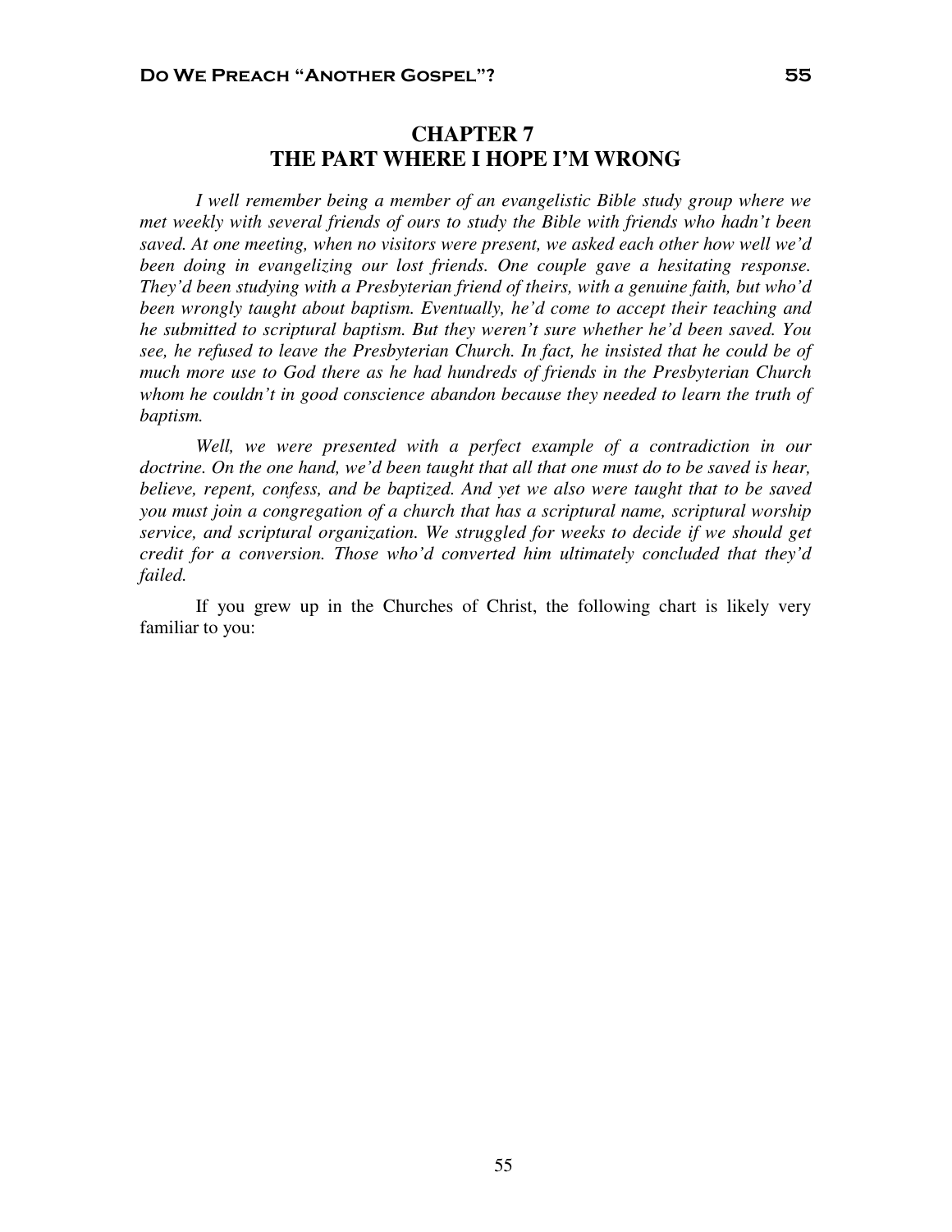# CHAPTER 7
# THE PART WHERE I HOPE I'M WRONG

*I well remember being a member of an evangelistic Bible study group where we met weekly with several friends of ours to study the Bible with friends who hadn't been saved. At one meeting, when no visitors were present, we asked each other how well we'd been doing in evangelizing our lost friends. One couple gave a hesitating response. They'd been studying with a Presbyterian friend of theirs, with a genuine faith, but who'd been wrongly taught about baptism. Eventually, he'd come to accept their teaching and he submitted to scriptural baptism. But they weren't sure whether he'd been saved. You see, he refused to leave the Presbyterian Church. In fact, he insisted that he could be of much more use to God there as he had hundreds of friends in the Presbyterian Church whom he couldn't in good conscience abandon because they needed to learn the truth of baptism.*

*Well, we were presented with a perfect example of a contradiction in our doctrine. On the one hand, we'd been taught that all that one must do to be saved is hear, believe, repent, confess, and be baptized. And yet we also were taught that to be saved you must join a congregation of a church that has a scriptural name, scriptural worship service, and scriptural organization. We struggled for weeks to decide if we should get credit for a conversion. Those who'd converted him ultimately concluded that they'd failed.*

If you grew up in the Churches of Christ, the following chart is likely very familiar to you: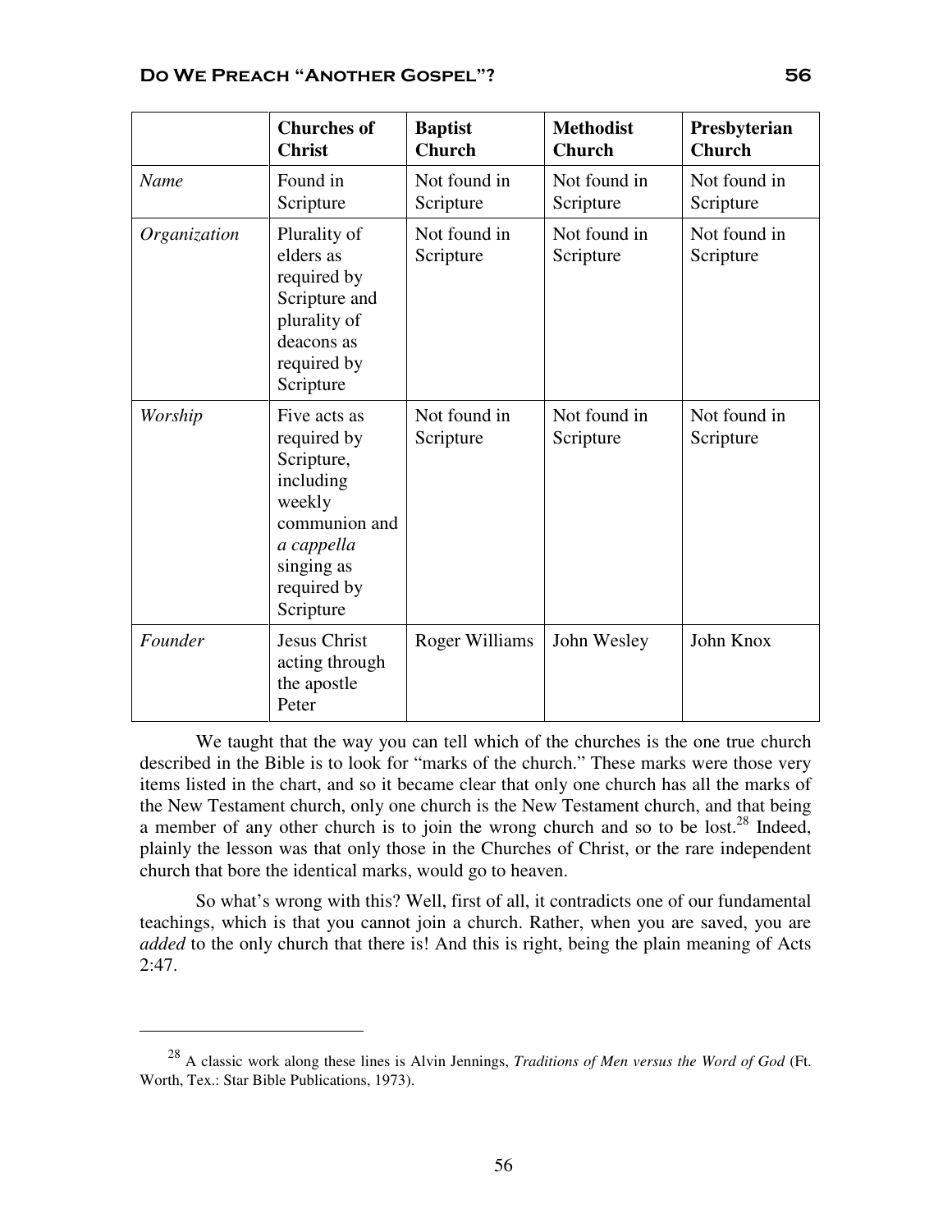| | **Churches of Christ** | **Baptist Church** | **Methodist Church** | **Presbyterian Church** |
|---|---|---|---|---|
| *Name* | Found in Scripture | Not found in Scripture | Not found in Scripture | Not found in Scripture |
| *Organization* | Plurality of elders as required by Scripture and plurality of deacons as required by Scripture | Not found in Scripture | Not found in Scripture | Not found in Scripture |
| *Worship* | Five acts as required by Scripture, including weekly communion and *a cappella* singing as required by Scripture | Not found in Scripture | Not found in Scripture | Not found in Scripture |
| *Founder* | Jesus Christ acting through the apostle Peter | Roger Williams | John Wesley | John Knox |

We taught that the way you can tell which of the churches is the one true church described in the Bible is to look for "marks of the church." These marks were those very items listed in the chart, and so it became clear that only one church has all the marks of the New Testament church, only one church is the New Testament church, and that being a member of any other church is to join the wrong church and so to be lost.[28] Indeed, plainly the lesson was that only those in the Churches of Christ, or the rare independent church that bore the identical marks, would go to heaven.

So what's wrong with this? Well, first of all, it contradicts one of our fundamental teachings, which is that you cannot join a church. Rather, when you are saved, you are *added* to the only church that there is! And this is right, being the plain meaning of Acts 2:47.

---

[28] A classic work along these lines is Alvin Jennings, *Traditions of Men versus the Word of God* (Ft. Worth, Tex.: Star Bible Publications, 1973).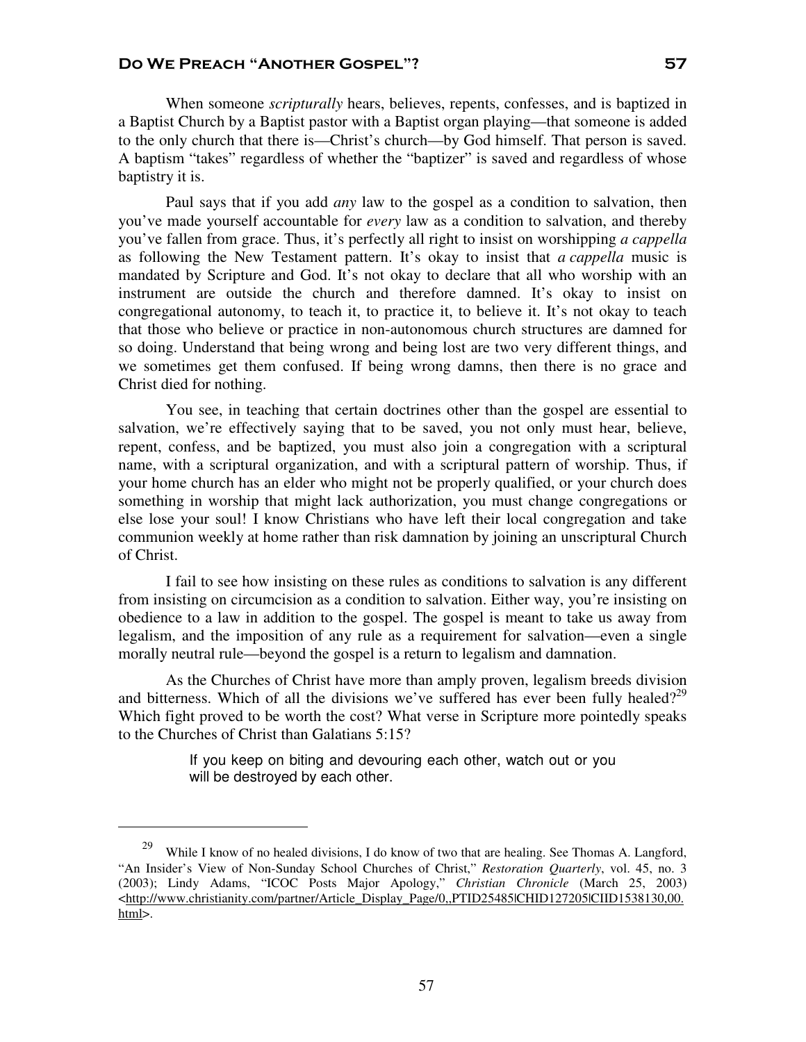When someone *scripturally* hears, believes, repents, confesses, and is baptized in a Baptist Church by a Baptist pastor with a Baptist organ playing—that someone is added to the only church that there is—Christ's church—by God himself. That person is saved. A baptism "takes" regardless of whether the "baptizer" is saved and regardless of whose baptistry it is.

Paul says that if you add *any* law to the gospel as a condition to salvation, then you've made yourself accountable for *every* law as a condition to salvation, and thereby you've fallen from grace. Thus, it's perfectly all right to insist on worshipping *a cappella* as following the New Testament pattern. It's okay to insist that *a cappella* music is mandated by Scripture and God. It's not okay to declare that all who worship with an instrument are outside the church and therefore damned. It's okay to insist on congregational autonomy, to teach it, to practice it, to believe it. It's not okay to teach that those who believe or practice in non-autonomous church structures are damned for so doing. Understand that being wrong and being lost are two very different things, and we sometimes get them confused. If being wrong damns, then there is no grace and Christ died for nothing.

You see, in teaching that certain doctrines other than the gospel are essential to salvation, we're effectively saying that to be saved, you not only must hear, believe, repent, confess, and be baptized, you must also join a congregation with a scriptural name, with a scriptural organization, and with a scriptural pattern of worship. Thus, if your home church has an elder who might not be properly qualified, or your church does something in worship that might lack authorization, you must change congregations or else lose your soul! I know Christians who have left their local congregation and take communion weekly at home rather than risk damnation by joining an unscriptural Church of Christ.

I fail to see how insisting on these rules as conditions to salvation is any different from insisting on circumcision as a condition to salvation. Either way, you're insisting on obedience to a law in addition to the gospel. The gospel is meant to take us away from legalism, and the imposition of any rule as a requirement for salvation—even a single morally neutral rule—beyond the gospel is a return to legalism and damnation.

As the Churches of Christ have more than amply proven, legalism breeds division and bitterness. Which of all the divisions we've suffered has ever been fully healed?[29] Which fight proved to be worth the cost? What verse in Scripture more pointedly speaks to the Churches of Christ than Galatians 5:15?

> If you keep on biting and devouring each other, watch out or you will be destroyed by each other.

---

[29] While I know of no healed divisions, I do know of two that are healing. See Thomas A. Langford, "An Insider's View of Non-Sunday School Churches of Christ," *Restoration Quarterly*, vol. 45, no. 3 (2003); Lindy Adams, "ICOC Posts Major Apology," *Christian Chronicle* (March 25, 2003) <http://www.christianity.com/partner/Article_Display_Page/0,,PTID25485|CHID127205|CIID1538130,00.html>.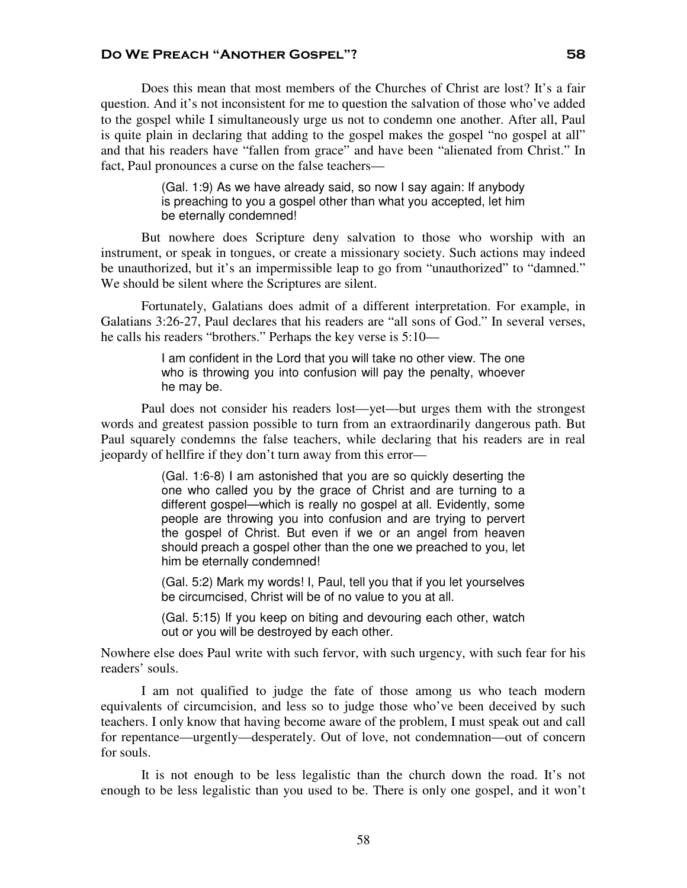Does this mean that most members of the Churches of Christ are lost? It's a fair question. And it's not inconsistent for me to question the salvation of those who've added to the gospel while I simultaneously urge us not to condemn one another. After all, Paul is quite plain in declaring that adding to the gospel makes the gospel "no gospel at all" and that his readers have "fallen from grace" and have been "alienated from Christ." In fact, Paul pronounces a curse on the false teachers—

> (Gal. 1:9) As we have already said, so now I say again: If anybody is preaching to you a gospel other than what you accepted, let him be eternally condemned!

But nowhere does Scripture deny salvation to those who worship with an instrument, or speak in tongues, or create a missionary society. Such actions may indeed be unauthorized, but it's an impermissible leap to go from "unauthorized" to "damned." We should be silent where the Scriptures are silent.

Fortunately, Galatians does admit of a different interpretation. For example, in Galatians 3:26-27, Paul declares that his readers are "all sons of God." In several verses, he calls his readers "brothers." Perhaps the key verse is 5:10—

> I am confident in the Lord that you will take no other view. The one who is throwing you into confusion will pay the penalty, whoever he may be.

Paul does not consider his readers lost—yet—but urges them with the strongest words and greatest passion possible to turn from an extraordinarily dangerous path. But Paul squarely condemns the false teachers, while declaring that his readers are in real jeopardy of hellfire if they don't turn away from this error—

> (Gal. 1:6-8) I am astonished that you are so quickly deserting the one who called you by the grace of Christ and are turning to a different gospel—which is really no gospel at all. Evidently, some people are throwing you into confusion and are trying to pervert the gospel of Christ. But even if we or an angel from heaven should preach a gospel other than the one we preached to you, let him be eternally condemned!
>
> (Gal. 5:2) Mark my words! I, Paul, tell you that if you let yourselves be circumcised, Christ will be of no value to you at all.
>
> (Gal. 5:15) If you keep on biting and devouring each other, watch out or you will be destroyed by each other.

Nowhere else does Paul write with such fervor, with such urgency, with such fear for his readers' souls.

I am not qualified to judge the fate of those among us who teach modern equivalents of circumcision, and less so to judge those who've been deceived by such teachers. I only know that having become aware of the problem, I must speak out and call for repentance—urgently—desperately. Out of love, not condemnation—out of concern for souls.

It is not enough to be less legalistic than the church down the road. It's not enough to be less legalistic than you used to be. There is only one gospel, and it won't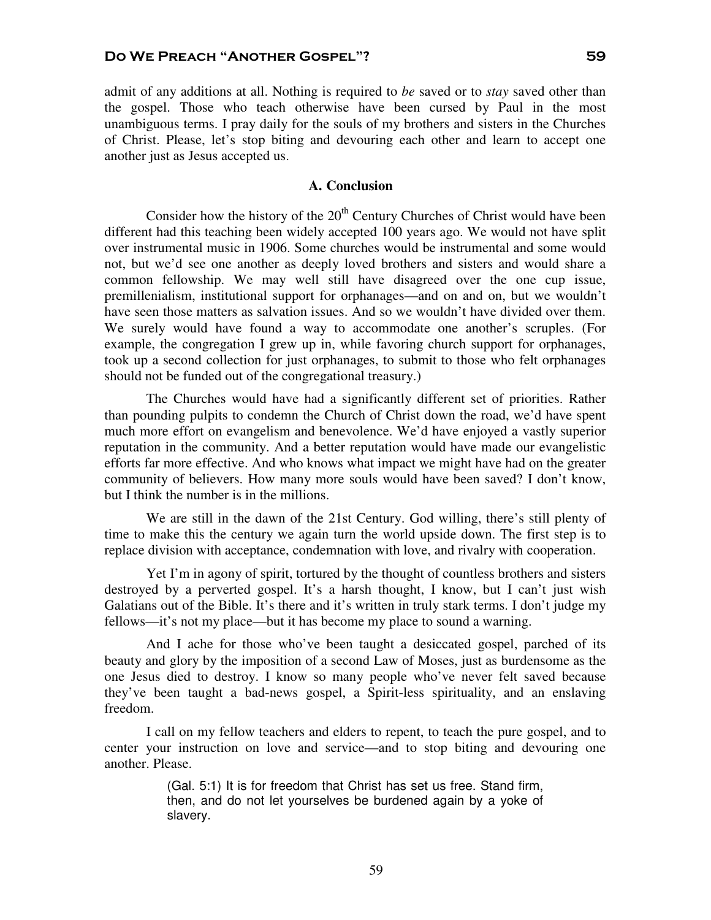admit of any additions at all. Nothing is required to *be* saved or to *stay* saved other than the gospel. Those who teach otherwise have been cursed by Paul in the most unambiguous terms. I pray daily for the souls of my brothers and sisters in the Churches of Christ. Please, let's stop biting and devouring each other and learn to accept one another just as Jesus accepted us.

### A. Conclusion

Consider how the history of the 20th Century Churches of Christ would have been different had this teaching been widely accepted 100 years ago. We would not have split over instrumental music in 1906. Some churches would be instrumental and some would not, but we'd see one another as deeply loved brothers and sisters and would share a common fellowship. We may well still have disagreed over the one cup issue, premillenialism, institutional support for orphanages—and on and on, but we wouldn't have seen those matters as salvation issues. And so we wouldn't have divided over them. We surely would have found a way to accommodate one another's scruples. (For example, the congregation I grew up in, while favoring church support for orphanages, took up a second collection for just orphanages, to submit to those who felt orphanages should not be funded out of the congregational treasury.)

The Churches would have had a significantly different set of priorities. Rather than pounding pulpits to condemn the Church of Christ down the road, we'd have spent much more effort on evangelism and benevolence. We'd have enjoyed a vastly superior reputation in the community. And a better reputation would have made our evangelistic efforts far more effective. And who knows what impact we might have had on the greater community of believers. How many more souls would have been saved? I don't know, but I think the number is in the millions.

We are still in the dawn of the 21st Century. God willing, there's still plenty of time to make this the century we again turn the world upside down. The first step is to replace division with acceptance, condemnation with love, and rivalry with cooperation.

Yet I'm in agony of spirit, tortured by the thought of countless brothers and sisters destroyed by a perverted gospel. It's a harsh thought, I know, but I can't just wish Galatians out of the Bible. It's there and it's written in truly stark terms. I don't judge my fellows—it's not my place—but it has become my place to sound a warning.

And I ache for those who've been taught a desiccated gospel, parched of its beauty and glory by the imposition of a second Law of Moses, just as burdensome as the one Jesus died to destroy. I know so many people who've never felt saved because they've been taught a bad-news gospel, a Spirit-less spirituality, and an enslaving freedom.

I call on my fellow teachers and elders to repent, to teach the pure gospel, and to center your instruction on love and service—and to stop biting and devouring one another. Please.

> (Gal. 5:1) It is for freedom that Christ has set us free. Stand firm, then, and do not let yourselves be burdened again by a yoke of slavery.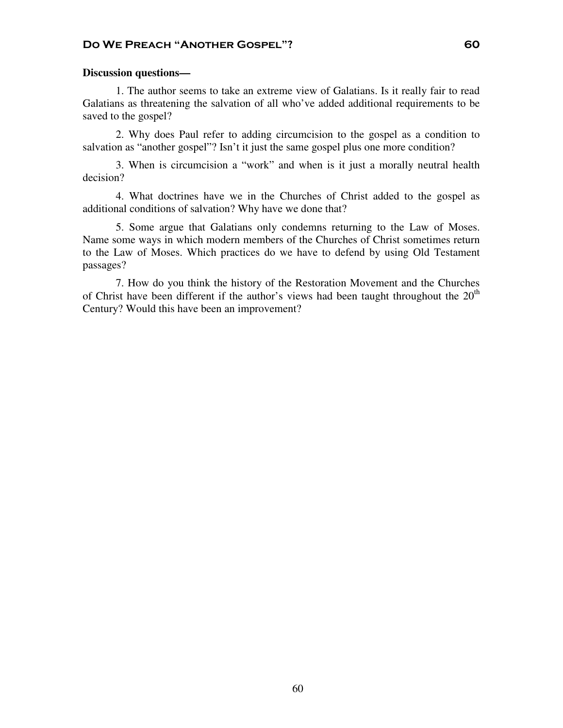**Discussion questions—**

1. The author seems to take an extreme view of Galatians. Is it really fair to read Galatians as threatening the salvation of all who've added additional requirements to be saved to the gospel?

2. Why does Paul refer to adding circumcision to the gospel as a condition to salvation as "another gospel"? Isn't it just the same gospel plus one more condition?

3. When is circumcision a "work" and when is it just a morally neutral health decision?

4. What doctrines have we in the Churches of Christ added to the gospel as additional conditions of salvation? Why have we done that?

5. Some argue that Galatians only condemns returning to the Law of Moses. Name some ways in which modern members of the Churches of Christ sometimes return to the Law of Moses. Which practices do we have to defend by using Old Testament passages?

7. How do you think the history of the Restoration Movement and the Churches of Christ have been different if the author's views had been taught throughout the 20th Century? Would this have been an improvement?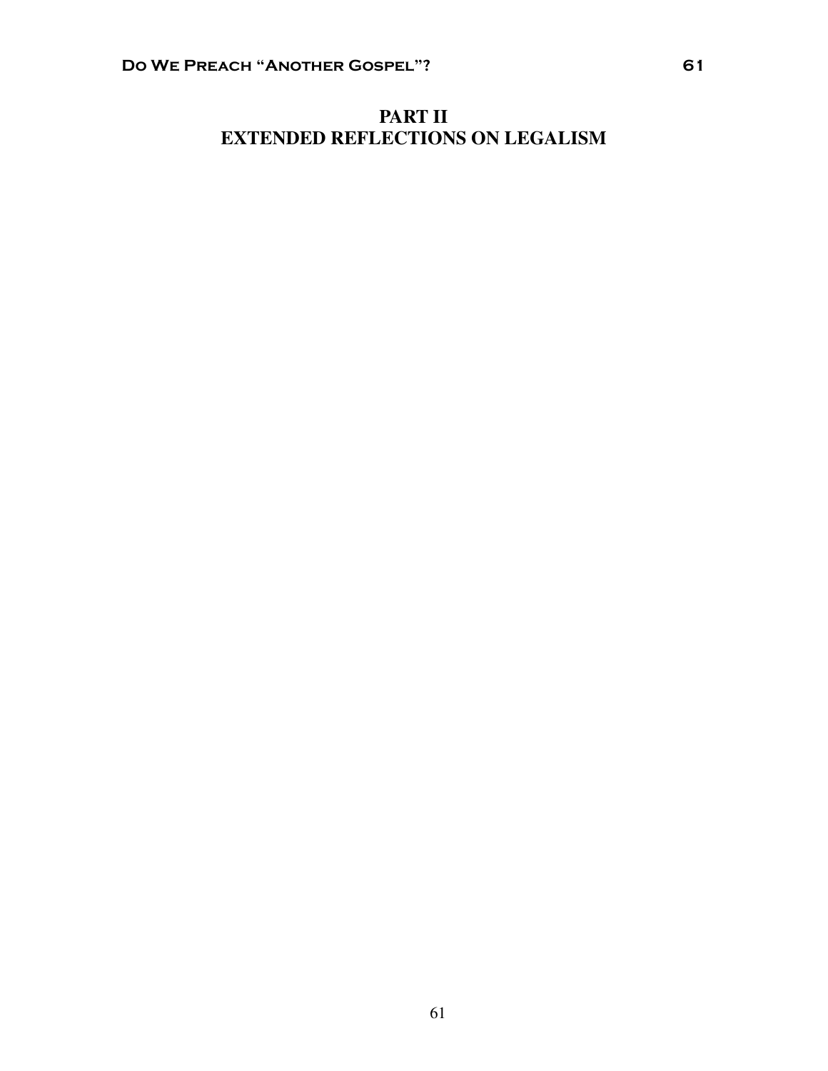# PART II
# EXTENDED REFLECTIONS ON LEGALISM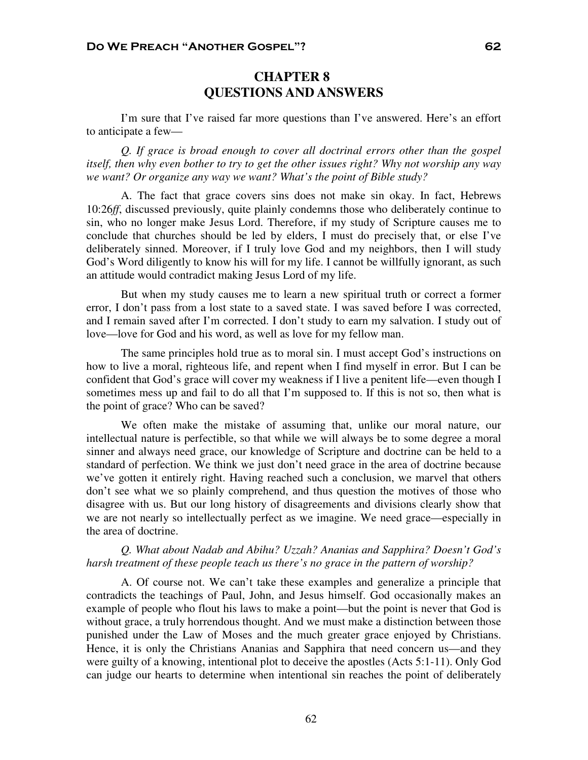# CHAPTER 8
# QUESTIONS AND ANSWERS

I'm sure that I've raised far more questions than I've answered. Here's an effort to anticipate a few—

*Q. If grace is broad enough to cover all doctrinal errors other than the gospel itself, then why even bother to try to get the other issues right? Why not worship any way we want? Or organize any way we want? What's the point of Bible study?*

A. The fact that grace covers sins does not make sin okay. In fact, Hebrews 10:26*ff*, discussed previously, quite plainly condemns those who deliberately continue to sin, who no longer make Jesus Lord. Therefore, if my study of Scripture causes me to conclude that churches should be led by elders, I must do precisely that, or else I've deliberately sinned. Moreover, if I truly love God and my neighbors, then I will study God's Word diligently to know his will for my life. I cannot be willfully ignorant, as such an attitude would contradict making Jesus Lord of my life.

But when my study causes me to learn a new spiritual truth or correct a former error, I don't pass from a lost state to a saved state. I was saved before I was corrected, and I remain saved after I'm corrected. I don't study to earn my salvation. I study out of love—love for God and his word, as well as love for my fellow man.

The same principles hold true as to moral sin. I must accept God's instructions on how to live a moral, righteous life, and repent when I find myself in error. But I can be confident that God's grace will cover my weakness if I live a penitent life—even though I sometimes mess up and fail to do all that I'm supposed to. If this is not so, then what is the point of grace? Who can be saved?

We often make the mistake of assuming that, unlike our moral nature, our intellectual nature is perfectible, so that while we will always be to some degree a moral sinner and always need grace, our knowledge of Scripture and doctrine can be held to a standard of perfection. We think we just don't need grace in the area of doctrine because we've gotten it entirely right. Having reached such a conclusion, we marvel that others don't see what we so plainly comprehend, and thus question the motives of those who disagree with us. But our long history of disagreements and divisions clearly show that we are not nearly so intellectually perfect as we imagine. We need grace—especially in the area of doctrine.

*Q. What about Nadab and Abihu? Uzzah? Ananias and Sapphira? Doesn't God's harsh treatment of these people teach us there's no grace in the pattern of worship?*

A. Of course not. We can't take these examples and generalize a principle that contradicts the teachings of Paul, John, and Jesus himself. God occasionally makes an example of people who flout his laws to make a point—but the point is never that God is without grace, a truly horrendous thought. And we must make a distinction between those punished under the Law of Moses and the much greater grace enjoyed by Christians. Hence, it is only the Christians Ananias and Sapphira that need concern us—and they were guilty of a knowing, intentional plot to deceive the apostles (Acts 5:1-11). Only God can judge our hearts to determine when intentional sin reaches the point of deliberately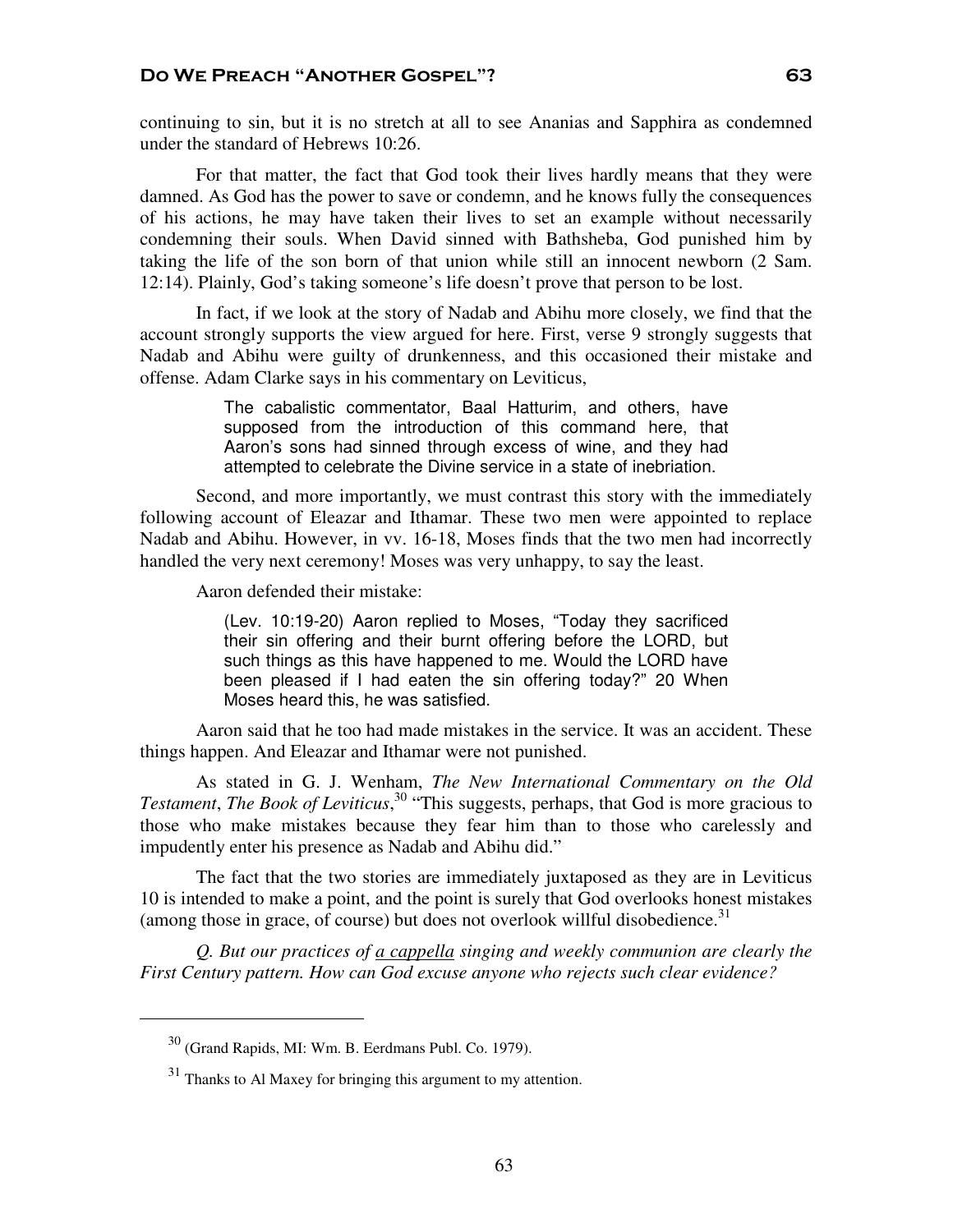continuing to sin, but it is no stretch at all to see Ananias and Sapphira as condemned under the standard of Hebrews 10:26.

For that matter, the fact that God took their lives hardly means that they were damned. As God has the power to save or condemn, and he knows fully the consequences of his actions, he may have taken their lives to set an example without necessarily condemning their souls. When David sinned with Bathsheba, God punished him by taking the life of the son born of that union while still an innocent newborn (2 Sam. 12:14). Plainly, God's taking someone's life doesn't prove that person to be lost.

In fact, if we look at the story of Nadab and Abihu more closely, we find that the account strongly supports the view argued for here. First, verse 9 strongly suggests that Nadab and Abihu were guilty of drunkenness, and this occasioned their mistake and offense. Adam Clarke says in his commentary on Leviticus,

> The cabalistic commentator, Baal Hatturim, and others, have supposed from the introduction of this command here, that Aaron's sons had sinned through excess of wine, and they had attempted to celebrate the Divine service in a state of inebriation.

Second, and more importantly, we must contrast this story with the immediately following account of Eleazar and Ithamar. These two men were appointed to replace Nadab and Abihu. However, in vv. 16-18, Moses finds that the two men had incorrectly handled the very next ceremony! Moses was very unhappy, to say the least.

Aaron defended their mistake:

> (Lev. 10:19-20) Aaron replied to Moses, "Today they sacrificed their sin offering and their burnt offering before the LORD, but such things as this have happened to me. Would the LORD have been pleased if I had eaten the sin offering today?" 20 When Moses heard this, he was satisfied.

Aaron said that he too had made mistakes in the service. It was an accident. These things happen. And Eleazar and Ithamar were not punished.

As stated in G. J. Wenham, *The New International Commentary on the Old Testament*, *The Book of Leviticus*,[30] "This suggests, perhaps, that God is more gracious to those who make mistakes because they fear him than to those who carelessly and impudently enter his presence as Nadab and Abihu did."

The fact that the two stories are immediately juxtaposed as they are in Leviticus 10 is intended to make a point, and the point is surely that God overlooks honest mistakes (among those in grace, of course) but does not overlook willful disobedience.[31]

*Q. But our practices of a cappella singing and weekly communion are clearly the First Century pattern. How can God excuse anyone who rejects such clear evidence?*

---

[30] (Grand Rapids, MI: Wm. B. Eerdmans Publ. Co. 1979).

[31] Thanks to Al Maxey for bringing this argument to my attention.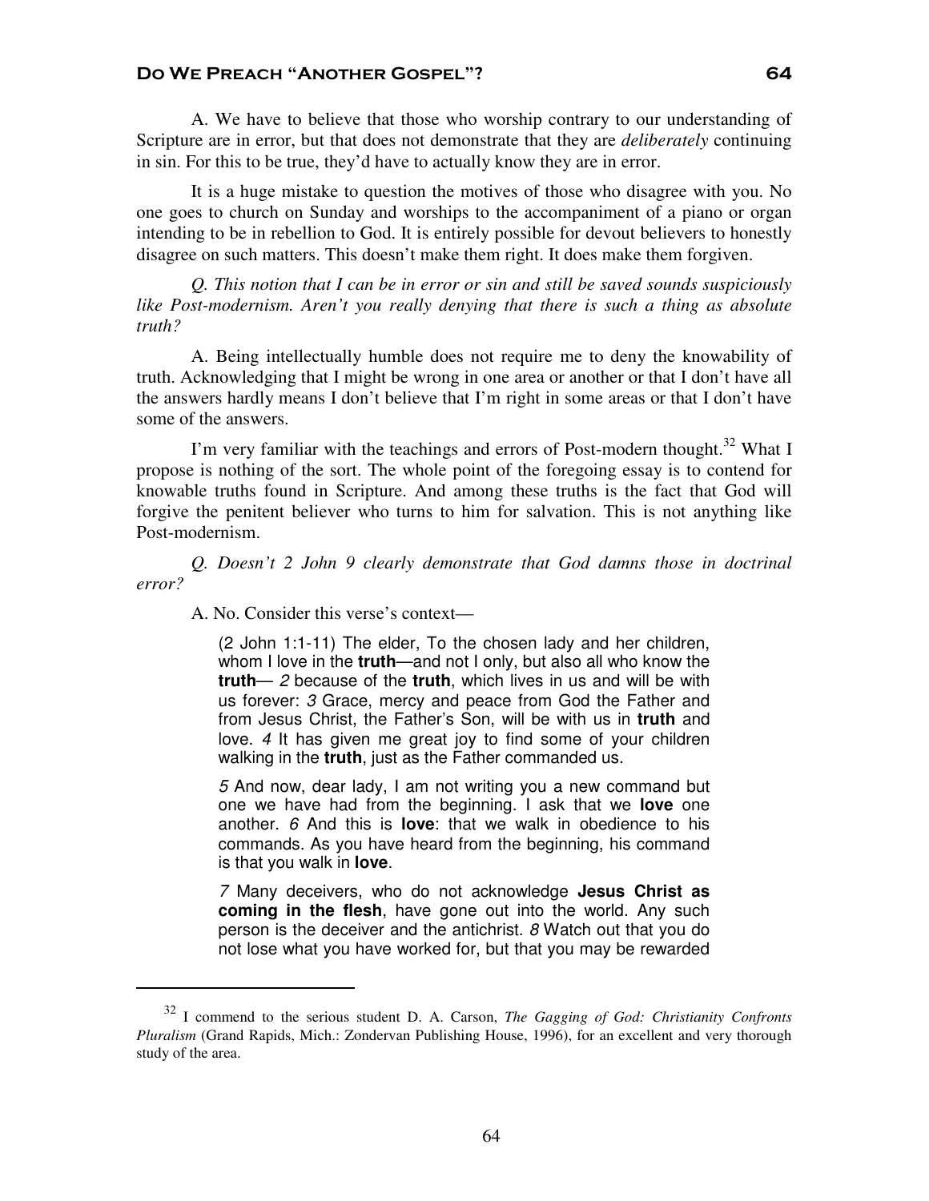A. We have to believe that those who worship contrary to our understanding of Scripture are in error, but that does not demonstrate that they are *deliberately* continuing in sin. For this to be true, they'd have to actually know they are in error.

It is a huge mistake to question the motives of those who disagree with you. No one goes to church on Sunday and worships to the accompaniment of a piano or organ intending to be in rebellion to God. It is entirely possible for devout believers to honestly disagree on such matters. This doesn't make them right. It does make them forgiven.

*Q. This notion that I can be in error or sin and still be saved sounds suspiciously like Post-modernism. Aren't you really denying that there is such a thing as absolute truth?*

A. Being intellectually humble does not require me to deny the knowability of truth. Acknowledging that I might be wrong in one area or another or that I don't have all the answers hardly means I don't believe that I'm right in some areas or that I don't have some of the answers.

I'm very familiar with the teachings and errors of Post-modern thought.[32] What I propose is nothing of the sort. The whole point of the foregoing essay is to contend for knowable truths found in Scripture. And among these truths is the fact that God will forgive the penitent believer who turns to him for salvation. This is not anything like Post-modernism.

*Q. Doesn't 2 John 9 clearly demonstrate that God damns those in doctrinal error?*

A. No. Consider this verse's context—

> (2 John 1:1-11) The elder, To the chosen lady and her children, whom I love in the **truth**—and not I only, but also all who know the **truth**— *2* because of the **truth**, which lives in us and will be with us forever: *3* Grace, mercy and peace from God the Father and from Jesus Christ, the Father's Son, will be with us in **truth** and love. *4* It has given me great joy to find some of your children walking in the **truth**, just as the Father commanded us.
>
> *5* And now, dear lady, I am not writing you a new command but one we have had from the beginning. I ask that we **love** one another. *6* And this is **love**: that we walk in obedience to his commands. As you have heard from the beginning, his command is that you walk in **love**.
>
> *7* Many deceivers, who do not acknowledge **Jesus Christ as coming in the flesh**, have gone out into the world. Any such person is the deceiver and the antichrist. *8* Watch out that you do not lose what you have worked for, but that you may be rewarded

---

[32] I commend to the serious student D. A. Carson, *The Gagging of God: Christianity Confronts Pluralism* (Grand Rapids, Mich.: Zondervan Publishing House, 1996), for an excellent and very thorough study of the area.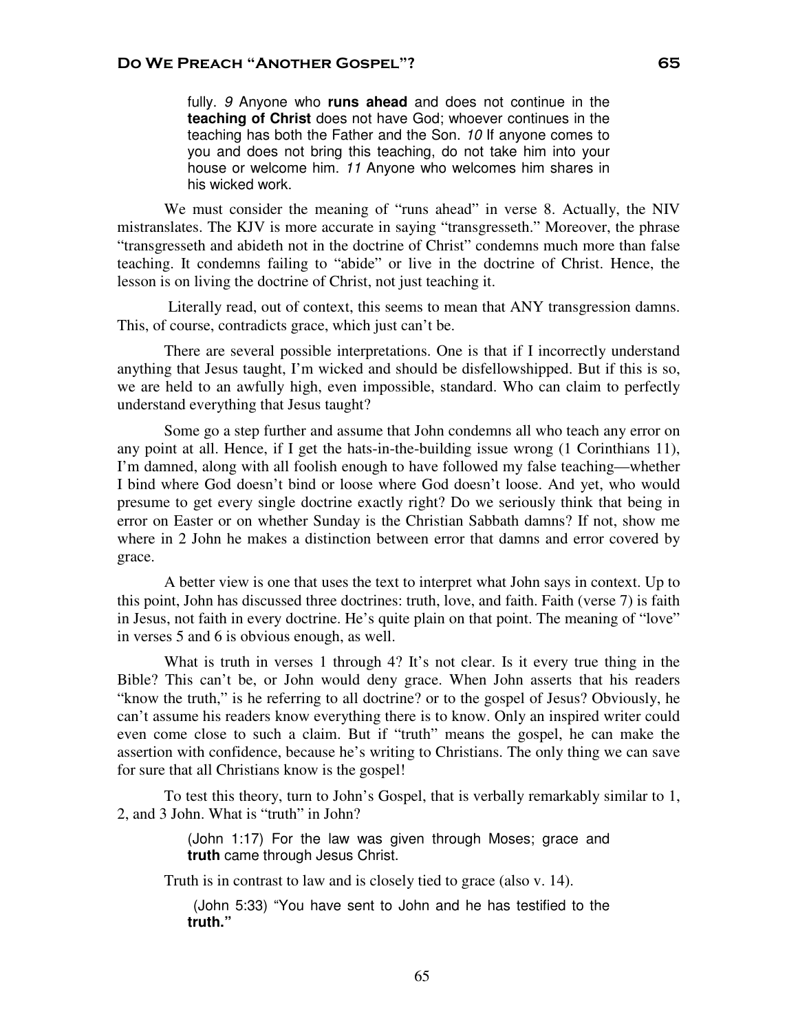fully. *9* Anyone who **runs ahead** and does not continue in the **teaching of Christ** does not have God; whoever continues in the teaching has both the Father and the Son. *10* If anyone comes to you and does not bring this teaching, do not take him into your house or welcome him. *11* Anyone who welcomes him shares in his wicked work.

We must consider the meaning of "runs ahead" in verse 8. Actually, the NIV mistranslates. The KJV is more accurate in saying "transgresseth." Moreover, the phrase "transgresseth and abideth not in the doctrine of Christ" condemns much more than false teaching. It condemns failing to "abide" or live in the doctrine of Christ. Hence, the lesson is on living the doctrine of Christ, not just teaching it.

Literally read, out of context, this seems to mean that ANY transgression damns. This, of course, contradicts grace, which just can't be.

There are several possible interpretations. One is that if I incorrectly understand anything that Jesus taught, I'm wicked and should be disfellowshipped. But if this is so, we are held to an awfully high, even impossible, standard. Who can claim to perfectly understand everything that Jesus taught?

Some go a step further and assume that John condemns all who teach any error on any point at all. Hence, if I get the hats-in-the-building issue wrong (1 Corinthians 11), I'm damned, along with all foolish enough to have followed my false teaching—whether I bind where God doesn't bind or loose where God doesn't loose. And yet, who would presume to get every single doctrine exactly right? Do we seriously think that being in error on Easter or on whether Sunday is the Christian Sabbath damns? If not, show me where in 2 John he makes a distinction between error that damns and error covered by grace.

A better view is one that uses the text to interpret what John says in context. Up to this point, John has discussed three doctrines: truth, love, and faith. Faith (verse 7) is faith in Jesus, not faith in every doctrine. He's quite plain on that point. The meaning of "love" in verses 5 and 6 is obvious enough, as well.

What is truth in verses 1 through 4? It's not clear. Is it every true thing in the Bible? This can't be, or John would deny grace. When John asserts that his readers "know the truth," is he referring to all doctrine? or to the gospel of Jesus? Obviously, he can't assume his readers know everything there is to know. Only an inspired writer could even come close to such a claim. But if "truth" means the gospel, he can make the assertion with confidence, because he's writing to Christians. The only thing we can save for sure that all Christians know is the gospel!

To test this theory, turn to John's Gospel, that is verbally remarkably similar to 1, 2, and 3 John. What is "truth" in John?

> (John 1:17) For the law was given through Moses; grace and **truth** came through Jesus Christ.

Truth is in contrast to law and is closely tied to grace (also v. 14).

> (John 5:33) "You have sent to John and he has testified to the **truth."**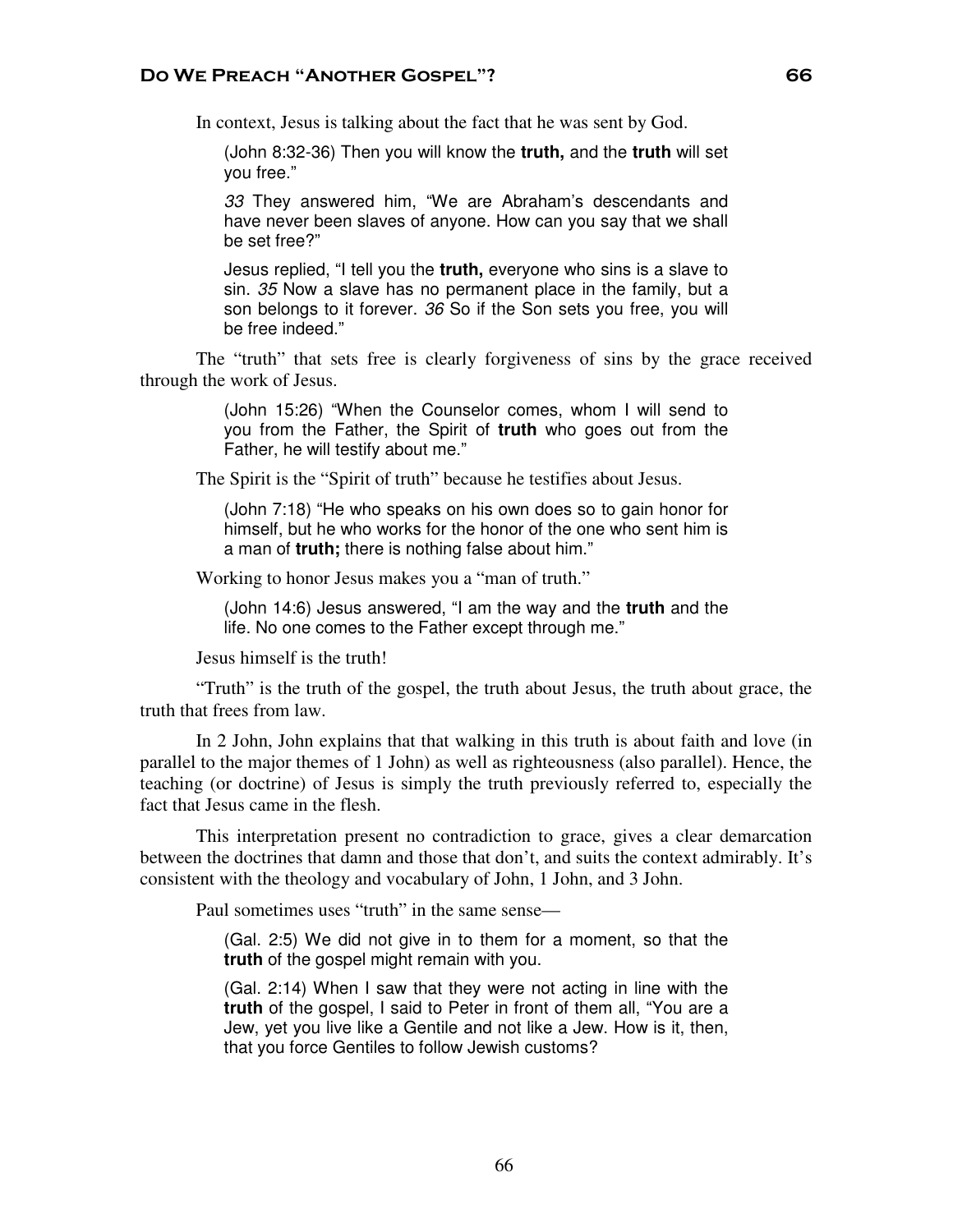In context, Jesus is talking about the fact that he was sent by God.

> (John 8:32-36) Then you will know the **truth,** and the **truth** will set you free."
>
> *33* They answered him, "We are Abraham's descendants and have never been slaves of anyone. How can you say that we shall be set free?"
>
> Jesus replied, "I tell you the **truth,** everyone who sins is a slave to sin. *35* Now a slave has no permanent place in the family, but a son belongs to it forever. *36* So if the Son sets you free, you will be free indeed."

The "truth" that sets free is clearly forgiveness of sins by the grace received through the work of Jesus.

> (John 15:26) "When the Counselor comes, whom I will send to you from the Father, the Spirit of **truth** who goes out from the Father, he will testify about me."

The Spirit is the "Spirit of truth" because he testifies about Jesus.

> (John 7:18) "He who speaks on his own does so to gain honor for himself, but he who works for the honor of the one who sent him is a man of **truth;** there is nothing false about him."

Working to honor Jesus makes you a "man of truth."

> (John 14:6) Jesus answered, "I am the way and the **truth** and the life. No one comes to the Father except through me."

Jesus himself is the truth!

"Truth" is the truth of the gospel, the truth about Jesus, the truth about grace, the truth that frees from law.

In 2 John, John explains that that walking in this truth is about faith and love (in parallel to the major themes of 1 John) as well as righteousness (also parallel). Hence, the teaching (or doctrine) of Jesus is simply the truth previously referred to, especially the fact that Jesus came in the flesh.

This interpretation present no contradiction to grace, gives a clear demarcation between the doctrines that damn and those that don't, and suits the context admirably. It's consistent with the theology and vocabulary of John, 1 John, and 3 John.

Paul sometimes uses "truth" in the same sense—

> (Gal. 2:5) We did not give in to them for a moment, so that the **truth** of the gospel might remain with you.
>
> (Gal. 2:14) When I saw that they were not acting in line with the **truth** of the gospel, I said to Peter in front of them all, "You are a Jew, yet you live like a Gentile and not like a Jew. How is it, then, that you force Gentiles to follow Jewish customs?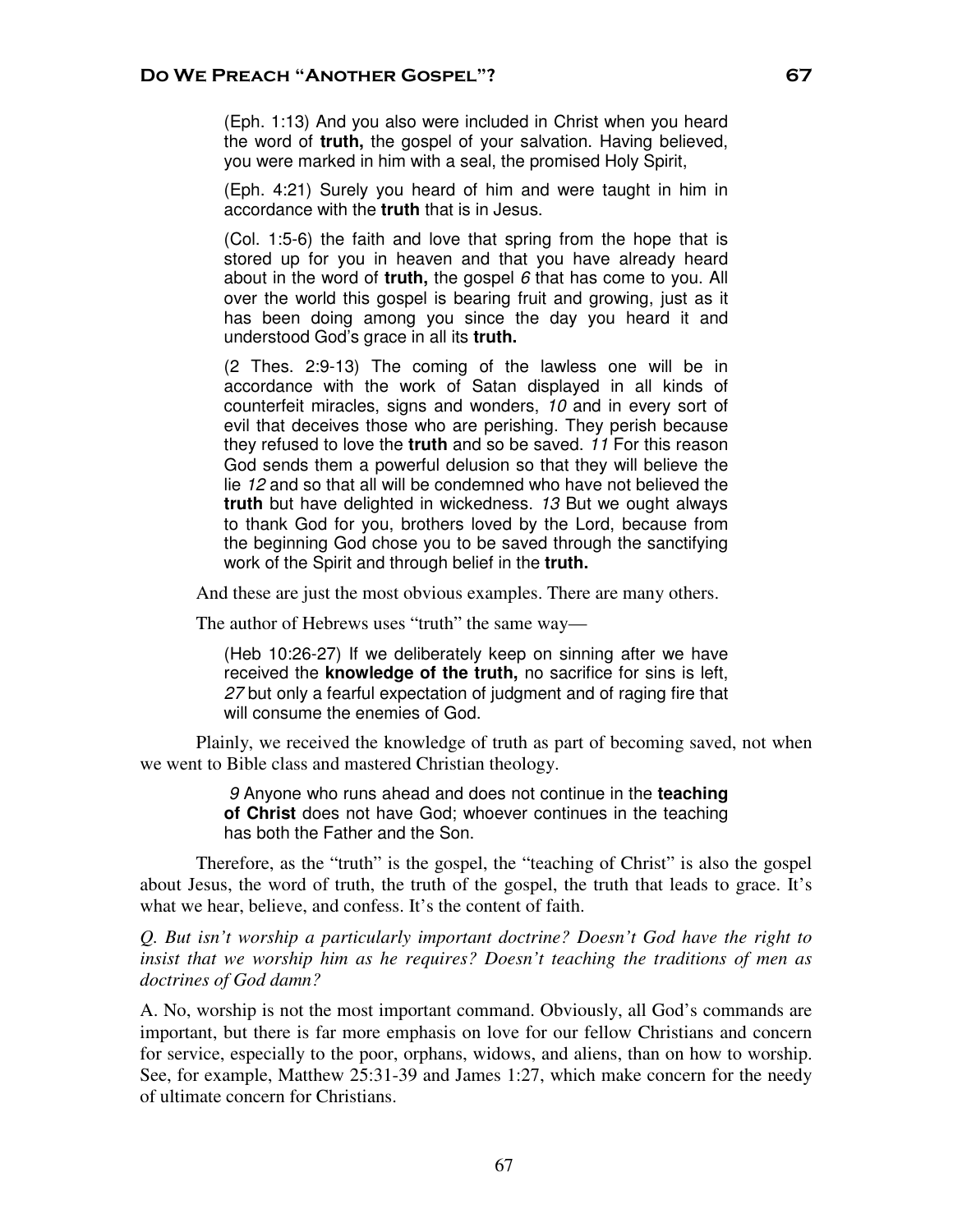> (Eph. 1:13) And you also were included in Christ when you heard the word of **truth,** the gospel of your salvation. Having believed, you were marked in him with a seal, the promised Holy Spirit,

> (Eph. 4:21) Surely you heard of him and were taught in him in accordance with the **truth** that is in Jesus.

> (Col. 1:5-6) the faith and love that spring from the hope that is stored up for you in heaven and that you have already heard about in the word of **truth,** the gospel *6* that has come to you. All over the world this gospel is bearing fruit and growing, just as it has been doing among you since the day you heard it and understood God's grace in all its **truth.**

> (2 Thes. 2:9-13) The coming of the lawless one will be in accordance with the work of Satan displayed in all kinds of counterfeit miracles, signs and wonders, *10* and in every sort of evil that deceives those who are perishing. They perish because they refused to love the **truth** and so be saved. *11* For this reason God sends them a powerful delusion so that they will believe the lie *12* and so that all will be condemned who have not believed the **truth** but have delighted in wickedness. *13* But we ought always to thank God for you, brothers loved by the Lord, because from the beginning God chose you to be saved through the sanctifying work of the Spirit and through belief in the **truth.**

And these are just the most obvious examples. There are many others.

The author of Hebrews uses "truth" the same way—

> (Heb 10:26-27) If we deliberately keep on sinning after we have received the **knowledge of the truth,** no sacrifice for sins is left, *27* but only a fearful expectation of judgment and of raging fire that will consume the enemies of God.

Plainly, we received the knowledge of truth as part of becoming saved, not when we went to Bible class and mastered Christian theology.

> *9* Anyone who runs ahead and does not continue in the **teaching of Christ** does not have God; whoever continues in the teaching has both the Father and the Son.

Therefore, as the "truth" is the gospel, the "teaching of Christ" is also the gospel about Jesus, the word of truth, the truth of the gospel, the truth that leads to grace. It's what we hear, believe, and confess. It's the content of faith.

*Q. But isn't worship a particularly important doctrine? Doesn't God have the right to insist that we worship him as he requires? Doesn't teaching the traditions of men as doctrines of God damn?*

A. No, worship is not the most important command. Obviously, all God's commands are important, but there is far more emphasis on love for our fellow Christians and concern for service, especially to the poor, orphans, widows, and aliens, than on how to worship. See, for example, Matthew 25:31-39 and James 1:27, which make concern for the needy of ultimate concern for Christians.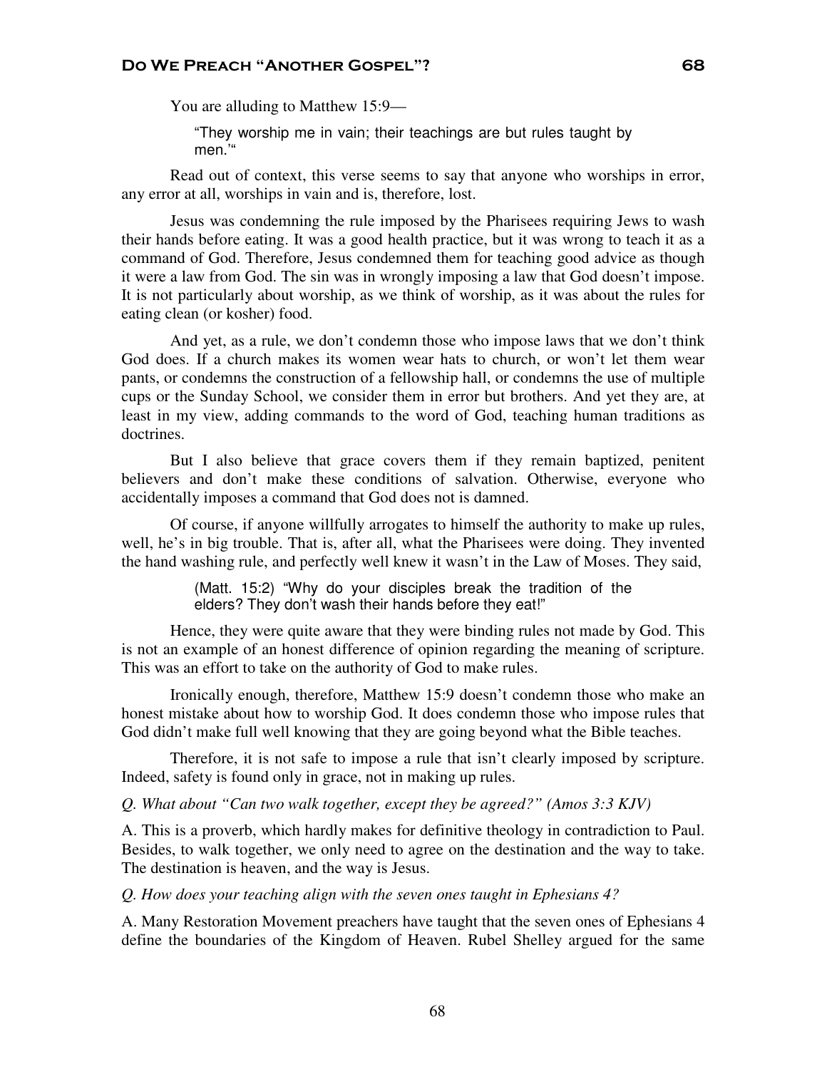You are alluding to Matthew 15:9—

> "They worship me in vain; their teachings are but rules taught by men.'"

Read out of context, this verse seems to say that anyone who worships in error, any error at all, worships in vain and is, therefore, lost.

Jesus was condemning the rule imposed by the Pharisees requiring Jews to wash their hands before eating. It was a good health practice, but it was wrong to teach it as a command of God. Therefore, Jesus condemned them for teaching good advice as though it were a law from God. The sin was in wrongly imposing a law that God doesn't impose. It is not particularly about worship, as we think of worship, as it was about the rules for eating clean (or kosher) food.

And yet, as a rule, we don't condemn those who impose laws that we don't think God does. If a church makes its women wear hats to church, or won't let them wear pants, or condemns the construction of a fellowship hall, or condemns the use of multiple cups or the Sunday School, we consider them in error but brothers. And yet they are, at least in my view, adding commands to the word of God, teaching human traditions as doctrines.

But I also believe that grace covers them if they remain baptized, penitent believers and don't make these conditions of salvation. Otherwise, everyone who accidentally imposes a command that God does not is damned.

Of course, if anyone willfully arrogates to himself the authority to make up rules, well, he's in big trouble. That is, after all, what the Pharisees were doing. They invented the hand washing rule, and perfectly well knew it wasn't in the Law of Moses. They said,

> (Matt. 15:2) "Why do your disciples break the tradition of the elders? They don't wash their hands before they eat!"

Hence, they were quite aware that they were binding rules not made by God. This is not an example of an honest difference of opinion regarding the meaning of scripture. This was an effort to take on the authority of God to make rules.

Ironically enough, therefore, Matthew 15:9 doesn't condemn those who make an honest mistake about how to worship God. It does condemn those who impose rules that God didn't make full well knowing that they are going beyond what the Bible teaches.

Therefore, it is not safe to impose a rule that isn't clearly imposed by scripture. Indeed, safety is found only in grace, not in making up rules.

*Q. What about "Can two walk together, except they be agreed?" (Amos 3:3 KJV)*

A. This is a proverb, which hardly makes for definitive theology in contradiction to Paul. Besides, to walk together, we only need to agree on the destination and the way to take. The destination is heaven, and the way is Jesus.

*Q. How does your teaching align with the seven ones taught in Ephesians 4?*

A. Many Restoration Movement preachers have taught that the seven ones of Ephesians 4 define the boundaries of the Kingdom of Heaven. Rubel Shelley argued for the same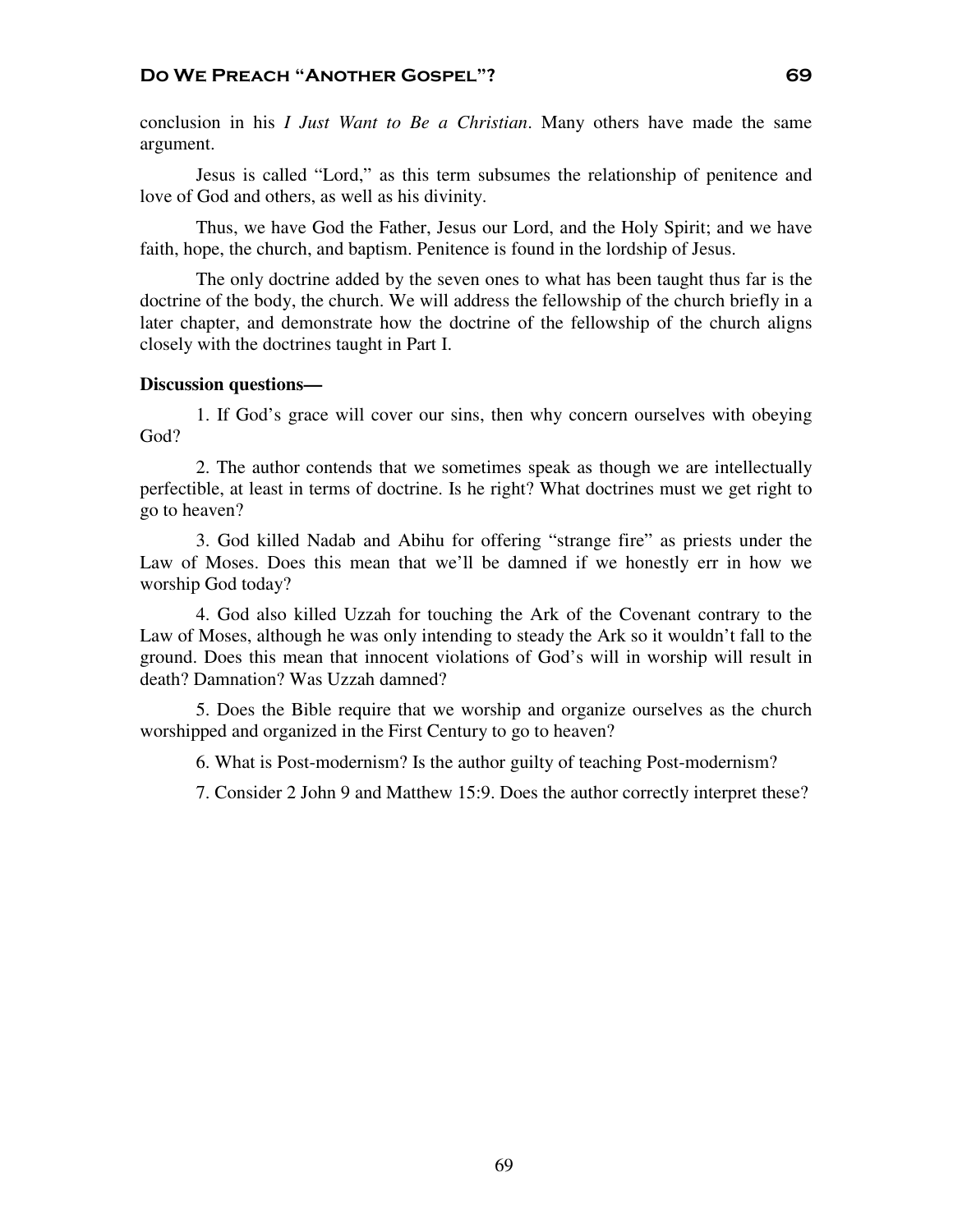conclusion in his *I Just Want to Be a Christian*. Many others have made the same argument.

Jesus is called "Lord," as this term subsumes the relationship of penitence and love of God and others, as well as his divinity.

Thus, we have God the Father, Jesus our Lord, and the Holy Spirit; and we have faith, hope, the church, and baptism. Penitence is found in the lordship of Jesus.

The only doctrine added by the seven ones to what has been taught thus far is the doctrine of the body, the church. We will address the fellowship of the church briefly in a later chapter, and demonstrate how the doctrine of the fellowship of the church aligns closely with the doctrines taught in Part I.

**Discussion questions—**

1. If God's grace will cover our sins, then why concern ourselves with obeying God?

2. The author contends that we sometimes speak as though we are intellectually perfectible, at least in terms of doctrine. Is he right? What doctrines must we get right to go to heaven?

3. God killed Nadab and Abihu for offering "strange fire" as priests under the Law of Moses. Does this mean that we'll be damned if we honestly err in how we worship God today?

4. God also killed Uzzah for touching the Ark of the Covenant contrary to the Law of Moses, although he was only intending to steady the Ark so it wouldn't fall to the ground. Does this mean that innocent violations of God's will in worship will result in death? Damnation? Was Uzzah damned?

5. Does the Bible require that we worship and organize ourselves as the church worshipped and organized in the First Century to go to heaven?

6. What is Post-modernism? Is the author guilty of teaching Post-modernism?

7. Consider 2 John 9 and Matthew 15:9. Does the author correctly interpret these?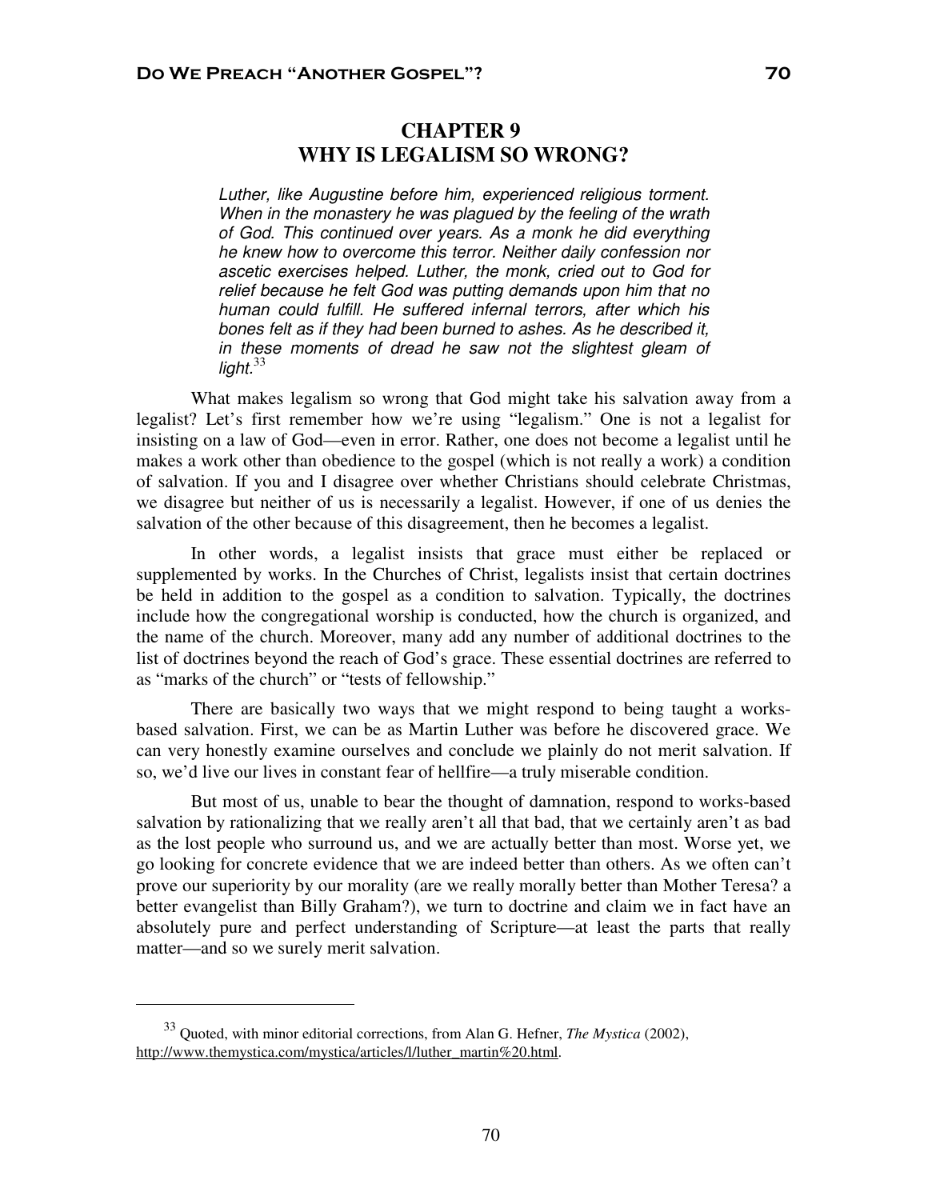# CHAPTER 9
# WHY IS LEGALISM SO WRONG?

> *Luther, like Augustine before him, experienced religious torment. When in the monastery he was plagued by the feeling of the wrath of God. This continued over years. As a monk he did everything he knew how to overcome this terror. Neither daily confession nor ascetic exercises helped. Luther, the monk, cried out to God for relief because he felt God was putting demands upon him that no human could fulfill. He suffered infernal terrors, after which his bones felt as if they had been burned to ashes. As he described it, in these moments of dread he saw not the slightest gleam of light.*[33]

What makes legalism so wrong that God might take his salvation away from a legalist? Let's first remember how we're using "legalism." One is not a legalist for insisting on a law of God—even in error. Rather, one does not become a legalist until he makes a work other than obedience to the gospel (which is not really a work) a condition of salvation. If you and I disagree over whether Christians should celebrate Christmas, we disagree but neither of us is necessarily a legalist. However, if one of us denies the salvation of the other because of this disagreement, then he becomes a legalist.

In other words, a legalist insists that grace must either be replaced or supplemented by works. In the Churches of Christ, legalists insist that certain doctrines be held in addition to the gospel as a condition to salvation. Typically, the doctrines include how the congregational worship is conducted, how the church is organized, and the name of the church. Moreover, many add any number of additional doctrines to the list of doctrines beyond the reach of God's grace. These essential doctrines are referred to as "marks of the church" or "tests of fellowship."

There are basically two ways that we might respond to being taught a works-based salvation. First, we can be as Martin Luther was before he discovered grace. We can very honestly examine ourselves and conclude we plainly do not merit salvation. If so, we'd live our lives in constant fear of hellfire—a truly miserable condition.

But most of us, unable to bear the thought of damnation, respond to works-based salvation by rationalizing that we really aren't all that bad, that we certainly aren't as bad as the lost people who surround us, and we are actually better than most. Worse yet, we go looking for concrete evidence that we are indeed better than others. As we often can't prove our superiority by our morality (are we really morally better than Mother Teresa? a better evangelist than Billy Graham?), we turn to doctrine and claim we in fact have an absolutely pure and perfect understanding of Scripture—at least the parts that really matter—and so we surely merit salvation.

---

[33] Quoted, with minor editorial corrections, from Alan G. Hefner, *The Mystica* (2002), http://www.themystica.com/mystica/articles/l/luther_martin%20.html.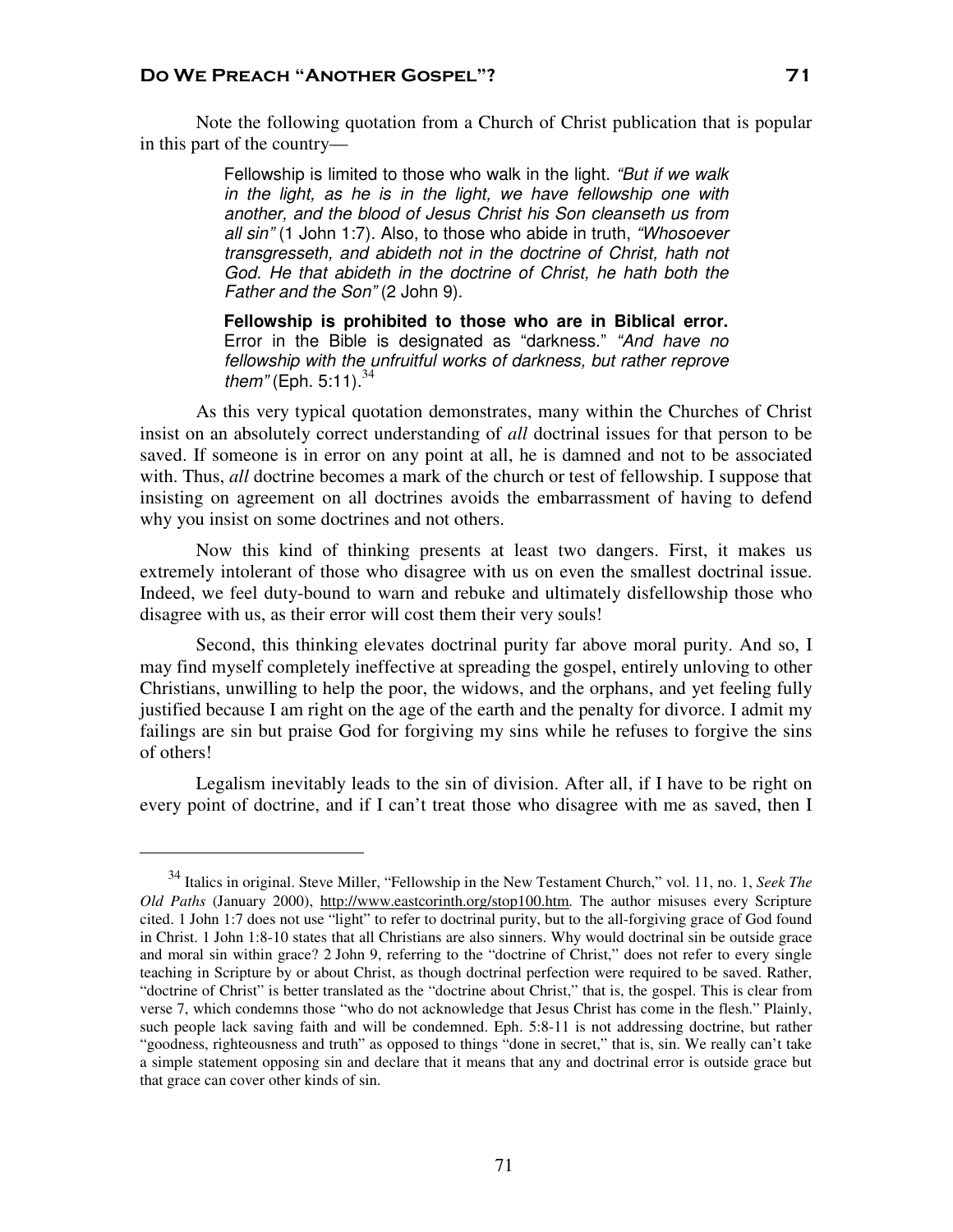Note the following quotation from a Church of Christ publication that is popular in this part of the country—

> Fellowship is limited to those who walk in the light. *"But if we walk in the light, as he is in the light, we have fellowship one with another, and the blood of Jesus Christ his Son cleanseth us from all sin"* (1 John 1:7). Also, to those who abide in truth, *"Whosoever transgresseth, and abideth not in the doctrine of Christ, hath not God. He that abideth in the doctrine of Christ, he hath both the Father and the Son"* (2 John 9).
>
> **Fellowship is prohibited to those who are in Biblical error.** Error in the Bible is designated as "darkness." *"And have no fellowship with the unfruitful works of darkness, but rather reprove them"* (Eph. 5:11).[34]

As this very typical quotation demonstrates, many within the Churches of Christ insist on an absolutely correct understanding of *all* doctrinal issues for that person to be saved. If someone is in error on any point at all, he is damned and not to be associated with. Thus, *all* doctrine becomes a mark of the church or test of fellowship. I suppose that insisting on agreement on all doctrines avoids the embarrassment of having to defend why you insist on some doctrines and not others.

Now this kind of thinking presents at least two dangers. First, it makes us extremely intolerant of those who disagree with us on even the smallest doctrinal issue. Indeed, we feel duty-bound to warn and rebuke and ultimately disfellowship those who disagree with us, as their error will cost them their very souls!

Second, this thinking elevates doctrinal purity far above moral purity. And so, I may find myself completely ineffective at spreading the gospel, entirely unloving to other Christians, unwilling to help the poor, the widows, and the orphans, and yet feeling fully justified because I am right on the age of the earth and the penalty for divorce. I admit my failings are sin but praise God for forgiving my sins while he refuses to forgive the sins of others!

Legalism inevitably leads to the sin of division. After all, if I have to be right on every point of doctrine, and if I can't treat those who disagree with me as saved, then I

---

[34] Italics in original. Steve Miller, "Fellowship in the New Testament Church," vol. 11, no. 1, *Seek The Old Paths* (January 2000), http://www.eastcorinth.org/stop100.htm. The author misuses every Scripture cited. 1 John 1:7 does not use "light" to refer to doctrinal purity, but to the all-forgiving grace of God found in Christ. 1 John 1:8-10 states that all Christians are also sinners. Why would doctrinal sin be outside grace and moral sin within grace? 2 John 9, referring to the "doctrine of Christ," does not refer to every single teaching in Scripture by or about Christ, as though doctrinal perfection were required to be saved. Rather, "doctrine of Christ" is better translated as the "doctrine about Christ," that is, the gospel. This is clear from verse 7, which condemns those "who do not acknowledge that Jesus Christ has come in the flesh." Plainly, such people lack saving faith and will be condemned. Eph. 5:8-11 is not addressing doctrine, but rather "goodness, righteousness and truth" as opposed to things "done in secret," that is, sin. We really can't take a simple statement opposing sin and declare that it means that any and doctrinal error is outside grace but that grace can cover other kinds of sin.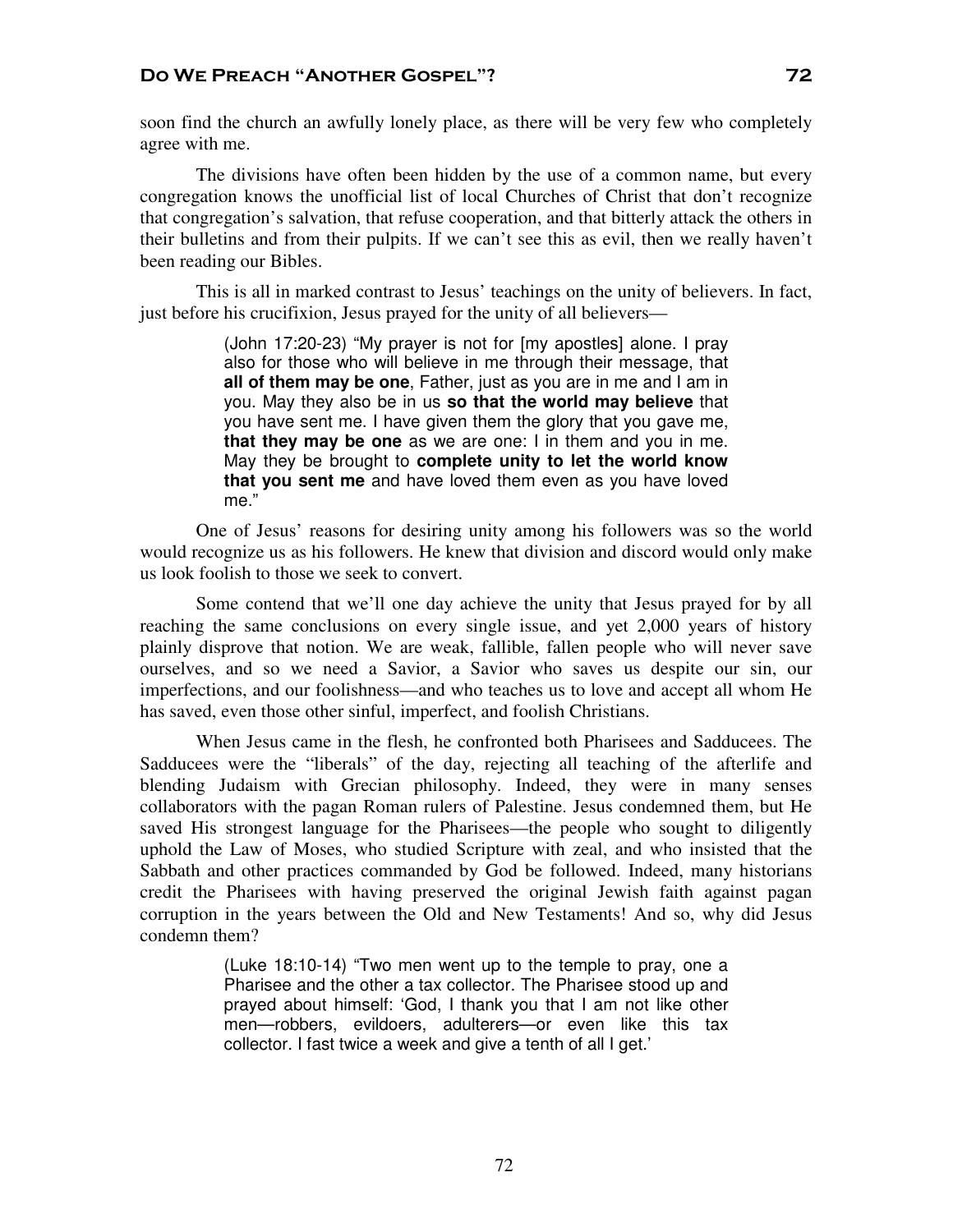soon find the church an awfully lonely place, as there will be very few who completely agree with me.

The divisions have often been hidden by the use of a common name, but every congregation knows the unofficial list of local Churches of Christ that don't recognize that congregation's salvation, that refuse cooperation, and that bitterly attack the others in their bulletins and from their pulpits. If we can't see this as evil, then we really haven't been reading our Bibles.

This is all in marked contrast to Jesus' teachings on the unity of believers. In fact, just before his crucifixion, Jesus prayed for the unity of all believers—

> (John 17:20-23) "My prayer is not for [my apostles] alone. I pray also for those who will believe in me through their message, that **all of them may be one**, Father, just as you are in me and I am in you. May they also be in us **so that the world may believe** that you have sent me. I have given them the glory that you gave me, **that they may be one** as we are one: I in them and you in me. May they be brought to **complete unity to let the world know that you sent me** and have loved them even as you have loved me."

One of Jesus' reasons for desiring unity among his followers was so the world would recognize us as his followers. He knew that division and discord would only make us look foolish to those we seek to convert.

Some contend that we'll one day achieve the unity that Jesus prayed for by all reaching the same conclusions on every single issue, and yet 2,000 years of history plainly disprove that notion. We are weak, fallible, fallen people who will never save ourselves, and so we need a Savior, a Savior who saves us despite our sin, our imperfections, and our foolishness—and who teaches us to love and accept all whom He has saved, even those other sinful, imperfect, and foolish Christians.

When Jesus came in the flesh, he confronted both Pharisees and Sadducees. The Sadducees were the "liberals" of the day, rejecting all teaching of the afterlife and blending Judaism with Grecian philosophy. Indeed, they were in many senses collaborators with the pagan Roman rulers of Palestine. Jesus condemned them, but He saved His strongest language for the Pharisees—the people who sought to diligently uphold the Law of Moses, who studied Scripture with zeal, and who insisted that the Sabbath and other practices commanded by God be followed. Indeed, many historians credit the Pharisees with having preserved the original Jewish faith against pagan corruption in the years between the Old and New Testaments! And so, why did Jesus condemn them?

> (Luke 18:10-14) "Two men went up to the temple to pray, one a Pharisee and the other a tax collector. The Pharisee stood up and prayed about himself: 'God, I thank you that I am not like other men—robbers, evildoers, adulterers—or even like this tax collector. I fast twice a week and give a tenth of all I get.'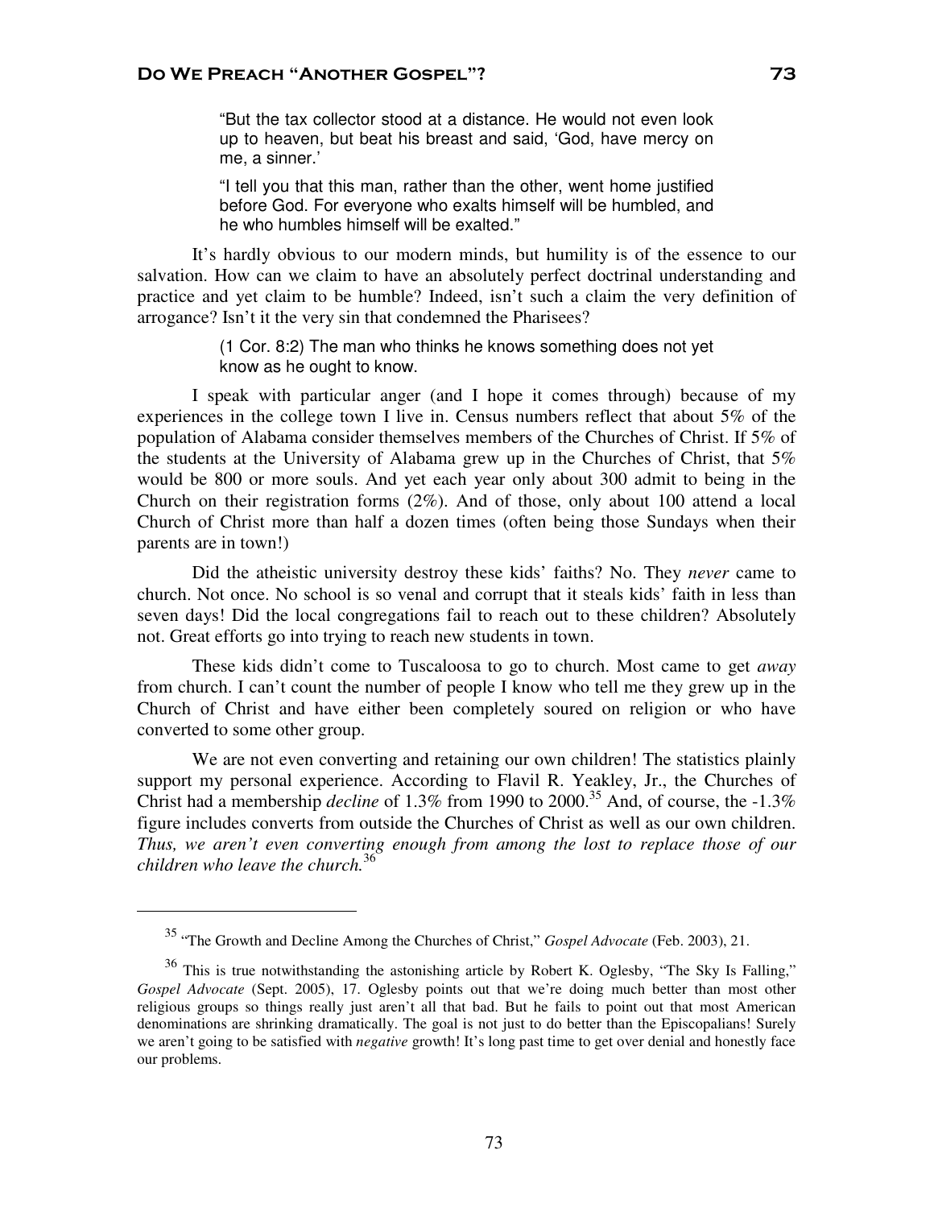> "But the tax collector stood at a distance. He would not even look up to heaven, but beat his breast and said, 'God, have mercy on me, a sinner.'
>
> "I tell you that this man, rather than the other, went home justified before God. For everyone who exalts himself will be humbled, and he who humbles himself will be exalted."

It's hardly obvious to our modern minds, but humility is of the essence to our salvation. How can we claim to have an absolutely perfect doctrinal understanding and practice and yet claim to be humble? Indeed, isn't such a claim the very definition of arrogance? Isn't it the very sin that condemned the Pharisees?

> (1 Cor. 8:2) The man who thinks he knows something does not yet know as he ought to know.

I speak with particular anger (and I hope it comes through) because of my experiences in the college town I live in. Census numbers reflect that about 5% of the population of Alabama consider themselves members of the Churches of Christ. If 5% of the students at the University of Alabama grew up in the Churches of Christ, that 5% would be 800 or more souls. And yet each year only about 300 admit to being in the Church on their registration forms (2%). And of those, only about 100 attend a local Church of Christ more than half a dozen times (often being those Sundays when their parents are in town!)

Did the atheistic university destroy these kids' faiths? No. They *never* came to church. Not once. No school is so venal and corrupt that it steals kids' faith in less than seven days! Did the local congregations fail to reach out to these children? Absolutely not. Great efforts go into trying to reach new students in town.

These kids didn't come to Tuscaloosa to go to church. Most came to get *away* from church. I can't count the number of people I know who tell me they grew up in the Church of Christ and have either been completely soured on religion or who have converted to some other group.

We are not even converting and retaining our own children! The statistics plainly support my personal experience. According to Flavil R. Yeakley, Jr., the Churches of Christ had a membership *decline* of 1.3% from 1990 to 2000.[35] And, of course, the -1.3% figure includes converts from outside the Churches of Christ as well as our own children. *Thus, we aren't even converting enough from among the lost to replace those of our children who leave the church.*[36]

---

[35] "The Growth and Decline Among the Churches of Christ," *Gospel Advocate* (Feb. 2003), 21.

[36] This is true notwithstanding the astonishing article by Robert K. Oglesby, "The Sky Is Falling," *Gospel Advocate* (Sept. 2005), 17. Oglesby points out that we're doing much better than most other religious groups so things really just aren't all that bad. But he fails to point out that most American denominations are shrinking dramatically. The goal is not just to do better than the Episcopalians! Surely we aren't going to be satisfied with *negative* growth! It's long past time to get over denial and honestly face our problems.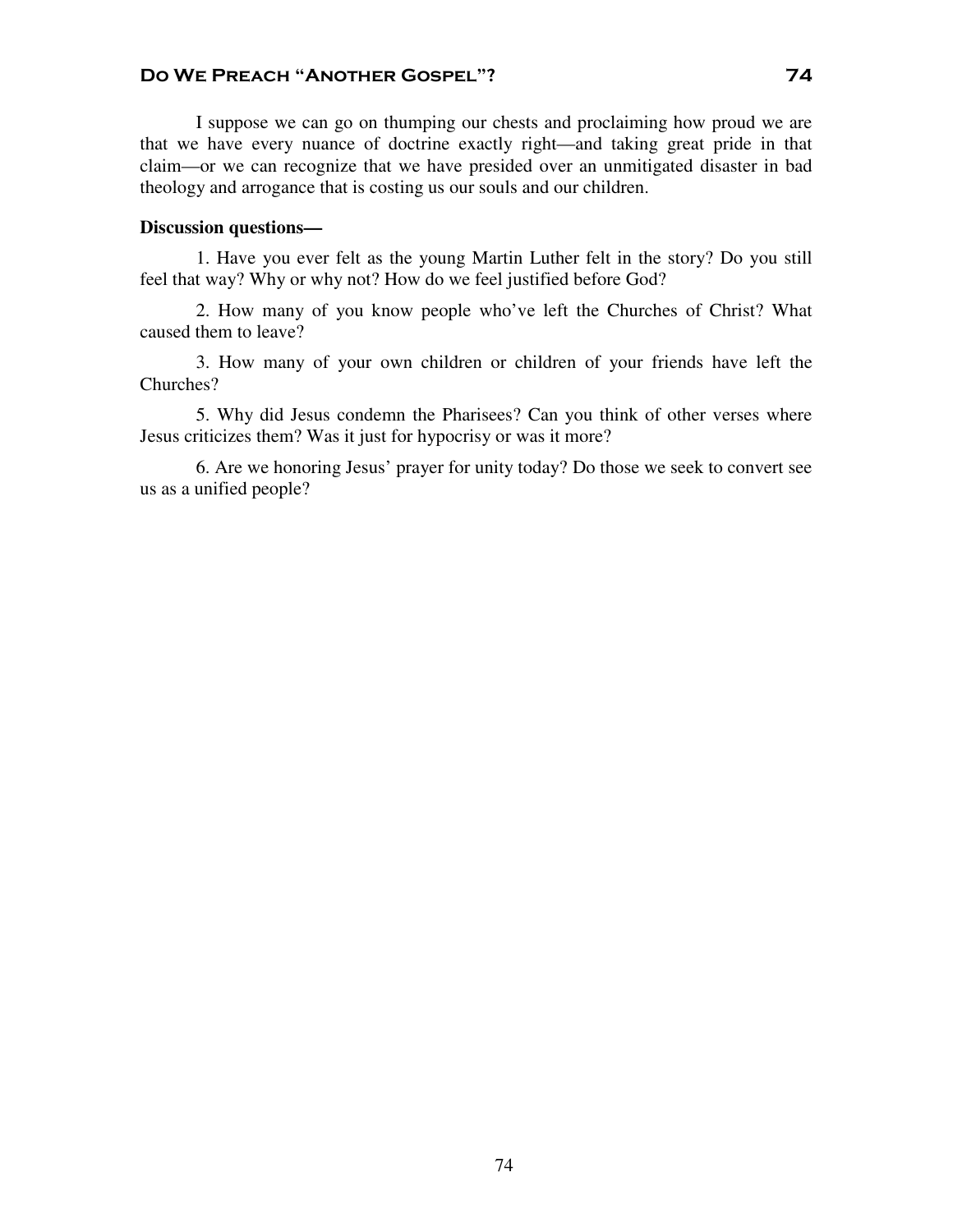I suppose we can go on thumping our chests and proclaiming how proud we are that we have every nuance of doctrine exactly right—and taking great pride in that claim—or we can recognize that we have presided over an unmitigated disaster in bad theology and arrogance that is costing us our souls and our children.

**Discussion questions—**

1. Have you ever felt as the young Martin Luther felt in the story? Do you still feel that way? Why or why not? How do we feel justified before God?

2. How many of you know people who've left the Churches of Christ? What caused them to leave?

3. How many of your own children or children of your friends have left the Churches?

5. Why did Jesus condemn the Pharisees? Can you think of other verses where Jesus criticizes them? Was it just for hypocrisy or was it more?

6. Are we honoring Jesus' prayer for unity today? Do those we seek to convert see us as a unified people?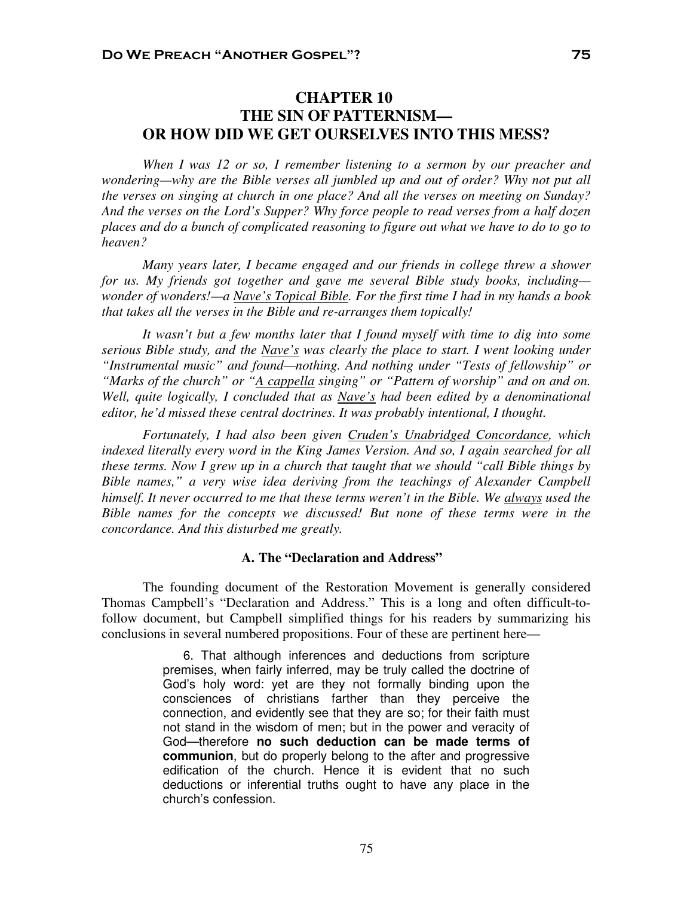# CHAPTER 10
# THE SIN OF PATTERNISM—
# OR HOW DID WE GET OURSELVES INTO THIS MESS?

*When I was 12 or so, I remember listening to a sermon by our preacher and wondering—why are the Bible verses all jumbled up and out of order? Why not put all the verses on singing at church in one place? And all the verses on meeting on Sunday? And the verses on the Lord's Supper? Why force people to read verses from a half dozen places and do a bunch of complicated reasoning to figure out what we have to do to go to heaven?*

*Many years later, I became engaged and our friends in college threw a shower for us. My friends got together and gave me several Bible study books, including—wonder of wonders!—a <u>Nave's Topical Bible</u>. For the first time I had in my hands a book that takes all the verses in the Bible and re-arranges them topically!*

*It wasn't but a few months later that I found myself with time to dig into some serious Bible study, and the <u>Nave's</u> was clearly the place to start. I went looking under "Instrumental music" and found—nothing. And nothing under "Tests of fellowship" or "Marks of the church" or "<u>A cappella</u> singing" or "Pattern of worship" and on and on. Well, quite logically, I concluded that as <u>Nave's</u> had been edited by a denominational editor, he'd missed these central doctrines. It was probably intentional, I thought.*

*Fortunately, I had also been given <u>Cruden's Unabridged Concordance</u>, which indexed literally every word in the King James Version. And so, I again searched for all these terms. Now I grew up in a church that taught that we should "call Bible things by Bible names," a very wise idea deriving from the teachings of Alexander Campbell himself. It never occurred to me that these terms weren't in the Bible. We <u>always</u> used the Bible names for the concepts we discussed! But none of these terms were in the concordance. And this disturbed me greatly.*

### A. The "Declaration and Address"

The founding document of the Restoration Movement is generally considered Thomas Campbell's "Declaration and Address." This is a long and often difficult-to-follow document, but Campbell simplified things for his readers by summarizing his conclusions in several numbered propositions. Four of these are pertinent here—

> 6. That although inferences and deductions from scripture premises, when fairly inferred, may be truly called the doctrine of God's holy word: yet are they not formally binding upon the consciences of christians farther than they perceive the connection, and evidently see that they are so; for their faith must not stand in the wisdom of men; but in the power and veracity of God—therefore **no such deduction can be made terms of communion**, but do properly belong to the after and progressive edification of the church. Hence it is evident that no such deductions or inferential truths ought to have any place in the church's confession.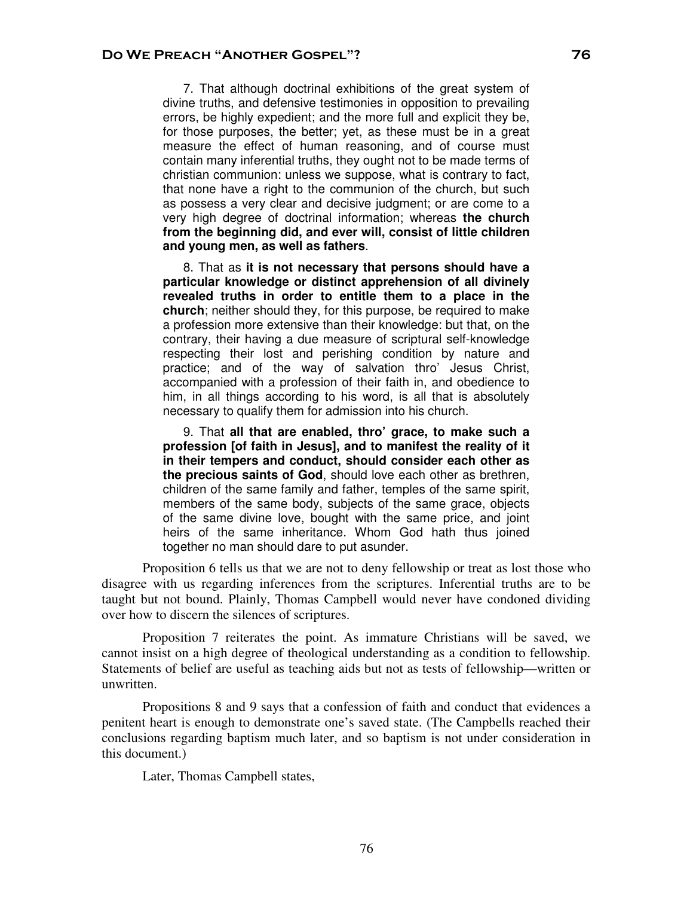> 7. That although doctrinal exhibitions of the great system of divine truths, and defensive testimonies in opposition to prevailing errors, be highly expedient; and the more full and explicit they be, for those purposes, the better; yet, as these must be in a great measure the effect of human reasoning, and of course must contain many inferential truths, they ought not to be made terms of christian communion: unless we suppose, what is contrary to fact, that none have a right to the communion of the church, but such as possess a very clear and decisive judgment; or are come to a very high degree of doctrinal information; whereas **the church from the beginning did, and ever will, consist of little children and young men, as well as fathers**.
>
> 8. That as **it is not necessary that persons should have a particular knowledge or distinct apprehension of all divinely revealed truths in order to entitle them to a place in the church**; neither should they, for this purpose, be required to make a profession more extensive than their knowledge: but that, on the contrary, their having a due measure of scriptural self-knowledge respecting their lost and perishing condition by nature and practice; and of the way of salvation thro' Jesus Christ, accompanied with a profession of their faith in, and obedience to him, in all things according to his word, is all that is absolutely necessary to qualify them for admission into his church.
>
> 9. That **all that are enabled, thro' grace, to make such a profession [of faith in Jesus], and to manifest the reality of it in their tempers and conduct, should consider each other as the precious saints of God**, should love each other as brethren, children of the same family and father, temples of the same spirit, members of the same body, subjects of the same grace, objects of the same divine love, bought with the same price, and joint heirs of the same inheritance. Whom God hath thus joined together no man should dare to put asunder.

Proposition 6 tells us that we are not to deny fellowship or treat as lost those who disagree with us regarding inferences from the scriptures. Inferential truths are to be taught but not bound. Plainly, Thomas Campbell would never have condoned dividing over how to discern the silences of scriptures.

Proposition 7 reiterates the point. As immature Christians will be saved, we cannot insist on a high degree of theological understanding as a condition to fellowship. Statements of belief are useful as teaching aids but not as tests of fellowship—written or unwritten.

Propositions 8 and 9 says that a confession of faith and conduct that evidences a penitent heart is enough to demonstrate one's saved state. (The Campbells reached their conclusions regarding baptism much later, and so baptism is not under consideration in this document.)

Later, Thomas Campbell states,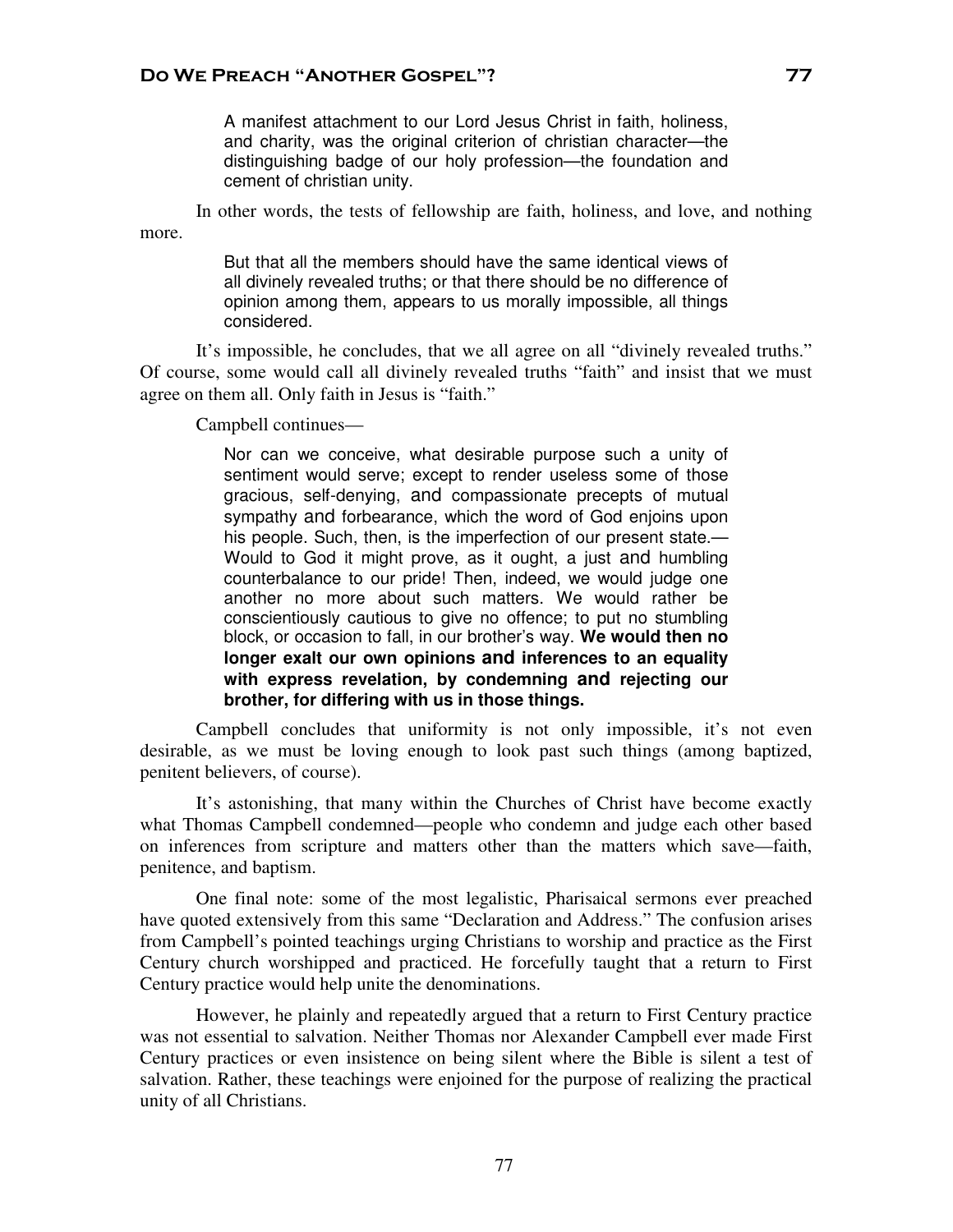> A manifest attachment to our Lord Jesus Christ in faith, holiness, and charity, was the original criterion of christian character—the distinguishing badge of our holy profession—the foundation and cement of christian unity.

In other words, the tests of fellowship are faith, holiness, and love, and nothing more.

> But that all the members should have the same identical views of all divinely revealed truths; or that there should be no difference of opinion among them, appears to us morally impossible, all things considered.

It's impossible, he concludes, that we all agree on all "divinely revealed truths." Of course, some would call all divinely revealed truths "faith" and insist that we must agree on them all. Only faith in Jesus is "faith."

Campbell continues—

> Nor can we conceive, what desirable purpose such a unity of sentiment would serve; except to render useless some of those gracious, self-denying, and compassionate precepts of mutual sympathy and forbearance, which the word of God enjoins upon his people. Such, then, is the imperfection of our present state.—Would to God it might prove, as it ought, a just and humbling counterbalance to our pride! Then, indeed, we would judge one another no more about such matters. We would rather be conscientiously cautious to give no offence; to put no stumbling block, or occasion to fall, in our brother's way. **We would then no longer exalt our own opinions and inferences to an equality with express revelation, by condemning and rejecting our brother, for differing with us in those things.**

Campbell concludes that uniformity is not only impossible, it's not even desirable, as we must be loving enough to look past such things (among baptized, penitent believers, of course).

It's astonishing, that many within the Churches of Christ have become exactly what Thomas Campbell condemned—people who condemn and judge each other based on inferences from scripture and matters other than the matters which save—faith, penitence, and baptism.

One final note: some of the most legalistic, Pharisaical sermons ever preached have quoted extensively from this same "Declaration and Address." The confusion arises from Campbell's pointed teachings urging Christians to worship and practice as the First Century church worshipped and practiced. He forcefully taught that a return to First Century practice would help unite the denominations.

However, he plainly and repeatedly argued that a return to First Century practice was not essential to salvation. Neither Thomas nor Alexander Campbell ever made First Century practices or even insistence on being silent where the Bible is silent a test of salvation. Rather, these teachings were enjoined for the purpose of realizing the practical unity of all Christians.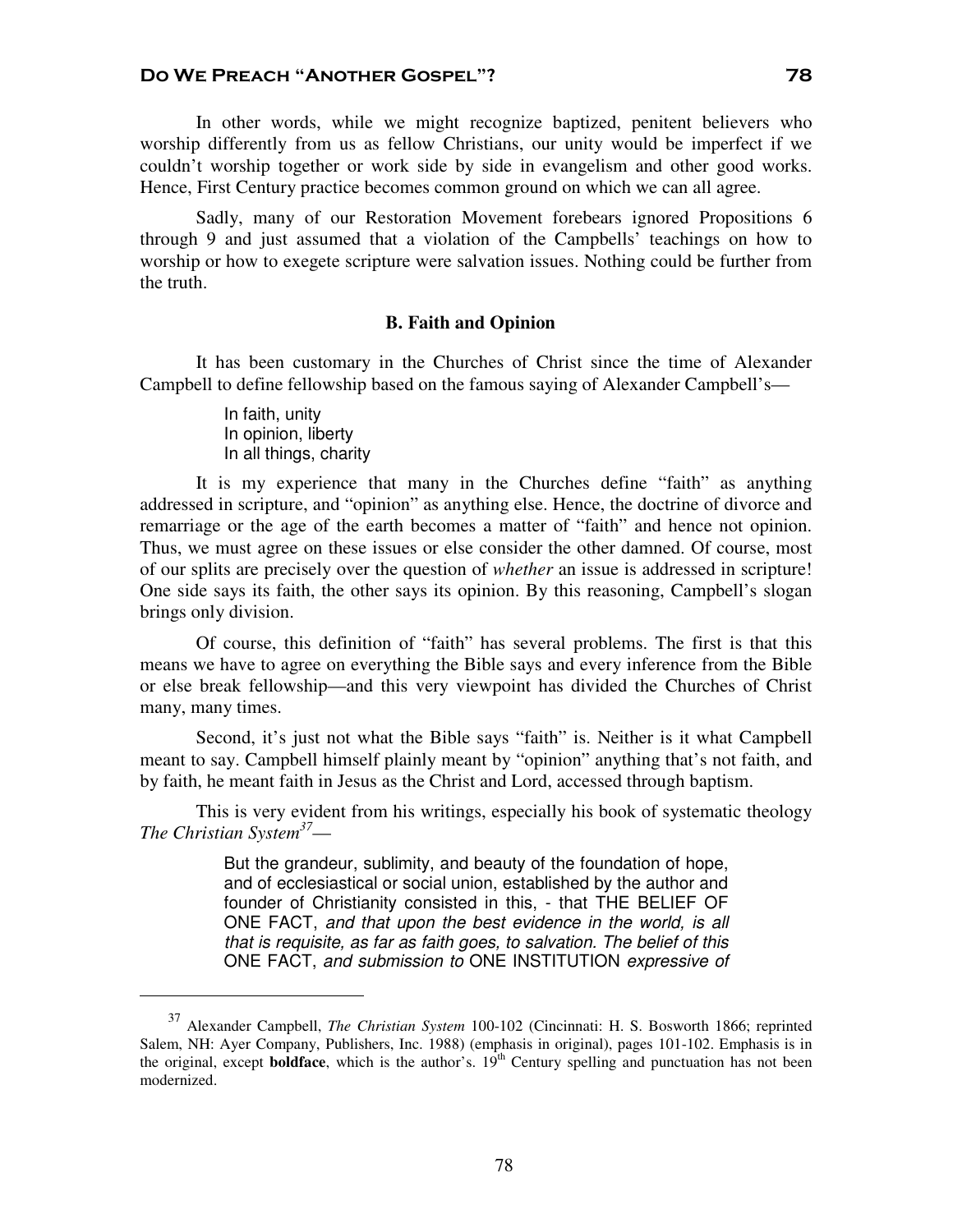In other words, while we might recognize baptized, penitent believers who worship differently from us as fellow Christians, our unity would be imperfect if we couldn't worship together or work side by side in evangelism and other good works. Hence, First Century practice becomes common ground on which we can all agree.

Sadly, many of our Restoration Movement forebears ignored Propositions 6 through 9 and just assumed that a violation of the Campbells' teachings on how to worship or how to exegete scripture were salvation issues. Nothing could be further from the truth.

### B. Faith and Opinion

It has been customary in the Churches of Christ since the time of Alexander Campbell to define fellowship based on the famous saying of Alexander Campbell's—

> In faith, unity
> In opinion, liberty
> In all things, charity

It is my experience that many in the Churches define "faith" as anything addressed in scripture, and "opinion" as anything else. Hence, the doctrine of divorce and remarriage or the age of the earth becomes a matter of "faith" and hence not opinion. Thus, we must agree on these issues or else consider the other damned. Of course, most of our splits are precisely over the question of *whether* an issue is addressed in scripture! One side says its faith, the other says its opinion. By this reasoning, Campbell's slogan brings only division.

Of course, this definition of "faith" has several problems. The first is that this means we have to agree on everything the Bible says and every inference from the Bible or else break fellowship—and this very viewpoint has divided the Churches of Christ many, many times.

Second, it's just not what the Bible says "faith" is. Neither is it what Campbell meant to say. Campbell himself plainly meant by "opinion" anything that's not faith, and by faith, he meant faith in Jesus as the Christ and Lord, accessed through baptism.

This is very evident from his writings, especially his book of systematic theology *The Christian System*[37]—

> But the grandeur, sublimity, and beauty of the foundation of hope, and of ecclesiastical or social union, established by the author and founder of Christianity consisted in this, - that THE BELIEF OF ONE FACT, *and that upon the best evidence in the world, is all that is requisite, as far as faith goes, to salvation. The belief of this* ONE FACT, *and submission to* ONE INSTITUTION *expressive of*

---

[37] Alexander Campbell, *The Christian System* 100-102 (Cincinnati: H. S. Bosworth 1866; reprinted Salem, NH: Ayer Company, Publishers, Inc. 1988) (emphasis in original), pages 101-102. Emphasis is in the original, except **boldface**, which is the author's. 19th Century spelling and punctuation has not been modernized.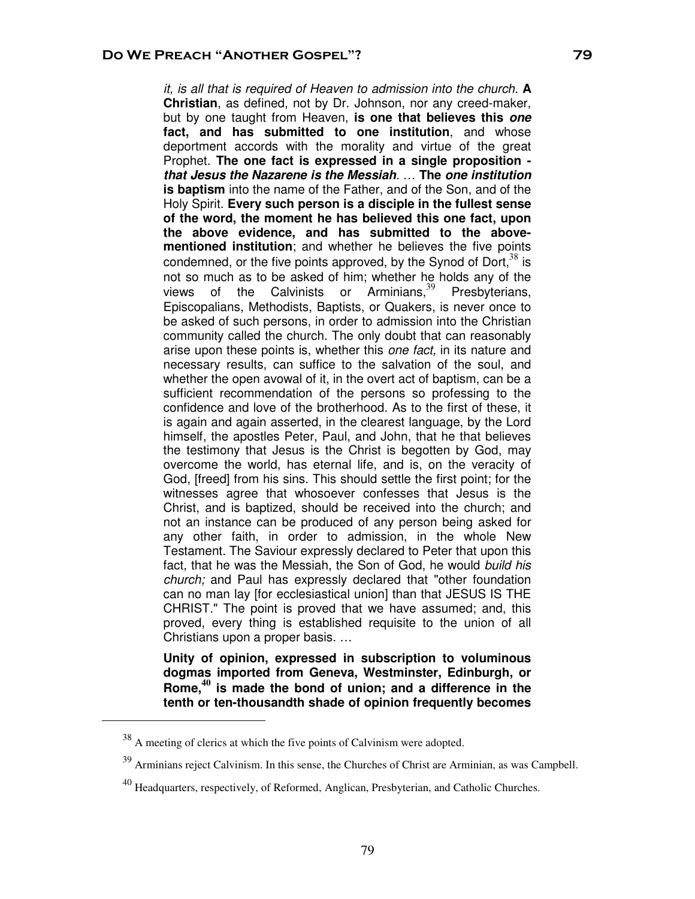*it, is all that is required of Heaven to admission into the church.* **A Christian**, as defined, not by Dr. Johnson, nor any creed-maker, but by one taught from Heaven, **is one that believes this *one* fact, and has submitted to one institution**, and whose deportment accords with the morality and virtue of the great Prophet. **The one fact is expressed in a single proposition - *that Jesus the Nazarene is the Messiah*.** … **The *one institution* is baptism** into the name of the Father, and of the Son, and of the Holy Spirit. **Every such person is a disciple in the fullest sense of the word, the moment he has believed this one fact, upon the above evidence, and has submitted to the above-mentioned institution**; and whether he believes the five points condemned, or the five points approved, by the Synod of Dort,[38] is not so much as to be asked of him; whether he holds any of the views of the Calvinists or Arminians,[39] Presbyterians, Episcopalians, Methodists, Baptists, or Quakers, is never once to be asked of such persons, in order to admission into the Christian community called the church. The only doubt that can reasonably arise upon these points is, whether this *one fact,* in its nature and necessary results, can suffice to the salvation of the soul, and whether the open avowal of it, in the overt act of baptism, can be a sufficient recommendation of the persons so professing to the confidence and love of the brotherhood. As to the first of these, it is again and again asserted, in the clearest language, by the Lord himself, the apostles Peter, Paul, and John, that he that believes the testimony that Jesus is the Christ is begotten by God, may overcome the world, has eternal life, and is, on the veracity of God, [freed] from his sins. This should settle the first point; for the witnesses agree that whosoever confesses that Jesus is the Christ, and is baptized, should be received into the church; and not an instance can be produced of any person being asked for any other faith, in order to admission, in the whole New Testament. The Saviour expressly declared to Peter that upon this fact, that he was the Messiah, the Son of God, he would *build his church;* and Paul has expressly declared that "other foundation can no man lay [for ecclesiastical union] than that JESUS IS THE CHRIST." The point is proved that we have assumed; and, this proved, every thing is established requisite to the union of all Christians upon a proper basis. …

**Unity of opinion, expressed in subscription to voluminous dogmas imported from Geneva, Westminster, Edinburgh, or Rome,[40] is made the bond of union; and a difference in the tenth or ten-thousandth shade of opinion frequently becomes**

---

[38] A meeting of clerics at which the five points of Calvinism were adopted.

[39] Arminians reject Calvinism. In this sense, the Churches of Christ are Arminian, as was Campbell.

[40] Headquarters, respectively, of Reformed, Anglican, Presbyterian, and Catholic Churches.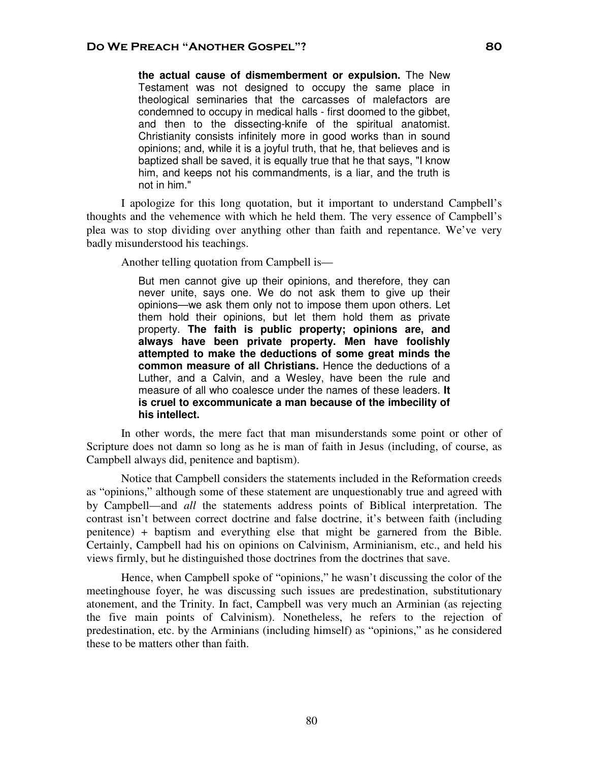> **the actual cause of dismemberment or expulsion.** The New Testament was not designed to occupy the same place in theological seminaries that the carcasses of malefactors are condemned to occupy in medical halls - first doomed to the gibbet, and then to the dissecting-knife of the spiritual anatomist. Christianity consists infinitely more in good works than in sound opinions; and, while it is a joyful truth, that he, that believes and is baptized shall be saved, it is equally true that he that says, "I know him, and keeps not his commandments, is a liar, and the truth is not in him."

I apologize for this long quotation, but it important to understand Campbell's thoughts and the vehemence with which he held them. The very essence of Campbell's plea was to stop dividing over anything other than faith and repentance. We've very badly misunderstood his teachings.

Another telling quotation from Campbell is—

> But men cannot give up their opinions, and therefore, they can never unite, says one. We do not ask them to give up their opinions—we ask them only not to impose them upon others. Let them hold their opinions, but let them hold them as private property. **The faith is public property; opinions are, and always have been private property. Men have foolishly attempted to make the deductions of some great minds the common measure of all Christians.** Hence the deductions of a Luther, and a Calvin, and a Wesley, have been the rule and measure of all who coalesce under the names of these leaders. **It is cruel to excommunicate a man because of the imbecility of his intellect.**

In other words, the mere fact that man misunderstands some point or other of Scripture does not damn so long as he is man of faith in Jesus (including, of course, as Campbell always did, penitence and baptism).

Notice that Campbell considers the statements included in the Reformation creeds as "opinions," although some of these statement are unquestionably true and agreed with by Campbell—and *all* the statements address points of Biblical interpretation. The contrast isn't between correct doctrine and false doctrine, it's between faith (including penitence) + baptism and everything else that might be garnered from the Bible. Certainly, Campbell had his on opinions on Calvinism, Arminianism, etc., and held his views firmly, but he distinguished those doctrines from the doctrines that save.

Hence, when Campbell spoke of "opinions," he wasn't discussing the color of the meetinghouse foyer, he was discussing such issues are predestination, substitutionary atonement, and the Trinity. In fact, Campbell was very much an Arminian (as rejecting the five main points of Calvinism). Nonetheless, he refers to the rejection of predestination, etc. by the Arminians (including himself) as "opinions," as he considered these to be matters other than faith.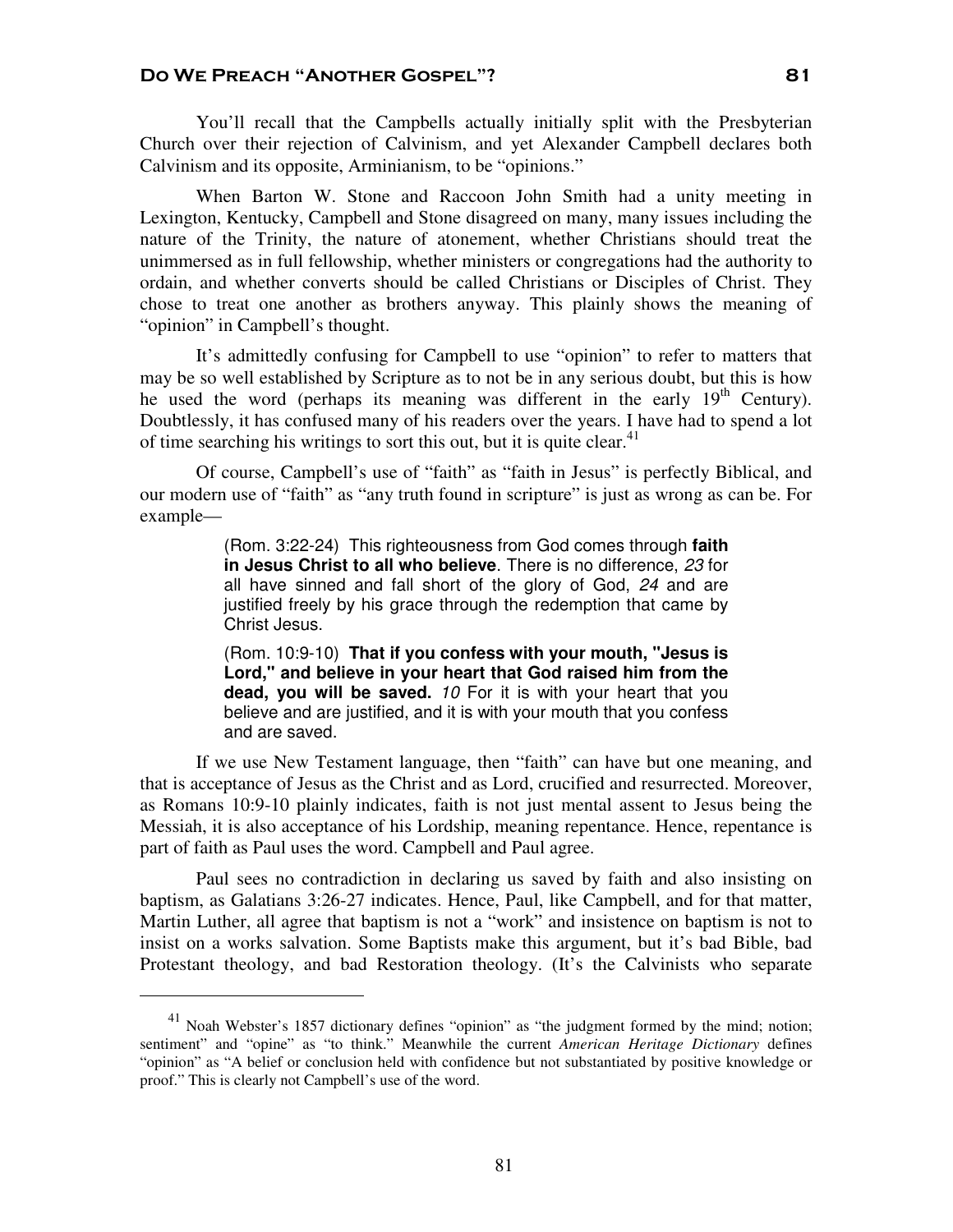You'll recall that the Campbells actually initially split with the Presbyterian Church over their rejection of Calvinism, and yet Alexander Campbell declares both Calvinism and its opposite, Arminianism, to be "opinions."

When Barton W. Stone and Raccoon John Smith had a unity meeting in Lexington, Kentucky, Campbell and Stone disagreed on many, many issues including the nature of the Trinity, the nature of atonement, whether Christians should treat the unimmersed as in full fellowship, whether ministers or congregations had the authority to ordain, and whether converts should be called Christians or Disciples of Christ. They chose to treat one another as brothers anyway. This plainly shows the meaning of "opinion" in Campbell's thought.

It's admittedly confusing for Campbell to use "opinion" to refer to matters that may be so well established by Scripture as to not be in any serious doubt, but this is how he used the word (perhaps its meaning was different in the early 19th Century). Doubtlessly, it has confused many of his readers over the years. I have had to spend a lot of time searching his writings to sort this out, but it is quite clear.[41]

Of course, Campbell's use of "faith" as "faith in Jesus" is perfectly Biblical, and our modern use of "faith" as "any truth found in scripture" is just as wrong as can be. For example—

> (Rom. 3:22-24) This righteousness from God comes through **faith in Jesus Christ to all who believe**. There is no difference, *23* for all have sinned and fall short of the glory of God, *24* and are justified freely by his grace through the redemption that came by Christ Jesus.
>
> (Rom. 10:9-10) **That if you confess with your mouth, "Jesus is Lord," and believe in your heart that God raised him from the dead, you will be saved.** *10* For it is with your heart that you believe and are justified, and it is with your mouth that you confess and are saved.

If we use New Testament language, then "faith" can have but one meaning, and that is acceptance of Jesus as the Christ and as Lord, crucified and resurrected. Moreover, as Romans 10:9-10 plainly indicates, faith is not just mental assent to Jesus being the Messiah, it is also acceptance of his Lordship, meaning repentance. Hence, repentance is part of faith as Paul uses the word. Campbell and Paul agree.

Paul sees no contradiction in declaring us saved by faith and also insisting on baptism, as Galatians 3:26-27 indicates. Hence, Paul, like Campbell, and for that matter, Martin Luther, all agree that baptism is not a "work" and insistence on baptism is not to insist on a works salvation. Some Baptists make this argument, but it's bad Bible, bad Protestant theology, and bad Restoration theology. (It's the Calvinists who separate

---

[41] Noah Webster's 1857 dictionary defines "opinion" as "the judgment formed by the mind; notion; sentiment" and "opine" as "to think." Meanwhile the current *American Heritage Dictionary* defines "opinion" as "A belief or conclusion held with confidence but not substantiated by positive knowledge or proof." This is clearly not Campbell's use of the word.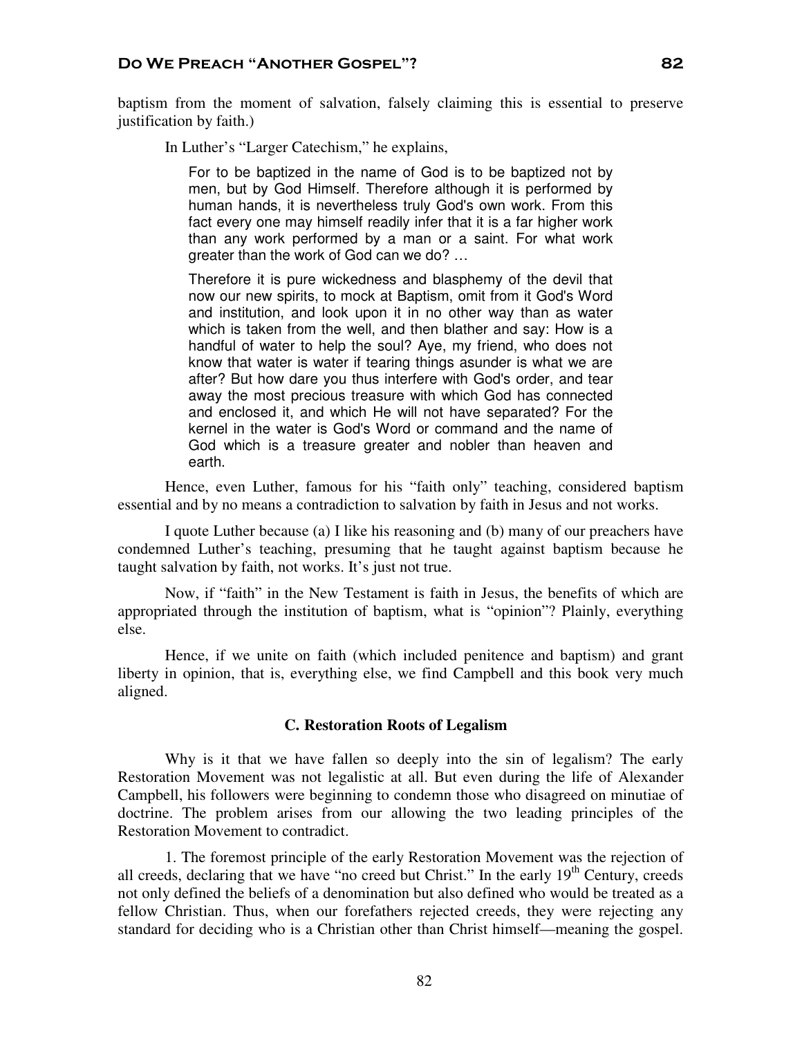baptism from the moment of salvation, falsely claiming this is essential to preserve justification by faith.)

In Luther's "Larger Catechism," he explains,

> For to be baptized in the name of God is to be baptized not by men, but by God Himself. Therefore although it is performed by human hands, it is nevertheless truly God's own work. From this fact every one may himself readily infer that it is a far higher work than any work performed by a man or a saint. For what work greater than the work of God can we do? …
>
> Therefore it is pure wickedness and blasphemy of the devil that now our new spirits, to mock at Baptism, omit from it God's Word and institution, and look upon it in no other way than as water which is taken from the well, and then blather and say: How is a handful of water to help the soul? Aye, my friend, who does not know that water is water if tearing things asunder is what we are after? But how dare you thus interfere with God's order, and tear away the most precious treasure with which God has connected and enclosed it, and which He will not have separated? For the kernel in the water is God's Word or command and the name of God which is a treasure greater and nobler than heaven and earth.

Hence, even Luther, famous for his "faith only" teaching, considered baptism essential and by no means a contradiction to salvation by faith in Jesus and not works.

I quote Luther because (a) I like his reasoning and (b) many of our preachers have condemned Luther's teaching, presuming that he taught against baptism because he taught salvation by faith, not works. It's just not true.

Now, if "faith" in the New Testament is faith in Jesus, the benefits of which are appropriated through the institution of baptism, what is "opinion"? Plainly, everything else.

Hence, if we unite on faith (which included penitence and baptism) and grant liberty in opinion, that is, everything else, we find Campbell and this book very much aligned.

### C. Restoration Roots of Legalism

Why is it that we have fallen so deeply into the sin of legalism? The early Restoration Movement was not legalistic at all. But even during the life of Alexander Campbell, his followers were beginning to condemn those who disagreed on minutiae of doctrine. The problem arises from our allowing the two leading principles of the Restoration Movement to contradict.

1. The foremost principle of the early Restoration Movement was the rejection of all creeds, declaring that we have "no creed but Christ." In the early 19th Century, creeds not only defined the beliefs of a denomination but also defined who would be treated as a fellow Christian. Thus, when our forefathers rejected creeds, they were rejecting any standard for deciding who is a Christian other than Christ himself—meaning the gospel.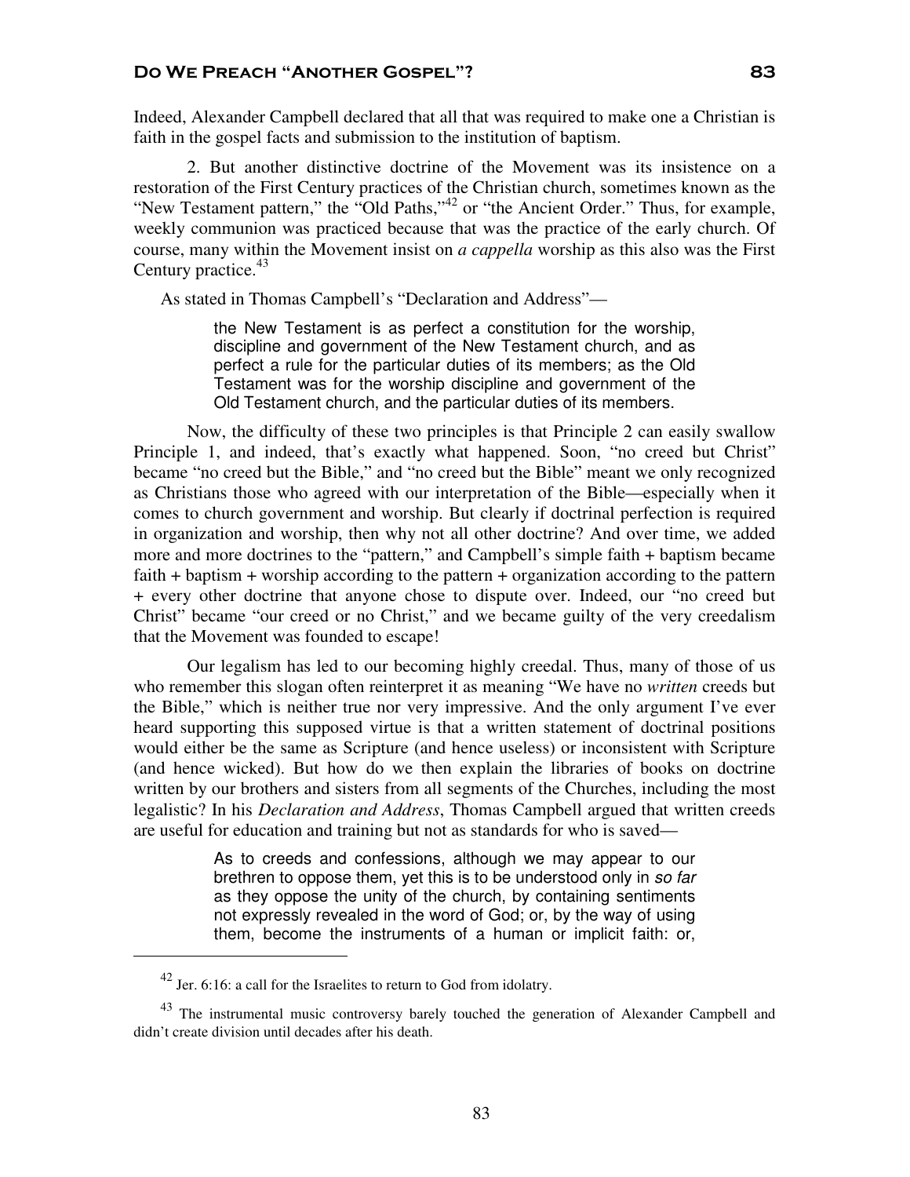Indeed, Alexander Campbell declared that all that was required to make one a Christian is faith in the gospel facts and submission to the institution of baptism.

2. But another distinctive doctrine of the Movement was its insistence on a restoration of the First Century practices of the Christian church, sometimes known as the "New Testament pattern," the "Old Paths,"[42] or "the Ancient Order." Thus, for example, weekly communion was practiced because that was the practice of the early church. Of course, many within the Movement insist on *a cappella* worship as this also was the First Century practice.[43]

As stated in Thomas Campbell's "Declaration and Address"—

> the New Testament is as perfect a constitution for the worship, discipline and government of the New Testament church, and as perfect a rule for the particular duties of its members; as the Old Testament was for the worship discipline and government of the Old Testament church, and the particular duties of its members.

Now, the difficulty of these two principles is that Principle 2 can easily swallow Principle 1, and indeed, that's exactly what happened. Soon, "no creed but Christ" became "no creed but the Bible," and "no creed but the Bible" meant we only recognized as Christians those who agreed with our interpretation of the Bible—especially when it comes to church government and worship. But clearly if doctrinal perfection is required in organization and worship, then why not all other doctrine? And over time, we added more and more doctrines to the "pattern," and Campbell's simple faith + baptism became faith + baptism + worship according to the pattern + organization according to the pattern + every other doctrine that anyone chose to dispute over. Indeed, our "no creed but Christ" became "our creed or no Christ," and we became guilty of the very creedalism that the Movement was founded to escape!

Our legalism has led to our becoming highly creedal. Thus, many of those of us who remember this slogan often reinterpret it as meaning "We have no *written* creeds but the Bible," which is neither true nor very impressive. And the only argument I've ever heard supporting this supposed virtue is that a written statement of doctrinal positions would either be the same as Scripture (and hence useless) or inconsistent with Scripture (and hence wicked). But how do we then explain the libraries of books on doctrine written by our brothers and sisters from all segments of the Churches, including the most legalistic? In his *Declaration and Address*, Thomas Campbell argued that written creeds are useful for education and training but not as standards for who is saved—

> As to creeds and confessions, although we may appear to our brethren to oppose them, yet this is to be understood only in *so far* as they oppose the unity of the church, by containing sentiments not expressly revealed in the word of God; or, by the way of using them, become the instruments of a human or implicit faith: or,

---

[42] Jer. 6:16: a call for the Israelites to return to God from idolatry.

[43] The instrumental music controversy barely touched the generation of Alexander Campbell and didn't create division until decades after his death.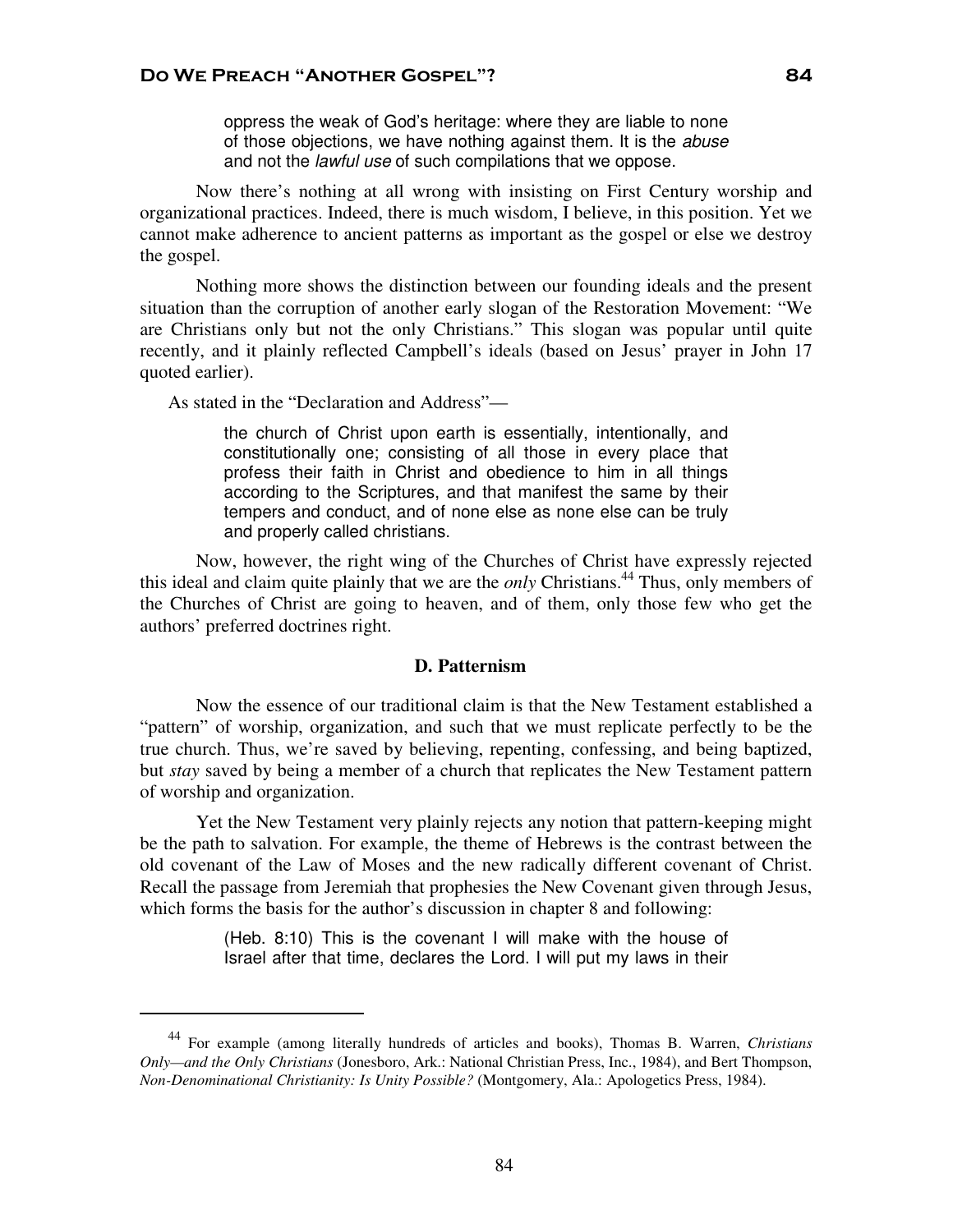> oppress the weak of God's heritage: where they are liable to none of those objections, we have nothing against them. It is the *abuse* and not the *lawful use* of such compilations that we oppose.

Now there's nothing at all wrong with insisting on First Century worship and organizational practices. Indeed, there is much wisdom, I believe, in this position. Yet we cannot make adherence to ancient patterns as important as the gospel or else we destroy the gospel.

Nothing more shows the distinction between our founding ideals and the present situation than the corruption of another early slogan of the Restoration Movement: "We are Christians only but not the only Christians." This slogan was popular until quite recently, and it plainly reflected Campbell's ideals (based on Jesus' prayer in John 17 quoted earlier).

As stated in the "Declaration and Address"—

> the church of Christ upon earth is essentially, intentionally, and constitutionally one; consisting of all those in every place that profess their faith in Christ and obedience to him in all things according to the Scriptures, and that manifest the same by their tempers and conduct, and of none else as none else can be truly and properly called christians.

Now, however, the right wing of the Churches of Christ have expressly rejected this ideal and claim quite plainly that we are the *only* Christians.[44] Thus, only members of the Churches of Christ are going to heaven, and of them, only those few who get the authors' preferred doctrines right.

### D. Patternism

Now the essence of our traditional claim is that the New Testament established a "pattern" of worship, organization, and such that we must replicate perfectly to be the true church. Thus, we're saved by believing, repenting, confessing, and being baptized, but *stay* saved by being a member of a church that replicates the New Testament pattern of worship and organization.

Yet the New Testament very plainly rejects any notion that pattern-keeping might be the path to salvation. For example, the theme of Hebrews is the contrast between the old covenant of the Law of Moses and the new radically different covenant of Christ. Recall the passage from Jeremiah that prophesies the New Covenant given through Jesus, which forms the basis for the author's discussion in chapter 8 and following:

> (Heb. 8:10) This is the covenant I will make with the house of Israel after that time, declares the Lord. I will put my laws in their

---

[44] For example (among literally hundreds of articles and books), Thomas B. Warren, *Christians Only—and the Only Christians* (Jonesboro, Ark.: National Christian Press, Inc., 1984), and Bert Thompson, *Non-Denominational Christianity: Is Unity Possible?* (Montgomery, Ala.: Apologetics Press, 1984).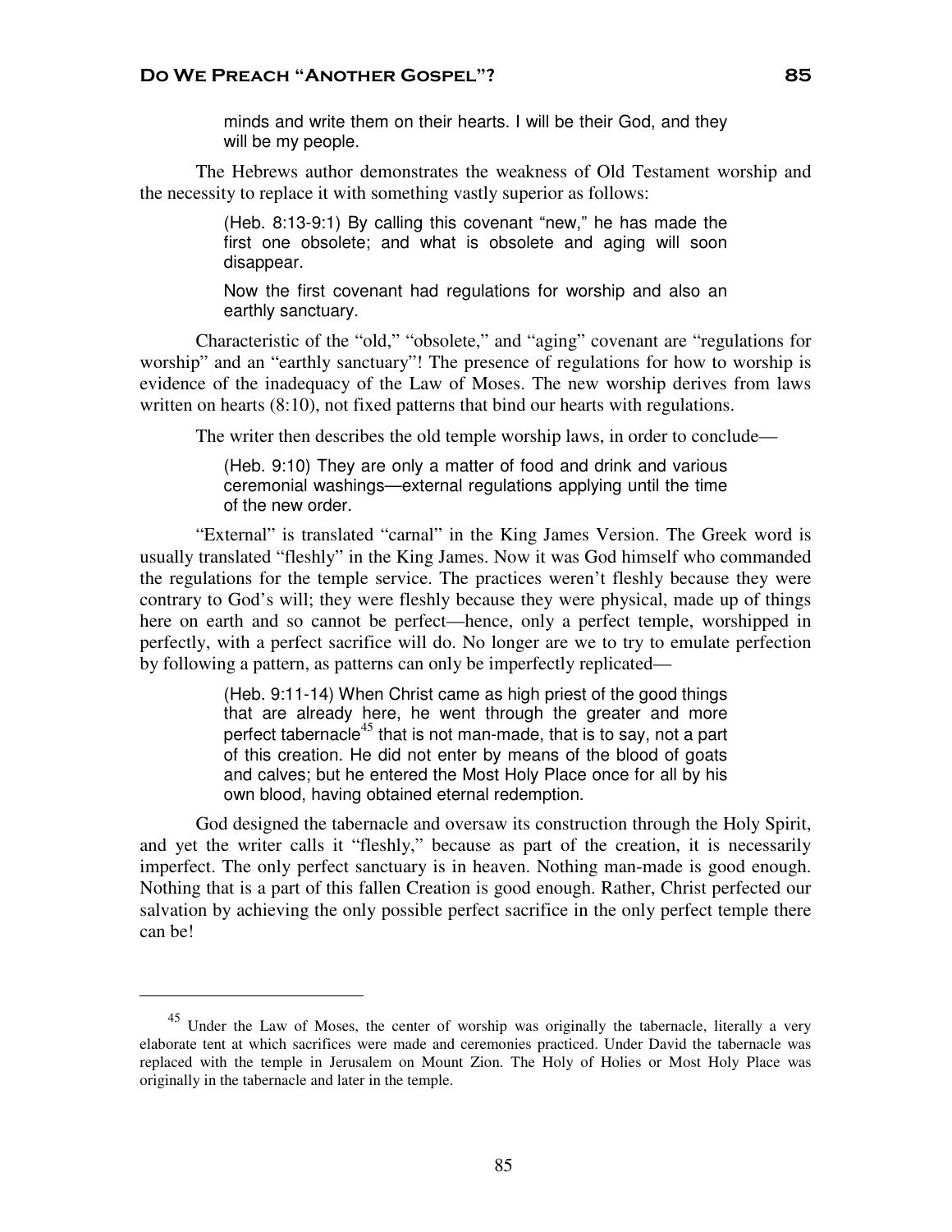> minds and write them on their hearts. I will be their God, and they will be my people.

The Hebrews author demonstrates the weakness of Old Testament worship and the necessity to replace it with something vastly superior as follows:

> (Heb. 8:13-9:1) By calling this covenant "new," he has made the first one obsolete; and what is obsolete and aging will soon disappear.
>
> Now the first covenant had regulations for worship and also an earthly sanctuary.

Characteristic of the "old," "obsolete," and "aging" covenant are "regulations for worship" and an "earthly sanctuary"! The presence of regulations for how to worship is evidence of the inadequacy of the Law of Moses. The new worship derives from laws written on hearts (8:10), not fixed patterns that bind our hearts with regulations.

The writer then describes the old temple worship laws, in order to conclude—

> (Heb. 9:10) They are only a matter of food and drink and various ceremonial washings—external regulations applying until the time of the new order.

"External" is translated "carnal" in the King James Version. The Greek word is usually translated "fleshly" in the King James. Now it was God himself who commanded the regulations for the temple service. The practices weren't fleshly because they were contrary to God's will; they were fleshly because they were physical, made up of things here on earth and so cannot be perfect—hence, only a perfect temple, worshipped in perfectly, with a perfect sacrifice will do. No longer are we to try to emulate perfection by following a pattern, as patterns can only be imperfectly replicated—

> (Heb. 9:11-14) When Christ came as high priest of the good things that are already here, he went through the greater and more perfect tabernacle[45] that is not man-made, that is to say, not a part of this creation. He did not enter by means of the blood of goats and calves; but he entered the Most Holy Place once for all by his own blood, having obtained eternal redemption.

God designed the tabernacle and oversaw its construction through the Holy Spirit, and yet the writer calls it "fleshly," because as part of the creation, it is necessarily imperfect. The only perfect sanctuary is in heaven. Nothing man-made is good enough. Nothing that is a part of this fallen Creation is good enough. Rather, Christ perfected our salvation by achieving the only possible perfect sacrifice in the only perfect temple there can be!

---

[45] Under the Law of Moses, the center of worship was originally the tabernacle, literally a very elaborate tent at which sacrifices were made and ceremonies practiced. Under David the tabernacle was replaced with the temple in Jerusalem on Mount Zion. The Holy of Holies or Most Holy Place was originally in the tabernacle and later in the temple.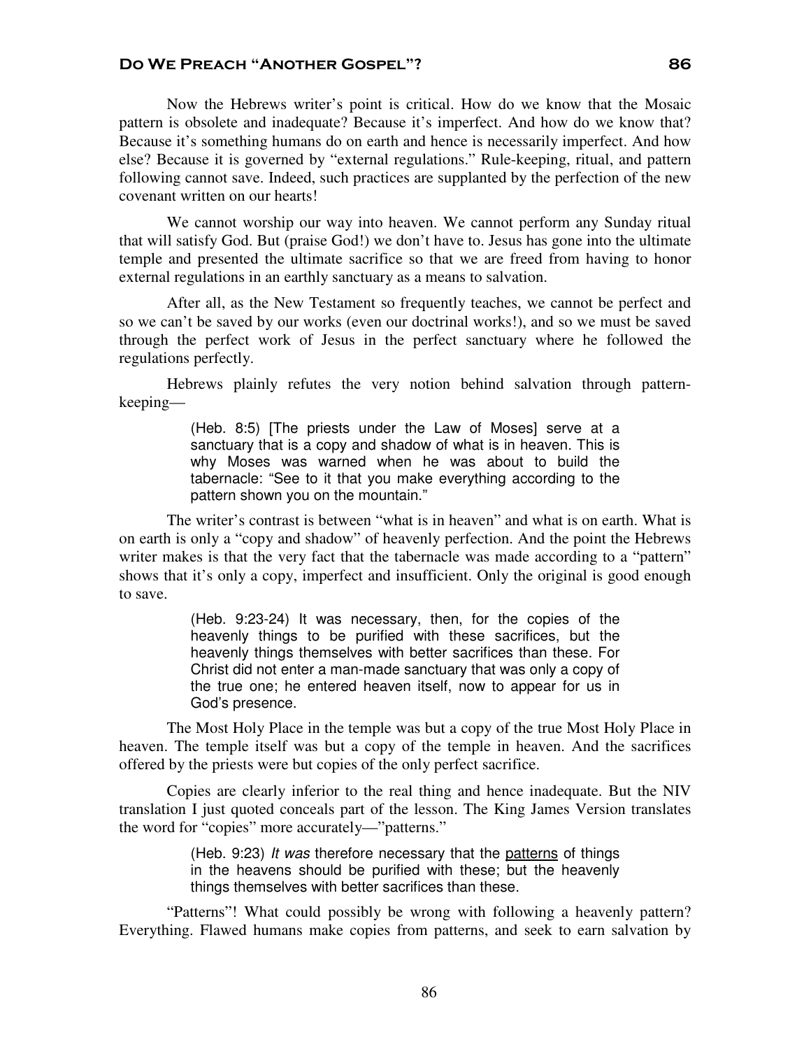Now the Hebrews writer's point is critical. How do we know that the Mosaic pattern is obsolete and inadequate? Because it's imperfect. And how do we know that? Because it's something humans do on earth and hence is necessarily imperfect. And how else? Because it is governed by "external regulations." Rule-keeping, ritual, and pattern following cannot save. Indeed, such practices are supplanted by the perfection of the new covenant written on our hearts!

We cannot worship our way into heaven. We cannot perform any Sunday ritual that will satisfy God. But (praise God!) we don't have to. Jesus has gone into the ultimate temple and presented the ultimate sacrifice so that we are freed from having to honor external regulations in an earthly sanctuary as a means to salvation.

After all, as the New Testament so frequently teaches, we cannot be perfect and so we can't be saved by our works (even our doctrinal works!), and so we must be saved through the perfect work of Jesus in the perfect sanctuary where he followed the regulations perfectly.

Hebrews plainly refutes the very notion behind salvation through pattern-keeping—

> (Heb. 8:5) [The priests under the Law of Moses] serve at a sanctuary that is a copy and shadow of what is in heaven. This is why Moses was warned when he was about to build the tabernacle: "See to it that you make everything according to the pattern shown you on the mountain."

The writer's contrast is between "what is in heaven" and what is on earth. What is on earth is only a "copy and shadow" of heavenly perfection. And the point the Hebrews writer makes is that the very fact that the tabernacle was made according to a "pattern" shows that it's only a copy, imperfect and insufficient. Only the original is good enough to save.

> (Heb. 9:23-24) It was necessary, then, for the copies of the heavenly things to be purified with these sacrifices, but the heavenly things themselves with better sacrifices than these. For Christ did not enter a man-made sanctuary that was only a copy of the true one; he entered heaven itself, now to appear for us in God's presence.

The Most Holy Place in the temple was but a copy of the true Most Holy Place in heaven. The temple itself was but a copy of the temple in heaven. And the sacrifices offered by the priests were but copies of the only perfect sacrifice.

Copies are clearly inferior to the real thing and hence inadequate. But the NIV translation I just quoted conceals part of the lesson. The King James Version translates the word for "copies" more accurately—"patterns."

> (Heb. 9:23) *It was* therefore necessary that the <u>patterns</u> of things in the heavens should be purified with these; but the heavenly things themselves with better sacrifices than these.

"Patterns"! What could possibly be wrong with following a heavenly pattern? Everything. Flawed humans make copies from patterns, and seek to earn salvation by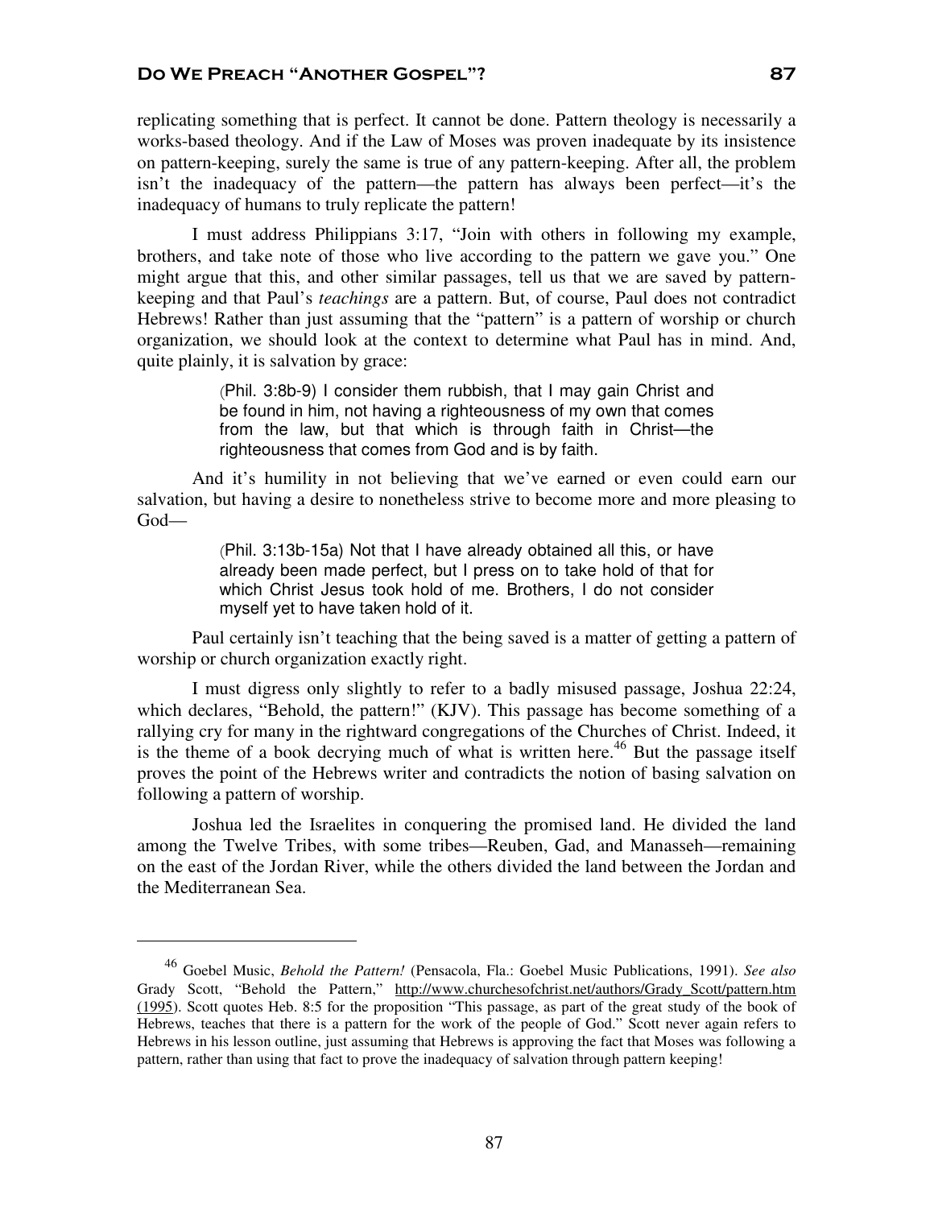replicating something that is perfect. It cannot be done. Pattern theology is necessarily a works-based theology. And if the Law of Moses was proven inadequate by its insistence on pattern-keeping, surely the same is true of any pattern-keeping. After all, the problem isn't the inadequacy of the pattern—the pattern has always been perfect—it's the inadequacy of humans to truly replicate the pattern!

I must address Philippians 3:17, "Join with others in following my example, brothers, and take note of those who live according to the pattern we gave you." One might argue that this, and other similar passages, tell us that we are saved by pattern-keeping and that Paul's *teachings* are a pattern. But, of course, Paul does not contradict Hebrews! Rather than just assuming that the "pattern" is a pattern of worship or church organization, we should look at the context to determine what Paul has in mind. And, quite plainly, it is salvation by grace:

> (Phil. 3:8b-9) I consider them rubbish, that I may gain Christ and be found in him, not having a righteousness of my own that comes from the law, but that which is through faith in Christ—the righteousness that comes from God and is by faith.

And it's humility in not believing that we've earned or even could earn our salvation, but having a desire to nonetheless strive to become more and more pleasing to God—

> (Phil. 3:13b-15a) Not that I have already obtained all this, or have already been made perfect, but I press on to take hold of that for which Christ Jesus took hold of me. Brothers, I do not consider myself yet to have taken hold of it.

Paul certainly isn't teaching that the being saved is a matter of getting a pattern of worship or church organization exactly right.

I must digress only slightly to refer to a badly misused passage, Joshua 22:24, which declares, "Behold, the pattern!" (KJV). This passage has become something of a rallying cry for many in the rightward congregations of the Churches of Christ. Indeed, it is the theme of a book decrying much of what is written here.[46] But the passage itself proves the point of the Hebrews writer and contradicts the notion of basing salvation on following a pattern of worship.

Joshua led the Israelites in conquering the promised land. He divided the land among the Twelve Tribes, with some tribes—Reuben, Gad, and Manasseh—remaining on the east of the Jordan River, while the others divided the land between the Jordan and the Mediterranean Sea.

---

[46] Goebel Music, *Behold the Pattern!* (Pensacola, Fla.: Goebel Music Publications, 1991). *See also* Grady Scott, "Behold the Pattern," http://www.churchesofchrist.net/authors/Grady_Scott/pattern.htm (1995). Scott quotes Heb. 8:5 for the proposition "This passage, as part of the great study of the book of Hebrews, teaches that there is a pattern for the work of the people of God." Scott never again refers to Hebrews in his lesson outline, just assuming that Hebrews is approving the fact that Moses was following a pattern, rather than using that fact to prove the inadequacy of salvation through pattern keeping!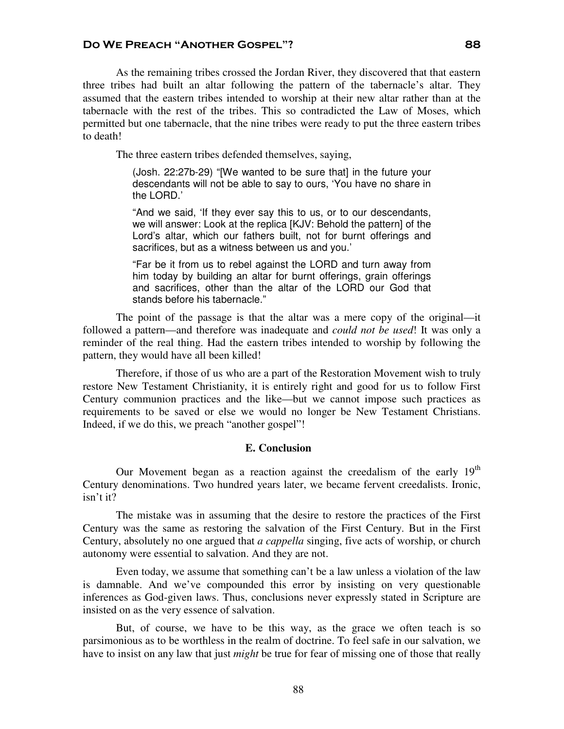As the remaining tribes crossed the Jordan River, they discovered that that eastern three tribes had built an altar following the pattern of the tabernacle's altar. They assumed that the eastern tribes intended to worship at their new altar rather than at the tabernacle with the rest of the tribes. This so contradicted the Law of Moses, which permitted but one tabernacle, that the nine tribes were ready to put the three eastern tribes to death!

The three eastern tribes defended themselves, saying,

> (Josh. 22:27b-29) "[We wanted to be sure that] in the future your descendants will not be able to say to ours, 'You have no share in the LORD.'
>
> "And we said, 'If they ever say this to us, or to our descendants, we will answer: Look at the replica [KJV: Behold the pattern] of the Lord's altar, which our fathers built, not for burnt offerings and sacrifices, but as a witness between us and you.'
>
> "Far be it from us to rebel against the LORD and turn away from him today by building an altar for burnt offerings, grain offerings and sacrifices, other than the altar of the LORD our God that stands before his tabernacle."

The point of the passage is that the altar was a mere copy of the original—it followed a pattern—and therefore was inadequate and *could not be used*! It was only a reminder of the real thing. Had the eastern tribes intended to worship by following the pattern, they would have all been killed!

Therefore, if those of us who are a part of the Restoration Movement wish to truly restore New Testament Christianity, it is entirely right and good for us to follow First Century communion practices and the like—but we cannot impose such practices as requirements to be saved or else we would no longer be New Testament Christians. Indeed, if we do this, we preach "another gospel"!

**E. Conclusion**

Our Movement began as a reaction against the creedalism of the early 19th Century denominations. Two hundred years later, we became fervent creedalists. Ironic, isn't it?

The mistake was in assuming that the desire to restore the practices of the First Century was the same as restoring the salvation of the First Century. But in the First Century, absolutely no one argued that *a cappella* singing, five acts of worship, or church autonomy were essential to salvation. And they are not.

Even today, we assume that something can't be a law unless a violation of the law is damnable. And we've compounded this error by insisting on very questionable inferences as God-given laws. Thus, conclusions never expressly stated in Scripture are insisted on as the very essence of salvation.

But, of course, we have to be this way, as the grace we often teach is so parsimonious as to be worthless in the realm of doctrine. To feel safe in our salvation, we have to insist on any law that just *might* be true for fear of missing one of those that really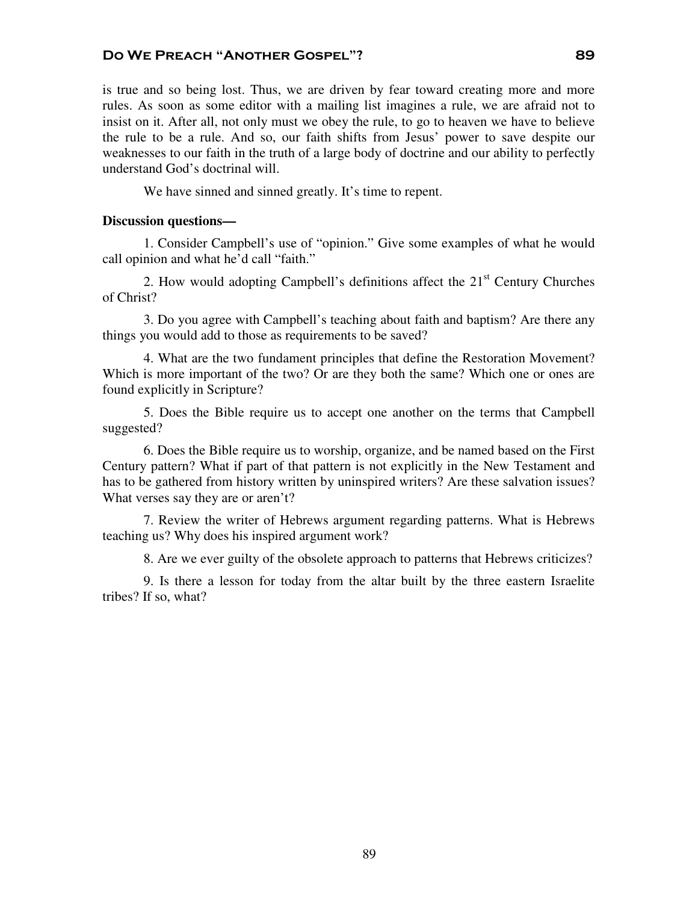is true and so being lost. Thus, we are driven by fear toward creating more and more rules. As soon as some editor with a mailing list imagines a rule, we are afraid not to insist on it. After all, not only must we obey the rule, to go to heaven we have to believe the rule to be a rule. And so, our faith shifts from Jesus' power to save despite our weaknesses to our faith in the truth of a large body of doctrine and our ability to perfectly understand God's doctrinal will.

We have sinned and sinned greatly. It's time to repent.

**Discussion questions—**

1. Consider Campbell's use of "opinion." Give some examples of what he would call opinion and what he'd call "faith."

2. How would adopting Campbell's definitions affect the 21st Century Churches of Christ?

3. Do you agree with Campbell's teaching about faith and baptism? Are there any things you would add to those as requirements to be saved?

4. What are the two fundament principles that define the Restoration Movement? Which is more important of the two? Or are they both the same? Which one or ones are found explicitly in Scripture?

5. Does the Bible require us to accept one another on the terms that Campbell suggested?

6. Does the Bible require us to worship, organize, and be named based on the First Century pattern? What if part of that pattern is not explicitly in the New Testament and has to be gathered from history written by uninspired writers? Are these salvation issues? What verses say they are or aren't?

7. Review the writer of Hebrews argument regarding patterns. What is Hebrews teaching us? Why does his inspired argument work?

8. Are we ever guilty of the obsolete approach to patterns that Hebrews criticizes?

9. Is there a lesson for today from the altar built by the three eastern Israelite tribes? If so, what?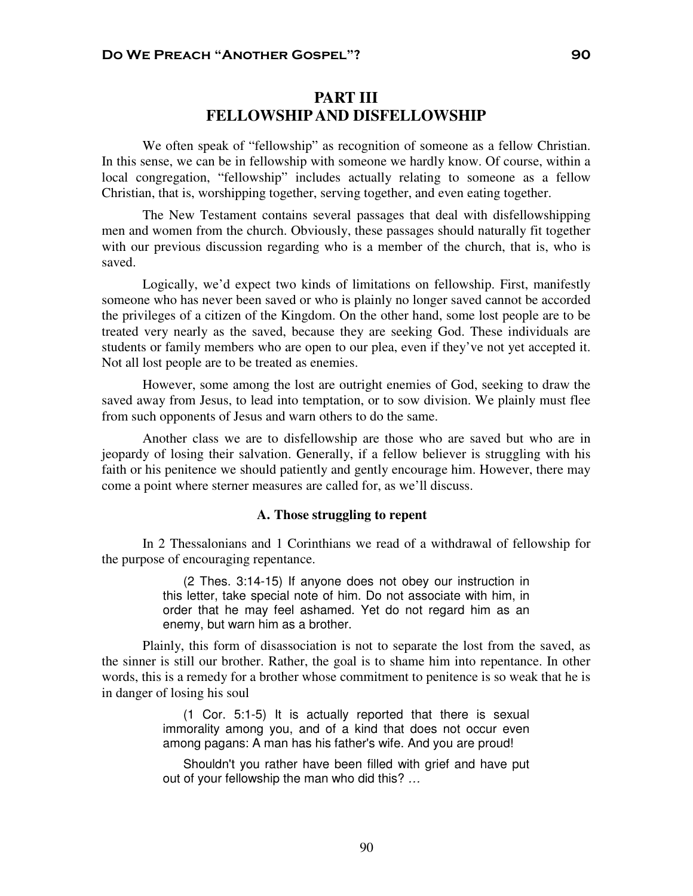## PART III
## FELLOWSHIP AND DISFELLOWSHIP

We often speak of “fellowship” as recognition of someone as a fellow Christian. In this sense, we can be in fellowship with someone we hardly know. Of course, within a local congregation, “fellowship” includes actually relating to someone as a fellow Christian, that is, worshipping together, serving together, and even eating together.

The New Testament contains several passages that deal with disfellowshipping men and women from the church. Obviously, these passages should naturally fit together with our previous discussion regarding who is a member of the church, that is, who is saved.

Logically, we’d expect two kinds of limitations on fellowship. First, manifestly someone who has never been saved or who is plainly no longer saved cannot be accorded the privileges of a citizen of the Kingdom. On the other hand, some lost people are to be treated very nearly as the saved, because they are seeking God. These individuals are students or family members who are open to our plea, even if they’ve not yet accepted it. Not all lost people are to be treated as enemies.

However, some among the lost are outright enemies of God, seeking to draw the saved away from Jesus, to lead into temptation, or to sow division. We plainly must flee from such opponents of Jesus and warn others to do the same.

Another class we are to disfellowship are those who are saved but who are in jeopardy of losing their salvation. Generally, if a fellow believer is struggling with his faith or his penitence we should patiently and gently encourage him. However, there may come a point where sterner measures are called for, as we’ll discuss.

### A. Those struggling to repent

In 2 Thessalonians and 1 Corinthians we read of a withdrawal of fellowship for the purpose of encouraging repentance.

> (2 Thes. 3:14-15) If anyone does not obey our instruction in this letter, take special note of him. Do not associate with him, in order that he may feel ashamed. Yet do not regard him as an enemy, but warn him as a brother.

Plainly, this form of disassociation is not to separate the lost from the saved, as the sinner is still our brother. Rather, the goal is to shame him into repentance. In other words, this is a remedy for a brother whose commitment to penitence is so weak that he is in danger of losing his soul

> (1 Cor. 5:1-5) It is actually reported that there is sexual immorality among you, and of a kind that does not occur even among pagans: A man has his father's wife. And you are proud!
>
> Shouldn't you rather have been filled with grief and have put out of your fellowship the man who did this? …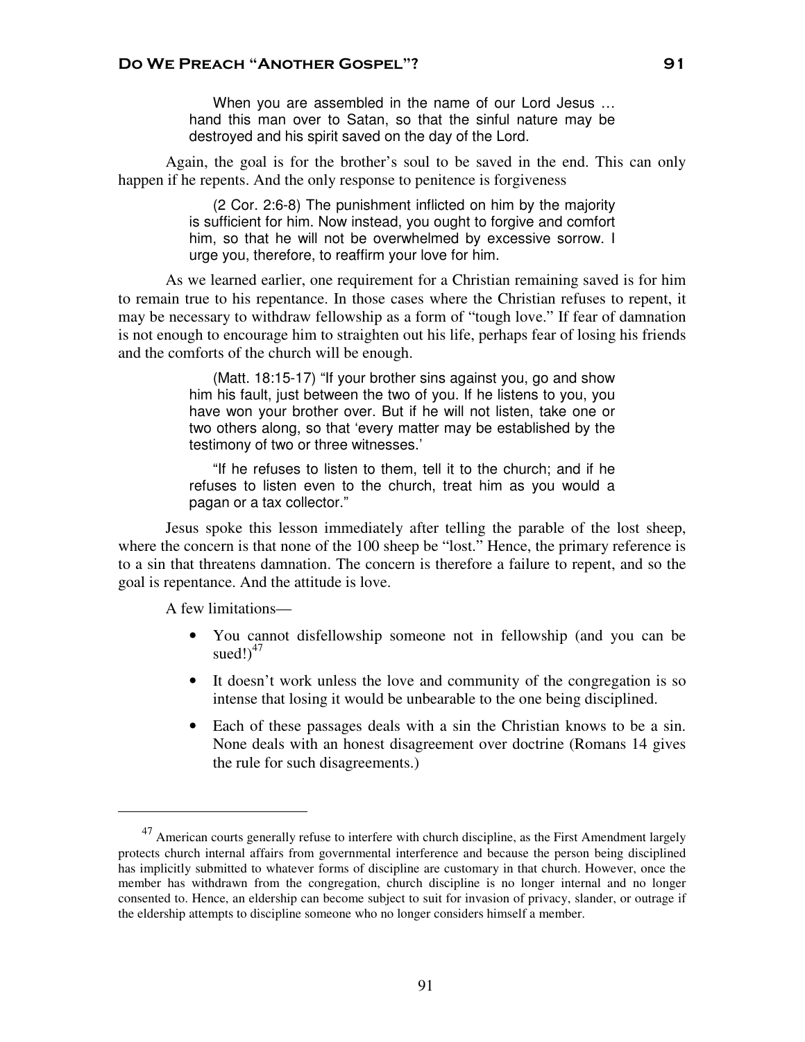> When you are assembled in the name of our Lord Jesus … hand this man over to Satan, so that the sinful nature may be destroyed and his spirit saved on the day of the Lord.

Again, the goal is for the brother's soul to be saved in the end. This can only happen if he repents. And the only response to penitence is forgiveness

> (2 Cor. 2:6-8) The punishment inflicted on him by the majority is sufficient for him. Now instead, you ought to forgive and comfort him, so that he will not be overwhelmed by excessive sorrow. I urge you, therefore, to reaffirm your love for him.

As we learned earlier, one requirement for a Christian remaining saved is for him to remain true to his repentance. In those cases where the Christian refuses to repent, it may be necessary to withdraw fellowship as a form of "tough love." If fear of damnation is not enough to encourage him to straighten out his life, perhaps fear of losing his friends and the comforts of the church will be enough.

> (Matt. 18:15-17) "If your brother sins against you, go and show him his fault, just between the two of you. If he listens to you, you have won your brother over. But if he will not listen, take one or two others along, so that 'every matter may be established by the testimony of two or three witnesses.'
>
> "If he refuses to listen to them, tell it to the church; and if he refuses to listen even to the church, treat him as you would a pagan or a tax collector."

Jesus spoke this lesson immediately after telling the parable of the lost sheep, where the concern is that none of the 100 sheep be "lost." Hence, the primary reference is to a sin that threatens damnation. The concern is therefore a failure to repent, and so the goal is repentance. And the attitude is love.

A few limitations—

- You cannot disfellowship someone not in fellowship (and you can be sued!)[47]
- It doesn't work unless the love and community of the congregation is so intense that losing it would be unbearable to the one being disciplined.
- Each of these passages deals with a sin the Christian knows to be a sin. None deals with an honest disagreement over doctrine (Romans 14 gives the rule for such disagreements.)

---

[47] American courts generally refuse to interfere with church discipline, as the First Amendment largely protects church internal affairs from governmental interference and because the person being disciplined has implicitly submitted to whatever forms of discipline are customary in that church. However, once the member has withdrawn from the congregation, church discipline is no longer internal and no longer consented to. Hence, an eldership can become subject to suit for invasion of privacy, slander, or outrage if the eldership attempts to discipline someone who no longer considers himself a member.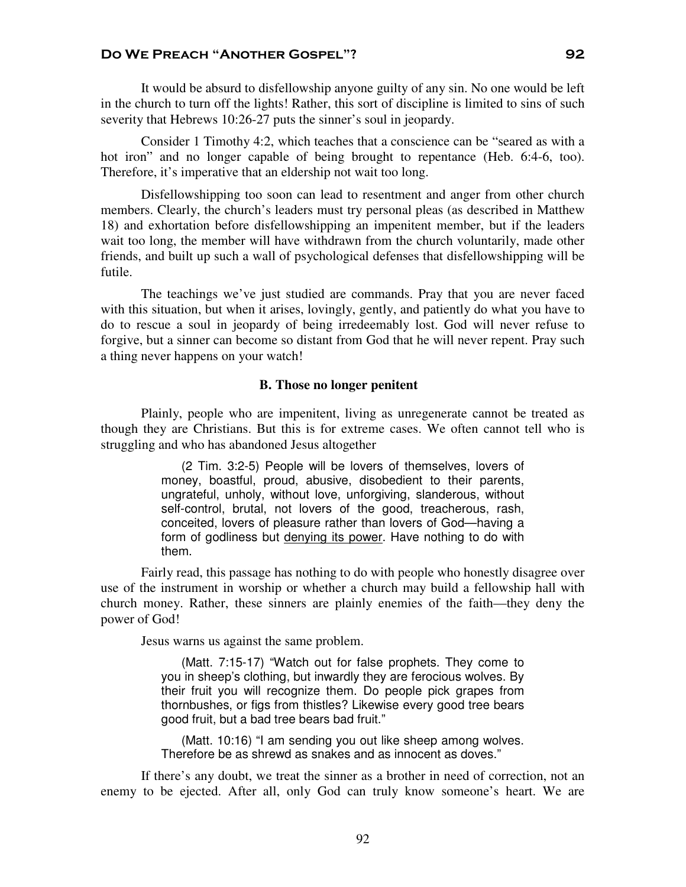It would be absurd to disfellowship anyone guilty of any sin. No one would be left in the church to turn off the lights! Rather, this sort of discipline is limited to sins of such severity that Hebrews 10:26-27 puts the sinner's soul in jeopardy.

Consider 1 Timothy 4:2, which teaches that a conscience can be "seared as with a hot iron" and no longer capable of being brought to repentance (Heb. 6:4-6, too). Therefore, it's imperative that an eldership not wait too long.

Disfellowshipping too soon can lead to resentment and anger from other church members. Clearly, the church's leaders must try personal pleas (as described in Matthew 18) and exhortation before disfellowshipping an impenitent member, but if the leaders wait too long, the member will have withdrawn from the church voluntarily, made other friends, and built up such a wall of psychological defenses that disfellowshipping will be futile.

The teachings we've just studied are commands. Pray that you are never faced with this situation, but when it arises, lovingly, gently, and patiently do what you have to do to rescue a soul in jeopardy of being irredeemably lost. God will never refuse to forgive, but a sinner can become so distant from God that he will never repent. Pray such a thing never happens on your watch!

### B. Those no longer penitent

Plainly, people who are impenitent, living as unregenerate cannot be treated as though they are Christians. But this is for extreme cases. We often cannot tell who is struggling and who has abandoned Jesus altogether

> (2 Tim. 3:2-5) People will be lovers of themselves, lovers of money, boastful, proud, abusive, disobedient to their parents, ungrateful, unholy, without love, unforgiving, slanderous, without self-control, brutal, not lovers of the good, treacherous, rash, conceited, lovers of pleasure rather than lovers of God—having a form of godliness but <u>denying its power</u>. Have nothing to do with them.

Fairly read, this passage has nothing to do with people who honestly disagree over use of the instrument in worship or whether a church may build a fellowship hall with church money. Rather, these sinners are plainly enemies of the faith—they deny the power of God!

Jesus warns us against the same problem.

> (Matt. 7:15-17) "Watch out for false prophets. They come to you in sheep's clothing, but inwardly they are ferocious wolves. By their fruit you will recognize them. Do people pick grapes from thornbushes, or figs from thistles? Likewise every good tree bears good fruit, but a bad tree bears bad fruit."

> (Matt. 10:16) "I am sending you out like sheep among wolves. Therefore be as shrewd as snakes and as innocent as doves."

If there's any doubt, we treat the sinner as a brother in need of correction, not an enemy to be ejected. After all, only God can truly know someone's heart. We are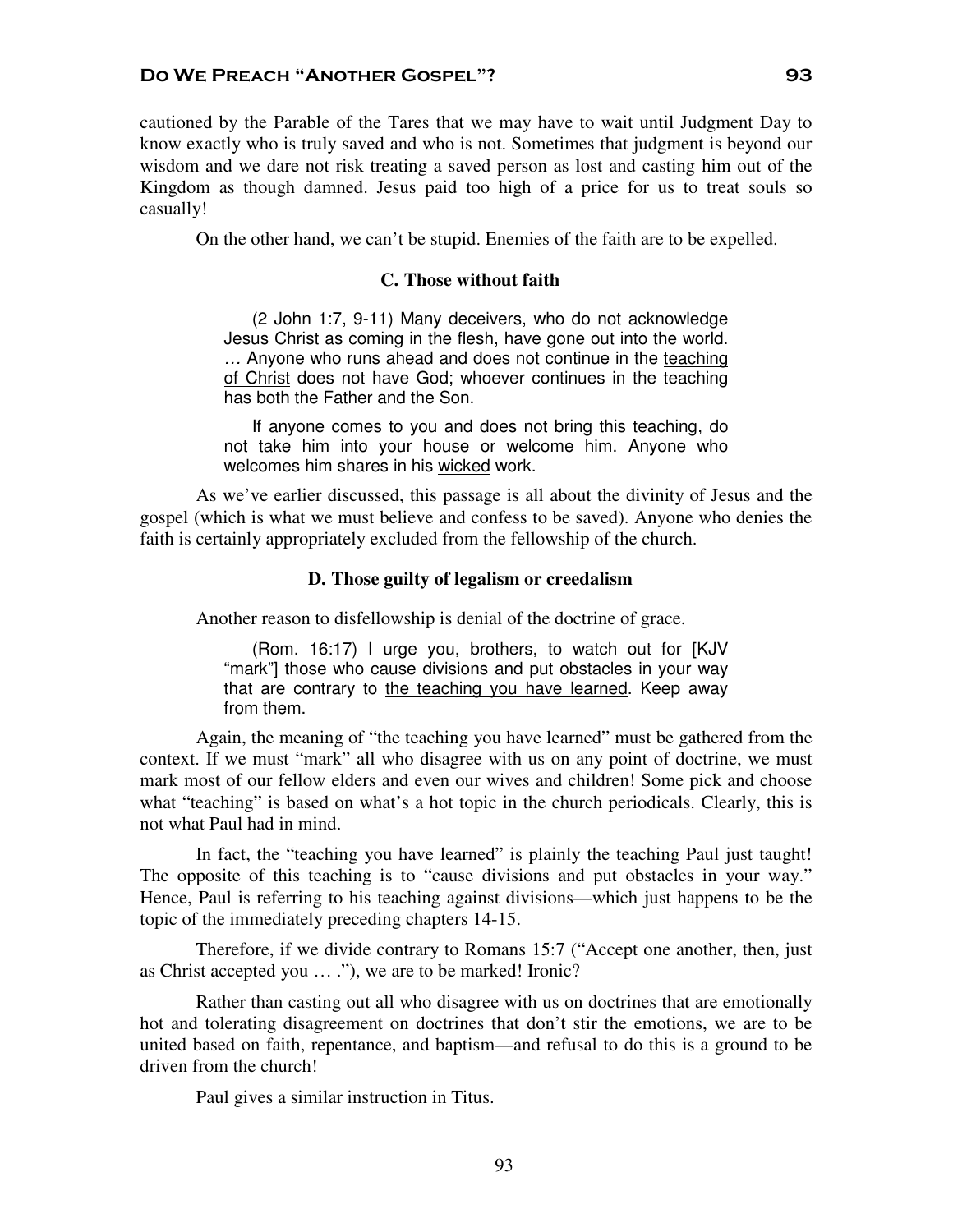cautioned by the Parable of the Tares that we may have to wait until Judgment Day to know exactly who is truly saved and who is not. Sometimes that judgment is beyond our wisdom and we dare not risk treating a saved person as lost and casting him out of the Kingdom as though damned. Jesus paid too high of a price for us to treat souls so casually!

On the other hand, we can't be stupid. Enemies of the faith are to be expelled.

### C. Those without faith

> (2 John 1:7, 9-11) Many deceivers, who do not acknowledge Jesus Christ as coming in the flesh, have gone out into the world. … Anyone who runs ahead and does not continue in the <u>teaching of Christ</u> does not have God; whoever continues in the teaching has both the Father and the Son.
>
> If anyone comes to you and does not bring this teaching, do not take him into your house or welcome him. Anyone who welcomes him shares in his <u>wicked</u> work.

As we've earlier discussed, this passage is all about the divinity of Jesus and the gospel (which is what we must believe and confess to be saved). Anyone who denies the faith is certainly appropriately excluded from the fellowship of the church.

### D. Those guilty of legalism or creedalism

Another reason to disfellowship is denial of the doctrine of grace.

> (Rom. 16:17) I urge you, brothers, to watch out for [KJV "mark"] those who cause divisions and put obstacles in your way that are contrary to <u>the teaching you have learned</u>. Keep away from them.

Again, the meaning of "the teaching you have learned" must be gathered from the context. If we must "mark" all who disagree with us on any point of doctrine, we must mark most of our fellow elders and even our wives and children! Some pick and choose what "teaching" is based on what's a hot topic in the church periodicals. Clearly, this is not what Paul had in mind.

In fact, the "teaching you have learned" is plainly the teaching Paul just taught! The opposite of this teaching is to "cause divisions and put obstacles in your way." Hence, Paul is referring to his teaching against divisions—which just happens to be the topic of the immediately preceding chapters 14-15.

Therefore, if we divide contrary to Romans 15:7 ("Accept one another, then, just as Christ accepted you … ."), we are to be marked! Ironic?

Rather than casting out all who disagree with us on doctrines that are emotionally hot and tolerating disagreement on doctrines that don't stir the emotions, we are to be united based on faith, repentance, and baptism—and refusal to do this is a ground to be driven from the church!

Paul gives a similar instruction in Titus.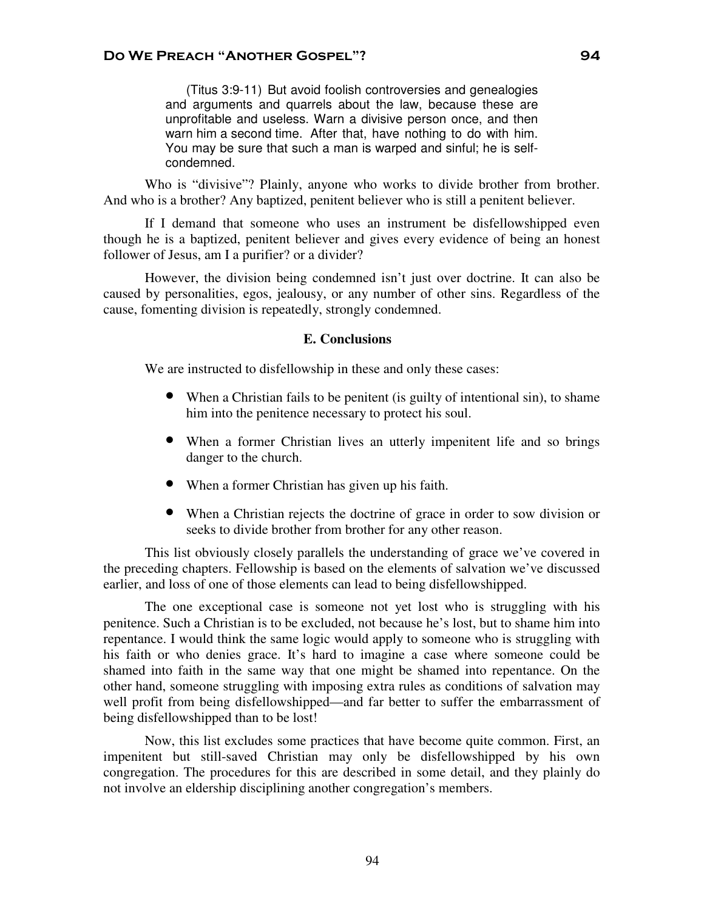> (Titus 3:9-11) But avoid foolish controversies and genealogies and arguments and quarrels about the law, because these are unprofitable and useless. Warn a divisive person once, and then warn him a second time. After that, have nothing to do with him. You may be sure that such a man is warped and sinful; he is self-condemned.

Who is "divisive"? Plainly, anyone who works to divide brother from brother. And who is a brother? Any baptized, penitent believer who is still a penitent believer.

If I demand that someone who uses an instrument be disfellowshipped even though he is a baptized, penitent believer and gives every evidence of being an honest follower of Jesus, am I a purifier? or a divider?

However, the division being condemned isn't just over doctrine. It can also be caused by personalities, egos, jealousy, or any number of other sins. Regardless of the cause, fomenting division is repeatedly, strongly condemned.

### E. Conclusions

We are instructed to disfellowship in these and only these cases:

- When a Christian fails to be penitent (is guilty of intentional sin), to shame him into the penitence necessary to protect his soul.
- When a former Christian lives an utterly impenitent life and so brings danger to the church.
- When a former Christian has given up his faith.
- When a Christian rejects the doctrine of grace in order to sow division or seeks to divide brother from brother for any other reason.

This list obviously closely parallels the understanding of grace we've covered in the preceding chapters. Fellowship is based on the elements of salvation we've discussed earlier, and loss of one of those elements can lead to being disfellowshipped.

The one exceptional case is someone not yet lost who is struggling with his penitence. Such a Christian is to be excluded, not because he's lost, but to shame him into repentance. I would think the same logic would apply to someone who is struggling with his faith or who denies grace. It's hard to imagine a case where someone could be shamed into faith in the same way that one might be shamed into repentance. On the other hand, someone struggling with imposing extra rules as conditions of salvation may well profit from being disfellowshipped—and far better to suffer the embarrassment of being disfellowshipped than to be lost!

Now, this list excludes some practices that have become quite common. First, an impenitent but still-saved Christian may only be disfellowshipped by his own congregation. The procedures for this are described in some detail, and they plainly do not involve an eldership disciplining another congregation's members.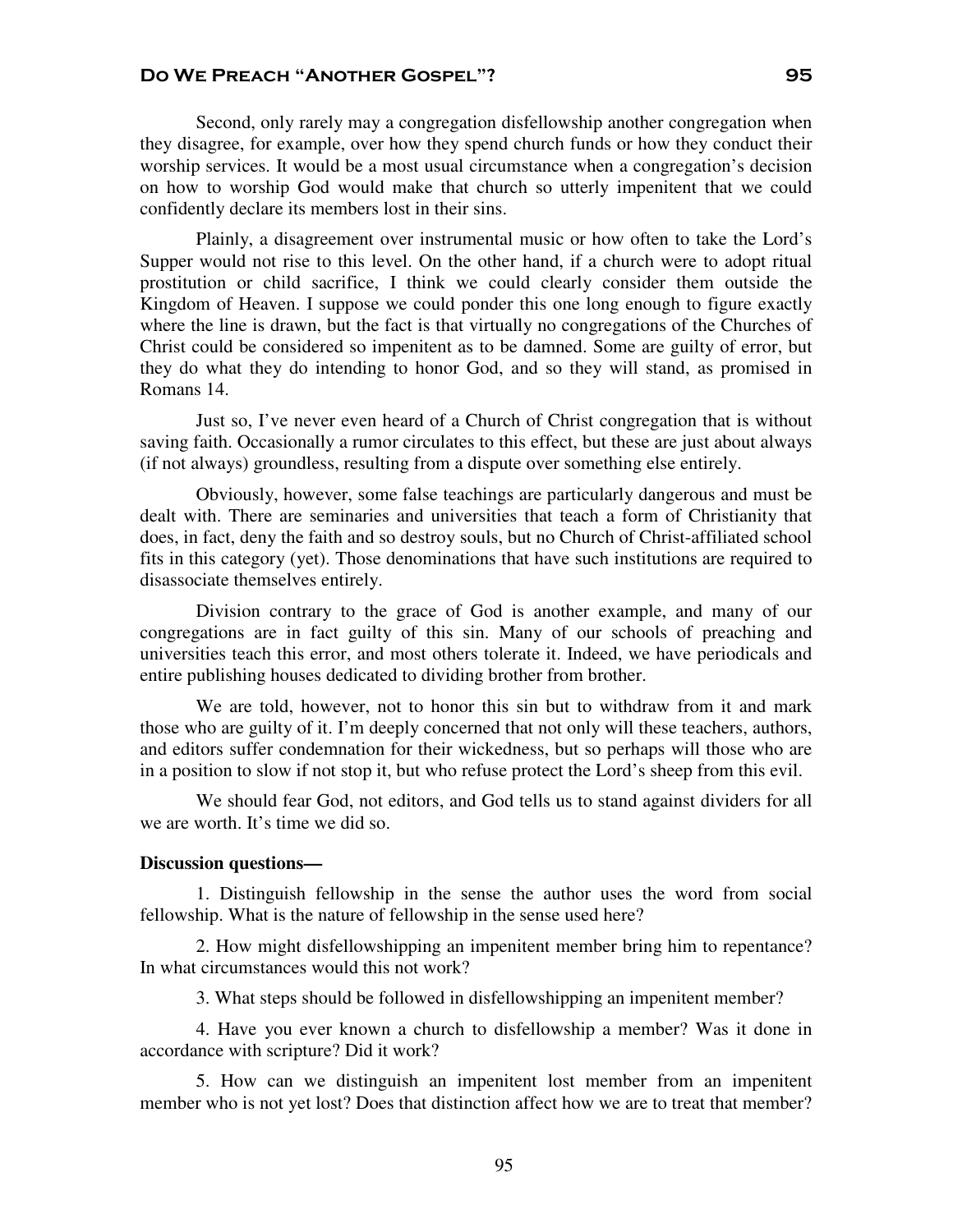Second, only rarely may a congregation disfellowship another congregation when they disagree, for example, over how they spend church funds or how they conduct their worship services. It would be a most usual circumstance when a congregation's decision on how to worship God would make that church so utterly impenitent that we could confidently declare its members lost in their sins.

Plainly, a disagreement over instrumental music or how often to take the Lord's Supper would not rise to this level. On the other hand, if a church were to adopt ritual prostitution or child sacrifice, I think we could clearly consider them outside the Kingdom of Heaven. I suppose we could ponder this one long enough to figure exactly where the line is drawn, but the fact is that virtually no congregations of the Churches of Christ could be considered so impenitent as to be damned. Some are guilty of error, but they do what they do intending to honor God, and so they will stand, as promised in Romans 14.

Just so, I've never even heard of a Church of Christ congregation that is without saving faith. Occasionally a rumor circulates to this effect, but these are just about always (if not always) groundless, resulting from a dispute over something else entirely.

Obviously, however, some false teachings are particularly dangerous and must be dealt with. There are seminaries and universities that teach a form of Christianity that does, in fact, deny the faith and so destroy souls, but no Church of Christ-affiliated school fits in this category (yet). Those denominations that have such institutions are required to disassociate themselves entirely.

Division contrary to the grace of God is another example, and many of our congregations are in fact guilty of this sin. Many of our schools of preaching and universities teach this error, and most others tolerate it. Indeed, we have periodicals and entire publishing houses dedicated to dividing brother from brother.

We are told, however, not to honor this sin but to withdraw from it and mark those who are guilty of it. I'm deeply concerned that not only will these teachers, authors, and editors suffer condemnation for their wickedness, but so perhaps will those who are in a position to slow if not stop it, but who refuse protect the Lord's sheep from this evil.

We should fear God, not editors, and God tells us to stand against dividers for all we are worth. It's time we did so.

**Discussion questions—**

1. Distinguish fellowship in the sense the author uses the word from social fellowship. What is the nature of fellowship in the sense used here?

2. How might disfellowshipping an impenitent member bring him to repentance? In what circumstances would this not work?

3. What steps should be followed in disfellowshipping an impenitent member?

4. Have you ever known a church to disfellowship a member? Was it done in accordance with scripture? Did it work?

5. How can we distinguish an impenitent lost member from an impenitent member who is not yet lost? Does that distinction affect how we are to treat that member?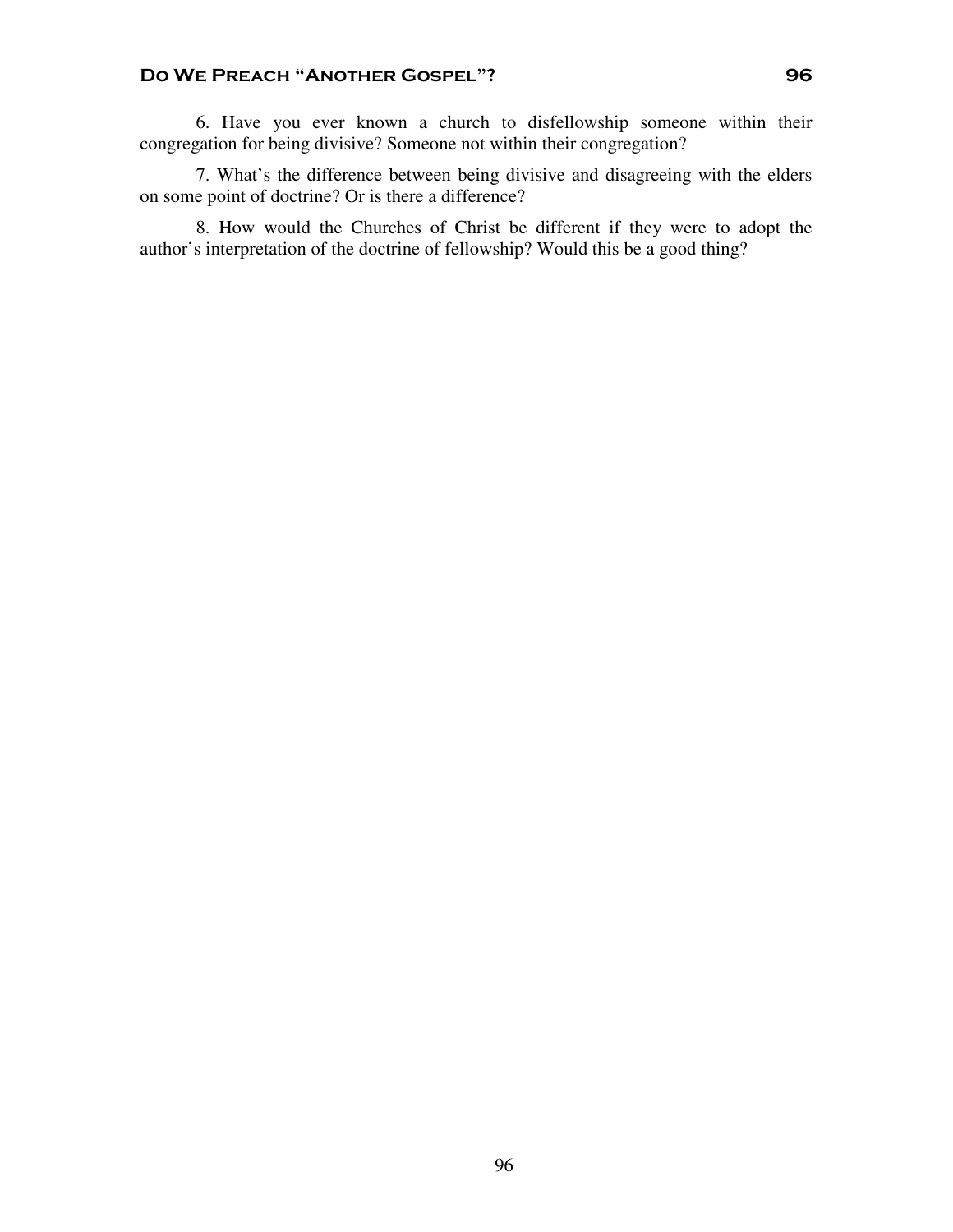6. Have you ever known a church to disfellowship someone within their congregation for being divisive? Someone not within their congregation?

7. What's the difference between being divisive and disagreeing with the elders on some point of doctrine? Or is there a difference?

8. How would the Churches of Christ be different if they were to adopt the author's interpretation of the doctrine of fellowship? Would this be a good thing?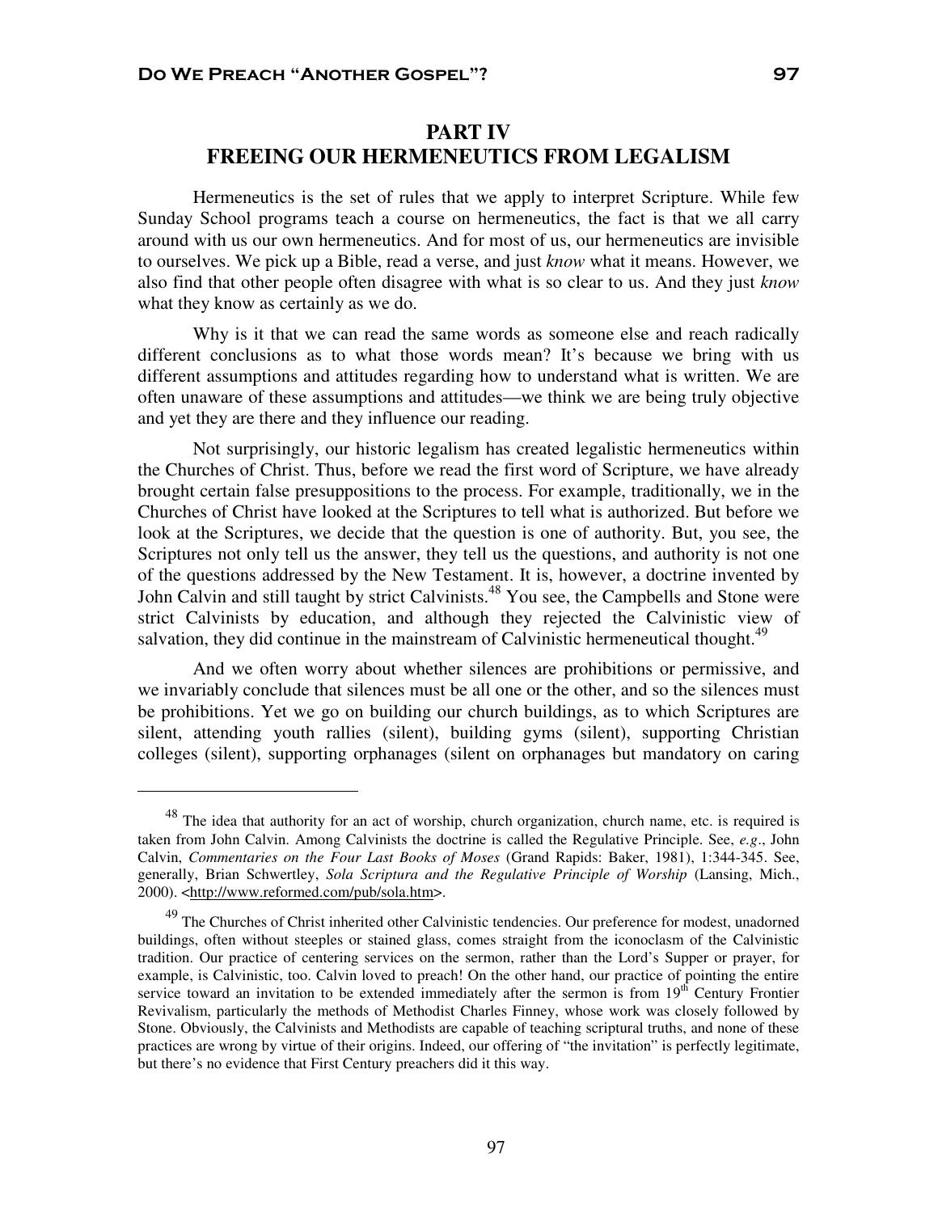# PART IV
# FREEING OUR HERMENEUTICS FROM LEGALISM

Hermeneutics is the set of rules that we apply to interpret Scripture. While few Sunday School programs teach a course on hermeneutics, the fact is that we all carry around with us our own hermeneutics. And for most of us, our hermeneutics are invisible to ourselves. We pick up a Bible, read a verse, and just *know* what it means. However, we also find that other people often disagree with what is so clear to us. And they just *know* what they know as certainly as we do.

Why is it that we can read the same words as someone else and reach radically different conclusions as to what those words mean? It's because we bring with us different assumptions and attitudes regarding how to understand what is written. We are often unaware of these assumptions and attitudes—we think we are being truly objective and yet they are there and they influence our reading.

Not surprisingly, our historic legalism has created legalistic hermeneutics within the Churches of Christ. Thus, before we read the first word of Scripture, we have already brought certain false presuppositions to the process. For example, traditionally, we in the Churches of Christ have looked at the Scriptures to tell what is authorized. But before we look at the Scriptures, we decide that the question is one of authority. But, you see, the Scriptures not only tell us the answer, they tell us the questions, and authority is not one of the questions addressed by the New Testament. It is, however, a doctrine invented by John Calvin and still taught by strict Calvinists.[48] You see, the Campbells and Stone were strict Calvinists by education, and although they rejected the Calvinistic view of salvation, they did continue in the mainstream of Calvinistic hermeneutical thought.[49]

And we often worry about whether silences are prohibitions or permissive, and we invariably conclude that silences must be all one or the other, and so the silences must be prohibitions. Yet we go on building our church buildings, as to which Scriptures are silent, attending youth rallies (silent), building gyms (silent), supporting Christian colleges (silent), supporting orphanages (silent on orphanages but mandatory on caring

---

[48] The idea that authority for an act of worship, church organization, church name, etc. is required is taken from John Calvin. Among Calvinists the doctrine is called the Regulative Principle. See, *e.g*., John Calvin, *Commentaries on the Four Last Books of Moses* (Grand Rapids: Baker, 1981), 1:344-345. See, generally, Brian Schwertley, *Sola Scriptura and the Regulative Principle of Worship* (Lansing, Mich., 2000). <http://www.reformed.com/pub/sola.htm>.

[49] The Churches of Christ inherited other Calvinistic tendencies. Our preference for modest, unadorned buildings, often without steeples or stained glass, comes straight from the iconoclasm of the Calvinistic tradition. Our practice of centering services on the sermon, rather than the Lord's Supper or prayer, for example, is Calvinistic, too. Calvin loved to preach! On the other hand, our practice of pointing the entire service toward an invitation to be extended immediately after the sermon is from 19th Century Frontier Revivalism, particularly the methods of Methodist Charles Finney, whose work was closely followed by Stone. Obviously, the Calvinists and Methodists are capable of teaching scriptural truths, and none of these practices are wrong by virtue of their origins. Indeed, our offering of "the invitation" is perfectly legitimate, but there's no evidence that First Century preachers did it this way.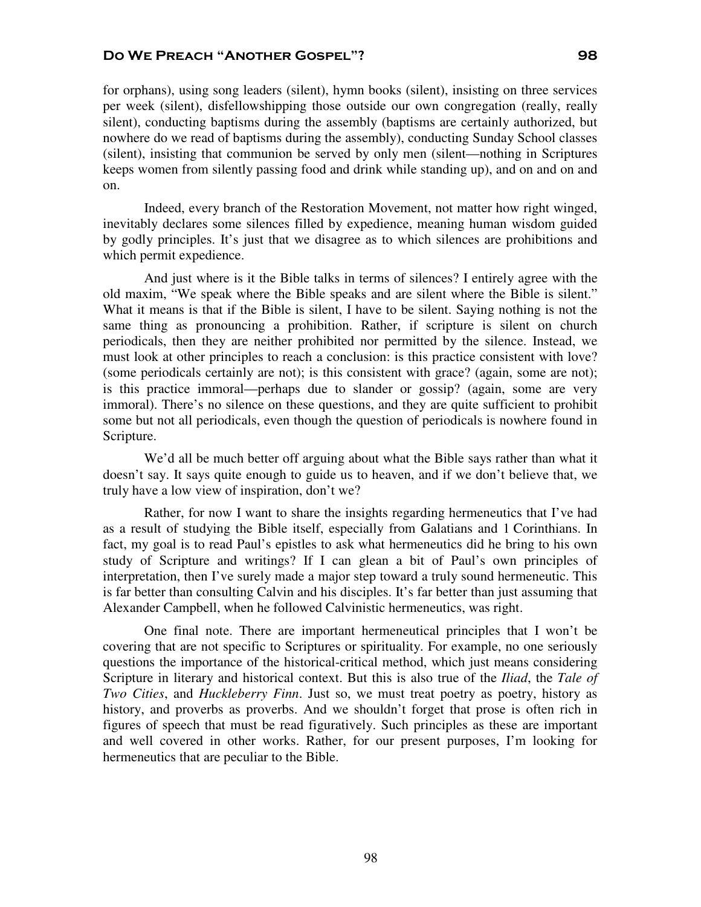for orphans), using song leaders (silent), hymn books (silent), insisting on three services per week (silent), disfellowshipping those outside our own congregation (really, really silent), conducting baptisms during the assembly (baptisms are certainly authorized, but nowhere do we read of baptisms during the assembly), conducting Sunday School classes (silent), insisting that communion be served by only men (silent—nothing in Scriptures keeps women from silently passing food and drink while standing up), and on and on and on.

Indeed, every branch of the Restoration Movement, not matter how right winged, inevitably declares some silences filled by expedience, meaning human wisdom guided by godly principles. It's just that we disagree as to which silences are prohibitions and which permit expedience.

And just where is it the Bible talks in terms of silences? I entirely agree with the old maxim, "We speak where the Bible speaks and are silent where the Bible is silent." What it means is that if the Bible is silent, I have to be silent. Saying nothing is not the same thing as pronouncing a prohibition. Rather, if scripture is silent on church periodicals, then they are neither prohibited nor permitted by the silence. Instead, we must look at other principles to reach a conclusion: is this practice consistent with love? (some periodicals certainly are not); is this consistent with grace? (again, some are not); is this practice immoral—perhaps due to slander or gossip? (again, some are very immoral). There's no silence on these questions, and they are quite sufficient to prohibit some but not all periodicals, even though the question of periodicals is nowhere found in Scripture.

We'd all be much better off arguing about what the Bible says rather than what it doesn't say. It says quite enough to guide us to heaven, and if we don't believe that, we truly have a low view of inspiration, don't we?

Rather, for now I want to share the insights regarding hermeneutics that I've had as a result of studying the Bible itself, especially from Galatians and 1 Corinthians. In fact, my goal is to read Paul's epistles to ask what hermeneutics did he bring to his own study of Scripture and writings? If I can glean a bit of Paul's own principles of interpretation, then I've surely made a major step toward a truly sound hermeneutic. This is far better than consulting Calvin and his disciples. It's far better than just assuming that Alexander Campbell, when he followed Calvinistic hermeneutics, was right.

One final note. There are important hermeneutical principles that I won't be covering that are not specific to Scriptures or spirituality. For example, no one seriously questions the importance of the historical-critical method, which just means considering Scripture in literary and historical context. But this is also true of the *Iliad*, the *Tale of Two Cities*, and *Huckleberry Finn*. Just so, we must treat poetry as poetry, history as history, and proverbs as proverbs. And we shouldn't forget that prose is often rich in figures of speech that must be read figuratively. Such principles as these are important and well covered in other works. Rather, for our present purposes, I'm looking for hermeneutics that are peculiar to the Bible.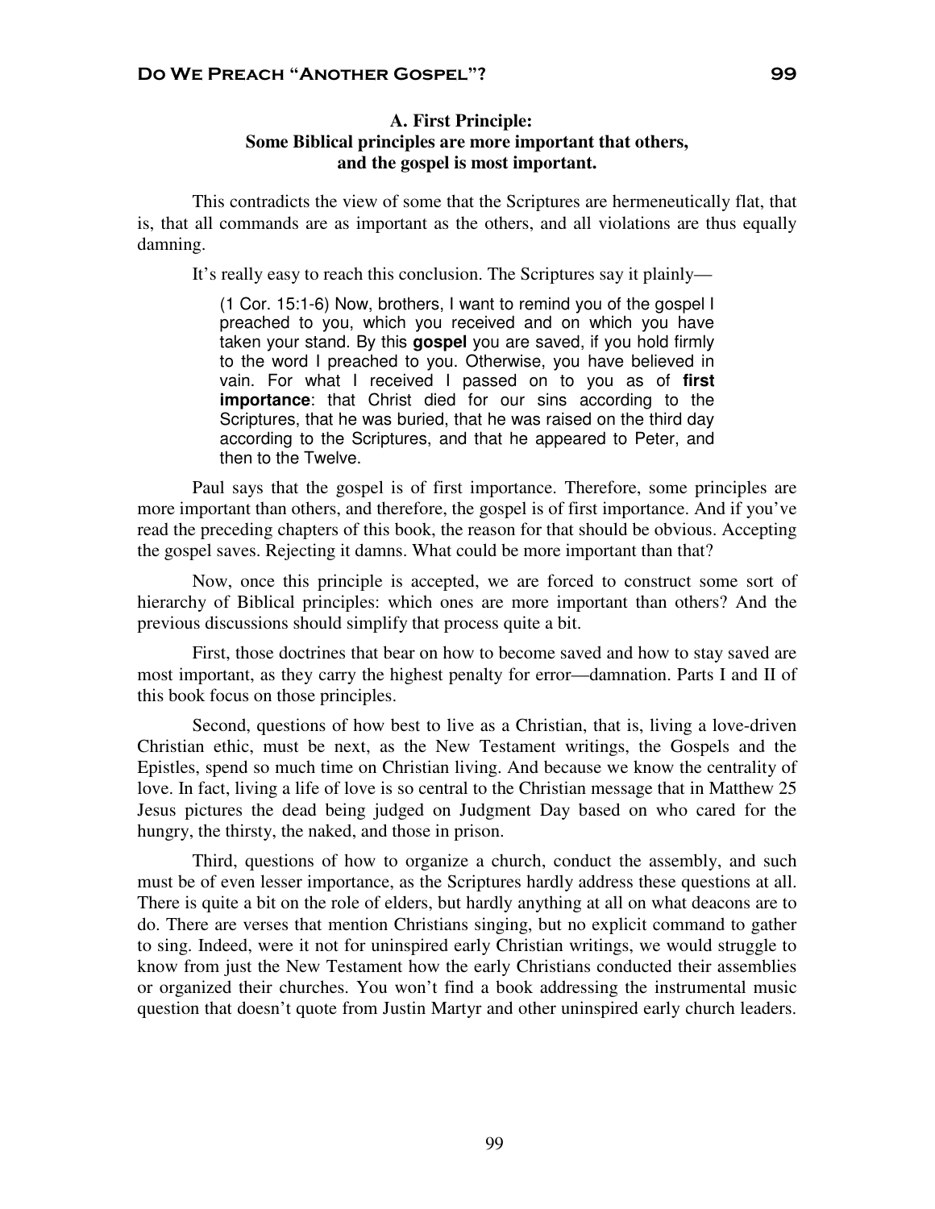### A. First Principle: Some Biblical principles are more important that others, and the gospel is most important.

This contradicts the view of some that the Scriptures are hermeneutically flat, that is, that all commands are as important as the others, and all violations are thus equally damning.

It's really easy to reach this conclusion. The Scriptures say it plainly—

> (1 Cor. 15:1-6) Now, brothers, I want to remind you of the gospel I preached to you, which you received and on which you have taken your stand. By this **gospel** you are saved, if you hold firmly to the word I preached to you. Otherwise, you have believed in vain. For what I received I passed on to you as of **first importance**: that Christ died for our sins according to the Scriptures, that he was buried, that he was raised on the third day according to the Scriptures, and that he appeared to Peter, and then to the Twelve.

Paul says that the gospel is of first importance. Therefore, some principles are more important than others, and therefore, the gospel is of first importance. And if you've read the preceding chapters of this book, the reason for that should be obvious. Accepting the gospel saves. Rejecting it damns. What could be more important than that?

Now, once this principle is accepted, we are forced to construct some sort of hierarchy of Biblical principles: which ones are more important than others? And the previous discussions should simplify that process quite a bit.

First, those doctrines that bear on how to become saved and how to stay saved are most important, as they carry the highest penalty for error—damnation. Parts I and II of this book focus on those principles.

Second, questions of how best to live as a Christian, that is, living a love-driven Christian ethic, must be next, as the New Testament writings, the Gospels and the Epistles, spend so much time on Christian living. And because we know the centrality of love. In fact, living a life of love is so central to the Christian message that in Matthew 25 Jesus pictures the dead being judged on Judgment Day based on who cared for the hungry, the thirsty, the naked, and those in prison.

Third, questions of how to organize a church, conduct the assembly, and such must be of even lesser importance, as the Scriptures hardly address these questions at all. There is quite a bit on the role of elders, but hardly anything at all on what deacons are to do. There are verses that mention Christians singing, but no explicit command to gather to sing. Indeed, were it not for uninspired early Christian writings, we would struggle to know from just the New Testament how the early Christians conducted their assemblies or organized their churches. You won't find a book addressing the instrumental music question that doesn't quote from Justin Martyr and other uninspired early church leaders.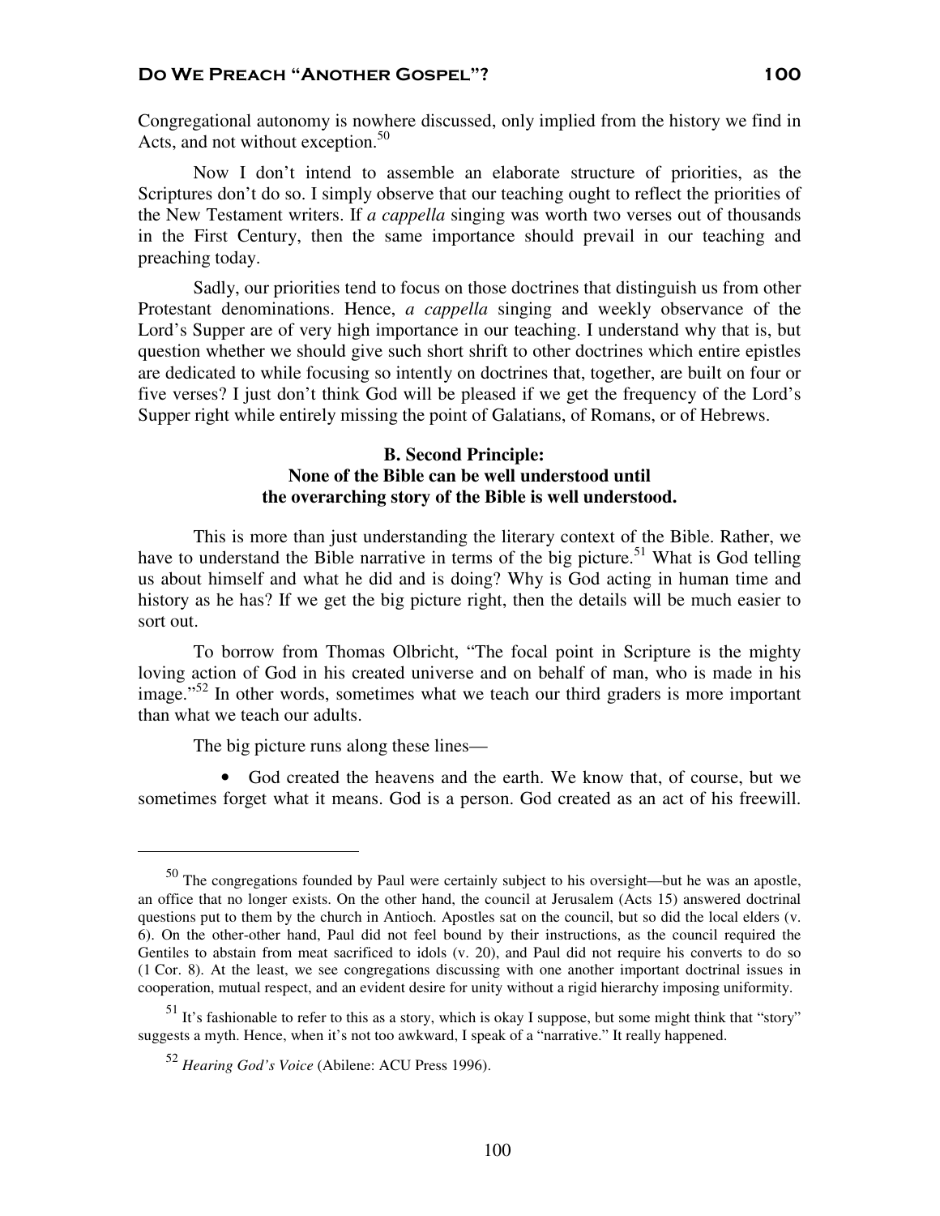Congregational autonomy is nowhere discussed, only implied from the history we find in Acts, and not without exception.[50]

Now I don't intend to assemble an elaborate structure of priorities, as the Scriptures don't do so. I simply observe that our teaching ought to reflect the priorities of the New Testament writers. If *a cappella* singing was worth two verses out of thousands in the First Century, then the same importance should prevail in our teaching and preaching today.

Sadly, our priorities tend to focus on those doctrines that distinguish us from other Protestant denominations. Hence, *a cappella* singing and weekly observance of the Lord's Supper are of very high importance in our teaching. I understand why that is, but question whether we should give such short shrift to other doctrines which entire epistles are dedicated to while focusing so intently on doctrines that, together, are built on four or five verses? I just don't think God will be pleased if we get the frequency of the Lord's Supper right while entirely missing the point of Galatians, of Romans, or of Hebrews.

### B. Second Principle: None of the Bible can be well understood until the overarching story of the Bible is well understood.

This is more than just understanding the literary context of the Bible. Rather, we have to understand the Bible narrative in terms of the big picture.[51] What is God telling us about himself and what he did and is doing? Why is God acting in human time and history as he has? If we get the big picture right, then the details will be much easier to sort out.

To borrow from Thomas Olbricht, "The focal point in Scripture is the mighty loving action of God in his created universe and on behalf of man, who is made in his image."[52] In other words, sometimes what we teach our third graders is more important than what we teach our adults.

The big picture runs along these lines—

- God created the heavens and the earth. We know that, of course, but we sometimes forget what it means. God is a person. God created as an act of his freewill.

---

[50] The congregations founded by Paul were certainly subject to his oversight—but he was an apostle, an office that no longer exists. On the other hand, the council at Jerusalem (Acts 15) answered doctrinal questions put to them by the church in Antioch. Apostles sat on the council, but so did the local elders (v. 6). On the other-other hand, Paul did not feel bound by their instructions, as the council required the Gentiles to abstain from meat sacrificed to idols (v. 20), and Paul did not require his converts to do so (1 Cor. 8). At the least, we see congregations discussing with one another important doctrinal issues in cooperation, mutual respect, and an evident desire for unity without a rigid hierarchy imposing uniformity.

[51] It's fashionable to refer to this as a story, which is okay I suppose, but some might think that "story" suggests a myth. Hence, when it's not too awkward, I speak of a "narrative." It really happened.

[52] *Hearing God's Voice* (Abilene: ACU Press 1996).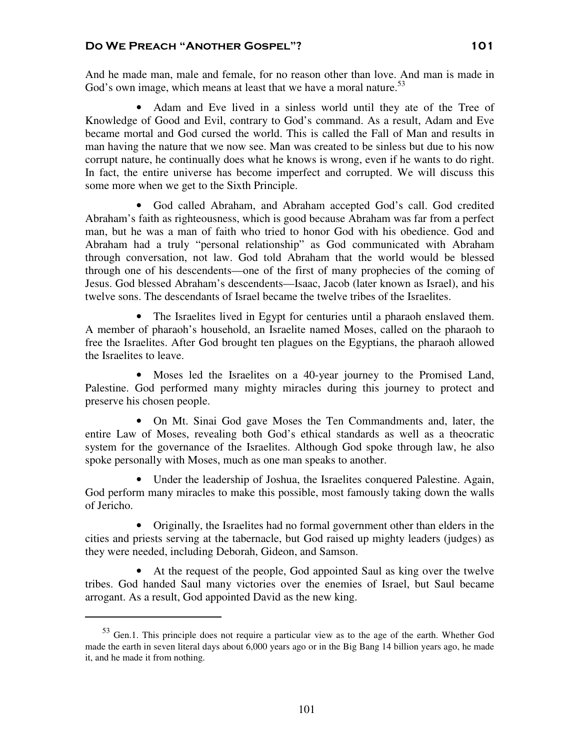And he made man, male and female, for no reason other than love. And man is made in God's own image, which means at least that we have a moral nature.[53]

- Adam and Eve lived in a sinless world until they ate of the Tree of Knowledge of Good and Evil, contrary to God's command. As a result, Adam and Eve became mortal and God cursed the world. This is called the Fall of Man and results in man having the nature that we now see. Man was created to be sinless but due to his now corrupt nature, he continually does what he knows is wrong, even if he wants to do right. In fact, the entire universe has become imperfect and corrupted. We will discuss this some more when we get to the Sixth Principle.

- God called Abraham, and Abraham accepted God's call. God credited Abraham's faith as righteousness, which is good because Abraham was far from a perfect man, but he was a man of faith who tried to honor God with his obedience. God and Abraham had a truly "personal relationship" as God communicated with Abraham through conversation, not law. God told Abraham that the world would be blessed through one of his descendents—one of the first of many prophecies of the coming of Jesus. God blessed Abraham's descendents—Isaac, Jacob (later known as Israel), and his twelve sons. The descendants of Israel became the twelve tribes of the Israelites.

- The Israelites lived in Egypt for centuries until a pharaoh enslaved them. A member of pharaoh's household, an Israelite named Moses, called on the pharaoh to free the Israelites. After God brought ten plagues on the Egyptians, the pharaoh allowed the Israelites to leave.

- Moses led the Israelites on a 40-year journey to the Promised Land, Palestine. God performed many mighty miracles during this journey to protect and preserve his chosen people.

- On Mt. Sinai God gave Moses the Ten Commandments and, later, the entire Law of Moses, revealing both God's ethical standards as well as a theocratic system for the governance of the Israelites. Although God spoke through law, he also spoke personally with Moses, much as one man speaks to another.

- Under the leadership of Joshua, the Israelites conquered Palestine. Again, God perform many miracles to make this possible, most famously taking down the walls of Jericho.

- Originally, the Israelites had no formal government other than elders in the cities and priests serving at the tabernacle, but God raised up mighty leaders (judges) as they were needed, including Deborah, Gideon, and Samson.

- At the request of the people, God appointed Saul as king over the twelve tribes. God handed Saul many victories over the enemies of Israel, but Saul became arrogant. As a result, God appointed David as the new king.

---

[53] Gen.1. This principle does not require a particular view as to the age of the earth. Whether God made the earth in seven literal days about 6,000 years ago or in the Big Bang 14 billion years ago, he made it, and he made it from nothing.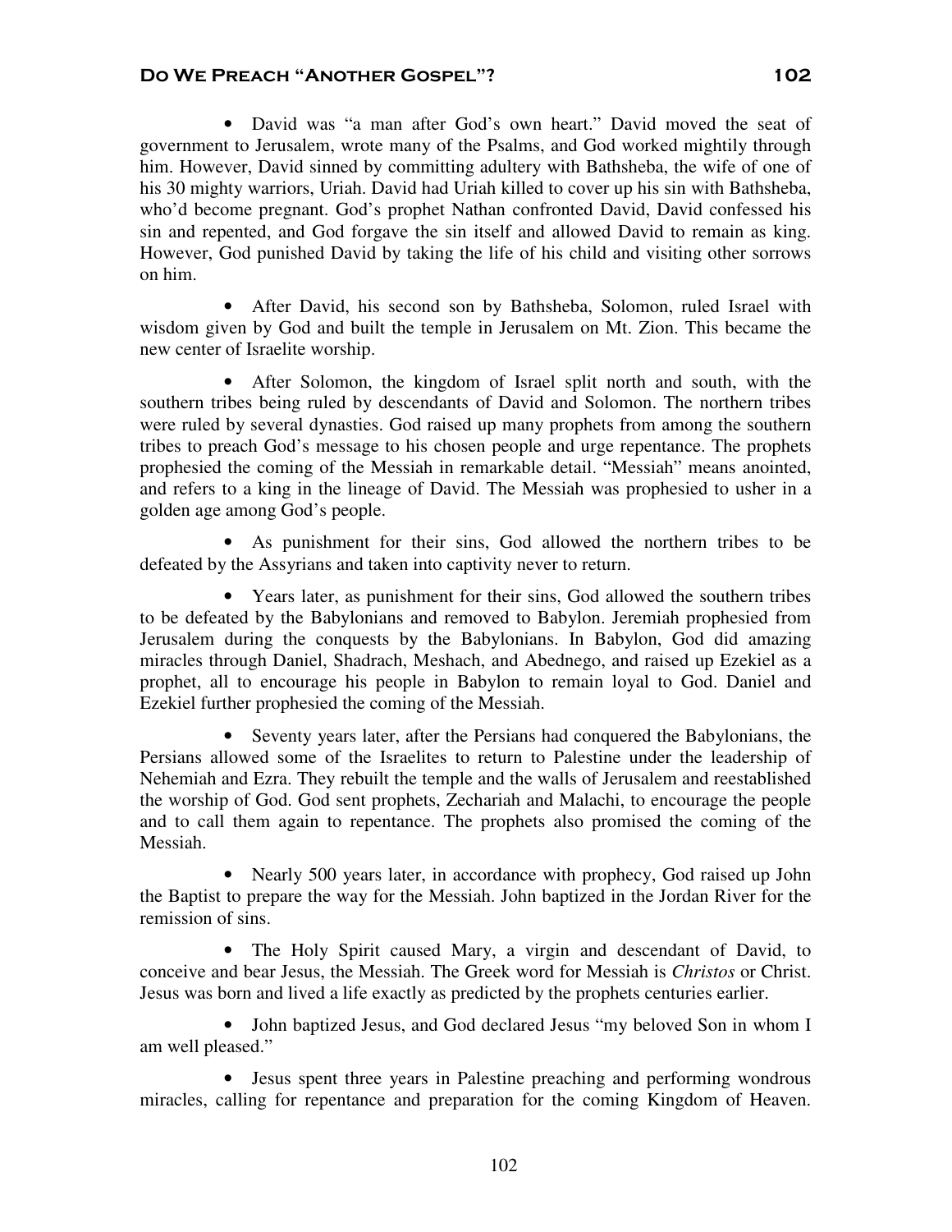- David was "a man after God's own heart." David moved the seat of government to Jerusalem, wrote many of the Psalms, and God worked mightily through him. However, David sinned by committing adultery with Bathsheba, the wife of one of his 30 mighty warriors, Uriah. David had Uriah killed to cover up his sin with Bathsheba, who'd become pregnant. God's prophet Nathan confronted David, David confessed his sin and repented, and God forgave the sin itself and allowed David to remain as king. However, God punished David by taking the life of his child and visiting other sorrows on him.

- After David, his second son by Bathsheba, Solomon, ruled Israel with wisdom given by God and built the temple in Jerusalem on Mt. Zion. This became the new center of Israelite worship.

- After Solomon, the kingdom of Israel split north and south, with the southern tribes being ruled by descendants of David and Solomon. The northern tribes were ruled by several dynasties. God raised up many prophets from among the southern tribes to preach God's message to his chosen people and urge repentance. The prophets prophesied the coming of the Messiah in remarkable detail. "Messiah" means anointed, and refers to a king in the lineage of David. The Messiah was prophesied to usher in a golden age among God's people.

- As punishment for their sins, God allowed the northern tribes to be defeated by the Assyrians and taken into captivity never to return.

- Years later, as punishment for their sins, God allowed the southern tribes to be defeated by the Babylonians and removed to Babylon. Jeremiah prophesied from Jerusalem during the conquests by the Babylonians. In Babylon, God did amazing miracles through Daniel, Shadrach, Meshach, and Abednego, and raised up Ezekiel as a prophet, all to encourage his people in Babylon to remain loyal to God. Daniel and Ezekiel further prophesied the coming of the Messiah.

- Seventy years later, after the Persians had conquered the Babylonians, the Persians allowed some of the Israelites to return to Palestine under the leadership of Nehemiah and Ezra. They rebuilt the temple and the walls of Jerusalem and reestablished the worship of God. God sent prophets, Zechariah and Malachi, to encourage the people and to call them again to repentance. The prophets also promised the coming of the Messiah.

- Nearly 500 years later, in accordance with prophecy, God raised up John the Baptist to prepare the way for the Messiah. John baptized in the Jordan River for the remission of sins.

- The Holy Spirit caused Mary, a virgin and descendant of David, to conceive and bear Jesus, the Messiah. The Greek word for Messiah is *Christos* or Christ. Jesus was born and lived a life exactly as predicted by the prophets centuries earlier.

- John baptized Jesus, and God declared Jesus "my beloved Son in whom I am well pleased."

- Jesus spent three years in Palestine preaching and performing wondrous miracles, calling for repentance and preparation for the coming Kingdom of Heaven.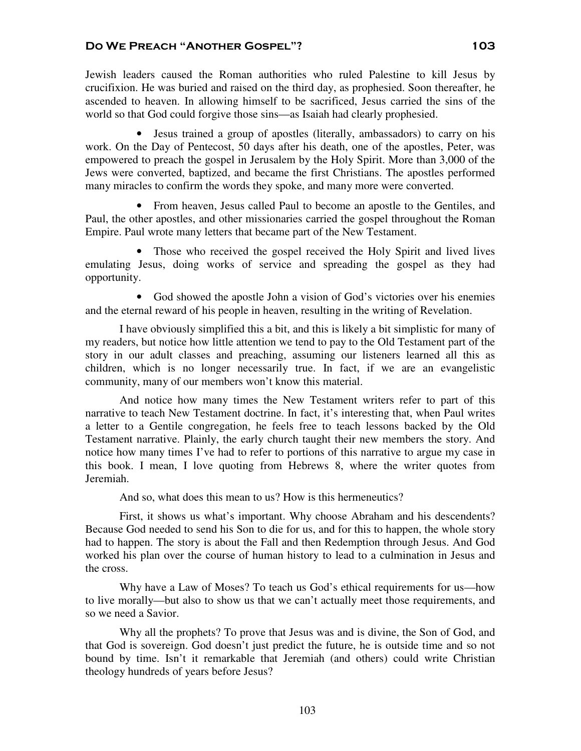Jewish leaders caused the Roman authorities who ruled Palestine to kill Jesus by crucifixion. He was buried and raised on the third day, as prophesied. Soon thereafter, he ascended to heaven. In allowing himself to be sacrificed, Jesus carried the sins of the world so that God could forgive those sins—as Isaiah had clearly prophesied.

- Jesus trained a group of apostles (literally, ambassadors) to carry on his work. On the Day of Pentecost, 50 days after his death, one of the apostles, Peter, was empowered to preach the gospel in Jerusalem by the Holy Spirit. More than 3,000 of the Jews were converted, baptized, and became the first Christians. The apostles performed many miracles to confirm the words they spoke, and many more were converted.

- From heaven, Jesus called Paul to become an apostle to the Gentiles, and Paul, the other apostles, and other missionaries carried the gospel throughout the Roman Empire. Paul wrote many letters that became part of the New Testament.

- Those who received the gospel received the Holy Spirit and lived lives emulating Jesus, doing works of service and spreading the gospel as they had opportunity.

- God showed the apostle John a vision of God's victories over his enemies and the eternal reward of his people in heaven, resulting in the writing of Revelation.

I have obviously simplified this a bit, and this is likely a bit simplistic for many of my readers, but notice how little attention we tend to pay to the Old Testament part of the story in our adult classes and preaching, assuming our listeners learned all this as children, which is no longer necessarily true. In fact, if we are an evangelistic community, many of our members won't know this material.

And notice how many times the New Testament writers refer to part of this narrative to teach New Testament doctrine. In fact, it's interesting that, when Paul writes a letter to a Gentile congregation, he feels free to teach lessons backed by the Old Testament narrative. Plainly, the early church taught their new members the story. And notice how many times I've had to refer to portions of this narrative to argue my case in this book. I mean, I love quoting from Hebrews 8, where the writer quotes from Jeremiah.

And so, what does this mean to us? How is this hermeneutics?

First, it shows us what's important. Why choose Abraham and his descendents? Because God needed to send his Son to die for us, and for this to happen, the whole story had to happen. The story is about the Fall and then Redemption through Jesus. And God worked his plan over the course of human history to lead to a culmination in Jesus and the cross.

Why have a Law of Moses? To teach us God's ethical requirements for us—how to live morally—but also to show us that we can't actually meet those requirements, and so we need a Savior.

Why all the prophets? To prove that Jesus was and is divine, the Son of God, and that God is sovereign. God doesn't just predict the future, he is outside time and so not bound by time. Isn't it remarkable that Jeremiah (and others) could write Christian theology hundreds of years before Jesus?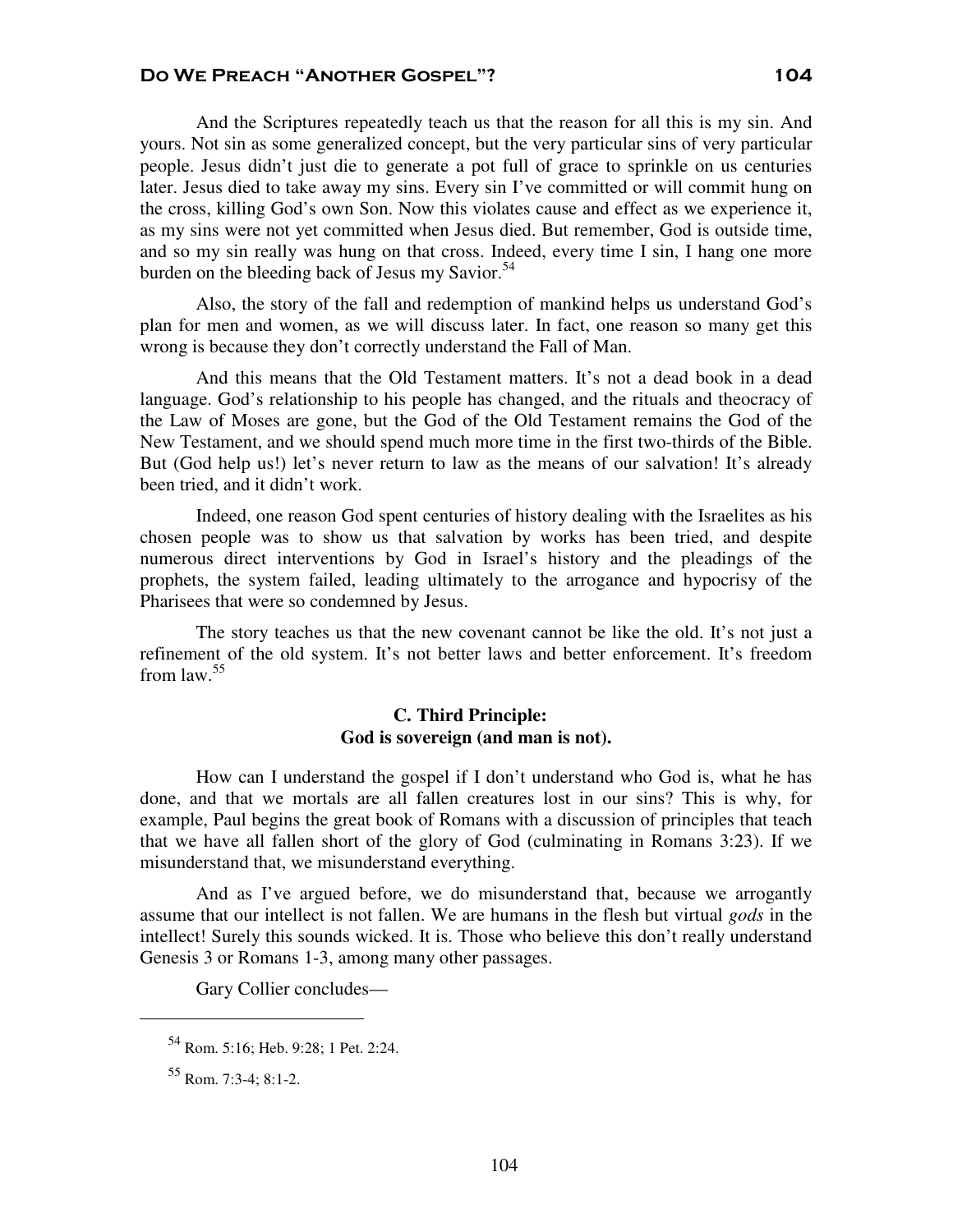And the Scriptures repeatedly teach us that the reason for all this is my sin. And yours. Not sin as some generalized concept, but the very particular sins of very particular people. Jesus didn't just die to generate a pot full of grace to sprinkle on us centuries later. Jesus died to take away my sins. Every sin I've committed or will commit hung on the cross, killing God's own Son. Now this violates cause and effect as we experience it, as my sins were not yet committed when Jesus died. But remember, God is outside time, and so my sin really was hung on that cross. Indeed, every time I sin, I hang one more burden on the bleeding back of Jesus my Savior.[54]

Also, the story of the fall and redemption of mankind helps us understand God's plan for men and women, as we will discuss later. In fact, one reason so many get this wrong is because they don't correctly understand the Fall of Man.

And this means that the Old Testament matters. It's not a dead book in a dead language. God's relationship to his people has changed, and the rituals and theocracy of the Law of Moses are gone, but the God of the Old Testament remains the God of the New Testament, and we should spend much more time in the first two-thirds of the Bible. But (God help us!) let's never return to law as the means of our salvation! It's already been tried, and it didn't work.

Indeed, one reason God spent centuries of history dealing with the Israelites as his chosen people was to show us that salvation by works has been tried, and despite numerous direct interventions by God in Israel's history and the pleadings of the prophets, the system failed, leading ultimately to the arrogance and hypocrisy of the Pharisees that were so condemned by Jesus.

The story teaches us that the new covenant cannot be like the old. It's not just a refinement of the old system. It's not better laws and better enforcement. It's freedom from law.[55]

### C. Third Principle: God is sovereign (and man is not).

How can I understand the gospel if I don't understand who God is, what he has done, and that we mortals are all fallen creatures lost in our sins? This is why, for example, Paul begins the great book of Romans with a discussion of principles that teach that we have all fallen short of the glory of God (culminating in Romans 3:23). If we misunderstand that, we misunderstand everything.

And as I've argued before, we do misunderstand that, because we arrogantly assume that our intellect is not fallen. We are humans in the flesh but virtual *gods* in the intellect! Surely this sounds wicked. It is. Those who believe this don't really understand Genesis 3 or Romans 1-3, among many other passages.

Gary Collier concludes—

---

[54] Rom. 5:16; Heb. 9:28; 1 Pet. 2:24.

[55] Rom. 7:3-4; 8:1-2.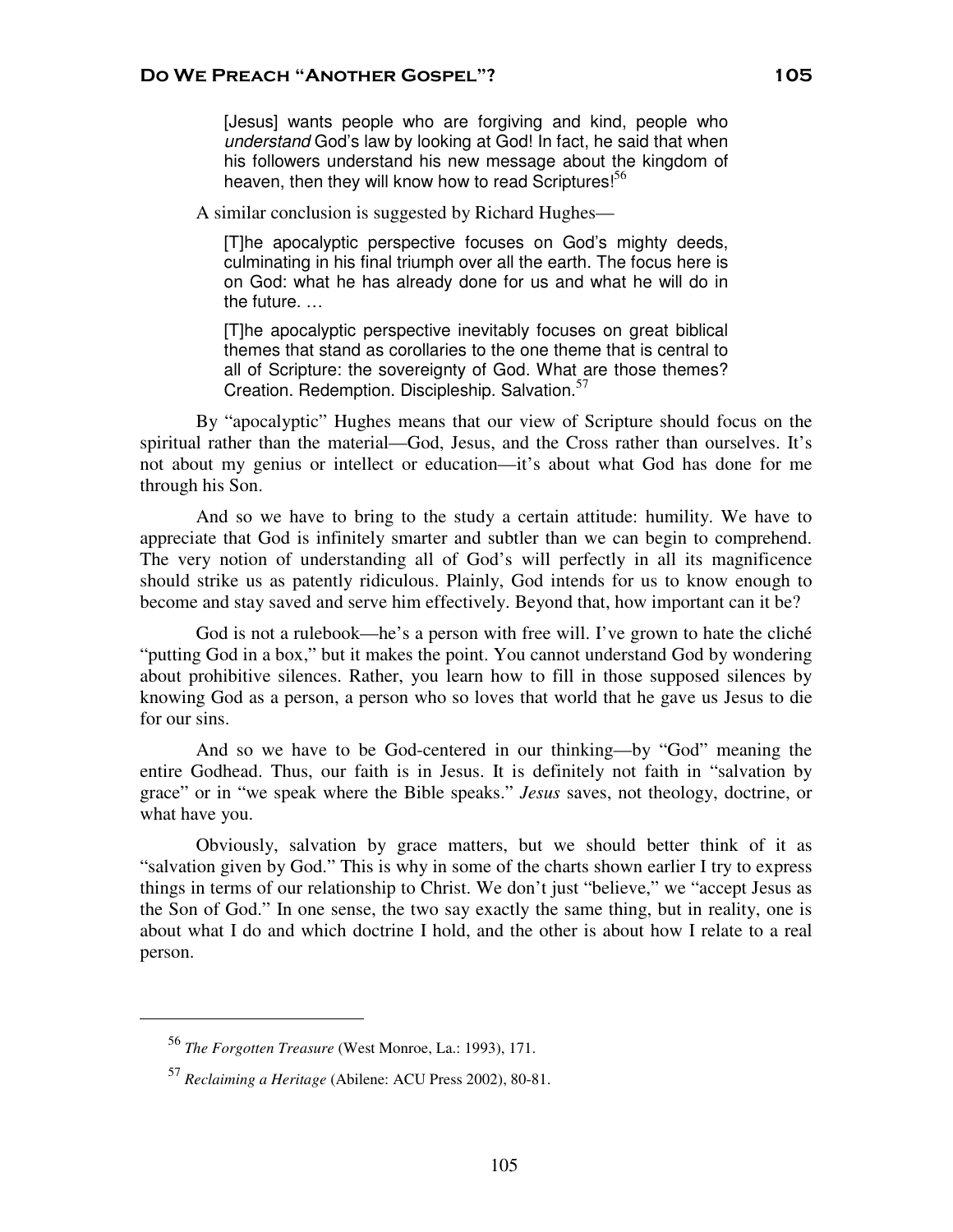> [Jesus] wants people who are forgiving and kind, people who *understand* God's law by looking at God! In fact, he said that when his followers understand his new message about the kingdom of heaven, then they will know how to read Scriptures![56]

A similar conclusion is suggested by Richard Hughes—

> [T]he apocalyptic perspective focuses on God's mighty deeds, culminating in his final triumph over all the earth. The focus here is on God: what he has already done for us and what he will do in the future. …
>
> [T]he apocalyptic perspective inevitably focuses on great biblical themes that stand as corollaries to the one theme that is central to all of Scripture: the sovereignty of God. What are those themes? Creation. Redemption. Discipleship. Salvation.[57]

By "apocalyptic" Hughes means that our view of Scripture should focus on the spiritual rather than the material—God, Jesus, and the Cross rather than ourselves. It's not about my genius or intellect or education—it's about what God has done for me through his Son.

And so we have to bring to the study a certain attitude: humility. We have to appreciate that God is infinitely smarter and subtler than we can begin to comprehend. The very notion of understanding all of God's will perfectly in all its magnificence should strike us as patently ridiculous. Plainly, God intends for us to know enough to become and stay saved and serve him effectively. Beyond that, how important can it be?

God is not a rulebook—he's a person with free will. I've grown to hate the cliché "putting God in a box," but it makes the point. You cannot understand God by wondering about prohibitive silences. Rather, you learn how to fill in those supposed silences by knowing God as a person, a person who so loves that world that he gave us Jesus to die for our sins.

And so we have to be God-centered in our thinking—by "God" meaning the entire Godhead. Thus, our faith is in Jesus. It is definitely not faith in "salvation by grace" or in "we speak where the Bible speaks." *Jesus* saves, not theology, doctrine, or what have you.

Obviously, salvation by grace matters, but we should better think of it as "salvation given by God." This is why in some of the charts shown earlier I try to express things in terms of our relationship to Christ. We don't just "believe," we "accept Jesus as the Son of God." In one sense, the two say exactly the same thing, but in reality, one is about what I do and which doctrine I hold, and the other is about how I relate to a real person.

---

[56] *The Forgotten Treasure* (West Monroe, La.: 1993), 171.

[57] *Reclaiming a Heritage* (Abilene: ACU Press 2002), 80-81.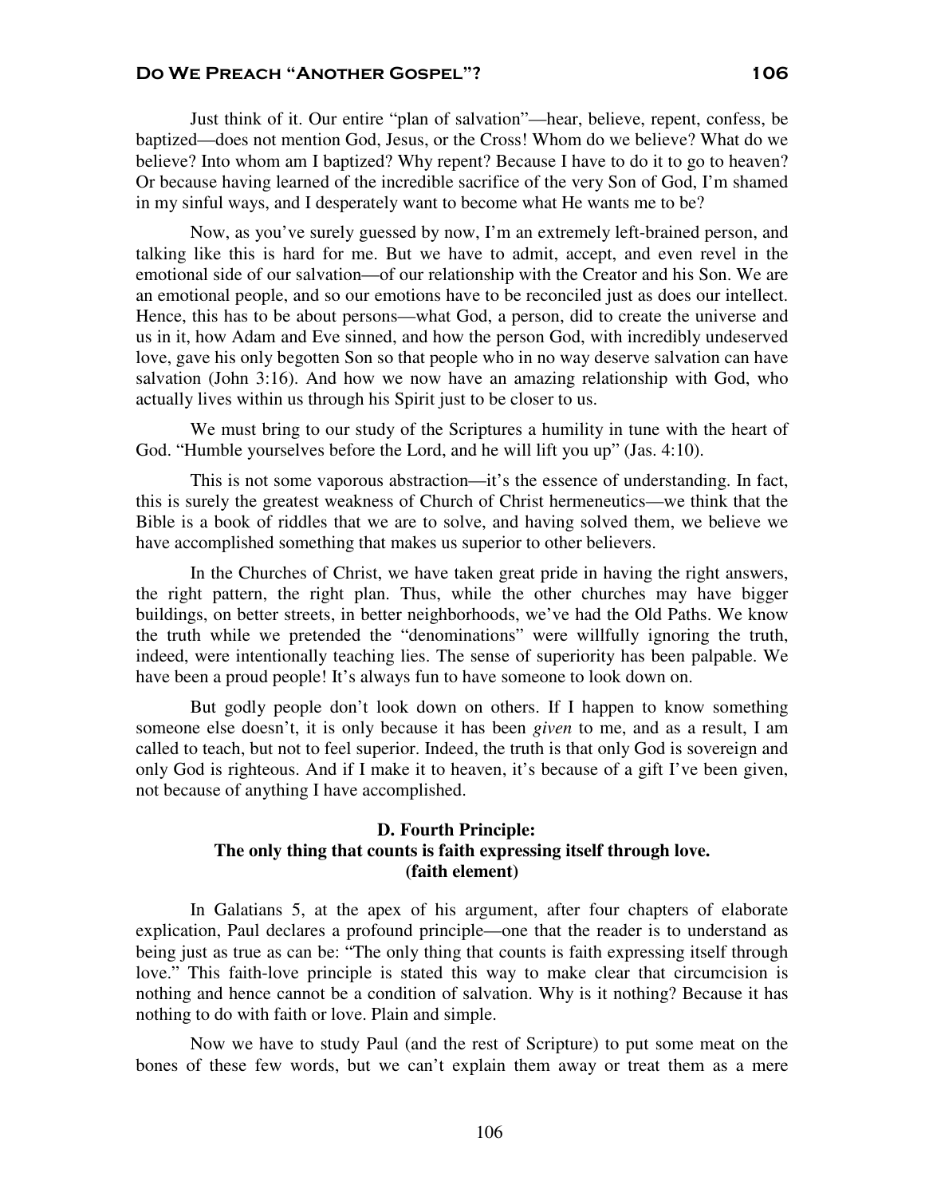Just think of it. Our entire "plan of salvation"—hear, believe, repent, confess, be baptized—does not mention God, Jesus, or the Cross! Whom do we believe? What do we believe? Into whom am I baptized? Why repent? Because I have to do it to go to heaven? Or because having learned of the incredible sacrifice of the very Son of God, I'm shamed in my sinful ways, and I desperately want to become what He wants me to be?

Now, as you've surely guessed by now, I'm an extremely left-brained person, and talking like this is hard for me. But we have to admit, accept, and even revel in the emotional side of our salvation—of our relationship with the Creator and his Son. We are an emotional people, and so our emotions have to be reconciled just as does our intellect. Hence, this has to be about persons—what God, a person, did to create the universe and us in it, how Adam and Eve sinned, and how the person God, with incredibly undeserved love, gave his only begotten Son so that people who in no way deserve salvation can have salvation (John 3:16). And how we now have an amazing relationship with God, who actually lives within us through his Spirit just to be closer to us.

We must bring to our study of the Scriptures a humility in tune with the heart of God. "Humble yourselves before the Lord, and he will lift you up" (Jas. 4:10).

This is not some vaporous abstraction—it's the essence of understanding. In fact, this is surely the greatest weakness of Church of Christ hermeneutics—we think that the Bible is a book of riddles that we are to solve, and having solved them, we believe we have accomplished something that makes us superior to other believers.

In the Churches of Christ, we have taken great pride in having the right answers, the right pattern, the right plan. Thus, while the other churches may have bigger buildings, on better streets, in better neighborhoods, we've had the Old Paths. We know the truth while we pretended the "denominations" were willfully ignoring the truth, indeed, were intentionally teaching lies. The sense of superiority has been palpable. We have been a proud people! It's always fun to have someone to look down on.

But godly people don't look down on others. If I happen to know something someone else doesn't, it is only because it has been *given* to me, and as a result, I am called to teach, but not to feel superior. Indeed, the truth is that only God is sovereign and only God is righteous. And if I make it to heaven, it's because of a gift I've been given, not because of anything I have accomplished.

### D. Fourth Principle: The only thing that counts is faith expressing itself through love. (faith element)

In Galatians 5, at the apex of his argument, after four chapters of elaborate explication, Paul declares a profound principle—one that the reader is to understand as being just as true as can be: "The only thing that counts is faith expressing itself through love." This faith-love principle is stated this way to make clear that circumcision is nothing and hence cannot be a condition of salvation. Why is it nothing? Because it has nothing to do with faith or love. Plain and simple.

Now we have to study Paul (and the rest of Scripture) to put some meat on the bones of these few words, but we can't explain them away or treat them as a mere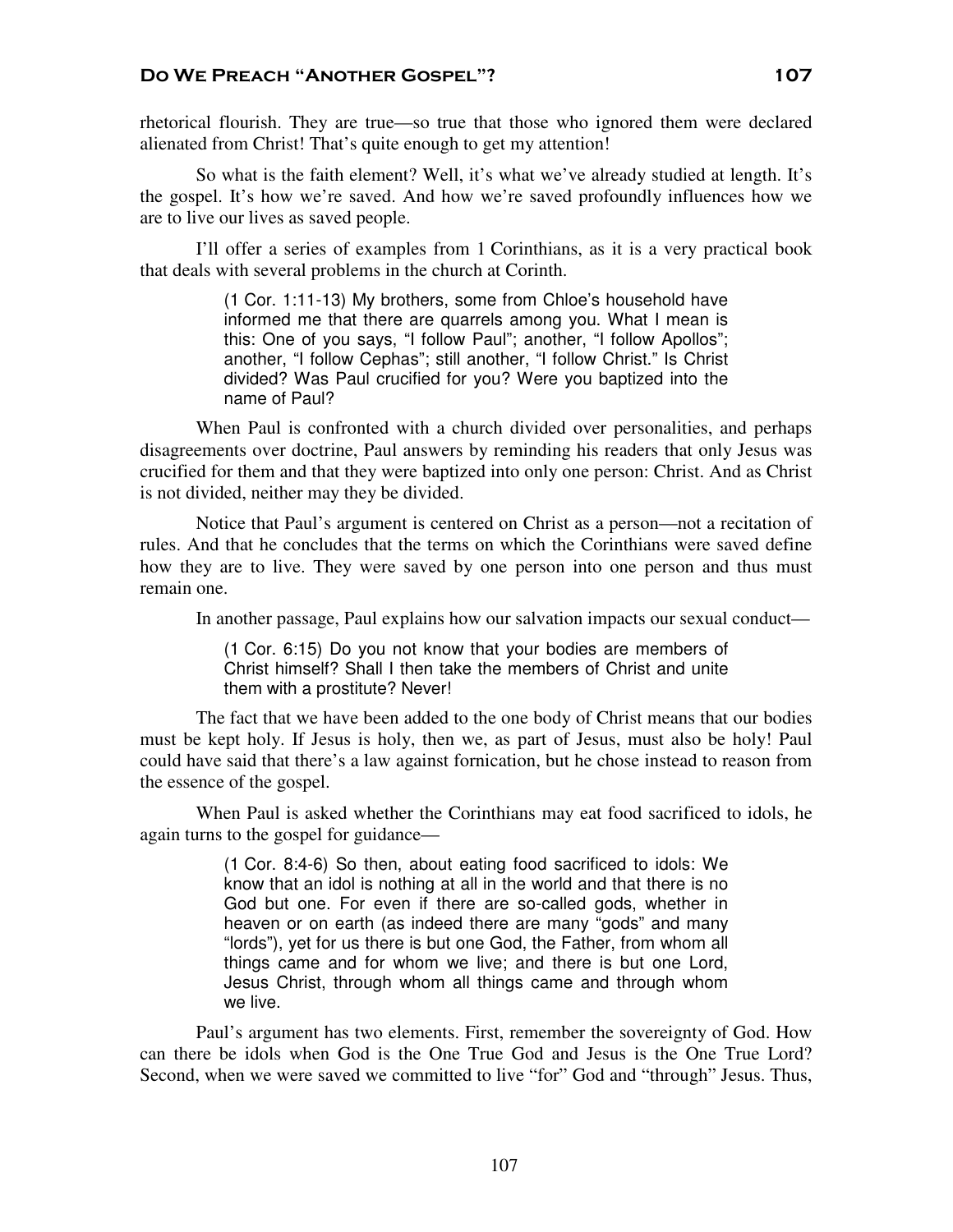rhetorical flourish. They are true—so true that those who ignored them were declared alienated from Christ! That's quite enough to get my attention!

So what is the faith element? Well, it's what we've already studied at length. It's the gospel. It's how we're saved. And how we're saved profoundly influences how we are to live our lives as saved people.

I'll offer a series of examples from 1 Corinthians, as it is a very practical book that deals with several problems in the church at Corinth.

> (1 Cor. 1:11-13) My brothers, some from Chloe's household have informed me that there are quarrels among you. What I mean is this: One of you says, "I follow Paul"; another, "I follow Apollos"; another, "I follow Cephas"; still another, "I follow Christ." Is Christ divided? Was Paul crucified for you? Were you baptized into the name of Paul?

When Paul is confronted with a church divided over personalities, and perhaps disagreements over doctrine, Paul answers by reminding his readers that only Jesus was crucified for them and that they were baptized into only one person: Christ. And as Christ is not divided, neither may they be divided.

Notice that Paul's argument is centered on Christ as a person—not a recitation of rules. And that he concludes that the terms on which the Corinthians were saved define how they are to live. They were saved by one person into one person and thus must remain one.

In another passage, Paul explains how our salvation impacts our sexual conduct—

> (1 Cor. 6:15) Do you not know that your bodies are members of Christ himself? Shall I then take the members of Christ and unite them with a prostitute? Never!

The fact that we have been added to the one body of Christ means that our bodies must be kept holy. If Jesus is holy, then we, as part of Jesus, must also be holy! Paul could have said that there's a law against fornication, but he chose instead to reason from the essence of the gospel.

When Paul is asked whether the Corinthians may eat food sacrificed to idols, he again turns to the gospel for guidance—

> (1 Cor. 8:4-6) So then, about eating food sacrificed to idols: We know that an idol is nothing at all in the world and that there is no God but one. For even if there are so-called gods, whether in heaven or on earth (as indeed there are many "gods" and many "lords"), yet for us there is but one God, the Father, from whom all things came and for whom we live; and there is but one Lord, Jesus Christ, through whom all things came and through whom we live.

Paul's argument has two elements. First, remember the sovereignty of God. How can there be idols when God is the One True God and Jesus is the One True Lord? Second, when we were saved we committed to live "for" God and "through" Jesus. Thus,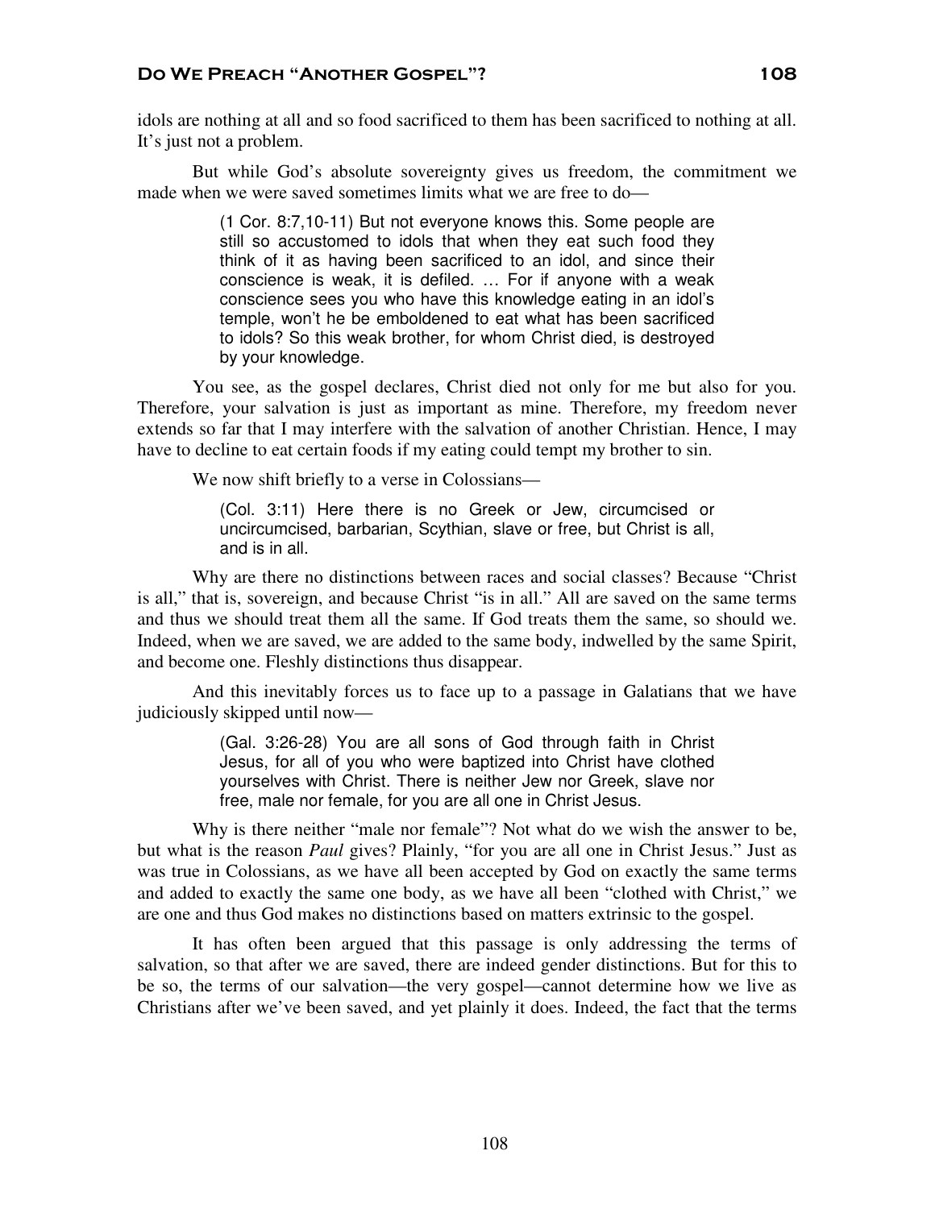idols are nothing at all and so food sacrificed to them has been sacrificed to nothing at all. It's just not a problem.

But while God's absolute sovereignty gives us freedom, the commitment we made when we were saved sometimes limits what we are free to do—

> (1 Cor. 8:7,10-11) But not everyone knows this. Some people are still so accustomed to idols that when they eat such food they think of it as having been sacrificed to an idol, and since their conscience is weak, it is defiled. … For if anyone with a weak conscience sees you who have this knowledge eating in an idol's temple, won't he be emboldened to eat what has been sacrificed to idols? So this weak brother, for whom Christ died, is destroyed by your knowledge.

You see, as the gospel declares, Christ died not only for me but also for you. Therefore, your salvation is just as important as mine. Therefore, my freedom never extends so far that I may interfere with the salvation of another Christian. Hence, I may have to decline to eat certain foods if my eating could tempt my brother to sin.

We now shift briefly to a verse in Colossians—

> (Col. 3:11) Here there is no Greek or Jew, circumcised or uncircumcised, barbarian, Scythian, slave or free, but Christ is all, and is in all.

Why are there no distinctions between races and social classes? Because "Christ is all," that is, sovereign, and because Christ "is in all." All are saved on the same terms and thus we should treat them all the same. If God treats them the same, so should we. Indeed, when we are saved, we are added to the same body, indwelled by the same Spirit, and become one. Fleshly distinctions thus disappear.

And this inevitably forces us to face up to a passage in Galatians that we have judiciously skipped until now—

> (Gal. 3:26-28) You are all sons of God through faith in Christ Jesus, for all of you who were baptized into Christ have clothed yourselves with Christ. There is neither Jew nor Greek, slave nor free, male nor female, for you are all one in Christ Jesus.

Why is there neither "male nor female"? Not what do we wish the answer to be, but what is the reason *Paul* gives? Plainly, "for you are all one in Christ Jesus." Just as was true in Colossians, as we have all been accepted by God on exactly the same terms and added to exactly the same one body, as we have all been "clothed with Christ," we are one and thus God makes no distinctions based on matters extrinsic to the gospel.

It has often been argued that this passage is only addressing the terms of salvation, so that after we are saved, there are indeed gender distinctions. But for this to be so, the terms of our salvation—the very gospel—cannot determine how we live as Christians after we've been saved, and yet plainly it does. Indeed, the fact that the terms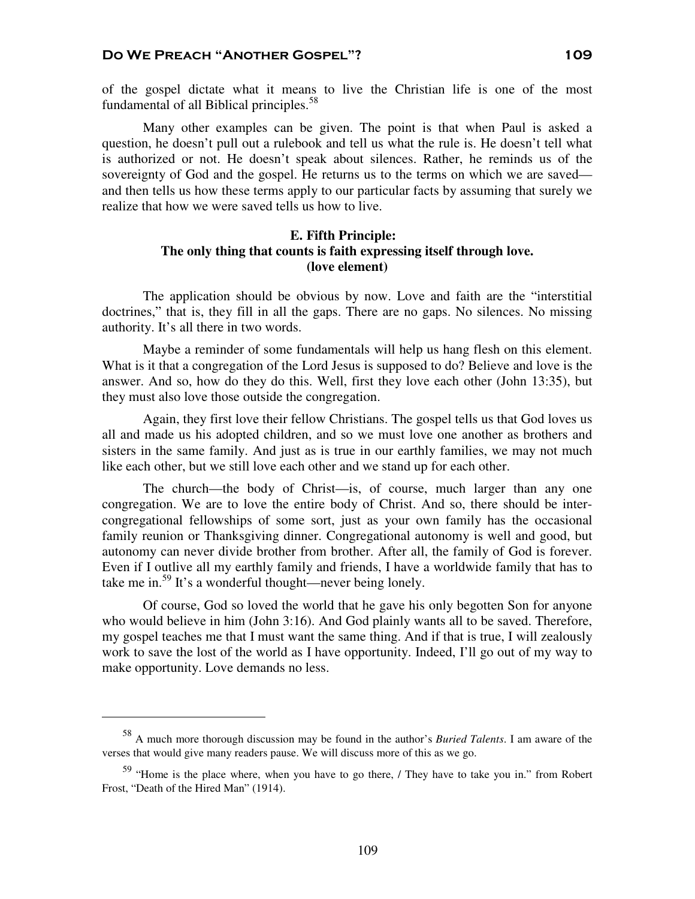of the gospel dictate what it means to live the Christian life is one of the most fundamental of all Biblical principles.[58]

Many other examples can be given. The point is that when Paul is asked a question, he doesn't pull out a rulebook and tell us what the rule is. He doesn't tell what is authorized or not. He doesn't speak about silences. Rather, he reminds us of the sovereignty of God and the gospel. He returns us to the terms on which we are saved—and then tells us how these terms apply to our particular facts by assuming that surely we realize that how we were saved tells us how to live.

### E. Fifth Principle: The only thing that counts is faith expressing itself through love. (love element)

The application should be obvious by now. Love and faith are the "interstitial doctrines," that is, they fill in all the gaps. There are no gaps. No silences. No missing authority. It's all there in two words.

Maybe a reminder of some fundamentals will help us hang flesh on this element. What is it that a congregation of the Lord Jesus is supposed to do? Believe and love is the answer. And so, how do they do this. Well, first they love each other (John 13:35), but they must also love those outside the congregation.

Again, they first love their fellow Christians. The gospel tells us that God loves us all and made us his adopted children, and so we must love one another as brothers and sisters in the same family. And just as is true in our earthly families, we may not much like each other, but we still love each other and we stand up for each other.

The church—the body of Christ—is, of course, much larger than any one congregation. We are to love the entire body of Christ. And so, there should be inter-congregational fellowships of some sort, just as your own family has the occasional family reunion or Thanksgiving dinner. Congregational autonomy is well and good, but autonomy can never divide brother from brother. After all, the family of God is forever. Even if I outlive all my earthly family and friends, I have a worldwide family that has to take me in.[59] It's a wonderful thought—never being lonely.

Of course, God so loved the world that he gave his only begotten Son for anyone who would believe in him (John 3:16). And God plainly wants all to be saved. Therefore, my gospel teaches me that I must want the same thing. And if that is true, I will zealously work to save the lost of the world as I have opportunity. Indeed, I'll go out of my way to make opportunity. Love demands no less.

---

[58] A much more thorough discussion may be found in the author's *Buried Talents*. I am aware of the verses that would give many readers pause. We will discuss more of this as we go.

[59] "Home is the place where, when you have to go there, / They have to take you in." from Robert Frost, "Death of the Hired Man" (1914).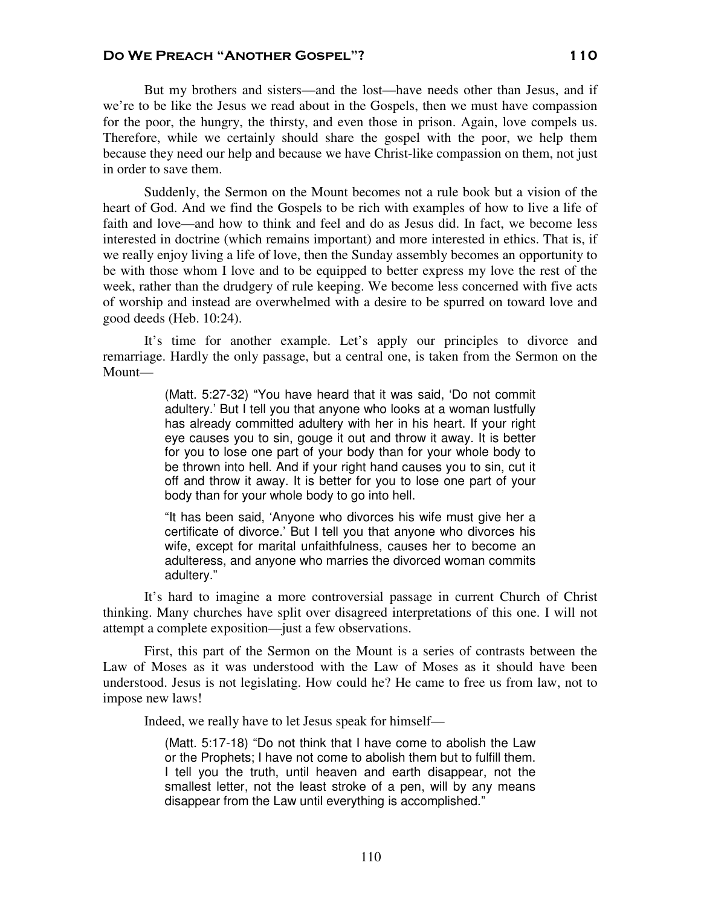But my brothers and sisters—and the lost—have needs other than Jesus, and if we're to be like the Jesus we read about in the Gospels, then we must have compassion for the poor, the hungry, the thirsty, and even those in prison. Again, love compels us. Therefore, while we certainly should share the gospel with the poor, we help them because they need our help and because we have Christ-like compassion on them, not just in order to save them.

Suddenly, the Sermon on the Mount becomes not a rule book but a vision of the heart of God. And we find the Gospels to be rich with examples of how to live a life of faith and love—and how to think and feel and do as Jesus did. In fact, we become less interested in doctrine (which remains important) and more interested in ethics. That is, if we really enjoy living a life of love, then the Sunday assembly becomes an opportunity to be with those whom I love and to be equipped to better express my love the rest of the week, rather than the drudgery of rule keeping. We become less concerned with five acts of worship and instead are overwhelmed with a desire to be spurred on toward love and good deeds (Heb. 10:24).

It's time for another example. Let's apply our principles to divorce and remarriage. Hardly the only passage, but a central one, is taken from the Sermon on the Mount—

> (Matt. 5:27-32) "You have heard that it was said, 'Do not commit adultery.' But I tell you that anyone who looks at a woman lustfully has already committed adultery with her in his heart. If your right eye causes you to sin, gouge it out and throw it away. It is better for you to lose one part of your body than for your whole body to be thrown into hell. And if your right hand causes you to sin, cut it off and throw it away. It is better for you to lose one part of your body than for your whole body to go into hell.
>
> "It has been said, 'Anyone who divorces his wife must give her a certificate of divorce.' But I tell you that anyone who divorces his wife, except for marital unfaithfulness, causes her to become an adulteress, and anyone who marries the divorced woman commits adultery."

It's hard to imagine a more controversial passage in current Church of Christ thinking. Many churches have split over disagreed interpretations of this one. I will not attempt a complete exposition—just a few observations.

First, this part of the Sermon on the Mount is a series of contrasts between the Law of Moses as it was understood with the Law of Moses as it should have been understood. Jesus is not legislating. How could he? He came to free us from law, not to impose new laws!

Indeed, we really have to let Jesus speak for himself—

> (Matt. 5:17-18) "Do not think that I have come to abolish the Law or the Prophets; I have not come to abolish them but to fulfill them. I tell you the truth, until heaven and earth disappear, not the smallest letter, not the least stroke of a pen, will by any means disappear from the Law until everything is accomplished."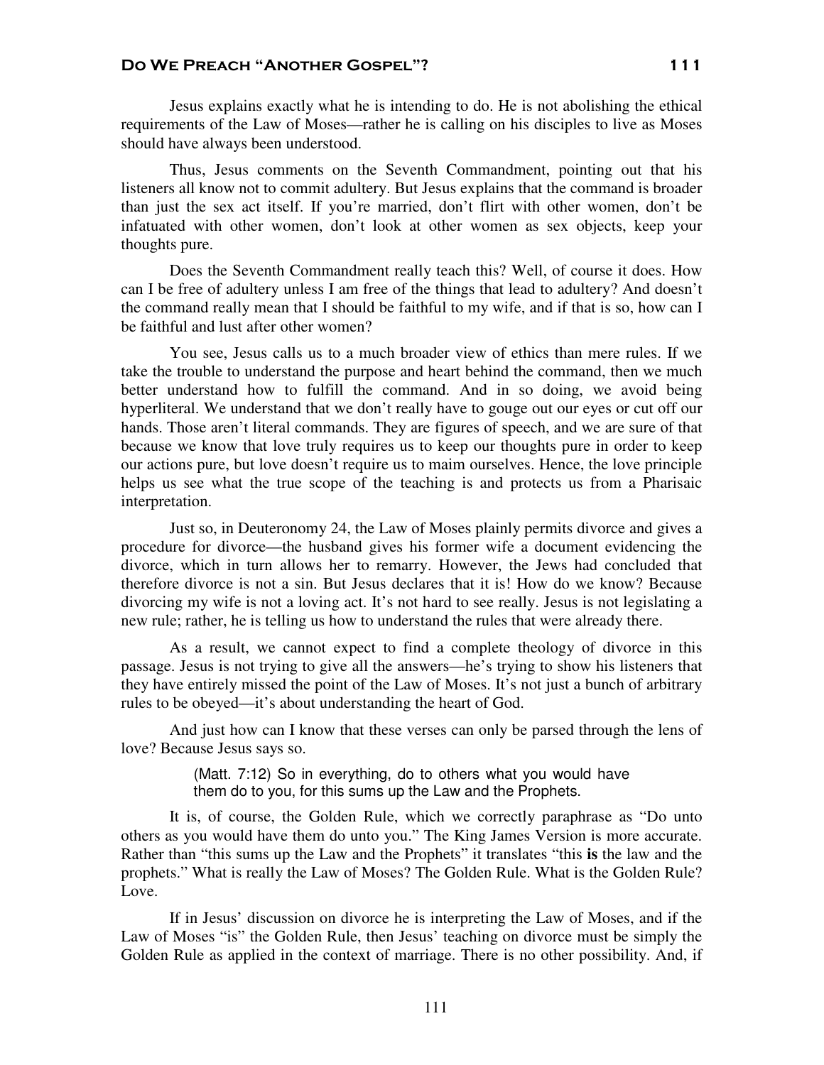Jesus explains exactly what he is intending to do. He is not abolishing the ethical requirements of the Law of Moses—rather he is calling on his disciples to live as Moses should have always been understood.

Thus, Jesus comments on the Seventh Commandment, pointing out that his listeners all know not to commit adultery. But Jesus explains that the command is broader than just the sex act itself. If you're married, don't flirt with other women, don't be infatuated with other women, don't look at other women as sex objects, keep your thoughts pure.

Does the Seventh Commandment really teach this? Well, of course it does. How can I be free of adultery unless I am free of the things that lead to adultery? And doesn't the command really mean that I should be faithful to my wife, and if that is so, how can I be faithful and lust after other women?

You see, Jesus calls us to a much broader view of ethics than mere rules. If we take the trouble to understand the purpose and heart behind the command, then we much better understand how to fulfill the command. And in so doing, we avoid being hyperliteral. We understand that we don't really have to gouge out our eyes or cut off our hands. Those aren't literal commands. They are figures of speech, and we are sure of that because we know that love truly requires us to keep our thoughts pure in order to keep our actions pure, but love doesn't require us to maim ourselves. Hence, the love principle helps us see what the true scope of the teaching is and protects us from a Pharisaic interpretation.

Just so, in Deuteronomy 24, the Law of Moses plainly permits divorce and gives a procedure for divorce—the husband gives his former wife a document evidencing the divorce, which in turn allows her to remarry. However, the Jews had concluded that therefore divorce is not a sin. But Jesus declares that it is! How do we know? Because divorcing my wife is not a loving act. It's not hard to see really. Jesus is not legislating a new rule; rather, he is telling us how to understand the rules that were already there.

As a result, we cannot expect to find a complete theology of divorce in this passage. Jesus is not trying to give all the answers—he's trying to show his listeners that they have entirely missed the point of the Law of Moses. It's not just a bunch of arbitrary rules to be obeyed—it's about understanding the heart of God.

And just how can I know that these verses can only be parsed through the lens of love? Because Jesus says so.

> (Matt. 7:12) So in everything, do to others what you would have them do to you, for this sums up the Law and the Prophets.

It is, of course, the Golden Rule, which we correctly paraphrase as "Do unto others as you would have them do unto you." The King James Version is more accurate. Rather than "this sums up the Law and the Prophets" it translates "this **is** the law and the prophets." What is really the Law of Moses? The Golden Rule. What is the Golden Rule? Love.

If in Jesus' discussion on divorce he is interpreting the Law of Moses, and if the Law of Moses "is" the Golden Rule, then Jesus' teaching on divorce must be simply the Golden Rule as applied in the context of marriage. There is no other possibility. And, if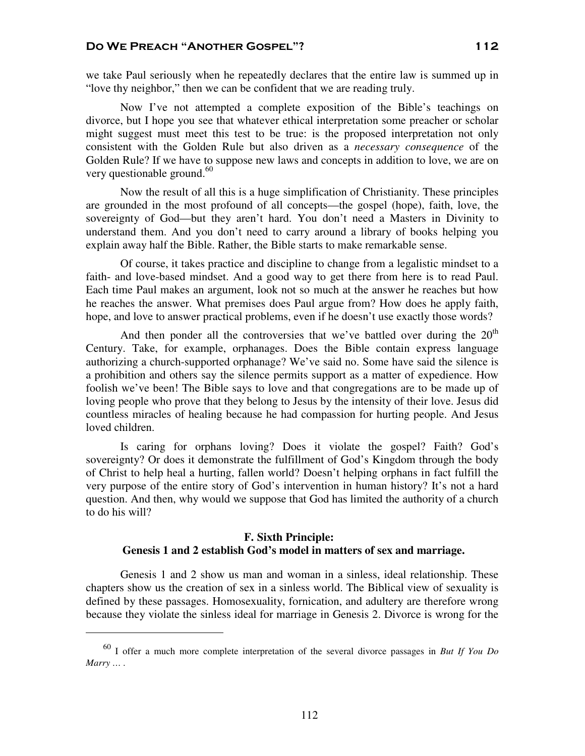we take Paul seriously when he repeatedly declares that the entire law is summed up in "love thy neighbor," then we can be confident that we are reading truly.

Now I've not attempted a complete exposition of the Bible's teachings on divorce, but I hope you see that whatever ethical interpretation some preacher or scholar might suggest must meet this test to be true: is the proposed interpretation not only consistent with the Golden Rule but also driven as a *necessary consequence* of the Golden Rule? If we have to suppose new laws and concepts in addition to love, we are on very questionable ground.[60]

Now the result of all this is a huge simplification of Christianity. These principles are grounded in the most profound of all concepts—the gospel (hope), faith, love, the sovereignty of God—but they aren't hard. You don't need a Masters in Divinity to understand them. And you don't need to carry around a library of books helping you explain away half the Bible. Rather, the Bible starts to make remarkable sense.

Of course, it takes practice and discipline to change from a legalistic mindset to a faith- and love-based mindset. And a good way to get there from here is to read Paul. Each time Paul makes an argument, look not so much at the answer he reaches but how he reaches the answer. What premises does Paul argue from? How does he apply faith, hope, and love to answer practical problems, even if he doesn't use exactly those words?

And then ponder all the controversies that we've battled over during the 20th Century. Take, for example, orphanages. Does the Bible contain express language authorizing a church-supported orphanage? We've said no. Some have said the silence is a prohibition and others say the silence permits support as a matter of expedience. How foolish we've been! The Bible says to love and that congregations are to be made up of loving people who prove that they belong to Jesus by the intensity of their love. Jesus did countless miracles of healing because he had compassion for hurting people. And Jesus loved children.

Is caring for orphans loving? Does it violate the gospel? Faith? God's sovereignty? Or does it demonstrate the fulfillment of God's Kingdom through the body of Christ to help heal a hurting, fallen world? Doesn't helping orphans in fact fulfill the very purpose of the entire story of God's intervention in human history? It's not a hard question. And then, why would we suppose that God has limited the authority of a church to do his will?

### F. Sixth Principle: Genesis 1 and 2 establish God's model in matters of sex and marriage.

Genesis 1 and 2 show us man and woman in a sinless, ideal relationship. These chapters show us the creation of sex in a sinless world. The Biblical view of sexuality is defined by these passages. Homosexuality, fornication, and adultery are therefore wrong because they violate the sinless ideal for marriage in Genesis 2. Divorce is wrong for the

---

[60] I offer a much more complete interpretation of the several divorce passages in *But If You Do Marry …* .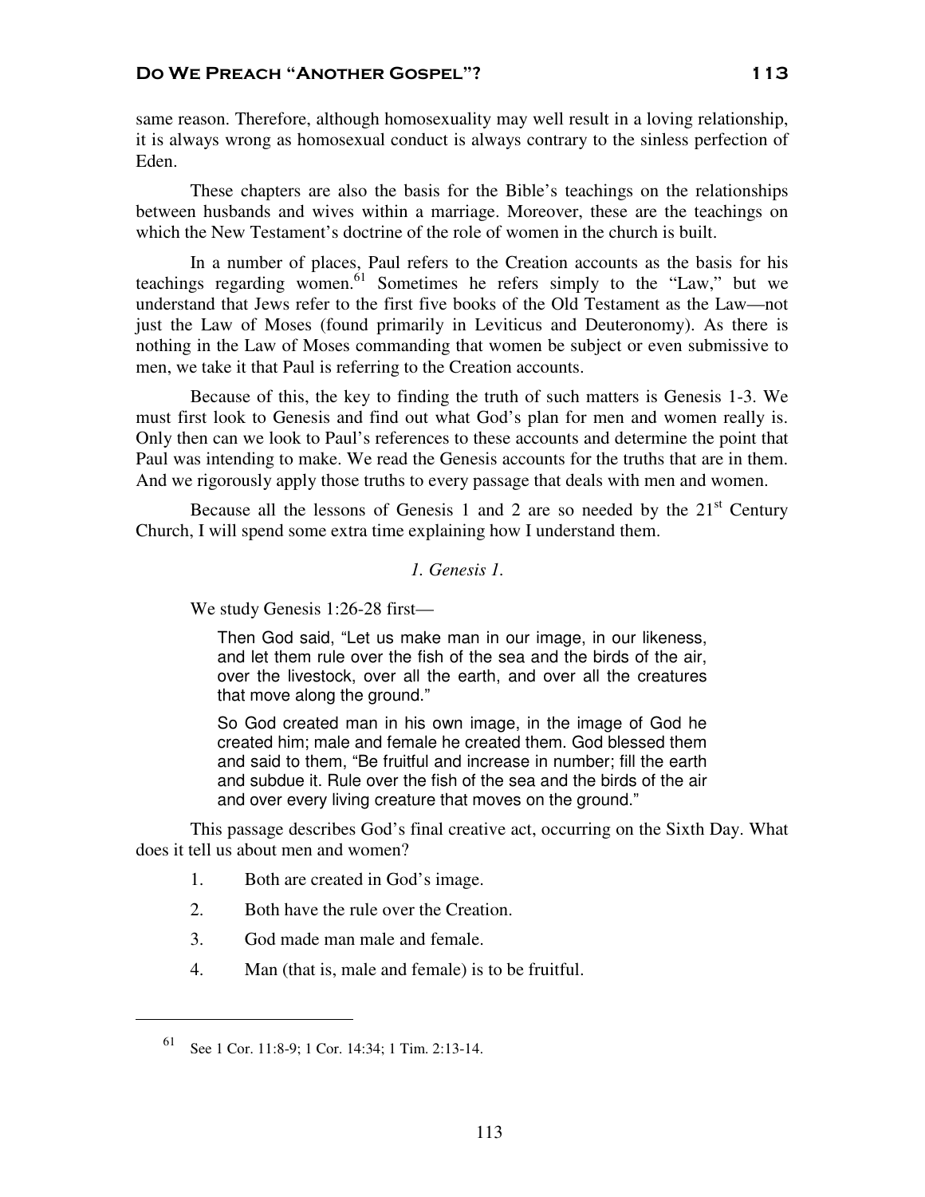same reason. Therefore, although homosexuality may well result in a loving relationship, it is always wrong as homosexual conduct is always contrary to the sinless perfection of Eden.

These chapters are also the basis for the Bible's teachings on the relationships between husbands and wives within a marriage. Moreover, these are the teachings on which the New Testament's doctrine of the role of women in the church is built.

In a number of places, Paul refers to the Creation accounts as the basis for his teachings regarding women.[61] Sometimes he refers simply to the "Law," but we understand that Jews refer to the first five books of the Old Testament as the Law—not just the Law of Moses (found primarily in Leviticus and Deuteronomy). As there is nothing in the Law of Moses commanding that women be subject or even submissive to men, we take it that Paul is referring to the Creation accounts.

Because of this, the key to finding the truth of such matters is Genesis 1-3. We must first look to Genesis and find out what God's plan for men and women really is. Only then can we look to Paul's references to these accounts and determine the point that Paul was intending to make. We read the Genesis accounts for the truths that are in them. And we rigorously apply those truths to every passage that deals with men and women.

Because all the lessons of Genesis 1 and 2 are so needed by the 21st Century Church, I will spend some extra time explaining how I understand them.

*1. Genesis 1.*

We study Genesis 1:26-28 first—

> Then God said, "Let us make man in our image, in our likeness, and let them rule over the fish of the sea and the birds of the air, over the livestock, over all the earth, and over all the creatures that move along the ground."
>
> So God created man in his own image, in the image of God he created him; male and female he created them. God blessed them and said to them, "Be fruitful and increase in number; fill the earth and subdue it. Rule over the fish of the sea and the birds of the air and over every living creature that moves on the ground."

This passage describes God's final creative act, occurring on the Sixth Day. What does it tell us about men and women?

1. Both are created in God's image.
2. Both have the rule over the Creation.
3. God made man male and female.
4. Man (that is, male and female) is to be fruitful.

---

[61] See 1 Cor. 11:8-9; 1 Cor. 14:34; 1 Tim. 2:13-14.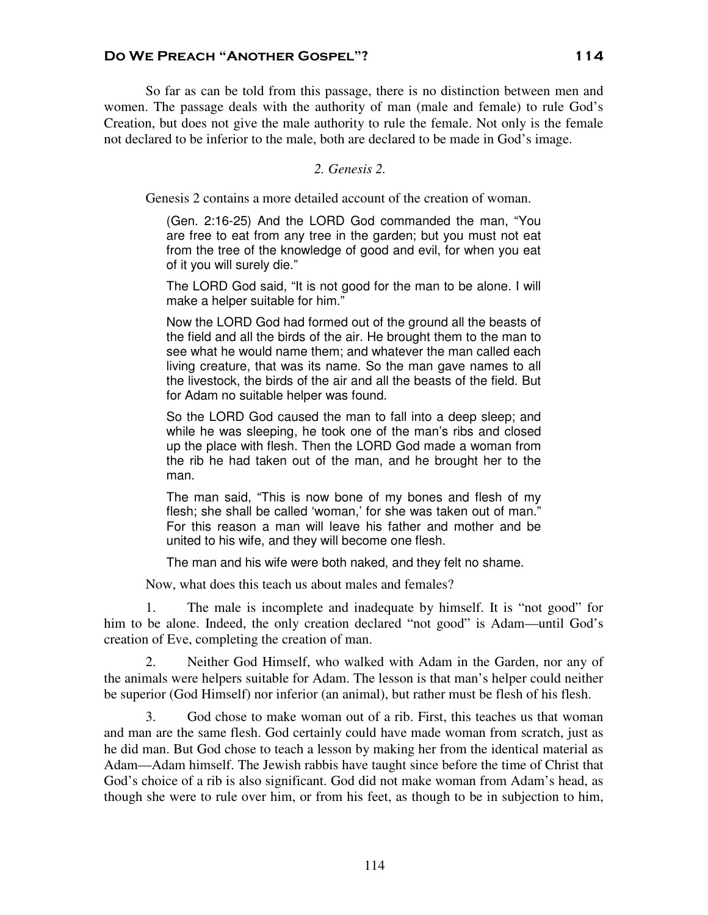So far as can be told from this passage, there is no distinction between men and women. The passage deals with the authority of man (male and female) to rule God's Creation, but does not give the male authority to rule the female. Not only is the female not declared to be inferior to the male, both are declared to be made in God's image.

### *2. Genesis 2.*

Genesis 2 contains a more detailed account of the creation of woman.

> (Gen. 2:16-25) And the LORD God commanded the man, "You are free to eat from any tree in the garden; but you must not eat from the tree of the knowledge of good and evil, for when you eat of it you will surely die."
>
> The LORD God said, "It is not good for the man to be alone. I will make a helper suitable for him."
>
> Now the LORD God had formed out of the ground all the beasts of the field and all the birds of the air. He brought them to the man to see what he would name them; and whatever the man called each living creature, that was its name. So the man gave names to all the livestock, the birds of the air and all the beasts of the field. But for Adam no suitable helper was found.
>
> So the LORD God caused the man to fall into a deep sleep; and while he was sleeping, he took one of the man's ribs and closed up the place with flesh. Then the LORD God made a woman from the rib he had taken out of the man, and he brought her to the man.
>
> The man said, "This is now bone of my bones and flesh of my flesh; she shall be called 'woman,' for she was taken out of man." For this reason a man will leave his father and mother and be united to his wife, and they will become one flesh.
>
> The man and his wife were both naked, and they felt no shame.

Now, what does this teach us about males and females?

1. The male is incomplete and inadequate by himself. It is "not good" for him to be alone. Indeed, the only creation declared "not good" is Adam—until God's creation of Eve, completing the creation of man.

2. Neither God Himself, who walked with Adam in the Garden, nor any of the animals were helpers suitable for Adam. The lesson is that man's helper could neither be superior (God Himself) nor inferior (an animal), but rather must be flesh of his flesh.

3. God chose to make woman out of a rib. First, this teaches us that woman and man are the same flesh. God certainly could have made woman from scratch, just as he did man. But God chose to teach a lesson by making her from the identical material as Adam—Adam himself. The Jewish rabbis have taught since before the time of Christ that God's choice of a rib is also significant. God did not make woman from Adam's head, as though she were to rule over him, or from his feet, as though to be in subjection to him,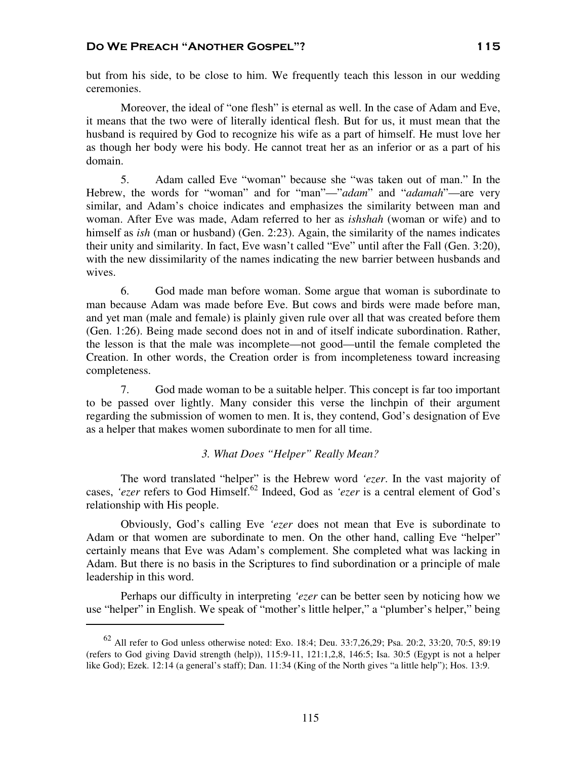but from his side, to be close to him. We frequently teach this lesson in our wedding ceremonies.

Moreover, the ideal of "one flesh" is eternal as well. In the case of Adam and Eve, it means that the two were of literally identical flesh. But for us, it must mean that the husband is required by God to recognize his wife as a part of himself. He must love her as though her body were his body. He cannot treat her as an inferior or as a part of his domain.

5. Adam called Eve "woman" because she "was taken out of man." In the Hebrew, the words for "woman" and for "man"—"*adam*" and "*adamah*"—are very similar, and Adam's choice indicates and emphasizes the similarity between man and woman. After Eve was made, Adam referred to her as *ishshah* (woman or wife) and to himself as *ish* (man or husband) (Gen. 2:23). Again, the similarity of the names indicates their unity and similarity. In fact, Eve wasn't called "Eve" until after the Fall (Gen. 3:20), with the new dissimilarity of the names indicating the new barrier between husbands and wives.

6. God made man before woman. Some argue that woman is subordinate to man because Adam was made before Eve. But cows and birds were made before man, and yet man (male and female) is plainly given rule over all that was created before them (Gen. 1:26). Being made second does not in and of itself indicate subordination. Rather, the lesson is that the male was incomplete—not good—until the female completed the Creation. In other words, the Creation order is from incompleteness toward increasing completeness.

7. God made woman to be a suitable helper. This concept is far too important to be passed over lightly. Many consider this verse the linchpin of their argument regarding the submission of women to men. It is, they contend, God's designation of Eve as a helper that makes women subordinate to men for all time.

*3. What Does "Helper" Really Mean?*

The word translated "helper" is the Hebrew word *'ezer*. In the vast majority of cases, *'ezer* refers to God Himself.[62] Indeed, God as *'ezer* is a central element of God's relationship with His people.

Obviously, God's calling Eve *'ezer* does not mean that Eve is subordinate to Adam or that women are subordinate to men. On the other hand, calling Eve "helper" certainly means that Eve was Adam's complement. She completed what was lacking in Adam. But there is no basis in the Scriptures to find subordination or a principle of male leadership in this word.

Perhaps our difficulty in interpreting *'ezer* can be better seen by noticing how we use "helper" in English. We speak of "mother's little helper," a "plumber's helper," being

---

[62] All refer to God unless otherwise noted: Exo. 18:4; Deu. 33:7,26,29; Psa. 20:2, 33:20, 70:5, 89:19 (refers to God giving David strength (help)), 115:9-11, 121:1,2,8, 146:5; Isa. 30:5 (Egypt is not a helper like God); Ezek. 12:14 (a general's staff); Dan. 11:34 (King of the North gives "a little help"); Hos. 13:9.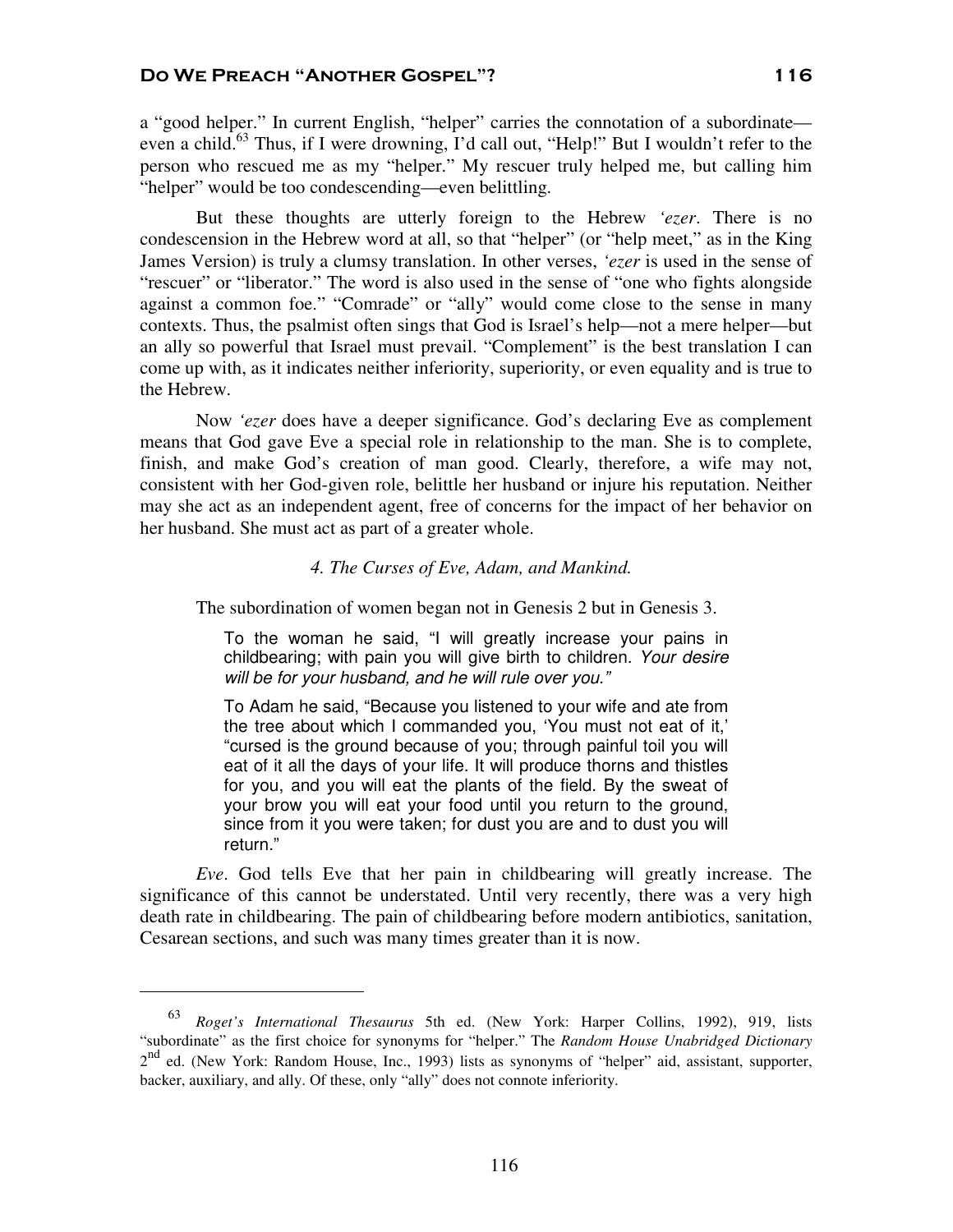a "good helper." In current English, "helper" carries the connotation of a subordinate—even a child.[63] Thus, if I were drowning, I'd call out, "Help!" But I wouldn't refer to the person who rescued me as my "helper." My rescuer truly helped me, but calling him "helper" would be too condescending—even belittling.

But these thoughts are utterly foreign to the Hebrew *'ezer*. There is no condescension in the Hebrew word at all, so that "helper" (or "help meet," as in the King James Version) is truly a clumsy translation. In other verses, *'ezer* is used in the sense of "rescuer" or "liberator." The word is also used in the sense of "one who fights alongside against a common foe." "Comrade" or "ally" would come close to the sense in many contexts. Thus, the psalmist often sings that God is Israel's help—not a mere helper—but an ally so powerful that Israel must prevail. "Complement" is the best translation I can come up with, as it indicates neither inferiority, superiority, or even equality and is true to the Hebrew.

Now *'ezer* does have a deeper significance. God's declaring Eve as complement means that God gave Eve a special role in relationship to the man. She is to complete, finish, and make God's creation of man good. Clearly, therefore, a wife may not, consistent with her God-given role, belittle her husband or injure his reputation. Neither may she act as an independent agent, free of concerns for the impact of her behavior on her husband. She must act as part of a greater whole.

### *4. The Curses of Eve, Adam, and Mankind.*

The subordination of women began not in Genesis 2 but in Genesis 3.

> To the woman he said, "I will greatly increase your pains in childbearing; with pain you will give birth to children. *Your desire will be for your husband, and he will rule over you."*
>
> To Adam he said, "Because you listened to your wife and ate from the tree about which I commanded you, 'You must not eat of it,' "cursed is the ground because of you; through painful toil you will eat of it all the days of your life. It will produce thorns and thistles for you, and you will eat the plants of the field. By the sweat of your brow you will eat your food until you return to the ground, since from it you were taken; for dust you are and to dust you will return."

*Eve*. God tells Eve that her pain in childbearing will greatly increase. The significance of this cannot be understated. Until very recently, there was a very high death rate in childbearing. The pain of childbearing before modern antibiotics, sanitation, Cesarean sections, and such was many times greater than it is now.

---

[63] *Roget's International Thesaurus* 5th ed. (New York: Harper Collins, 1992), 919, lists "subordinate" as the first choice for synonyms for "helper." The *Random House Unabridged Dictionary* 2nd ed. (New York: Random House, Inc., 1993) lists as synonyms of "helper" aid, assistant, supporter, backer, auxiliary, and ally. Of these, only "ally" does not connote inferiority.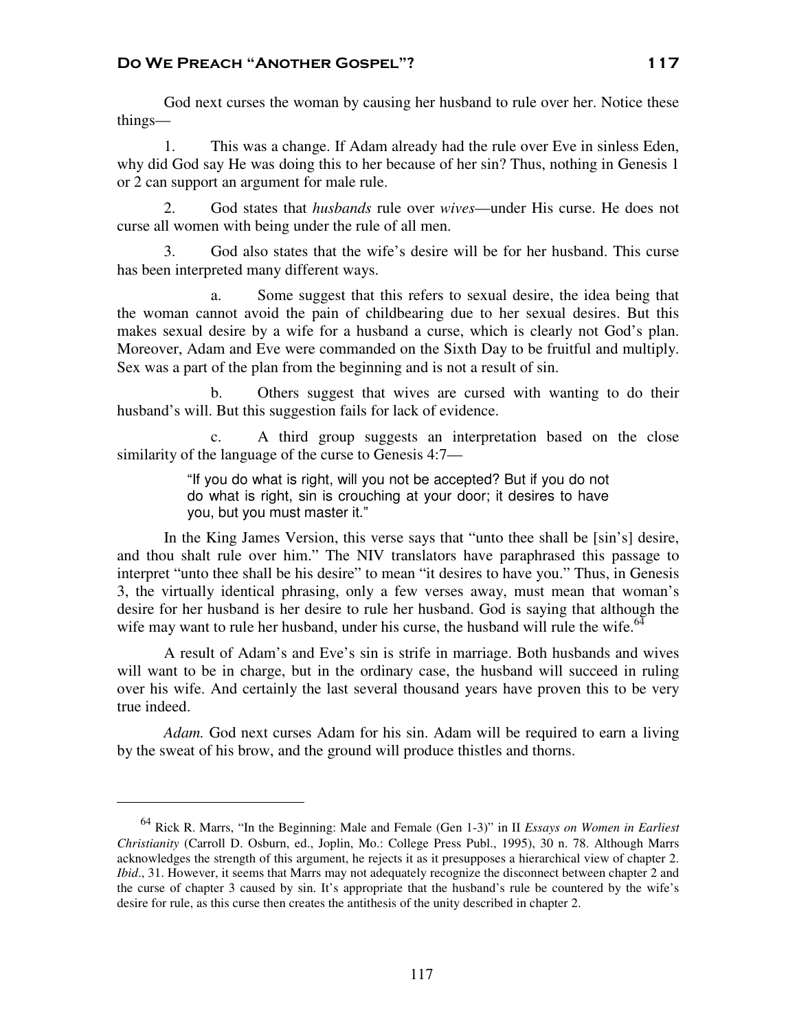God next curses the woman by causing her husband to rule over her. Notice these things—

1. This was a change. If Adam already had the rule over Eve in sinless Eden, why did God say He was doing this to her because of her sin? Thus, nothing in Genesis 1 or 2 can support an argument for male rule.

2. God states that *husbands* rule over *wives*—under His curse. He does not curse all women with being under the rule of all men.

3. God also states that the wife's desire will be for her husband. This curse has been interpreted many different ways.

   a. Some suggest that this refers to sexual desire, the idea being that the woman cannot avoid the pain of childbearing due to her sexual desires. But this makes sexual desire by a wife for a husband a curse, which is clearly not God's plan. Moreover, Adam and Eve were commanded on the Sixth Day to be fruitful and multiply. Sex was a part of the plan from the beginning and is not a result of sin.

   b. Others suggest that wives are cursed with wanting to do their husband's will. But this suggestion fails for lack of evidence.

   c. A third group suggests an interpretation based on the close similarity of the language of the curse to Genesis 4:7—

> "If you do what is right, will you not be accepted? But if you do not do what is right, sin is crouching at your door; it desires to have you, but you must master it."

In the King James Version, this verse says that "unto thee shall be [sin's] desire, and thou shalt rule over him." The NIV translators have paraphrased this passage to interpret "unto thee shall be his desire" to mean "it desires to have you." Thus, in Genesis 3, the virtually identical phrasing, only a few verses away, must mean that woman's desire for her husband is her desire to rule her husband. God is saying that although the wife may want to rule her husband, under his curse, the husband will rule the wife.[64]

A result of Adam's and Eve's sin is strife in marriage. Both husbands and wives will want to be in charge, but in the ordinary case, the husband will succeed in ruling over his wife. And certainly the last several thousand years have proven this to be very true indeed.

*Adam.* God next curses Adam for his sin. Adam will be required to earn a living by the sweat of his brow, and the ground will produce thistles and thorns.

---

[64] Rick R. Marrs, "In the Beginning: Male and Female (Gen 1-3)" in II *Essays on Women in Earliest Christianity* (Carroll D. Osburn, ed., Joplin, Mo.: College Press Publ., 1995), 30 n. 78. Although Marrs acknowledges the strength of this argument, he rejects it as it presupposes a hierarchical view of chapter 2. *Ibid*., 31. However, it seems that Marrs may not adequately recognize the disconnect between chapter 2 and the curse of chapter 3 caused by sin. It's appropriate that the husband's rule be countered by the wife's desire for rule, as this curse then creates the antithesis of the unity described in chapter 2.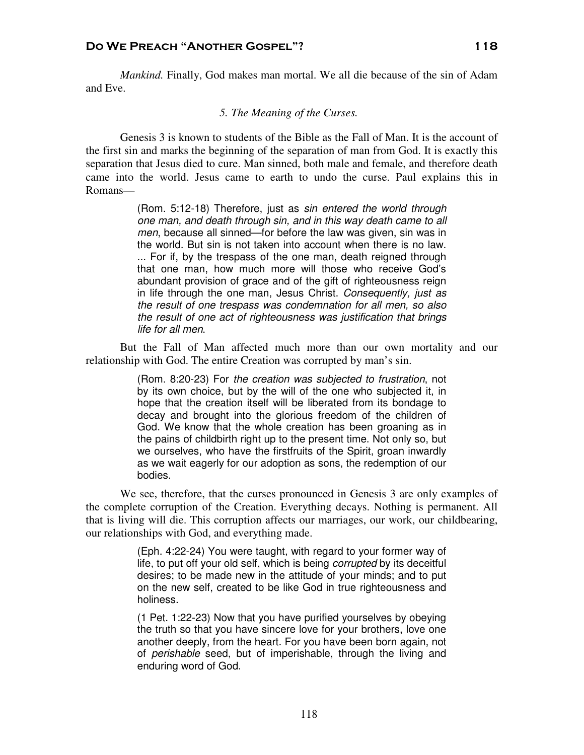*Mankind.* Finally, God makes man mortal. We all die because of the sin of Adam and Eve.

### *5. The Meaning of the Curses.*

Genesis 3 is known to students of the Bible as the Fall of Man. It is the account of the first sin and marks the beginning of the separation of man from God. It is exactly this separation that Jesus died to cure. Man sinned, both male and female, and therefore death came into the world. Jesus came to earth to undo the curse. Paul explains this in Romans—

> (Rom. 5:12-18) Therefore, just as *sin entered the world through one man, and death through sin, and in this way death came to all men*, because all sinned—for before the law was given, sin was in the world. But sin is not taken into account when there is no law. ... For if, by the trespass of the one man, death reigned through that one man, how much more will those who receive God's abundant provision of grace and of the gift of righteousness reign in life through the one man, Jesus Christ. *Consequently, just as the result of one trespass was condemnation for all men, so also the result of one act of righteousness was justification that brings life for all men*.

But the Fall of Man affected much more than our own mortality and our relationship with God. The entire Creation was corrupted by man's sin.

> (Rom. 8:20-23) For *the creation was subjected to frustration*, not by its own choice, but by the will of the one who subjected it, in hope that the creation itself will be liberated from its bondage to decay and brought into the glorious freedom of the children of God. We know that the whole creation has been groaning as in the pains of childbirth right up to the present time. Not only so, but we ourselves, who have the firstfruits of the Spirit, groan inwardly as we wait eagerly for our adoption as sons, the redemption of our bodies.

We see, therefore, that the curses pronounced in Genesis 3 are only examples of the complete corruption of the Creation. Everything decays. Nothing is permanent. All that is living will die. This corruption affects our marriages, our work, our childbearing, our relationships with God, and everything made.

> (Eph. 4:22-24) You were taught, with regard to your former way of life, to put off your old self, which is being *corrupted* by its deceitful desires; to be made new in the attitude of your minds; and to put on the new self, created to be like God in true righteousness and holiness.

> (1 Pet. 1:22-23) Now that you have purified yourselves by obeying the truth so that you have sincere love for your brothers, love one another deeply, from the heart. For you have been born again, not of *perishable* seed, but of imperishable, through the living and enduring word of God.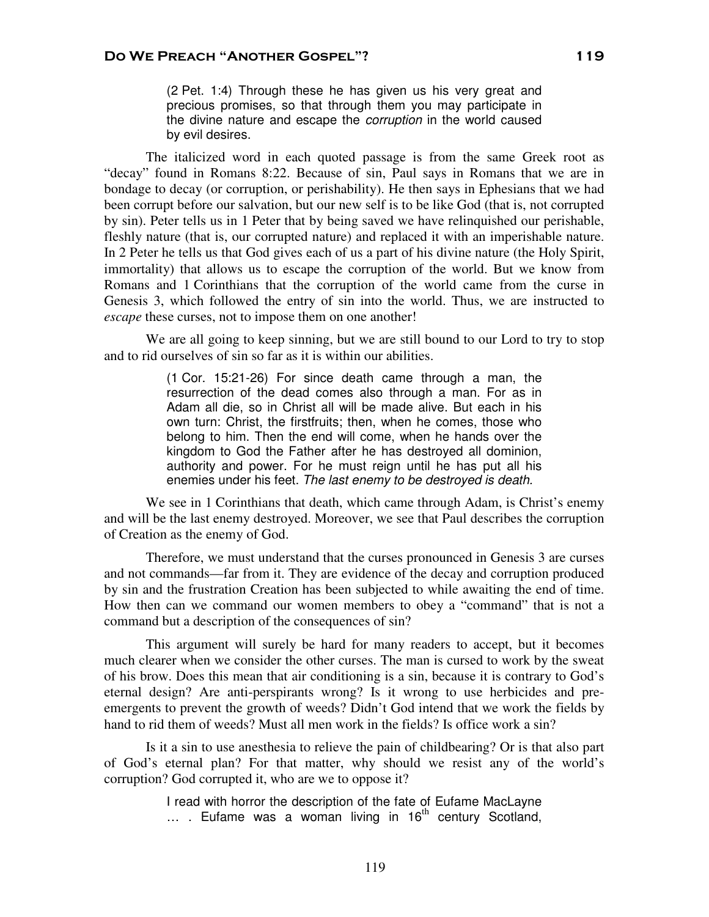> (2 Pet. 1:4) Through these he has given us his very great and precious promises, so that through them you may participate in the divine nature and escape the *corruption* in the world caused by evil desires.

The italicized word in each quoted passage is from the same Greek root as "decay" found in Romans 8:22. Because of sin, Paul says in Romans that we are in bondage to decay (or corruption, or perishability). He then says in Ephesians that we had been corrupt before our salvation, but our new self is to be like God (that is, not corrupted by sin). Peter tells us in 1 Peter that by being saved we have relinquished our perishable, fleshly nature (that is, our corrupted nature) and replaced it with an imperishable nature. In 2 Peter he tells us that God gives each of us a part of his divine nature (the Holy Spirit, immortality) that allows us to escape the corruption of the world. But we know from Romans and 1 Corinthians that the corruption of the world came from the curse in Genesis 3, which followed the entry of sin into the world. Thus, we are instructed to *escape* these curses, not to impose them on one another!

We are all going to keep sinning, but we are still bound to our Lord to try to stop and to rid ourselves of sin so far as it is within our abilities.

> (1 Cor. 15:21-26) For since death came through a man, the resurrection of the dead comes also through a man. For as in Adam all die, so in Christ all will be made alive. But each in his own turn: Christ, the firstfruits; then, when he comes, those who belong to him. Then the end will come, when he hands over the kingdom to God the Father after he has destroyed all dominion, authority and power. For he must reign until he has put all his enemies under his feet. *The last enemy to be destroyed is death.*

We see in 1 Corinthians that death, which came through Adam, is Christ's enemy and will be the last enemy destroyed. Moreover, we see that Paul describes the corruption of Creation as the enemy of God.

Therefore, we must understand that the curses pronounced in Genesis 3 are curses and not commands—far from it. They are evidence of the decay and corruption produced by sin and the frustration Creation has been subjected to while awaiting the end of time. How then can we command our women members to obey a "command" that is not a command but a description of the consequences of sin?

This argument will surely be hard for many readers to accept, but it becomes much clearer when we consider the other curses. The man is cursed to work by the sweat of his brow. Does this mean that air conditioning is a sin, because it is contrary to God's eternal design? Are anti-perspirants wrong? Is it wrong to use herbicides and pre-emergents to prevent the growth of weeds? Didn't God intend that we work the fields by hand to rid them of weeds? Must all men work in the fields? Is office work a sin?

Is it a sin to use anesthesia to relieve the pain of childbearing? Or is that also part of God's eternal plan? For that matter, why should we resist any of the world's corruption? God corrupted it, who are we to oppose it?

> I read with horror the description of the fate of Eufame MacLayne … . Eufame was a woman living in 16th century Scotland,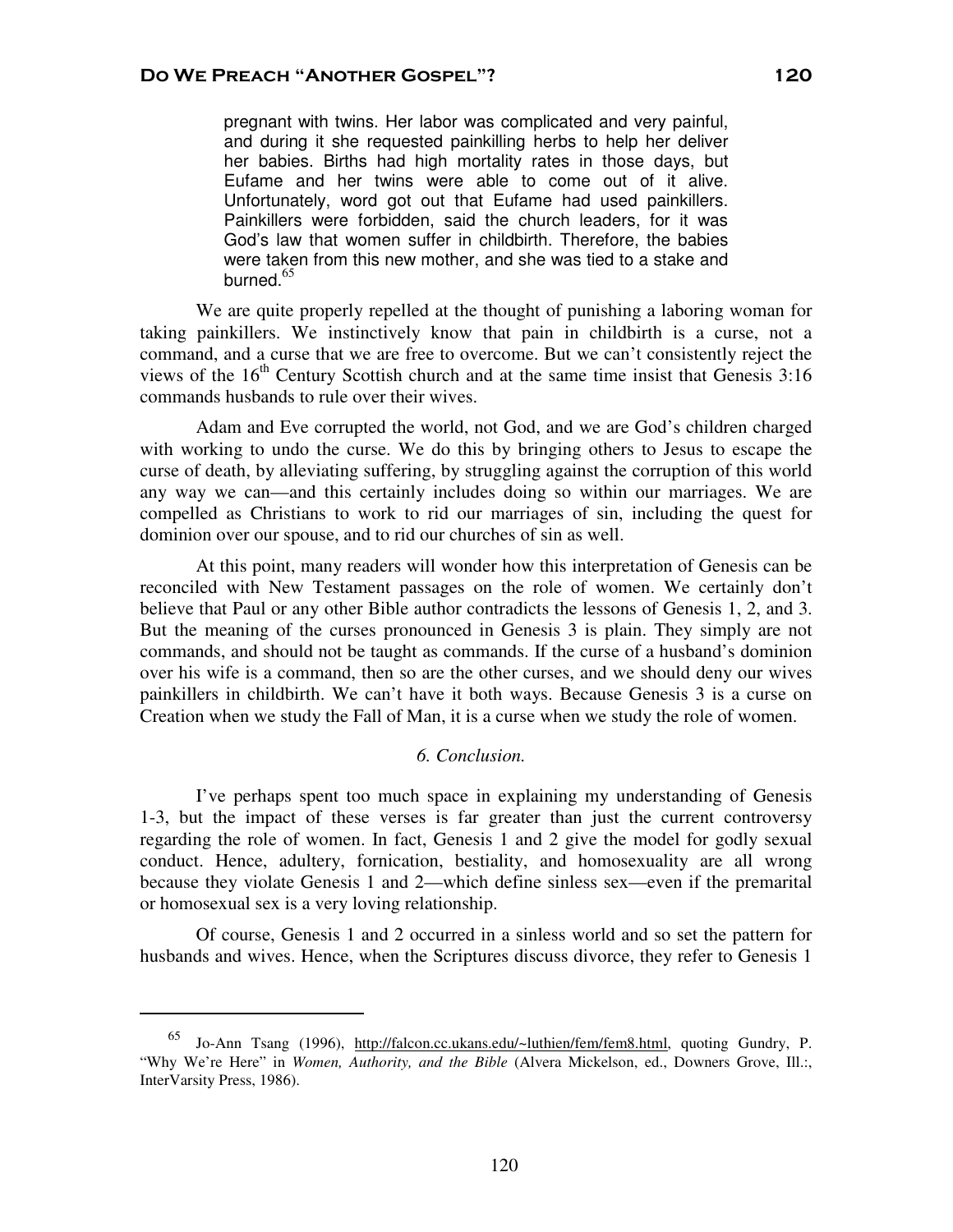> pregnant with twins. Her labor was complicated and very painful, and during it she requested painkilling herbs to help her deliver her babies. Births had high mortality rates in those days, but Eufame and her twins were able to come out of it alive. Unfortunately, word got out that Eufame had used painkillers. Painkillers were forbidden, said the church leaders, for it was God's law that women suffer in childbirth. Therefore, the babies were taken from this new mother, and she was tied to a stake and burned.[65]

We are quite properly repelled at the thought of punishing a laboring woman for taking painkillers. We instinctively know that pain in childbirth is a curse, not a command, and a curse that we are free to overcome. But we can't consistently reject the views of the 16th Century Scottish church and at the same time insist that Genesis 3:16 commands husbands to rule over their wives.

Adam and Eve corrupted the world, not God, and we are God's children charged with working to undo the curse. We do this by bringing others to Jesus to escape the curse of death, by alleviating suffering, by struggling against the corruption of this world any way we can—and this certainly includes doing so within our marriages. We are compelled as Christians to work to rid our marriages of sin, including the quest for dominion over our spouse, and to rid our churches of sin as well.

At this point, many readers will wonder how this interpretation of Genesis can be reconciled with New Testament passages on the role of women. We certainly don't believe that Paul or any other Bible author contradicts the lessons of Genesis 1, 2, and 3. But the meaning of the curses pronounced in Genesis 3 is plain. They simply are not commands, and should not be taught as commands. If the curse of a husband's dominion over his wife is a command, then so are the other curses, and we should deny our wives painkillers in childbirth. We can't have it both ways. Because Genesis 3 is a curse on Creation when we study the Fall of Man, it is a curse when we study the role of women.

### *6. Conclusion.*

I've perhaps spent too much space in explaining my understanding of Genesis 1-3, but the impact of these verses is far greater than just the current controversy regarding the role of women. In fact, Genesis 1 and 2 give the model for godly sexual conduct. Hence, adultery, fornication, bestiality, and homosexuality are all wrong because they violate Genesis 1 and 2—which define sinless sex—even if the premarital or homosexual sex is a very loving relationship.

Of course, Genesis 1 and 2 occurred in a sinless world and so set the pattern for husbands and wives. Hence, when the Scriptures discuss divorce, they refer to Genesis 1

---

[65] Jo-Ann Tsang (1996), http://falcon.cc.ukans.edu/~luthien/fem/fem8.html, quoting Gundry, P. "Why We're Here" in *Women, Authority, and the Bible* (Alvera Mickelson, ed., Downers Grove, Ill.:, InterVarsity Press, 1986).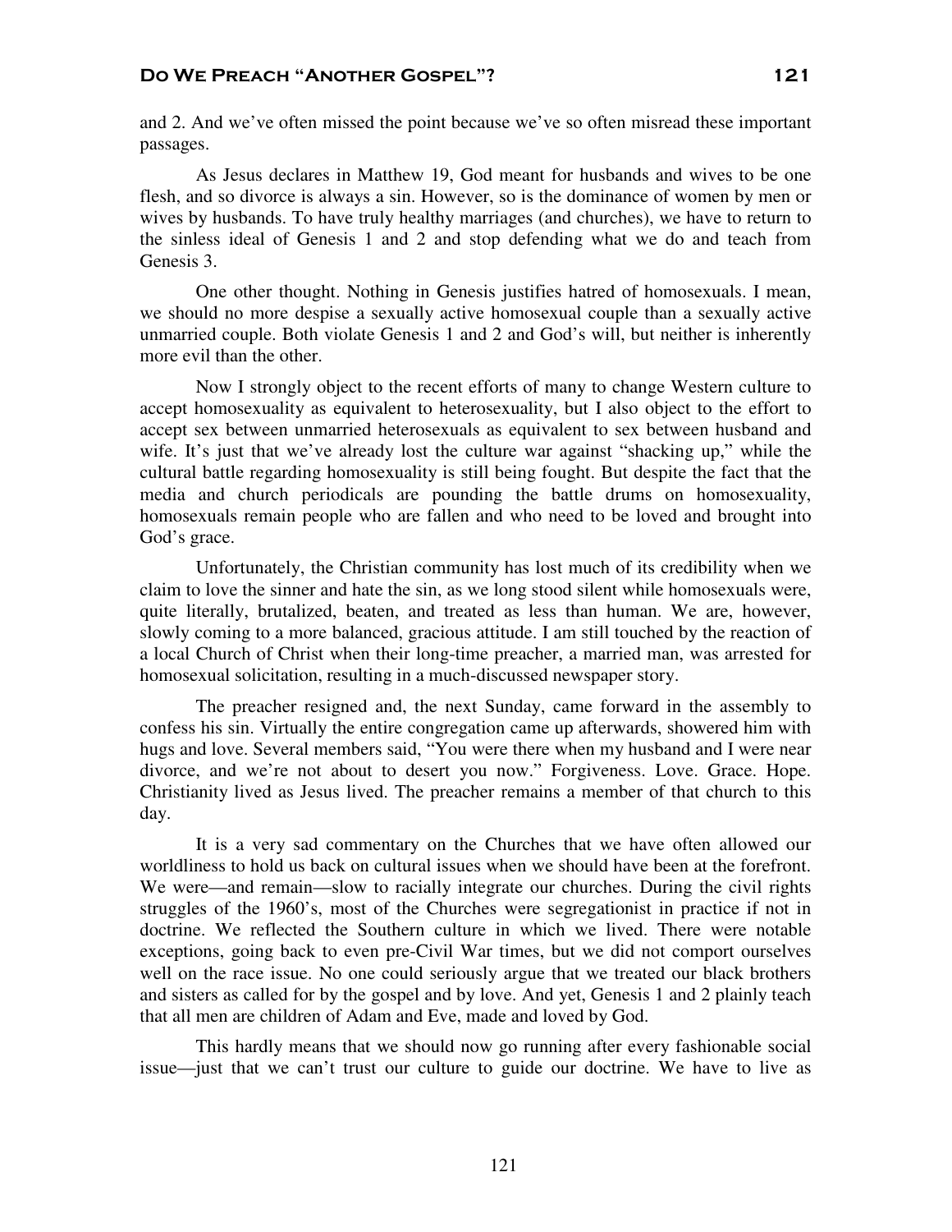and 2. And we've often missed the point because we've so often misread these important passages.

As Jesus declares in Matthew 19, God meant for husbands and wives to be one flesh, and so divorce is always a sin. However, so is the dominance of women by men or wives by husbands. To have truly healthy marriages (and churches), we have to return to the sinless ideal of Genesis 1 and 2 and stop defending what we do and teach from Genesis 3.

One other thought. Nothing in Genesis justifies hatred of homosexuals. I mean, we should no more despise a sexually active homosexual couple than a sexually active unmarried couple. Both violate Genesis 1 and 2 and God's will, but neither is inherently more evil than the other.

Now I strongly object to the recent efforts of many to change Western culture to accept homosexuality as equivalent to heterosexuality, but I also object to the effort to accept sex between unmarried heterosexuals as equivalent to sex between husband and wife. It's just that we've already lost the culture war against "shacking up," while the cultural battle regarding homosexuality is still being fought. But despite the fact that the media and church periodicals are pounding the battle drums on homosexuality, homosexuals remain people who are fallen and who need to be loved and brought into God's grace.

Unfortunately, the Christian community has lost much of its credibility when we claim to love the sinner and hate the sin, as we long stood silent while homosexuals were, quite literally, brutalized, beaten, and treated as less than human. We are, however, slowly coming to a more balanced, gracious attitude. I am still touched by the reaction of a local Church of Christ when their long-time preacher, a married man, was arrested for homosexual solicitation, resulting in a much-discussed newspaper story.

The preacher resigned and, the next Sunday, came forward in the assembly to confess his sin. Virtually the entire congregation came up afterwards, showered him with hugs and love. Several members said, "You were there when my husband and I were near divorce, and we're not about to desert you now." Forgiveness. Love. Grace. Hope. Christianity lived as Jesus lived. The preacher remains a member of that church to this day.

It is a very sad commentary on the Churches that we have often allowed our worldliness to hold us back on cultural issues when we should have been at the forefront. We were—and remain—slow to racially integrate our churches. During the civil rights struggles of the 1960's, most of the Churches were segregationist in practice if not in doctrine. We reflected the Southern culture in which we lived. There were notable exceptions, going back to even pre-Civil War times, but we did not comport ourselves well on the race issue. No one could seriously argue that we treated our black brothers and sisters as called for by the gospel and by love. And yet, Genesis 1 and 2 plainly teach that all men are children of Adam and Eve, made and loved by God.

This hardly means that we should now go running after every fashionable social issue—just that we can't trust our culture to guide our doctrine. We have to live as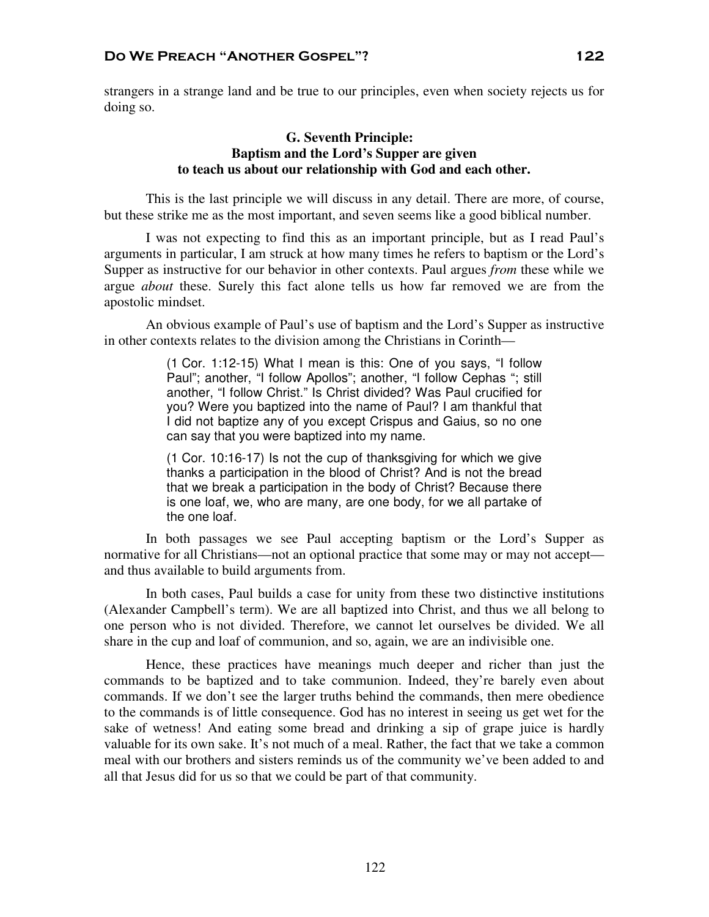strangers in a strange land and be true to our principles, even when society rejects us for doing so.

### G. Seventh Principle: Baptism and the Lord's Supper are given to teach us about our relationship with God and each other.

This is the last principle we will discuss in any detail. There are more, of course, but these strike me as the most important, and seven seems like a good biblical number.

I was not expecting to find this as an important principle, but as I read Paul's arguments in particular, I am struck at how many times he refers to baptism or the Lord's Supper as instructive for our behavior in other contexts. Paul argues *from* these while we argue *about* these. Surely this fact alone tells us how far removed we are from the apostolic mindset.

An obvious example of Paul's use of baptism and the Lord's Supper as instructive in other contexts relates to the division among the Christians in Corinth—

> (1 Cor. 1:12-15) What I mean is this: One of you says, "I follow Paul"; another, "I follow Apollos"; another, "I follow Cephas "; still another, "I follow Christ." Is Christ divided? Was Paul crucified for you? Were you baptized into the name of Paul? I am thankful that I did not baptize any of you except Crispus and Gaius, so no one can say that you were baptized into my name.
>
> (1 Cor. 10:16-17) Is not the cup of thanksgiving for which we give thanks a participation in the blood of Christ? And is not the bread that we break a participation in the body of Christ? Because there is one loaf, we, who are many, are one body, for we all partake of the one loaf.

In both passages we see Paul accepting baptism or the Lord's Supper as normative for all Christians—not an optional practice that some may or may not accept—and thus available to build arguments from.

In both cases, Paul builds a case for unity from these two distinctive institutions (Alexander Campbell's term). We are all baptized into Christ, and thus we all belong to one person who is not divided. Therefore, we cannot let ourselves be divided. We all share in the cup and loaf of communion, and so, again, we are an indivisible one.

Hence, these practices have meanings much deeper and richer than just the commands to be baptized and to take communion. Indeed, they're barely even about commands. If we don't see the larger truths behind the commands, then mere obedience to the commands is of little consequence. God has no interest in seeing us get wet for the sake of wetness! And eating some bread and drinking a sip of grape juice is hardly valuable for its own sake. It's not much of a meal. Rather, the fact that we take a common meal with our brothers and sisters reminds us of the community we've been added to and all that Jesus did for us so that we could be part of that community.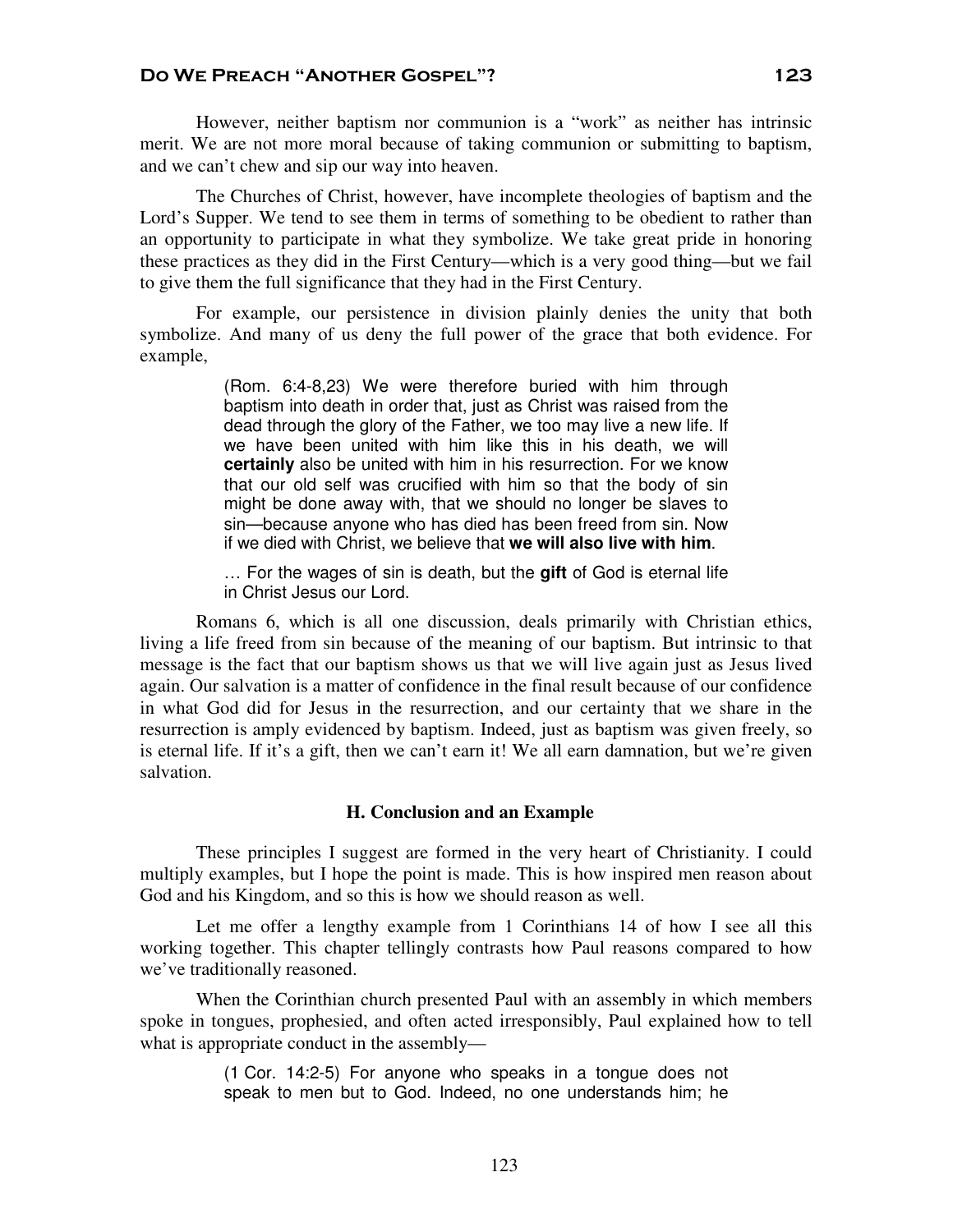However, neither baptism nor communion is a "work" as neither has intrinsic merit. We are not more moral because of taking communion or submitting to baptism, and we can't chew and sip our way into heaven.

The Churches of Christ, however, have incomplete theologies of baptism and the Lord's Supper. We tend to see them in terms of something to be obedient to rather than an opportunity to participate in what they symbolize. We take great pride in honoring these practices as they did in the First Century—which is a very good thing—but we fail to give them the full significance that they had in the First Century.

For example, our persistence in division plainly denies the unity that both symbolize. And many of us deny the full power of the grace that both evidence. For example,

> (Rom. 6:4-8,23) We were therefore buried with him through baptism into death in order that, just as Christ was raised from the dead through the glory of the Father, we too may live a new life. If we have been united with him like this in his death, we will **certainly** also be united with him in his resurrection. For we know that our old self was crucified with him so that the body of sin might be done away with, that we should no longer be slaves to sin—because anyone who has died has been freed from sin. Now if we died with Christ, we believe that **we will also live with him**.
>
> … For the wages of sin is death, but the **gift** of God is eternal life in Christ Jesus our Lord.

Romans 6, which is all one discussion, deals primarily with Christian ethics, living a life freed from sin because of the meaning of our baptism. But intrinsic to that message is the fact that our baptism shows us that we will live again just as Jesus lived again. Our salvation is a matter of confidence in the final result because of our confidence in what God did for Jesus in the resurrection, and our certainty that we share in the resurrection is amply evidenced by baptism. Indeed, just as baptism was given freely, so is eternal life. If it's a gift, then we can't earn it! We all earn damnation, but we're given salvation.

### H. Conclusion and an Example

These principles I suggest are formed in the very heart of Christianity. I could multiply examples, but I hope the point is made. This is how inspired men reason about God and his Kingdom, and so this is how we should reason as well.

Let me offer a lengthy example from 1 Corinthians 14 of how I see all this working together. This chapter tellingly contrasts how Paul reasons compared to how we've traditionally reasoned.

When the Corinthian church presented Paul with an assembly in which members spoke in tongues, prophesied, and often acted irresponsibly, Paul explained how to tell what is appropriate conduct in the assembly—

> (1 Cor. 14:2-5) For anyone who speaks in a tongue does not speak to men but to God. Indeed, no one understands him; he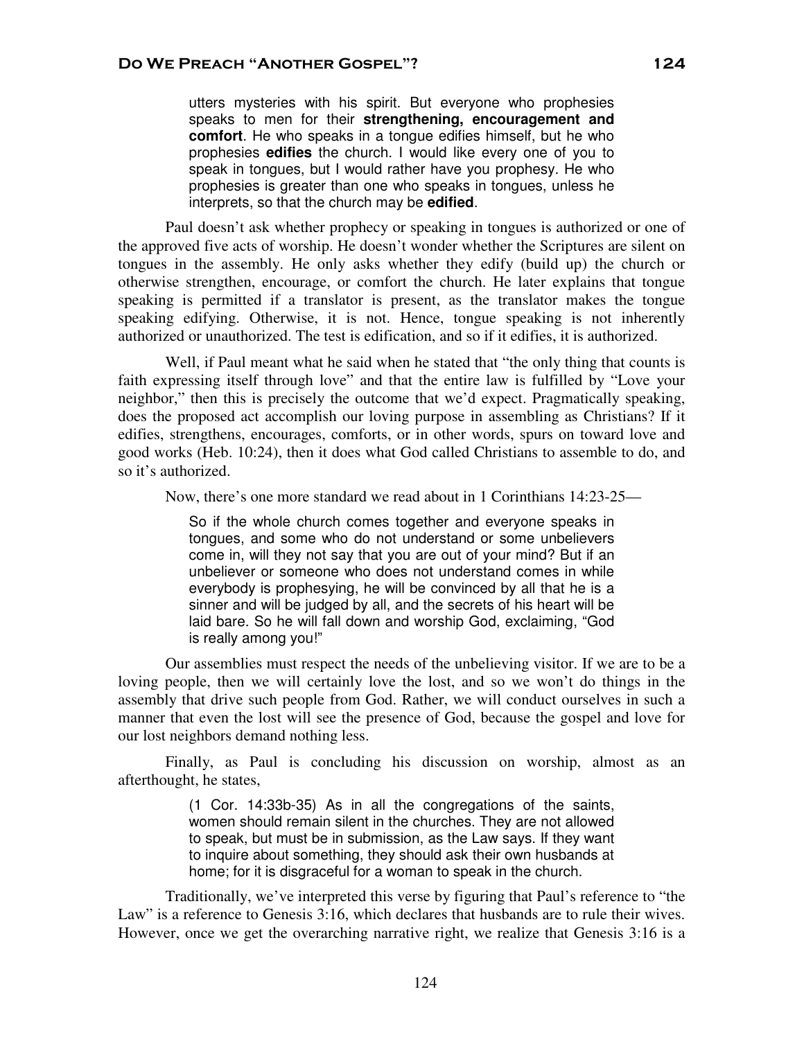> utters mysteries with his spirit. But everyone who prophesies speaks to men for their **strengthening, encouragement and comfort**. He who speaks in a tongue edifies himself, but he who prophesies **edifies** the church. I would like every one of you to speak in tongues, but I would rather have you prophesy. He who prophesies is greater than one who speaks in tongues, unless he interprets, so that the church may be **edified**.

Paul doesn't ask whether prophecy or speaking in tongues is authorized or one of the approved five acts of worship. He doesn't wonder whether the Scriptures are silent on tongues in the assembly. He only asks whether they edify (build up) the church or otherwise strengthen, encourage, or comfort the church. He later explains that tongue speaking is permitted if a translator is present, as the translator makes the tongue speaking edifying. Otherwise, it is not. Hence, tongue speaking is not inherently authorized or unauthorized. The test is edification, and so if it edifies, it is authorized.

Well, if Paul meant what he said when he stated that "the only thing that counts is faith expressing itself through love" and that the entire law is fulfilled by "Love your neighbor," then this is precisely the outcome that we'd expect. Pragmatically speaking, does the proposed act accomplish our loving purpose in assembling as Christians? If it edifies, strengthens, encourages, comforts, or in other words, spurs on toward love and good works (Heb. 10:24), then it does what God called Christians to assemble to do, and so it's authorized.

Now, there's one more standard we read about in 1 Corinthians 14:23-25—

> So if the whole church comes together and everyone speaks in tongues, and some who do not understand or some unbelievers come in, will they not say that you are out of your mind? But if an unbeliever or someone who does not understand comes in while everybody is prophesying, he will be convinced by all that he is a sinner and will be judged by all, and the secrets of his heart will be laid bare. So he will fall down and worship God, exclaiming, "God is really among you!"

Our assemblies must respect the needs of the unbelieving visitor. If we are to be a loving people, then we will certainly love the lost, and so we won't do things in the assembly that drive such people from God. Rather, we will conduct ourselves in such a manner that even the lost will see the presence of God, because the gospel and love for our lost neighbors demand nothing less.

Finally, as Paul is concluding his discussion on worship, almost as an afterthought, he states,

> (1 Cor. 14:33b-35) As in all the congregations of the saints, women should remain silent in the churches. They are not allowed to speak, but must be in submission, as the Law says. If they want to inquire about something, they should ask their own husbands at home; for it is disgraceful for a woman to speak in the church.

Traditionally, we've interpreted this verse by figuring that Paul's reference to "the Law" is a reference to Genesis 3:16, which declares that husbands are to rule their wives. However, once we get the overarching narrative right, we realize that Genesis 3:16 is a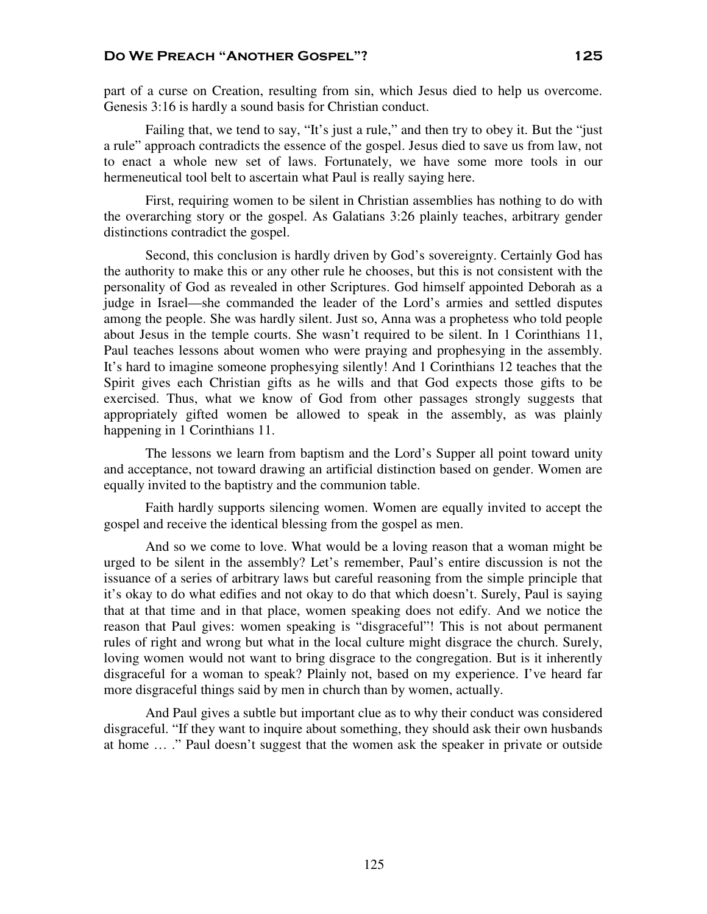part of a curse on Creation, resulting from sin, which Jesus died to help us overcome. Genesis 3:16 is hardly a sound basis for Christian conduct.

Failing that, we tend to say, "It's just a rule," and then try to obey it. But the "just a rule" approach contradicts the essence of the gospel. Jesus died to save us from law, not to enact a whole new set of laws. Fortunately, we have some more tools in our hermeneutical tool belt to ascertain what Paul is really saying here.

First, requiring women to be silent in Christian assemblies has nothing to do with the overarching story or the gospel. As Galatians 3:26 plainly teaches, arbitrary gender distinctions contradict the gospel.

Second, this conclusion is hardly driven by God's sovereignty. Certainly God has the authority to make this or any other rule he chooses, but this is not consistent with the personality of God as revealed in other Scriptures. God himself appointed Deborah as a judge in Israel—she commanded the leader of the Lord's armies and settled disputes among the people. She was hardly silent. Just so, Anna was a prophetess who told people about Jesus in the temple courts. She wasn't required to be silent. In 1 Corinthians 11, Paul teaches lessons about women who were praying and prophesying in the assembly. It's hard to imagine someone prophesying silently! And 1 Corinthians 12 teaches that the Spirit gives each Christian gifts as he wills and that God expects those gifts to be exercised. Thus, what we know of God from other passages strongly suggests that appropriately gifted women be allowed to speak in the assembly, as was plainly happening in 1 Corinthians 11.

The lessons we learn from baptism and the Lord's Supper all point toward unity and acceptance, not toward drawing an artificial distinction based on gender. Women are equally invited to the baptistry and the communion table.

Faith hardly supports silencing women. Women are equally invited to accept the gospel and receive the identical blessing from the gospel as men.

And so we come to love. What would be a loving reason that a woman might be urged to be silent in the assembly? Let's remember, Paul's entire discussion is not the issuance of a series of arbitrary laws but careful reasoning from the simple principle that it's okay to do what edifies and not okay to do that which doesn't. Surely, Paul is saying that at that time and in that place, women speaking does not edify. And we notice the reason that Paul gives: women speaking is "disgraceful"! This is not about permanent rules of right and wrong but what in the local culture might disgrace the church. Surely, loving women would not want to bring disgrace to the congregation. But is it inherently disgraceful for a woman to speak? Plainly not, based on my experience. I've heard far more disgraceful things said by men in church than by women, actually.

And Paul gives a subtle but important clue as to why their conduct was considered disgraceful. "If they want to inquire about something, they should ask their own husbands at home … ." Paul doesn't suggest that the women ask the speaker in private or outside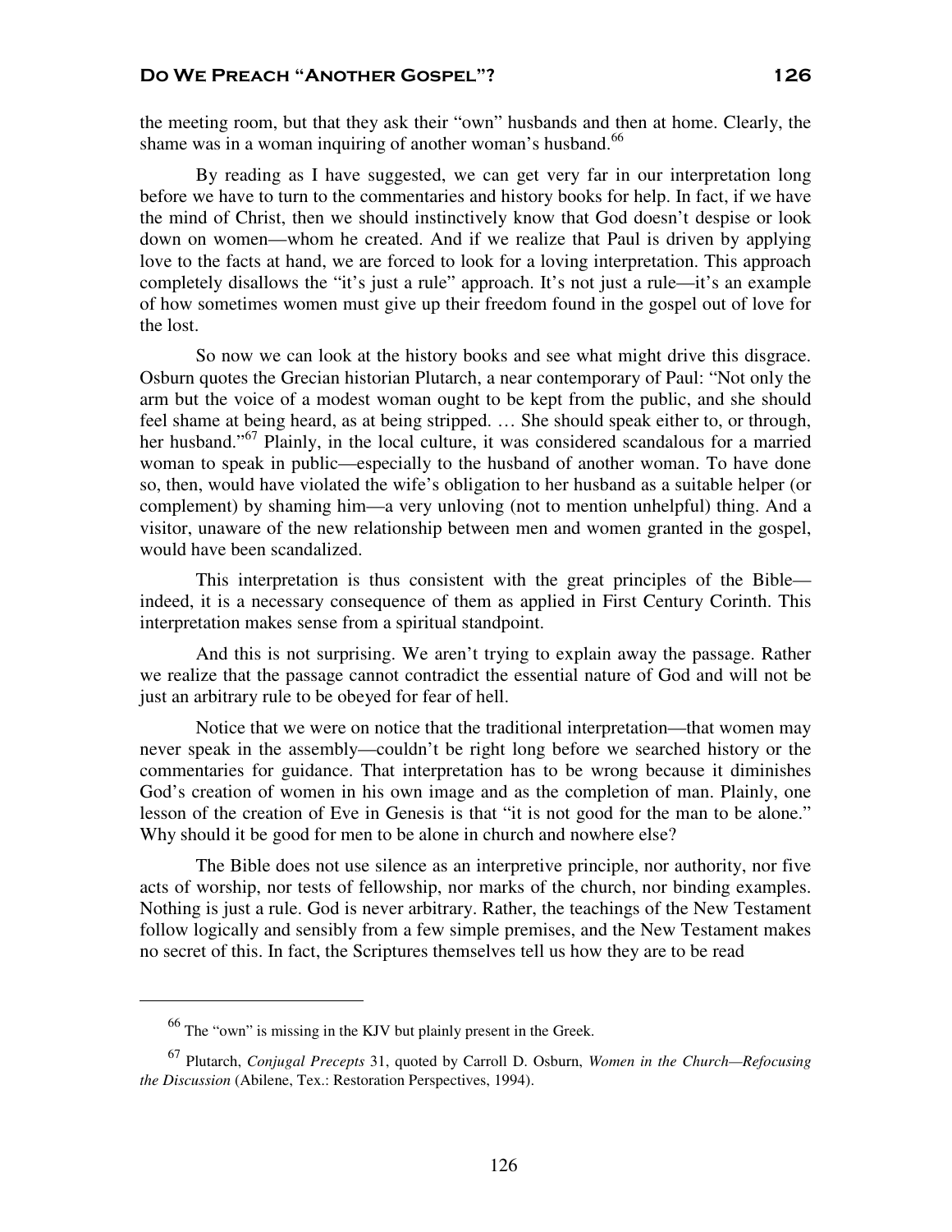the meeting room, but that they ask their "own" husbands and then at home. Clearly, the shame was in a woman inquiring of another woman's husband.[66]

By reading as I have suggested, we can get very far in our interpretation long before we have to turn to the commentaries and history books for help. In fact, if we have the mind of Christ, then we should instinctively know that God doesn't despise or look down on women—whom he created. And if we realize that Paul is driven by applying love to the facts at hand, we are forced to look for a loving interpretation. This approach completely disallows the "it's just a rule" approach. It's not just a rule—it's an example of how sometimes women must give up their freedom found in the gospel out of love for the lost.

So now we can look at the history books and see what might drive this disgrace. Osburn quotes the Grecian historian Plutarch, a near contemporary of Paul: "Not only the arm but the voice of a modest woman ought to be kept from the public, and she should feel shame at being heard, as at being stripped. … She should speak either to, or through, her husband."[67] Plainly, in the local culture, it was considered scandalous for a married woman to speak in public—especially to the husband of another woman. To have done so, then, would have violated the wife's obligation to her husband as a suitable helper (or complement) by shaming him—a very unloving (not to mention unhelpful) thing. And a visitor, unaware of the new relationship between men and women granted in the gospel, would have been scandalized.

This interpretation is thus consistent with the great principles of the Bible—indeed, it is a necessary consequence of them as applied in First Century Corinth. This interpretation makes sense from a spiritual standpoint.

And this is not surprising. We aren't trying to explain away the passage. Rather we realize that the passage cannot contradict the essential nature of God and will not be just an arbitrary rule to be obeyed for fear of hell.

Notice that we were on notice that the traditional interpretation—that women may never speak in the assembly—couldn't be right long before we searched history or the commentaries for guidance. That interpretation has to be wrong because it diminishes God's creation of women in his own image and as the completion of man. Plainly, one lesson of the creation of Eve in Genesis is that "it is not good for the man to be alone." Why should it be good for men to be alone in church and nowhere else?

The Bible does not use silence as an interpretive principle, nor authority, nor five acts of worship, nor tests of fellowship, nor marks of the church, nor binding examples. Nothing is just a rule. God is never arbitrary. Rather, the teachings of the New Testament follow logically and sensibly from a few simple premises, and the New Testament makes no secret of this. In fact, the Scriptures themselves tell us how they are to be read

---

[66] The "own" is missing in the KJV but plainly present in the Greek.

[67] Plutarch, *Conjugal Precepts* 31, quoted by Carroll D. Osburn, *Women in the Church—Refocusing the Discussion* (Abilene, Tex.: Restoration Perspectives, 1994).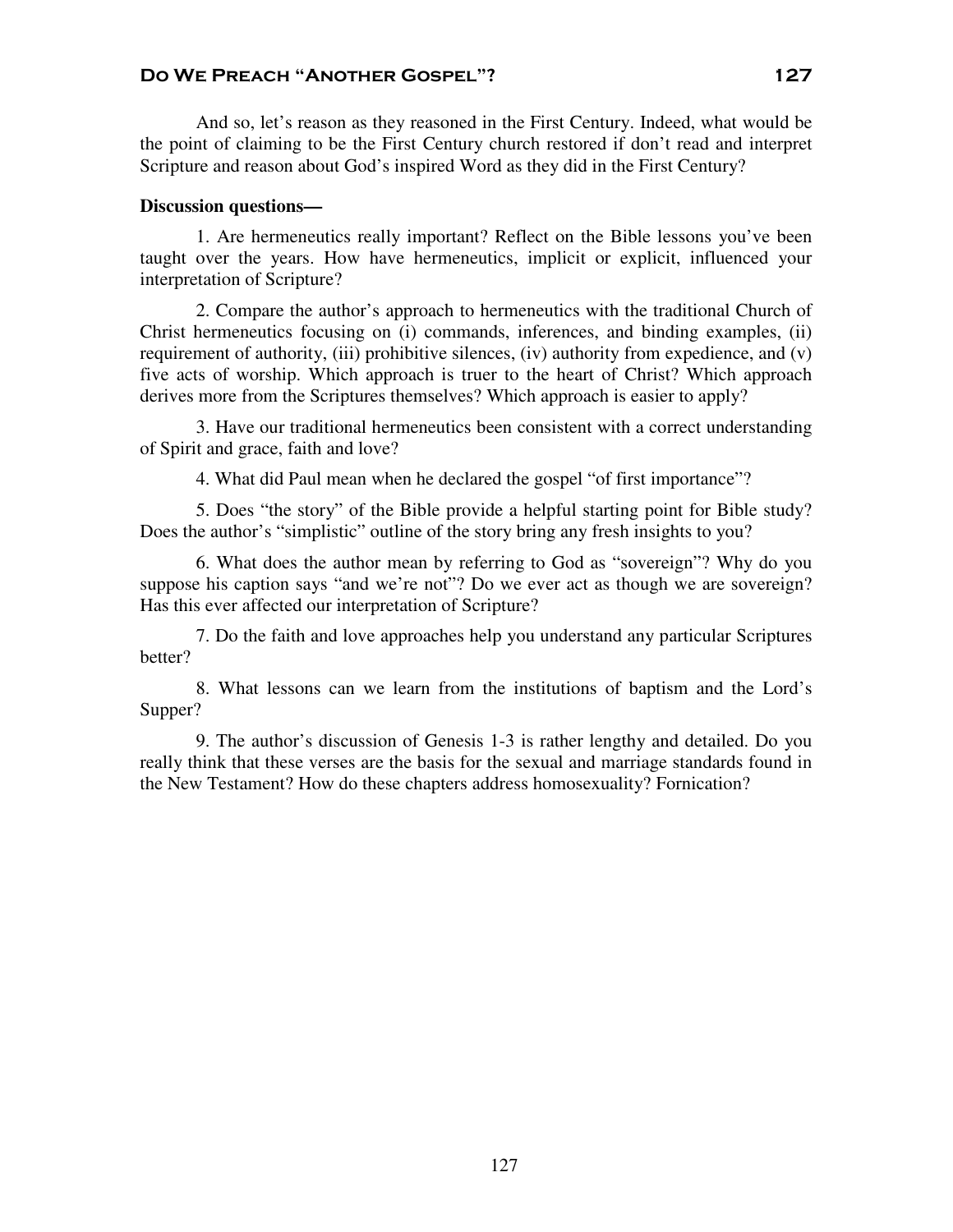And so, let's reason as they reasoned in the First Century. Indeed, what would be the point of claiming to be the First Century church restored if don't read and interpret Scripture and reason about God's inspired Word as they did in the First Century?

**Discussion questions—**

1. Are hermeneutics really important? Reflect on the Bible lessons you've been taught over the years. How have hermeneutics, implicit or explicit, influenced your interpretation of Scripture?

2. Compare the author's approach to hermeneutics with the traditional Church of Christ hermeneutics focusing on (i) commands, inferences, and binding examples, (ii) requirement of authority, (iii) prohibitive silences, (iv) authority from expedience, and (v) five acts of worship. Which approach is truer to the heart of Christ? Which approach derives more from the Scriptures themselves? Which approach is easier to apply?

3. Have our traditional hermeneutics been consistent with a correct understanding of Spirit and grace, faith and love?

4. What did Paul mean when he declared the gospel "of first importance"?

5. Does "the story" of the Bible provide a helpful starting point for Bible study? Does the author's "simplistic" outline of the story bring any fresh insights to you?

6. What does the author mean by referring to God as "sovereign"? Why do you suppose his caption says "and we're not"? Do we ever act as though we are sovereign? Has this ever affected our interpretation of Scripture?

7. Do the faith and love approaches help you understand any particular Scriptures better?

8. What lessons can we learn from the institutions of baptism and the Lord's Supper?

9. The author's discussion of Genesis 1-3 is rather lengthy and detailed. Do you really think that these verses are the basis for the sexual and marriage standards found in the New Testament? How do these chapters address homosexuality? Fornication?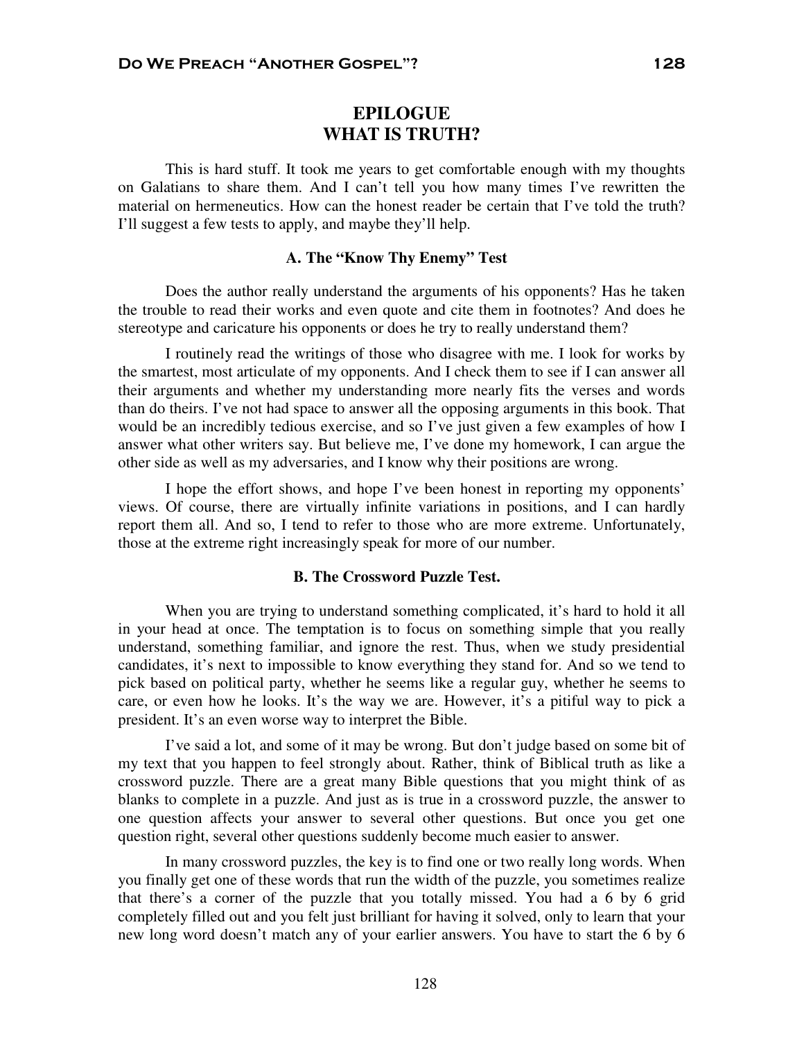# EPILOGUE
# WHAT IS TRUTH?

This is hard stuff. It took me years to get comfortable enough with my thoughts on Galatians to share them. And I can't tell you how many times I've rewritten the material on hermeneutics. How can the honest reader be certain that I've told the truth? I'll suggest a few tests to apply, and maybe they'll help.

### A. The "Know Thy Enemy" Test

Does the author really understand the arguments of his opponents? Has he taken the trouble to read their works and even quote and cite them in footnotes? And does he stereotype and caricature his opponents or does he try to really understand them?

I routinely read the writings of those who disagree with me. I look for works by the smartest, most articulate of my opponents. And I check them to see if I can answer all their arguments and whether my understanding more nearly fits the verses and words than do theirs. I've not had space to answer all the opposing arguments in this book. That would be an incredibly tedious exercise, and so I've just given a few examples of how I answer what other writers say. But believe me, I've done my homework, I can argue the other side as well as my adversaries, and I know why their positions are wrong.

I hope the effort shows, and hope I've been honest in reporting my opponents' views. Of course, there are virtually infinite variations in positions, and I can hardly report them all. And so, I tend to refer to those who are more extreme. Unfortunately, those at the extreme right increasingly speak for more of our number.

### B. The Crossword Puzzle Test.

When you are trying to understand something complicated, it's hard to hold it all in your head at once. The temptation is to focus on something simple that you really understand, something familiar, and ignore the rest. Thus, when we study presidential candidates, it's next to impossible to know everything they stand for. And so we tend to pick based on political party, whether he seems like a regular guy, whether he seems to care, or even how he looks. It's the way we are. However, it's a pitiful way to pick a president. It's an even worse way to interpret the Bible.

I've said a lot, and some of it may be wrong. But don't judge based on some bit of my text that you happen to feel strongly about. Rather, think of Biblical truth as like a crossword puzzle. There are a great many Bible questions that you might think of as blanks to complete in a puzzle. And just as is true in a crossword puzzle, the answer to one question affects your answer to several other questions. But once you get one question right, several other questions suddenly become much easier to answer.

In many crossword puzzles, the key is to find one or two really long words. When you finally get one of these words that run the width of the puzzle, you sometimes realize that there's a corner of the puzzle that you totally missed. You had a 6 by 6 grid completely filled out and you felt just brilliant for having it solved, only to learn that your new long word doesn't match any of your earlier answers. You have to start the 6 by 6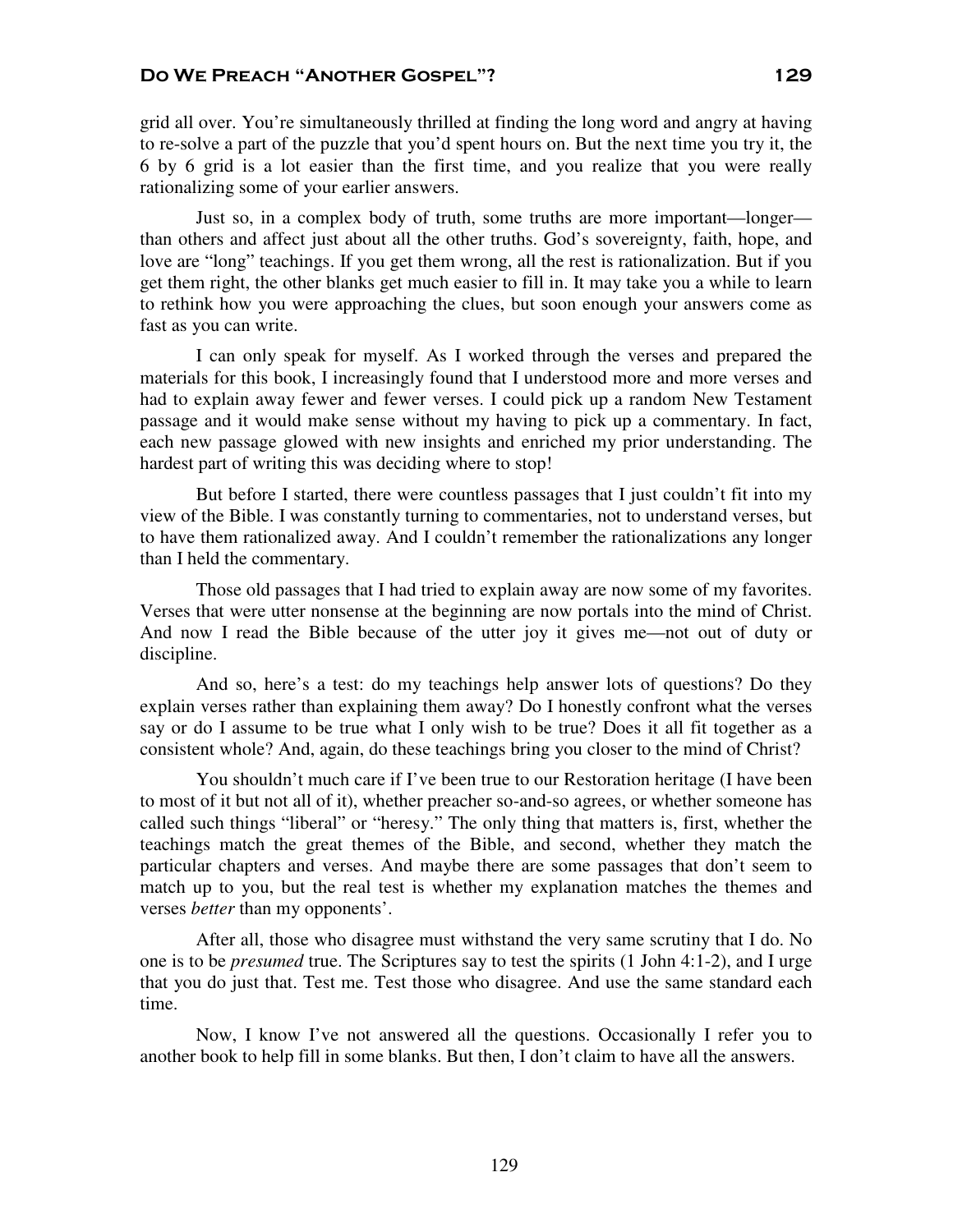grid all over. You're simultaneously thrilled at finding the long word and angry at having to re-solve a part of the puzzle that you'd spent hours on. But the next time you try it, the 6 by 6 grid is a lot easier than the first time, and you realize that you were really rationalizing some of your earlier answers.

Just so, in a complex body of truth, some truths are more important—longer—than others and affect just about all the other truths. God's sovereignty, faith, hope, and love are "long" teachings. If you get them wrong, all the rest is rationalization. But if you get them right, the other blanks get much easier to fill in. It may take you a while to learn to rethink how you were approaching the clues, but soon enough your answers come as fast as you can write.

I can only speak for myself. As I worked through the verses and prepared the materials for this book, I increasingly found that I understood more and more verses and had to explain away fewer and fewer verses. I could pick up a random New Testament passage and it would make sense without my having to pick up a commentary. In fact, each new passage glowed with new insights and enriched my prior understanding. The hardest part of writing this was deciding where to stop!

But before I started, there were countless passages that I just couldn't fit into my view of the Bible. I was constantly turning to commentaries, not to understand verses, but to have them rationalized away. And I couldn't remember the rationalizations any longer than I held the commentary.

Those old passages that I had tried to explain away are now some of my favorites. Verses that were utter nonsense at the beginning are now portals into the mind of Christ. And now I read the Bible because of the utter joy it gives me—not out of duty or discipline.

And so, here's a test: do my teachings help answer lots of questions? Do they explain verses rather than explaining them away? Do I honestly confront what the verses say or do I assume to be true what I only wish to be true? Does it all fit together as a consistent whole? And, again, do these teachings bring you closer to the mind of Christ?

You shouldn't much care if I've been true to our Restoration heritage (I have been to most of it but not all of it), whether preacher so-and-so agrees, or whether someone has called such things "liberal" or "heresy." The only thing that matters is, first, whether the teachings match the great themes of the Bible, and second, whether they match the particular chapters and verses. And maybe there are some passages that don't seem to match up to you, but the real test is whether my explanation matches the themes and verses *better* than my opponents'.

After all, those who disagree must withstand the very same scrutiny that I do. No one is to be *presumed* true. The Scriptures say to test the spirits (1 John 4:1-2), and I urge that you do just that. Test me. Test those who disagree. And use the same standard each time.

Now, I know I've not answered all the questions. Occasionally I refer you to another book to help fill in some blanks. But then, I don't claim to have all the answers.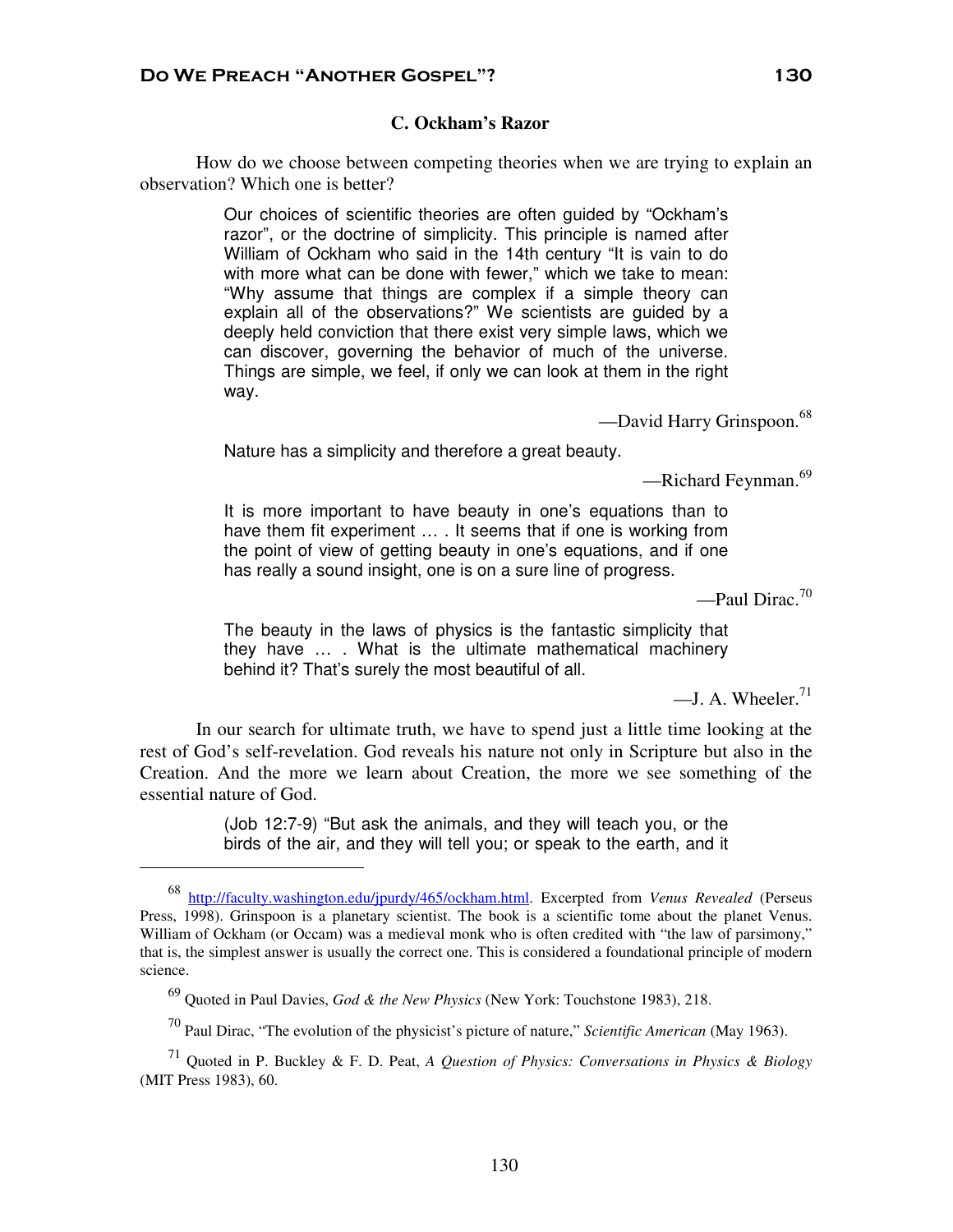### C. Ockham's Razor

How do we choose between competing theories when we are trying to explain an observation? Which one is better?

> Our choices of scientific theories are often guided by "Ockham's razor", or the doctrine of simplicity. This principle is named after William of Ockham who said in the 14th century "It is vain to do with more what can be done with fewer," which we take to mean: "Why assume that things are complex if a simple theory can explain all of the observations?" We scientists are guided by a deeply held conviction that there exist very simple laws, which we can discover, governing the behavior of much of the universe. Things are simple, we feel, if only we can look at them in the right way.
>
> —David Harry Grinspoon.[68]

> Nature has a simplicity and therefore a great beauty.
>
> —Richard Feynman.[69]

> It is more important to have beauty in one's equations than to have them fit experiment … . It seems that if one is working from the point of view of getting beauty in one's equations, and if one has really a sound insight, one is on a sure line of progress.
>
> —Paul Dirac.[70]

> The beauty in the laws of physics is the fantastic simplicity that they have … . What is the ultimate mathematical machinery behind it? That's surely the most beautiful of all.
>
> —J. A. Wheeler.[71]

In our search for ultimate truth, we have to spend just a little time looking at the rest of God's self-revelation. God reveals his nature not only in Scripture but also in the Creation. And the more we learn about Creation, the more we see something of the essential nature of God.

> (Job 12:7-9) "But ask the animals, and they will teach you, or the birds of the air, and they will tell you; or speak to the earth, and it

---

[68] http://faculty.washington.edu/jpurdy/465/ockham.html. Excerpted from *Venus Revealed* (Perseus Press, 1998). Grinspoon is a planetary scientist. The book is a scientific tome about the planet Venus. William of Ockham (or Occam) was a medieval monk who is often credited with "the law of parsimony," that is, the simplest answer is usually the correct one. This is considered a foundational principle of modern science.

[69] Quoted in Paul Davies, *God & the New Physics* (New York: Touchstone 1983), 218.

[70] Paul Dirac, "The evolution of the physicist's picture of nature," *Scientific American* (May 1963).

[71] Quoted in P. Buckley & F. D. Peat, *A Question of Physics: Conversations in Physics & Biology* (MIT Press 1983), 60.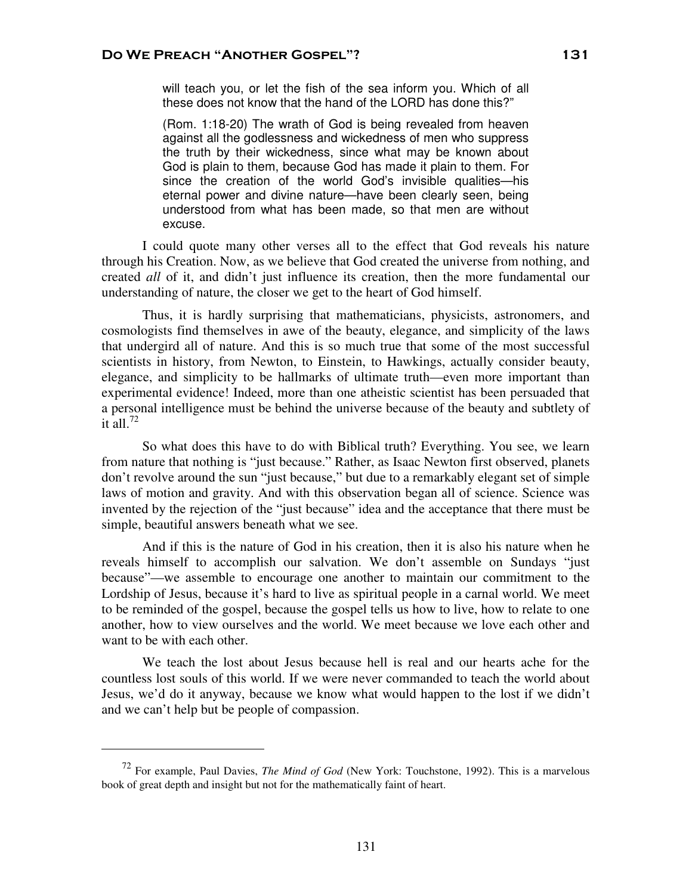> will teach you, or let the fish of the sea inform you. Which of all these does not know that the hand of the LORD has done this?"
>
> (Rom. 1:18-20) The wrath of God is being revealed from heaven against all the godlessness and wickedness of men who suppress the truth by their wickedness, since what may be known about God is plain to them, because God has made it plain to them. For since the creation of the world God's invisible qualities—his eternal power and divine nature—have been clearly seen, being understood from what has been made, so that men are without excuse.

I could quote many other verses all to the effect that God reveals his nature through his Creation. Now, as we believe that God created the universe from nothing, and created *all* of it, and didn't just influence its creation, then the more fundamental our understanding of nature, the closer we get to the heart of God himself.

Thus, it is hardly surprising that mathematicians, physicists, astronomers, and cosmologists find themselves in awe of the beauty, elegance, and simplicity of the laws that undergird all of nature. And this is so much true that some of the most successful scientists in history, from Newton, to Einstein, to Hawkings, actually consider beauty, elegance, and simplicity to be hallmarks of ultimate truth—even more important than experimental evidence! Indeed, more than one atheistic scientist has been persuaded that a personal intelligence must be behind the universe because of the beauty and subtlety of it all.[72]

So what does this have to do with Biblical truth? Everything. You see, we learn from nature that nothing is "just because." Rather, as Isaac Newton first observed, planets don't revolve around the sun "just because," but due to a remarkably elegant set of simple laws of motion and gravity. And with this observation began all of science. Science was invented by the rejection of the "just because" idea and the acceptance that there must be simple, beautiful answers beneath what we see.

And if this is the nature of God in his creation, then it is also his nature when he reveals himself to accomplish our salvation. We don't assemble on Sundays "just because"—we assemble to encourage one another to maintain our commitment to the Lordship of Jesus, because it's hard to live as spiritual people in a carnal world. We meet to be reminded of the gospel, because the gospel tells us how to live, how to relate to one another, how to view ourselves and the world. We meet because we love each other and want to be with each other.

We teach the lost about Jesus because hell is real and our hearts ache for the countless lost souls of this world. If we were never commanded to teach the world about Jesus, we'd do it anyway, because we know what would happen to the lost if we didn't and we can't help but be people of compassion.

---

[72] For example, Paul Davies, *The Mind of God* (New York: Touchstone, 1992). This is a marvelous book of great depth and insight but not for the mathematically faint of heart.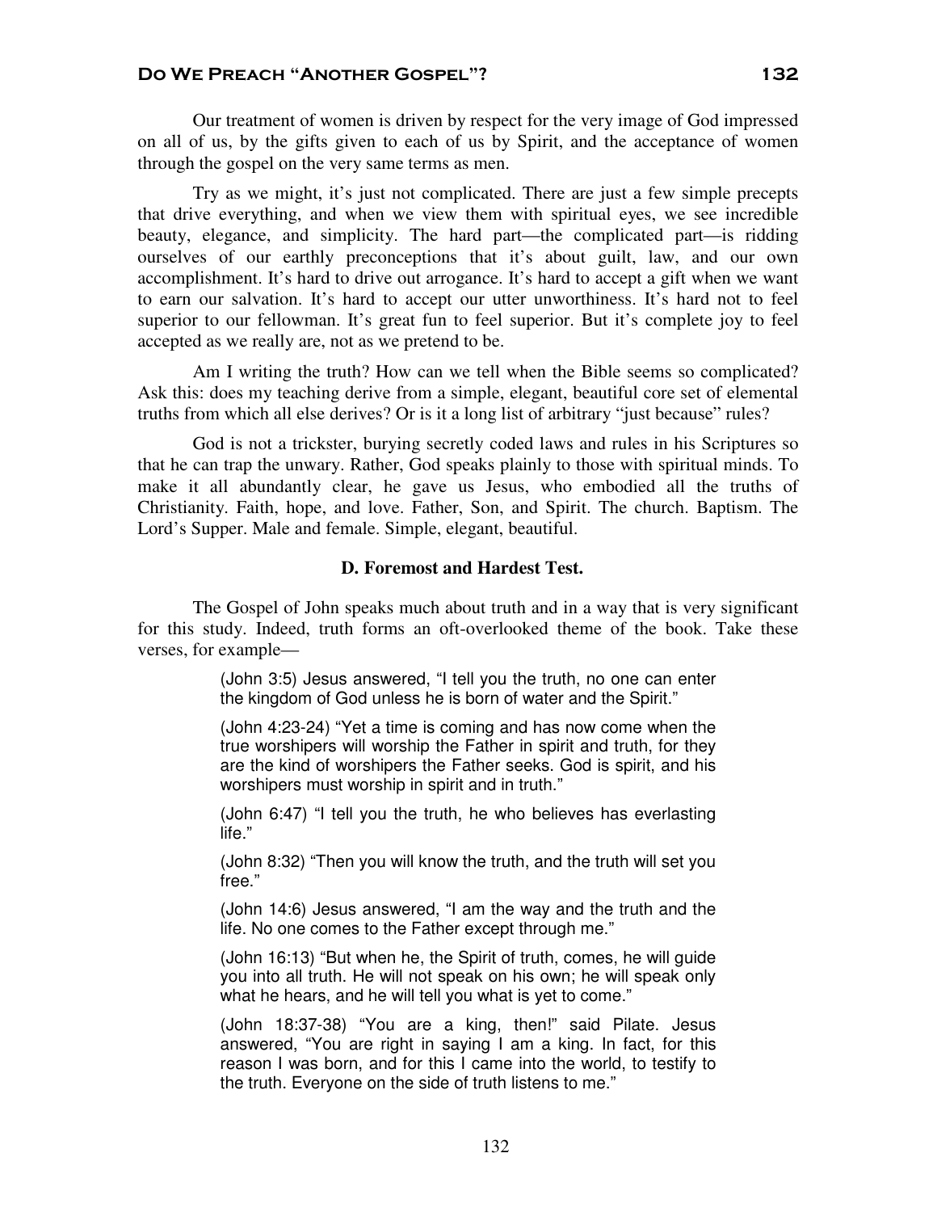Our treatment of women is driven by respect for the very image of God impressed on all of us, by the gifts given to each of us by Spirit, and the acceptance of women through the gospel on the very same terms as men.

Try as we might, it's just not complicated. There are just a few simple precepts that drive everything, and when we view them with spiritual eyes, we see incredible beauty, elegance, and simplicity. The hard part—the complicated part—is ridding ourselves of our earthly preconceptions that it's about guilt, law, and our own accomplishment. It's hard to drive out arrogance. It's hard to accept a gift when we want to earn our salvation. It's hard to accept our utter unworthiness. It's hard not to feel superior to our fellowman. It's great fun to feel superior. But it's complete joy to feel accepted as we really are, not as we pretend to be.

Am I writing the truth? How can we tell when the Bible seems so complicated? Ask this: does my teaching derive from a simple, elegant, beautiful core set of elemental truths from which all else derives? Or is it a long list of arbitrary "just because" rules?

God is not a trickster, burying secretly coded laws and rules in his Scriptures so that he can trap the unwary. Rather, God speaks plainly to those with spiritual minds. To make it all abundantly clear, he gave us Jesus, who embodied all the truths of Christianity. Faith, hope, and love. Father, Son, and Spirit. The church. Baptism. The Lord's Supper. Male and female. Simple, elegant, beautiful.

### D. Foremost and Hardest Test.

The Gospel of John speaks much about truth and in a way that is very significant for this study. Indeed, truth forms an oft-overlooked theme of the book. Take these verses, for example—

> (John 3:5) Jesus answered, "I tell you the truth, no one can enter the kingdom of God unless he is born of water and the Spirit."
>
> (John 4:23-24) "Yet a time is coming and has now come when the true worshipers will worship the Father in spirit and truth, for they are the kind of worshipers the Father seeks. God is spirit, and his worshipers must worship in spirit and in truth."
>
> (John 6:47) "I tell you the truth, he who believes has everlasting life."
>
> (John 8:32) "Then you will know the truth, and the truth will set you free."
>
> (John 14:6) Jesus answered, "I am the way and the truth and the life. No one comes to the Father except through me."
>
> (John 16:13) "But when he, the Spirit of truth, comes, he will guide you into all truth. He will not speak on his own; he will speak only what he hears, and he will tell you what is yet to come."
>
> (John 18:37-38) "You are a king, then!" said Pilate. Jesus answered, "You are right in saying I am a king. In fact, for this reason I was born, and for this I came into the world, to testify to the truth. Everyone on the side of truth listens to me."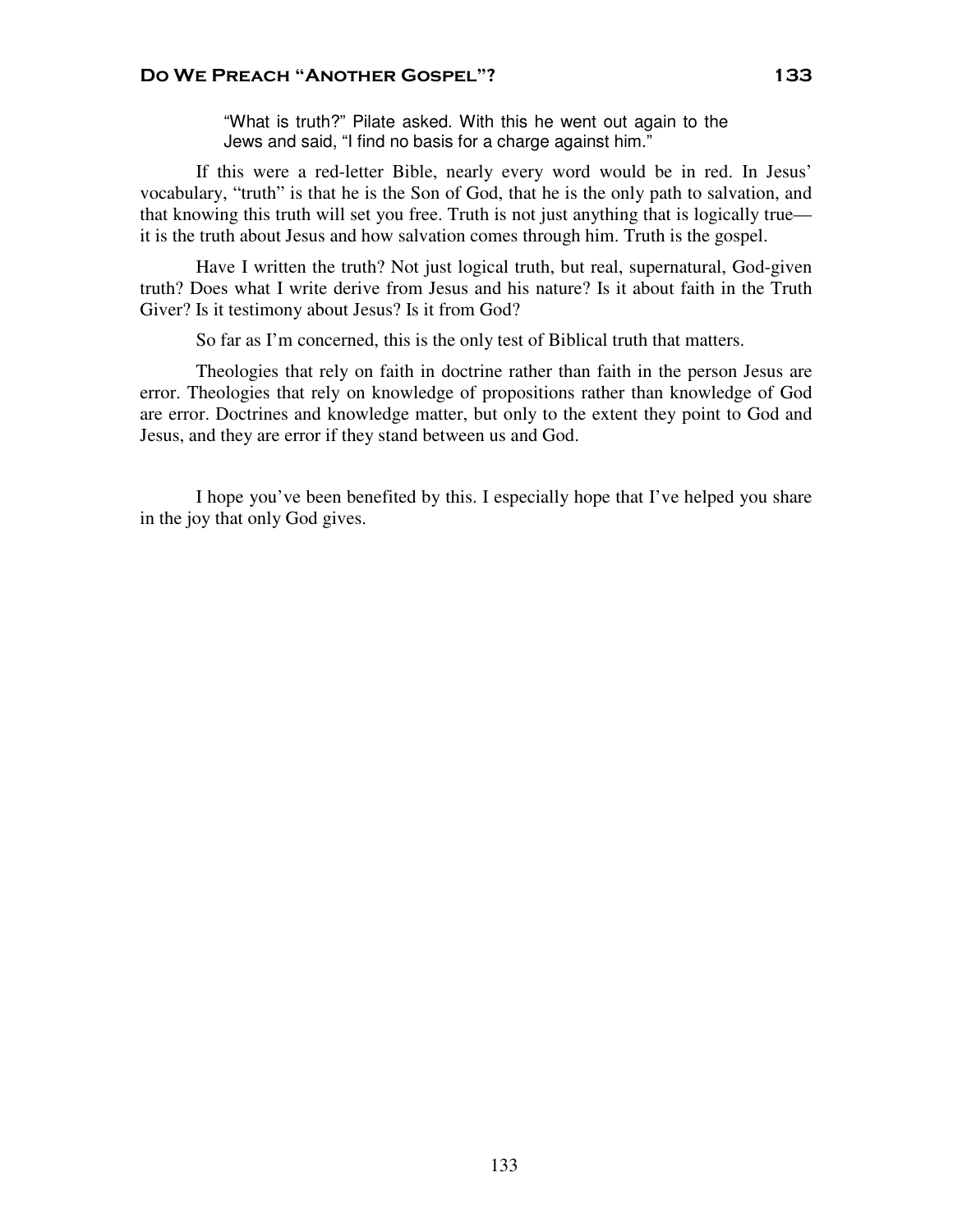> "What is truth?" Pilate asked. With this he went out again to the Jews and said, "I find no basis for a charge against him."

If this were a red-letter Bible, nearly every word would be in red. In Jesus' vocabulary, "truth" is that he is the Son of God, that he is the only path to salvation, and that knowing this truth will set you free. Truth is not just anything that is logically true—it is the truth about Jesus and how salvation comes through him. Truth is the gospel.

Have I written the truth? Not just logical truth, but real, supernatural, God-given truth? Does what I write derive from Jesus and his nature? Is it about faith in the Truth Giver? Is it testimony about Jesus? Is it from God?

So far as I'm concerned, this is the only test of Biblical truth that matters.

Theologies that rely on faith in doctrine rather than faith in the person Jesus are error. Theologies that rely on knowledge of propositions rather than knowledge of God are error. Doctrines and knowledge matter, but only to the extent they point to God and Jesus, and they are error if they stand between us and God.

I hope you've been benefited by this. I especially hope that I've helped you share in the joy that only God gives.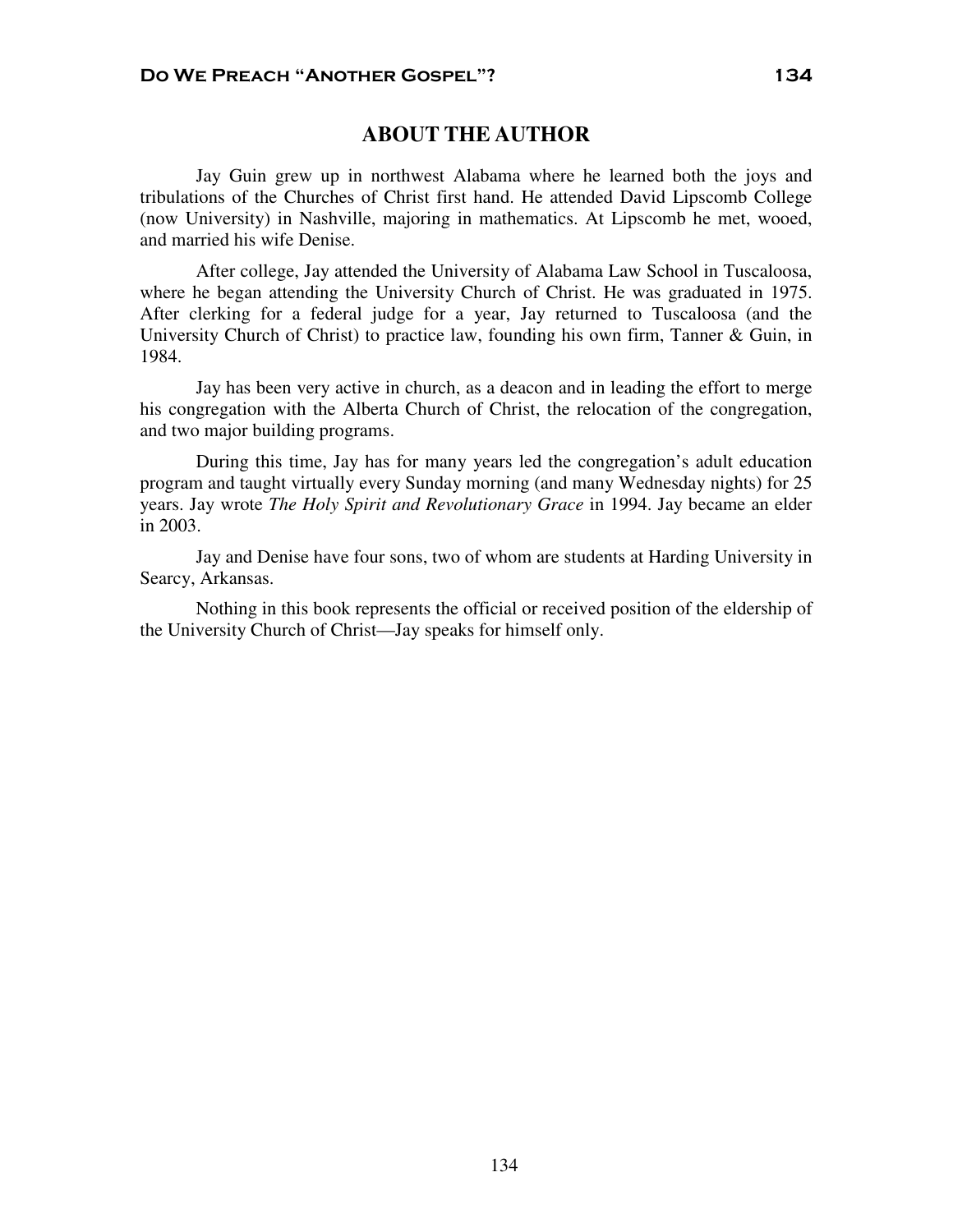## ABOUT THE AUTHOR

Jay Guin grew up in northwest Alabama where he learned both the joys and tribulations of the Churches of Christ first hand. He attended David Lipscomb College (now University) in Nashville, majoring in mathematics. At Lipscomb he met, wooed, and married his wife Denise.

After college, Jay attended the University of Alabama Law School in Tuscaloosa, where he began attending the University Church of Christ. He was graduated in 1975. After clerking for a federal judge for a year, Jay returned to Tuscaloosa (and the University Church of Christ) to practice law, founding his own firm, Tanner & Guin, in 1984.

Jay has been very active in church, as a deacon and in leading the effort to merge his congregation with the Alberta Church of Christ, the relocation of the congregation, and two major building programs.

During this time, Jay has for many years led the congregation's adult education program and taught virtually every Sunday morning (and many Wednesday nights) for 25 years. Jay wrote *The Holy Spirit and Revolutionary Grace* in 1994. Jay became an elder in 2003.

Jay and Denise have four sons, two of whom are students at Harding University in Searcy, Arkansas.

Nothing in this book represents the official or received position of the eldership of the University Church of Christ—Jay speaks for himself only.